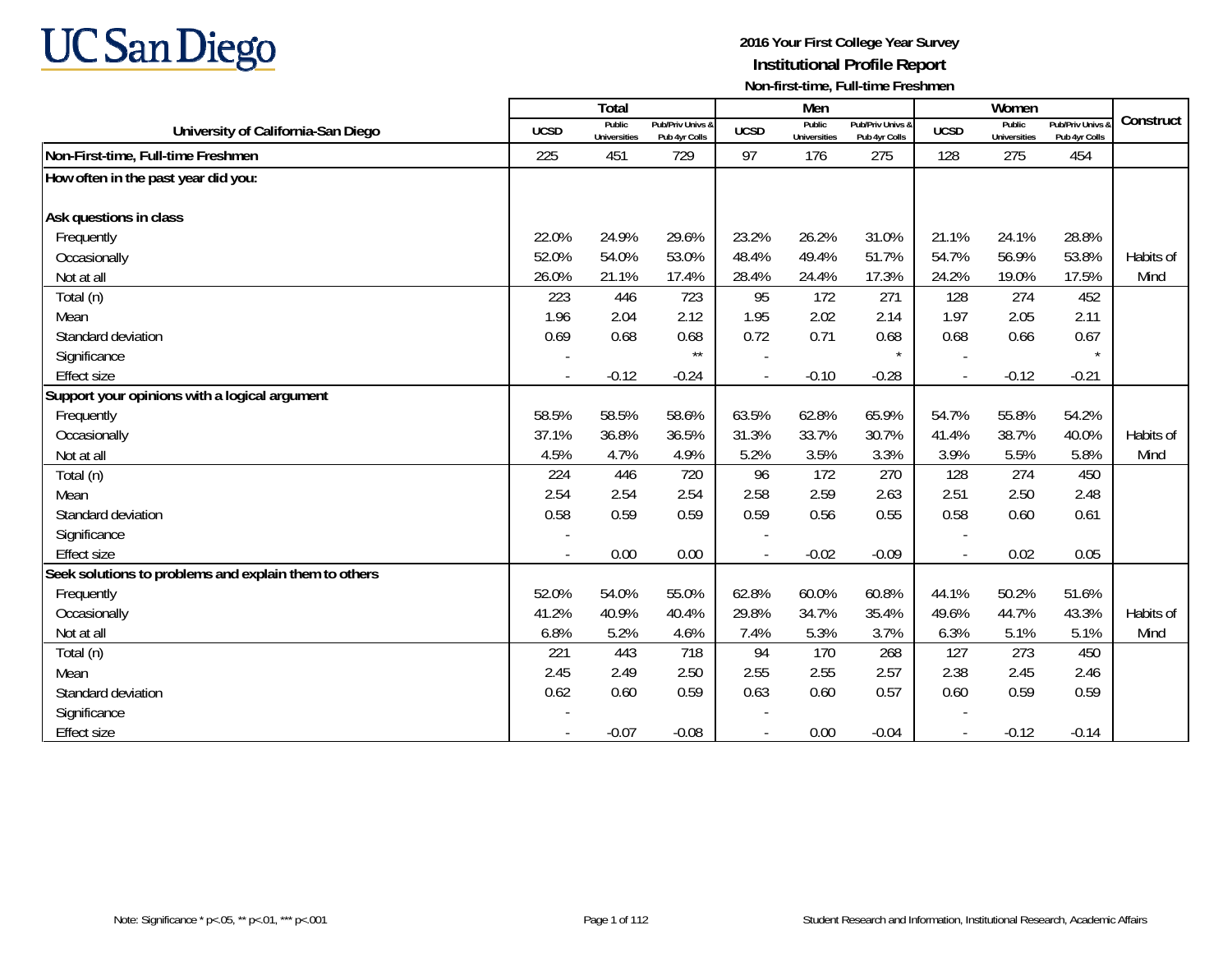UC San Diego

# 2016 Your First College Year Survey

## Institutional Profile Report

### Non-first-time, Full-time Freshmen

| University of California-San Diego | Total | | | Men | | | Women | | | Construct |
|---|---|---|---|---|---|---|---|---|---|---|
| | UCSD | Public Universities | Pub/Priv Univs & Pub 4yr Colls | UCSD | Public Universities | Pub/Priv Univs & Pub 4yr Colls | UCSD | Public Universities | Pub/Priv Univs & Pub 4yr Colls | |
| **Non-First-time, Full-time Freshmen** | 225 | 451 | 729 | 97 | 176 | 275 | 128 | 275 | 454 | |
| **How often in the past year did you:** | | | | | | | | | | |
| **Ask questions in class** | | | | | | | | | | |
| Frequently | 22.0% | 24.9% | 29.6% | 23.2% | 26.2% | 31.0% | 21.1% | 24.1% | 28.8% | |
| Occasionally | 52.0% | 54.0% | 53.0% | 48.4% | 49.4% | 51.7% | 54.7% | 56.9% | 53.8% | Habits of |
| Not at all | 26.0% | 21.1% | 17.4% | 28.4% | 24.4% | 17.3% | 24.2% | 19.0% | 17.5% | Mind |
| Total (n) | 223 | 446 | 723 | 95 | 172 | 271 | 128 | 274 | 452 | |
| Mean | 1.96 | 2.04 | 2.12 | 1.95 | 2.02 | 2.14 | 1.97 | 2.05 | 2.11 | |
| Standard deviation | 0.69 | 0.68 | 0.68 | 0.72 | 0.71 | 0.68 | 0.68 | 0.66 | 0.67 | |
| Significance | - | | ** | - | | * | - | | * | |
| Effect size | - | -0.12 | -0.24 | - | -0.10 | -0.28 | - | -0.12 | -0.21 | |
| **Support your opinions with a logical argument** | | | | | | | | | | |
| Frequently | 58.5% | 58.5% | 58.6% | 63.5% | 62.8% | 65.9% | 54.7% | 55.8% | 54.2% | |
| Occasionally | 37.1% | 36.8% | 36.5% | 31.3% | 33.7% | 30.7% | 41.4% | 38.7% | 40.0% | Habits of |
| Not at all | 4.5% | 4.7% | 4.9% | 5.2% | 3.5% | 3.3% | 3.9% | 5.5% | 5.8% | Mind |
| Total (n) | 224 | 446 | 720 | 96 | 172 | 270 | 128 | 274 | 450 | |
| Mean | 2.54 | 2.54 | 2.54 | 2.58 | 2.59 | 2.63 | 2.51 | 2.50 | 2.48 | |
| Standard deviation | 0.58 | 0.59 | 0.59 | 0.59 | 0.56 | 0.55 | 0.58 | 0.60 | 0.61 | |
| Significance | - | | | - | | | - | | | |
| Effect size | - | 0.00 | 0.00 | - | -0.02 | -0.09 | - | 0.02 | 0.05 | |
| **Seek solutions to problems and explain them to others** | | | | | | | | | | |
| Frequently | 52.0% | 54.0% | 55.0% | 62.8% | 60.0% | 60.8% | 44.1% | 50.2% | 51.6% | |
| Occasionally | 41.2% | 40.9% | 40.4% | 29.8% | 34.7% | 35.4% | 49.6% | 44.7% | 43.3% | Habits of |
| Not at all | 6.8% | 5.2% | 4.6% | 7.4% | 5.3% | 3.7% | 6.3% | 5.1% | 5.1% | Mind |
| Total (n) | 221 | 443 | 718 | 94 | 170 | 268 | 127 | 273 | 450 | |
| Mean | 2.45 | 2.49 | 2.50 | 2.55 | 2.55 | 2.57 | 2.38 | 2.45 | 2.46 | |
| Standard deviation | 0.62 | 0.60 | 0.59 | 0.63 | 0.60 | 0.57 | 0.60 | 0.59 | 0.59 | |
| Significance | - | | | - | | | - | | | |
| Effect size | - | -0.07 | -0.08 | - | 0.00 | -0.04 | - | -0.12 | -0.14 | |

Note: Significance * p<.05, ** p<.01, *** p<.001

Student Research and Information, Institutional Research, Academic Affairs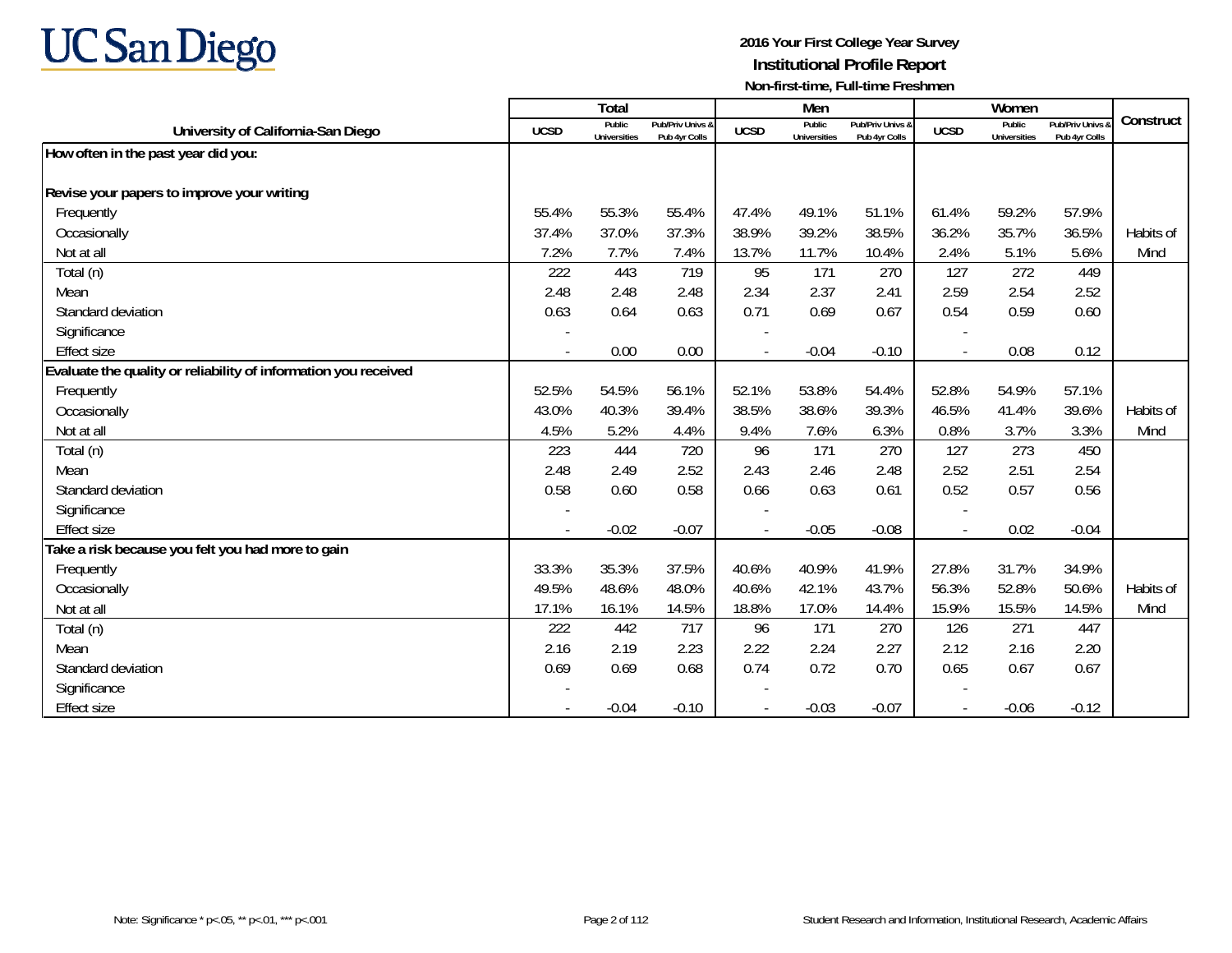# UC San Diego

**2016 Your First College Year Survey**
**Institutional Profile Report**
**Non-first-time, Full-time Freshmen**

| University of California-San Diego | Total | | | Men | | | Women | | | Construct |
|---|---|---|---|---|---|---|---|---|---|---|
| | UCSD | Public Universities | Pub/Priv Univs & Pub 4yr Colls | UCSD | Public Universities | Pub/Priv Univs & Pub 4yr Colls | UCSD | Public Universities | Pub/Priv Univs & Pub 4yr Colls | |
| **How often in the past year did you:** | | | | | | | | | | |
| **Revise your papers to improve your writing** | | | | | | | | | | |
| Frequently | 55.4% | 55.3% | 55.4% | 47.4% | 49.1% | 51.1% | 61.4% | 59.2% | 57.9% | |
| Occasionally | 37.4% | 37.0% | 37.3% | 38.9% | 39.2% | 38.5% | 36.2% | 35.7% | 36.5% | Habits of |
| Not at all | 7.2% | 7.7% | 7.4% | 13.7% | 11.7% | 10.4% | 2.4% | 5.1% | 5.6% | Mind |
| Total (n) | 222 | 443 | 719 | 95 | 171 | 270 | 127 | 272 | 449 | |
| Mean | 2.48 | 2.48 | 2.48 | 2.34 | 2.37 | 2.41 | 2.59 | 2.54 | 2.52 | |
| Standard deviation | 0.63 | 0.64 | 0.63 | 0.71 | 0.69 | 0.67 | 0.54 | 0.59 | 0.60 | |
| Significance | - | | | - | | | - | | | |
| Effect size | - | 0.00 | 0.00 | - | -0.04 | -0.10 | - | 0.08 | 0.12 | |
| **Evaluate the quality or reliability of information you received** | | | | | | | | | | |
| Frequently | 52.5% | 54.5% | 56.1% | 52.1% | 53.8% | 54.4% | 52.8% | 54.9% | 57.1% | |
| Occasionally | 43.0% | 40.3% | 39.4% | 38.5% | 38.6% | 39.3% | 46.5% | 41.4% | 39.6% | Habits of |
| Not at all | 4.5% | 5.2% | 4.4% | 9.4% | 7.6% | 6.3% | 0.8% | 3.7% | 3.3% | Mind |
| Total (n) | 223 | 444 | 720 | 96 | 171 | 270 | 127 | 273 | 450 | |
| Mean | 2.48 | 2.49 | 2.52 | 2.43 | 2.46 | 2.48 | 2.52 | 2.51 | 2.54 | |
| Standard deviation | 0.58 | 0.60 | 0.58 | 0.66 | 0.63 | 0.61 | 0.52 | 0.57 | 0.56 | |
| Significance | - | | | - | | | - | | | |
| Effect size | - | -0.02 | -0.07 | - | -0.05 | -0.08 | - | 0.02 | -0.04 | |
| **Take a risk because you felt you had more to gain** | | | | | | | | | | |
| Frequently | 33.3% | 35.3% | 37.5% | 40.6% | 40.9% | 41.9% | 27.8% | 31.7% | 34.9% | |
| Occasionally | 49.5% | 48.6% | 48.0% | 40.6% | 42.1% | 43.7% | 56.3% | 52.8% | 50.6% | Habits of |
| Not at all | 17.1% | 16.1% | 14.5% | 18.8% | 17.0% | 14.4% | 15.9% | 15.5% | 14.5% | Mind |
| Total (n) | 222 | 442 | 717 | 96 | 171 | 270 | 126 | 271 | 447 | |
| Mean | 2.16 | 2.19 | 2.23 | 2.22 | 2.24 | 2.27 | 2.12 | 2.16 | 2.20 | |
| Standard deviation | 0.69 | 0.69 | 0.68 | 0.74 | 0.72 | 0.70 | 0.65 | 0.67 | 0.67 | |
| Significance | - | | | - | | | - | | | |
| Effect size | - | -0.04 | -0.10 | - | -0.03 | -0.07 | - | -0.06 | -0.12 | |

Note: Significance * p<.05, ** p<.01, *** p<.001

Student Research and Information, Institutional Research, Academic Affairs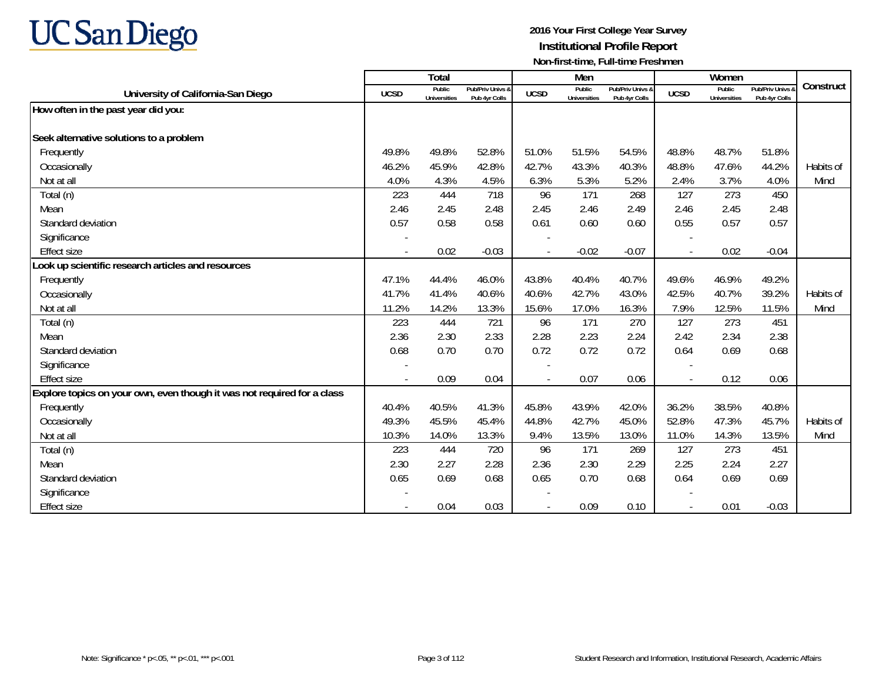UC San Diego

**2016 Your First College Year Survey**
**Institutional Profile Report**
**Non-first-time, Full-time Freshmen**

| University of California-San Diego | Total | | | Men | | | Women | | | Construct |
|---|---|---|---|---|---|---|---|---|---|---|
| | UCSD | Public Universities | Pub/Priv Univs & Pub 4yr Colls | UCSD | Public Universities | Pub/Priv Univs & Pub 4yr Colls | UCSD | Public Universities | Pub/Priv Univs & Pub 4yr Colls | |
| **How often in the past year did you:** | | | | | | | | | | |
| **Seek alternative solutions to a problem** | | | | | | | | | | |
| Frequently | 49.8% | 49.8% | 52.8% | 51.0% | 51.5% | 54.5% | 48.8% | 48.7% | 51.8% | |
| Occasionally | 46.2% | 45.9% | 42.8% | 42.7% | 43.3% | 40.3% | 48.8% | 47.6% | 44.2% | Habits of |
| Not at all | 4.0% | 4.3% | 4.5% | 6.3% | 5.3% | 5.2% | 2.4% | 3.7% | 4.0% | Mind |
| Total (n) | 223 | 444 | 718 | 96 | 171 | 268 | 127 | 273 | 450 | |
| Mean | 2.46 | 2.45 | 2.48 | 2.45 | 2.46 | 2.49 | 2.46 | 2.45 | 2.48 | |
| Standard deviation | 0.57 | 0.58 | 0.58 | 0.61 | 0.60 | 0.60 | 0.55 | 0.57 | 0.57 | |
| Significance | - | | | - | | | - | | | |
| Effect size | - | 0.02 | -0.03 | - | -0.02 | -0.07 | - | 0.02 | -0.04 | |
| **Look up scientific research articles and resources** | | | | | | | | | | |
| Frequently | 47.1% | 44.4% | 46.0% | 43.8% | 40.4% | 40.7% | 49.6% | 46.9% | 49.2% | |
| Occasionally | 41.7% | 41.4% | 40.6% | 40.6% | 42.7% | 43.0% | 42.5% | 40.7% | 39.2% | Habits of |
| Not at all | 11.2% | 14.2% | 13.3% | 15.6% | 17.0% | 16.3% | 7.9% | 12.5% | 11.5% | Mind |
| Total (n) | 223 | 444 | 721 | 96 | 171 | 270 | 127 | 273 | 451 | |
| Mean | 2.36 | 2.30 | 2.33 | 2.28 | 2.23 | 2.24 | 2.42 | 2.34 | 2.38 | |
| Standard deviation | 0.68 | 0.70 | 0.70 | 0.72 | 0.72 | 0.72 | 0.64 | 0.69 | 0.68 | |
| Significance | - | | | - | | | - | | | |
| Effect size | - | 0.09 | 0.04 | - | 0.07 | 0.06 | - | 0.12 | 0.06 | |
| **Explore topics on your own, even though it was not required for a class** | | | | | | | | | | |
| Frequently | 40.4% | 40.5% | 41.3% | 45.8% | 43.9% | 42.0% | 36.2% | 38.5% | 40.8% | |
| Occasionally | 49.3% | 45.5% | 45.4% | 44.8% | 42.7% | 45.0% | 52.8% | 47.3% | 45.7% | Habits of |
| Not at all | 10.3% | 14.0% | 13.3% | 9.4% | 13.5% | 13.0% | 11.0% | 14.3% | 13.5% | Mind |
| Total (n) | 223 | 444 | 720 | 96 | 171 | 269 | 127 | 273 | 451 | |
| Mean | 2.30 | 2.27 | 2.28 | 2.36 | 2.30 | 2.29 | 2.25 | 2.24 | 2.27 | |
| Standard deviation | 0.65 | 0.69 | 0.68 | 0.65 | 0.70 | 0.68 | 0.64 | 0.69 | 0.69 | |
| Significance | - | | | - | | | - | | | |
| Effect size | - | 0.04 | 0.03 | - | 0.09 | 0.10 | - | 0.01 | -0.03 | |

Note: Significance * p<.05, ** p<.01, *** p<.001

Student Research and Information, Institutional Research, Academic Affairs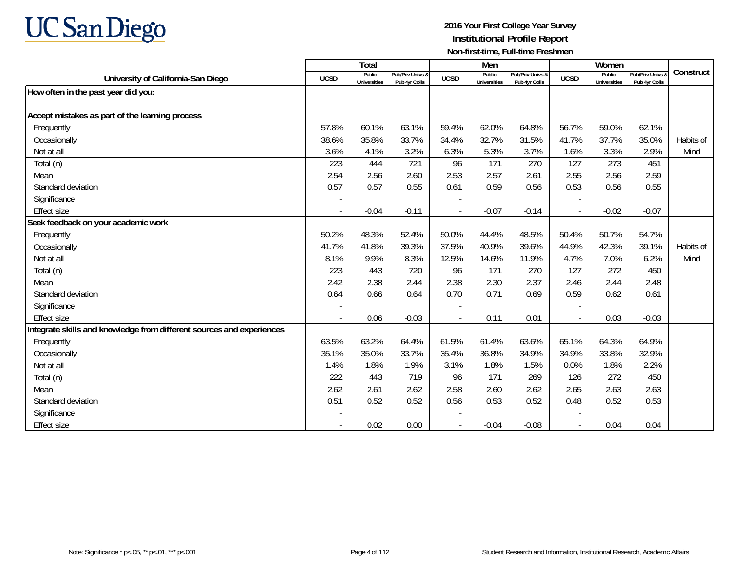UC San Diego

**2016 Your First College Year Survey**
**Institutional Profile Report**
**Non-first-time, Full-time Freshmen**

| University of California-San Diego | Total | | | Men | | | Women | | | Construct |
|---|---|---|---|---|---|---|---|---|---|---|
| | UCSD | Public Universities | Pub/Priv Univs & Pub 4yr Colls | UCSD | Public Universities | Pub/Priv Univs & Pub 4yr Colls | UCSD | Public Universities | Pub/Priv Univs & Pub 4yr Colls | |
| **How often in the past year did you:** | | | | | | | | | | |
| **Accept mistakes as part of the learning process** | | | | | | | | | | |
| Frequently | 57.8% | 60.1% | 63.1% | 59.4% | 62.0% | 64.8% | 56.7% | 59.0% | 62.1% | |
| Occasionally | 38.6% | 35.8% | 33.7% | 34.4% | 32.7% | 31.5% | 41.7% | 37.7% | 35.0% | Habits of |
| Not at all | 3.6% | 4.1% | 3.2% | 6.3% | 5.3% | 3.7% | 1.6% | 3.3% | 2.9% | Mind |
| Total (n) | 223 | 444 | 721 | 96 | 171 | 270 | 127 | 273 | 451 | |
| Mean | 2.54 | 2.56 | 2.60 | 2.53 | 2.57 | 2.61 | 2.55 | 2.56 | 2.59 | |
| Standard deviation | 0.57 | 0.57 | 0.55 | 0.61 | 0.59 | 0.56 | 0.53 | 0.56 | 0.55 | |
| Significance | - | | | - | | | - | | | |
| Effect size | - | -0.04 | -0.11 | - | -0.07 | -0.14 | - | -0.02 | -0.07 | |
| **Seek feedback on your academic work** | | | | | | | | | | |
| Frequently | 50.2% | 48.3% | 52.4% | 50.0% | 44.4% | 48.5% | 50.4% | 50.7% | 54.7% | |
| Occasionally | 41.7% | 41.8% | 39.3% | 37.5% | 40.9% | 39.6% | 44.9% | 42.3% | 39.1% | Habits of |
| Not at all | 8.1% | 9.9% | 8.3% | 12.5% | 14.6% | 11.9% | 4.7% | 7.0% | 6.2% | Mind |
| Total (n) | 223 | 443 | 720 | 96 | 171 | 270 | 127 | 272 | 450 | |
| Mean | 2.42 | 2.38 | 2.44 | 2.38 | 2.30 | 2.37 | 2.46 | 2.44 | 2.48 | |
| Standard deviation | 0.64 | 0.66 | 0.64 | 0.70 | 0.71 | 0.69 | 0.59 | 0.62 | 0.61 | |
| Significance | - | | | - | | | - | | | |
| Effect size | - | 0.06 | -0.03 | - | 0.11 | 0.01 | - | 0.03 | -0.03 | |
| **Integrate skills and knowledge from different sources and experiences** | | | | | | | | | | |
| Frequently | 63.5% | 63.2% | 64.4% | 61.5% | 61.4% | 63.6% | 65.1% | 64.3% | 64.9% | |
| Occasionally | 35.1% | 35.0% | 33.7% | 35.4% | 36.8% | 34.9% | 34.9% | 33.8% | 32.9% | |
| Not at all | 1.4% | 1.8% | 1.9% | 3.1% | 1.8% | 1.5% | 0.0% | 1.8% | 2.2% | |
| Total (n) | 222 | 443 | 719 | 96 | 171 | 269 | 126 | 272 | 450 | |
| Mean | 2.62 | 2.61 | 2.62 | 2.58 | 2.60 | 2.62 | 2.65 | 2.63 | 2.63 | |
| Standard deviation | 0.51 | 0.52 | 0.52 | 0.56 | 0.53 | 0.52 | 0.48 | 0.52 | 0.53 | |
| Significance | - | | | - | | | - | | | |
| Effect size | - | 0.02 | 0.00 | - | -0.04 | -0.08 | - | 0.04 | 0.04 | |

Note: Significance * p<.05, ** p<.01, *** p<.001

Student Research and Information, Institutional Research, Academic Affairs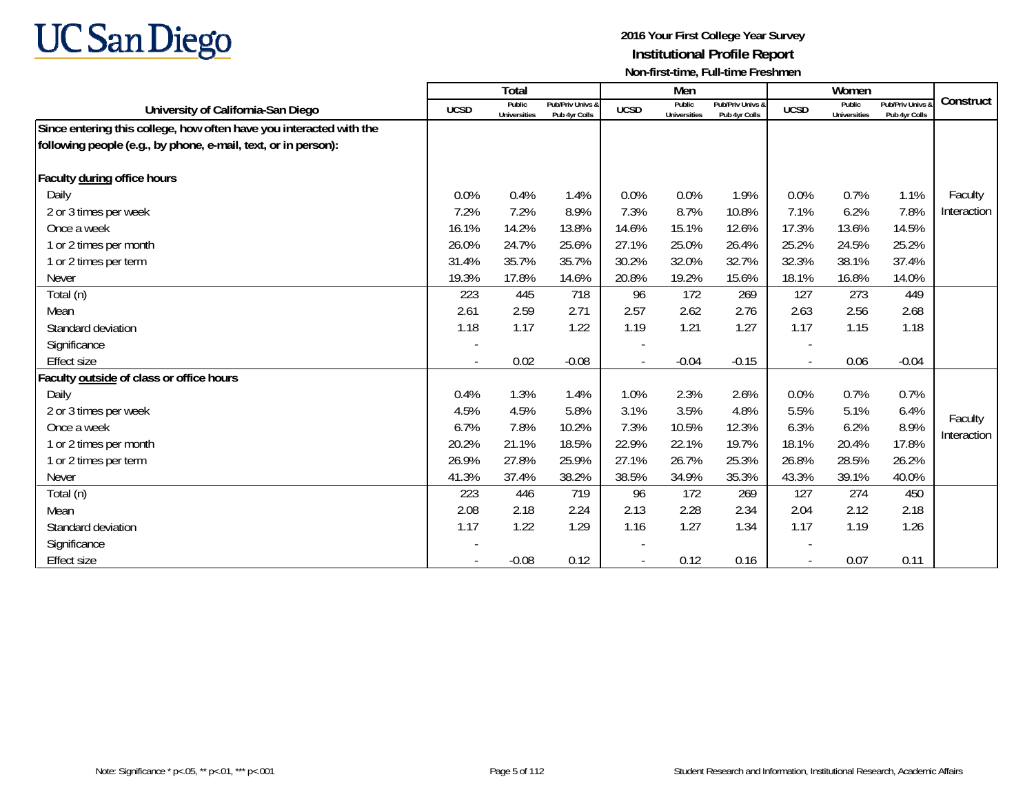# UC San Diego

**2016 Your First College Year Survey**
**Institutional Profile Report**
**Non-first-time, Full-time Freshmen**

| University of California-San Diego | Total | | | Men | | | Women | | | Construct |
|---|---|---|---|---|---|---|---|---|---|---|
| | UCSD | Public Universities | Pub/Priv Univs & Pub 4yr Colls | UCSD | Public Universities | Pub/Priv Univs & Pub 4yr Colls | UCSD | Public Universities | Pub/Priv Univs & Pub 4yr Colls | |
| **Since entering this college, how often have you interacted with the following people (e.g., by phone, e-mail, text, or in person):** | | | | | | | | | | |
| **Faculty during office hours** | | | | | | | | | | |
| Daily | 0.0% | 0.4% | 1.4% | 0.0% | 0.0% | 1.9% | 0.0% | 0.7% | 1.1% | Faculty Interaction |
| 2 or 3 times per week | 7.2% | 7.2% | 8.9% | 7.3% | 8.7% | 10.8% | 7.1% | 6.2% | 7.8% | |
| Once a week | 16.1% | 14.2% | 13.8% | 14.6% | 15.1% | 12.6% | 17.3% | 13.6% | 14.5% | |
| 1 or 2 times per month | 26.0% | 24.7% | 25.6% | 27.1% | 25.0% | 26.4% | 25.2% | 24.5% | 25.2% | |
| 1 or 2 times per term | 31.4% | 35.7% | 35.7% | 30.2% | 32.0% | 32.7% | 32.3% | 38.1% | 37.4% | |
| Never | 19.3% | 17.8% | 14.6% | 20.8% | 19.2% | 15.6% | 18.1% | 16.8% | 14.0% | |
| Total (n) | 223 | 445 | 718 | 96 | 172 | 269 | 127 | 273 | 449 | |
| Mean | 2.61 | 2.59 | 2.71 | 2.57 | 2.62 | 2.76 | 2.63 | 2.56 | 2.68 | |
| Standard deviation | 1.18 | 1.17 | 1.22 | 1.19 | 1.21 | 1.27 | 1.17 | 1.15 | 1.18 | |
| Significance | - | | | - | | | - | | | |
| Effect size | - | 0.02 | -0.08 | - | -0.04 | -0.15 | - | 0.06 | -0.04 | |
| **Faculty outside of class or office hours** | | | | | | | | | | |
| Daily | 0.4% | 1.3% | 1.4% | 1.0% | 2.3% | 2.6% | 0.0% | 0.7% | 0.7% | Faculty Interaction |
| 2 or 3 times per week | 4.5% | 4.5% | 5.8% | 3.1% | 3.5% | 4.8% | 5.5% | 5.1% | 6.4% | |
| Once a week | 6.7% | 7.8% | 10.2% | 7.3% | 10.5% | 12.3% | 6.3% | 6.2% | 8.9% | |
| 1 or 2 times per month | 20.2% | 21.1% | 18.5% | 22.9% | 22.1% | 19.7% | 18.1% | 20.4% | 17.8% | |
| 1 or 2 times per term | 26.9% | 27.8% | 25.9% | 27.1% | 26.7% | 25.3% | 26.8% | 28.5% | 26.2% | |
| Never | 41.3% | 37.4% | 38.2% | 38.5% | 34.9% | 35.3% | 43.3% | 39.1% | 40.0% | |
| Total (n) | 223 | 446 | 719 | 96 | 172 | 269 | 127 | 274 | 450 | |
| Mean | 2.08 | 2.18 | 2.24 | 2.13 | 2.28 | 2.34 | 2.04 | 2.12 | 2.18 | |
| Standard deviation | 1.17 | 1.22 | 1.29 | 1.16 | 1.27 | 1.34 | 1.17 | 1.19 | 1.26 | |
| Significance | - | | | - | | | - | | | |
| Effect size | - | -0.08 | 0.12 | - | 0.12 | 0.16 | - | 0.07 | 0.11 | |

Note: Significance * p<.05, ** p<.01, *** p<.001

Student Research and Information, Institutional Research, Academic Affairs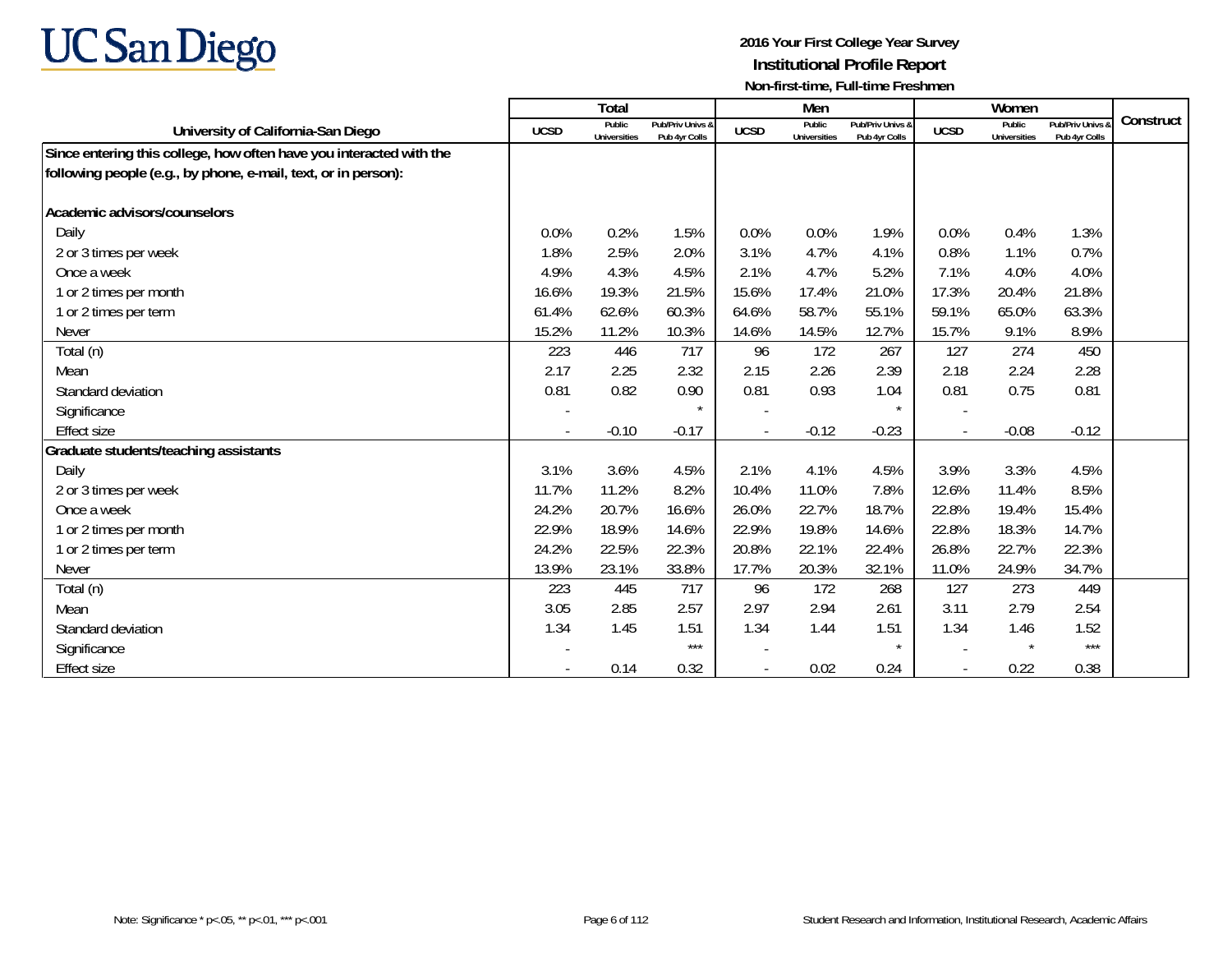UC San Diego

**2016 Your First College Year Survey**
**Institutional Profile Report**
**Non-first-time, Full-time Freshmen**

| University of California-San Diego | Total | | | Men | | | Women | | | Construct |
|---|---|---|---|---|---|---|---|---|---|---|
| | UCSD | Public Universities | Pub/Priv Univs & Pub 4yr Colls | UCSD | Public Universities | Pub/Priv Univs & Pub 4yr Colls | UCSD | Public Universities | Pub/Priv Univs & Pub 4yr Colls | |
| **Since entering this college, how often have you interacted with the following people (e.g., by phone, e-mail, text, or in person):** | | | | | | | | | | |
| **Academic advisors/counselors** | | | | | | | | | | |
| Daily | 0.0% | 0.2% | 1.5% | 0.0% | 0.0% | 1.9% | 0.0% | 0.4% | 1.3% | |
| 2 or 3 times per week | 1.8% | 2.5% | 2.0% | 3.1% | 4.7% | 4.1% | 0.8% | 1.1% | 0.7% | |
| Once a week | 4.9% | 4.3% | 4.5% | 2.1% | 4.7% | 5.2% | 7.1% | 4.0% | 4.0% | |
| 1 or 2 times per month | 16.6% | 19.3% | 21.5% | 15.6% | 17.4% | 21.0% | 17.3% | 20.4% | 21.8% | |
| 1 or 2 times per term | 61.4% | 62.6% | 60.3% | 64.6% | 58.7% | 55.1% | 59.1% | 65.0% | 63.3% | |
| Never | 15.2% | 11.2% | 10.3% | 14.6% | 14.5% | 12.7% | 15.7% | 9.1% | 8.9% | |
| Total (n) | 223 | 446 | 717 | 96 | 172 | 267 | 127 | 274 | 450 | |
| Mean | 2.17 | 2.25 | 2.32 | 2.15 | 2.26 | 2.39 | 2.18 | 2.24 | 2.28 | |
| Standard deviation | 0.81 | 0.82 | 0.90 | 0.81 | 0.93 | 1.04 | 0.81 | 0.75 | 0.81 | |
| Significance | - | | * | - | | * | - | | | |
| Effect size | - | -0.10 | -0.17 | - | -0.12 | -0.23 | - | -0.08 | -0.12 | |
| **Graduate students/teaching assistants** | | | | | | | | | | |
| Daily | 3.1% | 3.6% | 4.5% | 2.1% | 4.1% | 4.5% | 3.9% | 3.3% | 4.5% | |
| 2 or 3 times per week | 11.7% | 11.2% | 8.2% | 10.4% | 11.0% | 7.8% | 12.6% | 11.4% | 8.5% | |
| Once a week | 24.2% | 20.7% | 16.6% | 26.0% | 22.7% | 18.7% | 22.8% | 19.4% | 15.4% | |
| 1 or 2 times per month | 22.9% | 18.9% | 14.6% | 22.9% | 19.8% | 14.6% | 22.8% | 18.3% | 14.7% | |
| 1 or 2 times per term | 24.2% | 22.5% | 22.3% | 20.8% | 22.1% | 22.4% | 26.8% | 22.7% | 22.3% | |
| Never | 13.9% | 23.1% | 33.8% | 17.7% | 20.3% | 32.1% | 11.0% | 24.9% | 34.7% | |
| Total (n) | 223 | 445 | 717 | 96 | 172 | 268 | 127 | 273 | 449 | |
| Mean | 3.05 | 2.85 | 2.57 | 2.97 | 2.94 | 2.61 | 3.11 | 2.79 | 2.54 | |
| Standard deviation | 1.34 | 1.45 | 1.51 | 1.34 | 1.44 | 1.51 | 1.34 | 1.46 | 1.52 | |
| Significance | - | | *** | - | | * | - | * | *** | |
| Effect size | - | 0.14 | 0.32 | - | 0.02 | 0.24 | - | 0.22 | 0.38 | |

Note: Significance * p<.05, ** p<.01, *** p<.001

Student Research and Information, Institutional Research, Academic Affairs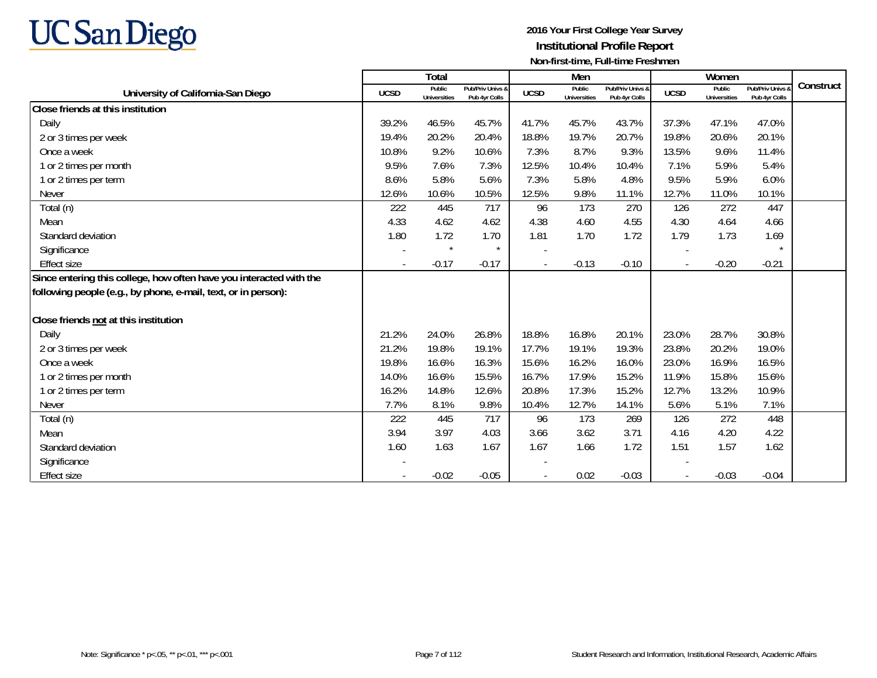UC San Diego

**2016 Your First College Year Survey**
**Institutional Profile Report**
**Non-first-time, Full-time Freshmen**

| University of California-San Diego | Total | | | Men | | | Women | | | Construct |
|---|---|---|---|---|---|---|---|---|---|---|
| | UCSD | Public Universities | Pub/Priv Univs & Pub 4yr Colls | UCSD | Public Universities | Pub/Priv Univs & Pub 4yr Colls | UCSD | Public Universities | Pub/Priv Univs & Pub 4yr Colls | |
| **Close friends at this institution** | | | | | | | | | | |
| Daily | 39.2% | 46.5% | 45.7% | 41.7% | 45.7% | 43.7% | 37.3% | 47.1% | 47.0% | |
| 2 or 3 times per week | 19.4% | 20.2% | 20.4% | 18.8% | 19.7% | 20.7% | 19.8% | 20.6% | 20.1% | |
| Once a week | 10.8% | 9.2% | 10.6% | 7.3% | 8.7% | 9.3% | 13.5% | 9.6% | 11.4% | |
| 1 or 2 times per month | 9.5% | 7.6% | 7.3% | 12.5% | 10.4% | 10.4% | 7.1% | 5.9% | 5.4% | |
| 1 or 2 times per term | 8.6% | 5.8% | 5.6% | 7.3% | 5.8% | 4.8% | 9.5% | 5.9% | 6.0% | |
| Never | 12.6% | 10.6% | 10.5% | 12.5% | 9.8% | 11.1% | 12.7% | 11.0% | 10.1% | |
| Total (n) | 222 | 445 | 717 | 96 | 173 | 270 | 126 | 272 | 447 | |
| Mean | 4.33 | 4.62 | 4.62 | 4.38 | 4.60 | 4.55 | 4.30 | 4.64 | 4.66 | |
| Standard deviation | 1.80 | 1.72 | 1.70 | 1.81 | 1.70 | 1.72 | 1.79 | 1.73 | 1.69 | |
| Significance | - | * | * | - | | | - | | * | |
| Effect size | - | -0.17 | -0.17 | - | -0.13 | -0.10 | - | -0.20 | -0.21 | |
| **Since entering this college, how often have you interacted with the following people (e.g., by phone, e-mail, text, or in person):** | | | | | | | | | | |
| **Close friends not at this institution** | | | | | | | | | | |
| Daily | 21.2% | 24.0% | 26.8% | 18.8% | 16.8% | 20.1% | 23.0% | 28.7% | 30.8% | |
| 2 or 3 times per week | 21.2% | 19.8% | 19.1% | 17.7% | 19.1% | 19.3% | 23.8% | 20.2% | 19.0% | |
| Once a week | 19.8% | 16.6% | 16.3% | 15.6% | 16.2% | 16.0% | 23.0% | 16.9% | 16.5% | |
| 1 or 2 times per month | 14.0% | 16.6% | 15.5% | 16.7% | 17.9% | 15.2% | 11.9% | 15.8% | 15.6% | |
| 1 or 2 times per term | 16.2% | 14.8% | 12.6% | 20.8% | 17.3% | 15.2% | 12.7% | 13.2% | 10.9% | |
| Never | 7.7% | 8.1% | 9.8% | 10.4% | 12.7% | 14.1% | 5.6% | 5.1% | 7.1% | |
| Total (n) | 222 | 445 | 717 | 96 | 173 | 269 | 126 | 272 | 448 | |
| Mean | 3.94 | 3.97 | 4.03 | 3.66 | 3.62 | 3.71 | 4.16 | 4.20 | 4.22 | |
| Standard deviation | 1.60 | 1.63 | 1.67 | 1.67 | 1.66 | 1.72 | 1.51 | 1.57 | 1.62 | |
| Significance | - | | | - | | | - | | | |
| Effect size | - | -0.02 | -0.05 | - | 0.02 | -0.03 | - | -0.03 | -0.04 | |

Note: Significance * p<.05, ** p<.01, *** p<.001

Student Research and Information, Institutional Research, Academic Affairs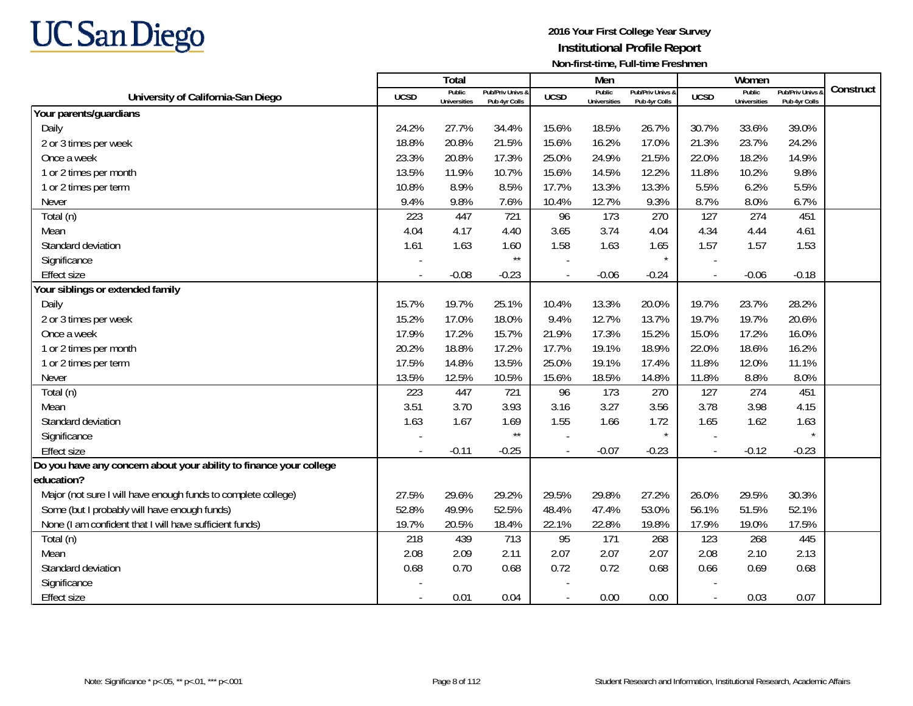**2016 Your First College Year Survey**
**Institutional Profile Report**
**Non-first-time, Full-time Freshmen**

| University of California-San Diego | Total | | | Men | | | Women | | | Construct |
|---|---|---|---|---|---|---|---|---|---|---|
| | UCSD | Public Universities | Pub/Priv Univs & Pub 4yr Colls | UCSD | Public Universities | Pub/Priv Univs & Pub 4yr Colls | UCSD | Public Universities | Pub/Priv Univs & Pub 4yr Colls | |
| **Your parents/guardians** | | | | | | | | | | |
| Daily | 24.2% | 27.7% | 34.4% | 15.6% | 18.5% | 26.7% | 30.7% | 33.6% | 39.0% | |
| 2 or 3 times per week | 18.8% | 20.8% | 21.5% | 15.6% | 16.2% | 17.0% | 21.3% | 23.7% | 24.2% | |
| Once a week | 23.3% | 20.8% | 17.3% | 25.0% | 24.9% | 21.5% | 22.0% | 18.2% | 14.9% | |
| 1 or 2 times per month | 13.5% | 11.9% | 10.7% | 15.6% | 14.5% | 12.2% | 11.8% | 10.2% | 9.8% | |
| 1 or 2 times per term | 10.8% | 8.9% | 8.5% | 17.7% | 13.3% | 13.3% | 5.5% | 6.2% | 5.5% | |
| Never | 9.4% | 9.8% | 7.6% | 10.4% | 12.7% | 9.3% | 8.7% | 8.0% | 6.7% | |
| Total (n) | 223 | 447 | 721 | 96 | 173 | 270 | 127 | 274 | 451 | |
| Mean | 4.04 | 4.17 | 4.40 | 3.65 | 3.74 | 4.04 | 4.34 | 4.44 | 4.61 | |
| Standard deviation | 1.61 | 1.63 | 1.60 | 1.58 | 1.63 | 1.65 | 1.57 | 1.57 | 1.53 | |
| Significance | - | | ** | - | | * | - | | | |
| Effect size | - | -0.08 | -0.23 | - | -0.06 | -0.24 | - | -0.06 | -0.18 | |
| **Your siblings or extended family** | | | | | | | | | | |
| Daily | 15.7% | 19.7% | 25.1% | 10.4% | 13.3% | 20.0% | 19.7% | 23.7% | 28.2% | |
| 2 or 3 times per week | 15.2% | 17.0% | 18.0% | 9.4% | 12.7% | 13.7% | 19.7% | 19.7% | 20.6% | |
| Once a week | 17.9% | 17.2% | 15.7% | 21.9% | 17.3% | 15.2% | 15.0% | 17.2% | 16.0% | |
| 1 or 2 times per month | 20.2% | 18.8% | 17.2% | 17.7% | 19.1% | 18.9% | 22.0% | 18.6% | 16.2% | |
| 1 or 2 times per term | 17.5% | 14.8% | 13.5% | 25.0% | 19.1% | 17.4% | 11.8% | 12.0% | 11.1% | |
| Never | 13.5% | 12.5% | 10.5% | 15.6% | 18.5% | 14.8% | 11.8% | 8.8% | 8.0% | |
| Total (n) | 223 | 447 | 721 | 96 | 173 | 270 | 127 | 274 | 451 | |
| Mean | 3.51 | 3.70 | 3.93 | 3.16 | 3.27 | 3.56 | 3.78 | 3.98 | 4.15 | |
| Standard deviation | 1.63 | 1.67 | 1.69 | 1.55 | 1.66 | 1.72 | 1.65 | 1.62 | 1.63 | |
| Significance | - | | ** | - | | * | - | | * | |
| Effect size | - | -0.11 | -0.25 | - | -0.07 | -0.23 | - | -0.12 | -0.23 | |
| **Do you have any concern about your ability to finance your college education?** | | | | | | | | | | |
| Major (not sure I will have enough funds to complete college) | 27.5% | 29.6% | 29.2% | 29.5% | 29.8% | 27.2% | 26.0% | 29.5% | 30.3% | |
| Some (but I probably will have enough funds) | 52.8% | 49.9% | 52.5% | 48.4% | 47.4% | 53.0% | 56.1% | 51.5% | 52.1% | |
| None (I am confident that I will have sufficient funds) | 19.7% | 20.5% | 18.4% | 22.1% | 22.8% | 19.8% | 17.9% | 19.0% | 17.5% | |
| Total (n) | 218 | 439 | 713 | 95 | 171 | 268 | 123 | 268 | 445 | |
| Mean | 2.08 | 2.09 | 2.11 | 2.07 | 2.07 | 2.07 | 2.08 | 2.10 | 2.13 | |
| Standard deviation | 0.68 | 0.70 | 0.68 | 0.72 | 0.72 | 0.68 | 0.66 | 0.69 | 0.68 | |
| Significance | - | | | - | | | - | | | |
| Effect size | - | 0.01 | 0.04 | - | 0.00 | 0.00 | - | 0.03 | 0.07 | |

Note: Significance * p<.05, ** p<.01, *** p<.001

Student Research and Information, Institutional Research, Academic Affairs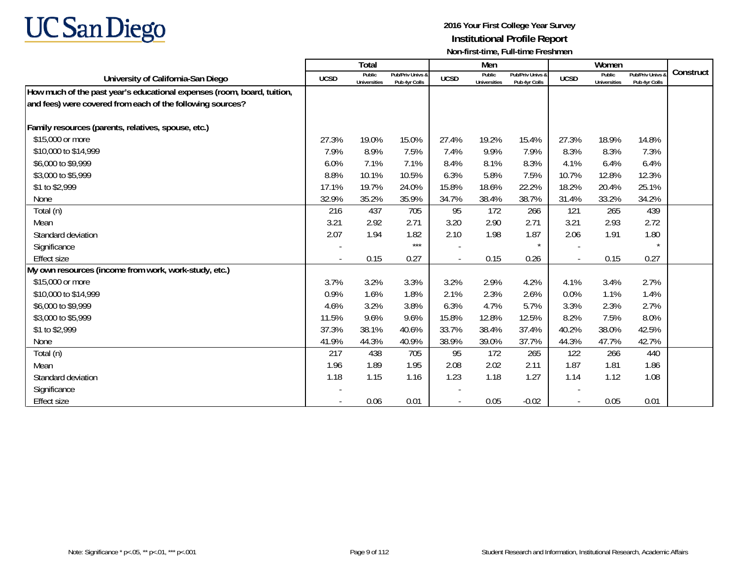UC San Diego

**2016 Your First College Year Survey**
**Institutional Profile Report**
**Non-first-time, Full-time Freshmen**

| University of California-San Diego | Total | | | Men | | | Women | | | Construct |
|---|---|---|---|---|---|---|---|---|---|---|
| | UCSD | Public Universities | Pub/Priv Univs & Pub 4yr Colls | UCSD | Public Universities | Pub/Priv Univs & Pub 4yr Colls | UCSD | Public Universities | Pub/Priv Univs & Pub 4yr Colls | |
| **How much of the past year's educational expenses (room, board, tuition, and fees) were covered from each of the following sources?** | | | | | | | | | | |
| **Family resources (parents, relatives, spouse, etc.)** | | | | | | | | | | |
| $15,000 or more | 27.3% | 19.0% | 15.0% | 27.4% | 19.2% | 15.4% | 27.3% | 18.9% | 14.8% | |
| $10,000 to $14,999 | 7.9% | 8.9% | 7.5% | 7.4% | 9.9% | 7.9% | 8.3% | 8.3% | 7.3% | |
| $6,000 to $9,999 | 6.0% | 7.1% | 7.1% | 8.4% | 8.1% | 8.3% | 4.1% | 6.4% | 6.4% | |
| $3,000 to $5,999 | 8.8% | 10.1% | 10.5% | 6.3% | 5.8% | 7.5% | 10.7% | 12.8% | 12.3% | |
| $1 to $2,999 | 17.1% | 19.7% | 24.0% | 15.8% | 18.6% | 22.2% | 18.2% | 20.4% | 25.1% | |
| None | 32.9% | 35.2% | 35.9% | 34.7% | 38.4% | 38.7% | 31.4% | 33.2% | 34.2% | |
| Total (n) | 216 | 437 | 705 | 95 | 172 | 266 | 121 | 265 | 439 | |
| Mean | 3.21 | 2.92 | 2.71 | 3.20 | 2.90 | 2.71 | 3.21 | 2.93 | 2.72 | |
| Standard deviation | 2.07 | 1.94 | 1.82 | 2.10 | 1.98 | 1.87 | 2.06 | 1.91 | 1.80 | |
| Significance | - | | *** | - | | * | - | | * | |
| Effect size | - | 0.15 | 0.27 | - | 0.15 | 0.26 | - | 0.15 | 0.27 | |
| **My own resources (income from work, work-study, etc.)** | | | | | | | | | | |
| $15,000 or more | 3.7% | 3.2% | 3.3% | 3.2% | 2.9% | 4.2% | 4.1% | 3.4% | 2.7% | |
| $10,000 to $14,999 | 0.9% | 1.6% | 1.8% | 2.1% | 2.3% | 2.6% | 0.0% | 1.1% | 1.4% | |
| $6,000 to $9,999 | 4.6% | 3.2% | 3.8% | 6.3% | 4.7% | 5.7% | 3.3% | 2.3% | 2.7% | |
| $3,000 to $5,999 | 11.5% | 9.6% | 9.6% | 15.8% | 12.8% | 12.5% | 8.2% | 7.5% | 8.0% | |
| $1 to $2,999 | 37.3% | 38.1% | 40.6% | 33.7% | 38.4% | 37.4% | 40.2% | 38.0% | 42.5% | |
| None | 41.9% | 44.3% | 40.9% | 38.9% | 39.0% | 37.7% | 44.3% | 47.7% | 42.7% | |
| Total (n) | 217 | 438 | 705 | 95 | 172 | 265 | 122 | 266 | 440 | |
| Mean | 1.96 | 1.89 | 1.95 | 2.08 | 2.02 | 2.11 | 1.87 | 1.81 | 1.86 | |
| Standard deviation | 1.18 | 1.15 | 1.16 | 1.23 | 1.18 | 1.27 | 1.14 | 1.12 | 1.08 | |
| Significance | - | | | - | | | - | | | |
| Effect size | - | 0.06 | 0.01 | - | 0.05 | -0.02 | - | 0.05 | 0.01 | |

Note: Significance * p<.05, ** p<.01, *** p<.001

Student Research and Information, Institutional Research, Academic Affairs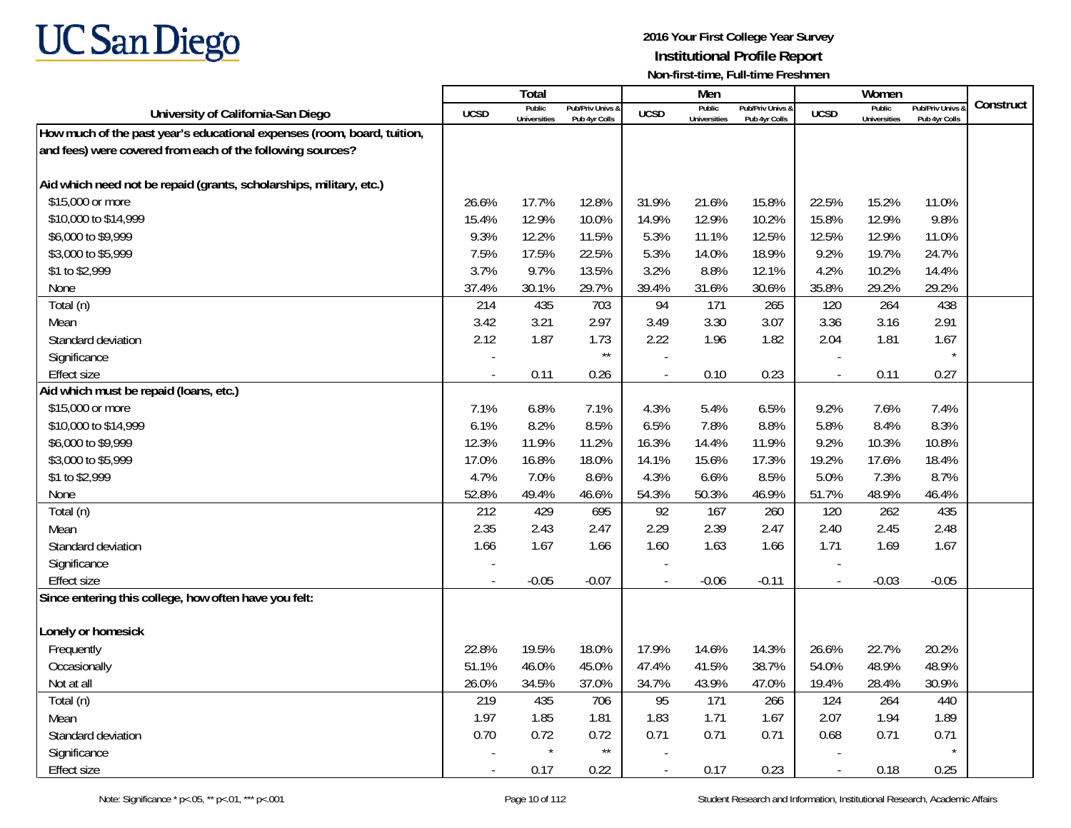# UC San Diego

**2016 Your First College Year Survey**
**Institutional Profile Report**
**Non-first-time, Full-time Freshmen**

| University of California-San Diego | Total | | | Men | | | Women | | | Construct |
|---|---|---|---|---|---|---|---|---|---|---|
| | UCSD | Public Universities | Pub/Priv Univs & Pub 4yr Colls | UCSD | Public Universities | Pub/Priv Univs & Pub 4yr Colls | UCSD | Public Universities | Pub/Priv Univs & Pub 4yr Colls | |
| **How much of the past year's educational expenses (room, board, tuition, and fees) were covered from each of the following sources?** | | | | | | | | | | |
| **Aid which need not be repaid (grants, scholarships, military, etc.)** | | | | | | | | | | |
| $15,000 or more | 26.6% | 17.7% | 12.8% | 31.9% | 21.6% | 15.8% | 22.5% | 15.2% | 11.0% | |
| $10,000 to $14,999 | 15.4% | 12.9% | 10.0% | 14.9% | 12.9% | 10.2% | 15.8% | 12.9% | 9.8% | |
| $6,000 to $9,999 | 9.3% | 12.2% | 11.5% | 5.3% | 11.1% | 12.5% | 12.5% | 12.9% | 11.0% | |
| $3,000 to $5,999 | 7.5% | 17.5% | 22.5% | 5.3% | 14.0% | 18.9% | 9.2% | 19.7% | 24.7% | |
| $1 to $2,999 | 3.7% | 9.7% | 13.5% | 3.2% | 8.8% | 12.1% | 4.2% | 10.2% | 14.4% | |
| None | 37.4% | 30.1% | 29.7% | 39.4% | 31.6% | 30.6% | 35.8% | 29.2% | 29.2% | |
| Total (n) | 214 | 435 | 703 | 94 | 171 | 265 | 120 | 264 | 438 | |
| Mean | 3.42 | 3.21 | 2.97 | 3.49 | 3.30 | 3.07 | 3.36 | 3.16 | 2.91 | |
| Standard deviation | 2.12 | 1.87 | 1.73 | 2.22 | 1.96 | 1.82 | 2.04 | 1.81 | 1.67 | |
| Significance | - | | ** | - | | | - | | * | |
| Effect size | - | 0.11 | 0.26 | - | 0.10 | 0.23 | - | 0.11 | 0.27 | |
| **Aid which must be repaid (loans, etc.)** | | | | | | | | | | |
| $15,000 or more | 7.1% | 6.8% | 7.1% | 4.3% | 5.4% | 6.5% | 9.2% | 7.6% | 7.4% | |
| $10,000 to $14,999 | 6.1% | 8.2% | 8.5% | 6.5% | 7.8% | 8.8% | 5.8% | 8.4% | 8.3% | |
| $6,000 to $9,999 | 12.3% | 11.9% | 11.2% | 16.3% | 14.4% | 11.9% | 9.2% | 10.3% | 10.8% | |
| $3,000 to $5,999 | 17.0% | 16.8% | 18.0% | 14.1% | 15.6% | 17.3% | 19.2% | 17.6% | 18.4% | |
| $1 to $2,999 | 4.7% | 7.0% | 8.6% | 4.3% | 6.6% | 8.5% | 5.0% | 7.3% | 8.7% | |
| None | 52.8% | 49.4% | 46.6% | 54.3% | 50.3% | 46.9% | 51.7% | 48.9% | 46.4% | |
| Total (n) | 212 | 429 | 695 | 92 | 167 | 260 | 120 | 262 | 435 | |
| Mean | 2.35 | 2.43 | 2.47 | 2.29 | 2.39 | 2.47 | 2.40 | 2.45 | 2.48 | |
| Standard deviation | 1.66 | 1.67 | 1.66 | 1.60 | 1.63 | 1.66 | 1.71 | 1.69 | 1.67 | |
| Significance | - | | | - | | | - | | | |
| Effect size | - | -0.05 | -0.07 | - | -0.06 | -0.11 | - | -0.03 | -0.05 | |
| **Since entering this college, how often have you felt:** | | | | | | | | | | |
| **Lonely or homesick** | | | | | | | | | | |
| Frequently | 22.8% | 19.5% | 18.0% | 17.9% | 14.6% | 14.3% | 26.6% | 22.7% | 20.2% | |
| Occasionally | 51.1% | 46.0% | 45.0% | 47.4% | 41.5% | 38.7% | 54.0% | 48.9% | 48.9% | |
| Not at all | 26.0% | 34.5% | 37.0% | 34.7% | 43.9% | 47.0% | 19.4% | 28.4% | 30.9% | |
| Total (n) | 219 | 435 | 706 | 95 | 171 | 266 | 124 | 264 | 440 | |
| Mean | 1.97 | 1.85 | 1.81 | 1.83 | 1.71 | 1.67 | 2.07 | 1.94 | 1.89 | |
| Standard deviation | 0.70 | 0.72 | 0.72 | 0.71 | 0.71 | 0.71 | 0.68 | 0.71 | 0.71 | |
| Significance | - | * | ** | - | | | - | | * | |
| Effect size | - | 0.17 | 0.22 | - | 0.17 | 0.23 | - | 0.18 | 0.25 | |

Note: Significance * p<.05, ** p<.01, *** p<.001

Student Research and Information, Institutional Research, Academic Affairs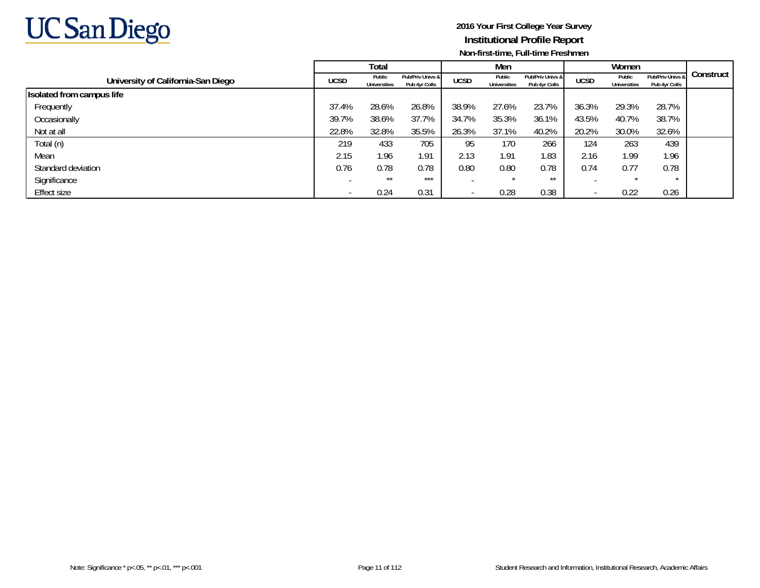UC San Diego

**2016 Your First College Year Survey**
**Institutional Profile Report**
**Non-first-time, Full-time Freshmen**

| University of California-San Diego | Total | | | Men | | | Women | | | Construct |
|---|---|---|---|---|---|---|---|---|---|---|
| | UCSD | Public Universities | Pub/Priv Univs & Pub 4yr Colls | UCSD | Public Universities | Pub/Priv Univs & Pub 4yr Colls | UCSD | Public Universities | Pub/Priv Univs & Pub 4yr Colls | |
| **Isolated from campus life** | | | | | | | | | | |
| Frequently | 37.4% | 28.6% | 26.8% | 38.9% | 27.6% | 23.7% | 36.3% | 29.3% | 28.7% | |
| Occasionally | 39.7% | 38.6% | 37.7% | 34.7% | 35.3% | 36.1% | 43.5% | 40.7% | 38.7% | |
| Not at all | 22.8% | 32.8% | 35.5% | 26.3% | 37.1% | 40.2% | 20.2% | 30.0% | 32.6% | |
| Total (n) | 219 | 433 | 705 | 95 | 170 | 266 | 124 | 263 | 439 | |
| Mean | 2.15 | 1.96 | 1.91 | 2.13 | 1.91 | 1.83 | 2.16 | 1.99 | 1.96 | |
| Standard deviation | 0.76 | 0.78 | 0.78 | 0.80 | 0.80 | 0.78 | 0.74 | 0.77 | 0.78 | |
| Significance | - | ** | *** | - | * | ** | - | * | * | |
| Effect size | - | 0.24 | 0.31 | - | 0.28 | 0.38 | - | 0.22 | 0.26 | |

Note: Significance * p<.05, ** p<.01, *** p<.001

Student Research and Information, Institutional Research, Academic Affairs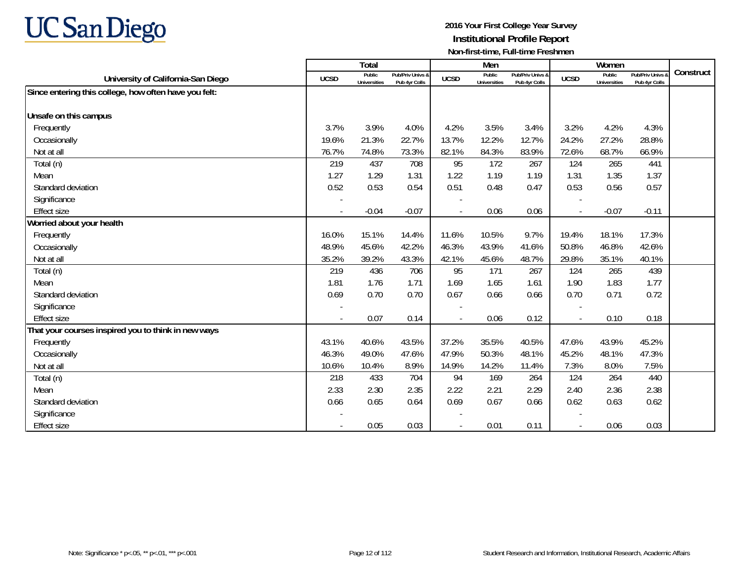# UC San Diego

**2016 Your First College Year Survey**
**Institutional Profile Report**
**Non-first-time, Full-time Freshmen**

| University of California-San Diego | Total | | | Men | | | Women | | | Construct |
|---|---|---|---|---|---|---|---|---|---|---|
| | UCSD | Public Universities | Pub/Priv Univs & Pub 4yr Colls | UCSD | Public Universities | Pub/Priv Univs & Pub 4yr Colls | UCSD | Public Universities | Pub/Priv Univs & Pub 4yr Colls | |
| **Since entering this college, how often have you felt:** | | | | | | | | | | |
| **Unsafe on this campus** | | | | | | | | | | |
| Frequently | 3.7% | 3.9% | 4.0% | 4.2% | 3.5% | 3.4% | 3.2% | 4.2% | 4.3% | |
| Occasionally | 19.6% | 21.3% | 22.7% | 13.7% | 12.2% | 12.7% | 24.2% | 27.2% | 28.8% | |
| Not at all | 76.7% | 74.8% | 73.3% | 82.1% | 84.3% | 83.9% | 72.6% | 68.7% | 66.9% | |
| Total (n) | 219 | 437 | 708 | 95 | 172 | 267 | 124 | 265 | 441 | |
| Mean | 1.27 | 1.29 | 1.31 | 1.22 | 1.19 | 1.19 | 1.31 | 1.35 | 1.37 | |
| Standard deviation | 0.52 | 0.53 | 0.54 | 0.51 | 0.48 | 0.47 | 0.53 | 0.56 | 0.57 | |
| Significance | - | | | - | | | - | | | |
| Effect size | - | -0.04 | -0.07 | - | 0.06 | 0.06 | - | -0.07 | -0.11 | |
| **Worried about your health** | | | | | | | | | | |
| Frequently | 16.0% | 15.1% | 14.4% | 11.6% | 10.5% | 9.7% | 19.4% | 18.1% | 17.3% | |
| Occasionally | 48.9% | 45.6% | 42.2% | 46.3% | 43.9% | 41.6% | 50.8% | 46.8% | 42.6% | |
| Not at all | 35.2% | 39.2% | 43.3% | 42.1% | 45.6% | 48.7% | 29.8% | 35.1% | 40.1% | |
| Total (n) | 219 | 436 | 706 | 95 | 171 | 267 | 124 | 265 | 439 | |
| Mean | 1.81 | 1.76 | 1.71 | 1.69 | 1.65 | 1.61 | 1.90 | 1.83 | 1.77 | |
| Standard deviation | 0.69 | 0.70 | 0.70 | 0.67 | 0.66 | 0.66 | 0.70 | 0.71 | 0.72 | |
| Significance | - | | | - | | | - | | | |
| Effect size | - | 0.07 | 0.14 | - | 0.06 | 0.12 | - | 0.10 | 0.18 | |
| **That your courses inspired you to think in new ways** | | | | | | | | | | |
| Frequently | 43.1% | 40.6% | 43.5% | 37.2% | 35.5% | 40.5% | 47.6% | 43.9% | 45.2% | |
| Occasionally | 46.3% | 49.0% | 47.6% | 47.9% | 50.3% | 48.1% | 45.2% | 48.1% | 47.3% | |
| Not at all | 10.6% | 10.4% | 8.9% | 14.9% | 14.2% | 11.4% | 7.3% | 8.0% | 7.5% | |
| Total (n) | 218 | 433 | 704 | 94 | 169 | 264 | 124 | 264 | 440 | |
| Mean | 2.33 | 2.30 | 2.35 | 2.22 | 2.21 | 2.29 | 2.40 | 2.36 | 2.38 | |
| Standard deviation | 0.66 | 0.65 | 0.64 | 0.69 | 0.67 | 0.66 | 0.62 | 0.63 | 0.62 | |
| Significance | - | | | - | | | - | | | |
| Effect size | - | 0.05 | 0.03 | - | 0.01 | 0.11 | - | 0.06 | 0.03 | |

Note: Significance * p<.05, ** p<.01, *** p<.001

Student Research and Information, Institutional Research, Academic Affairs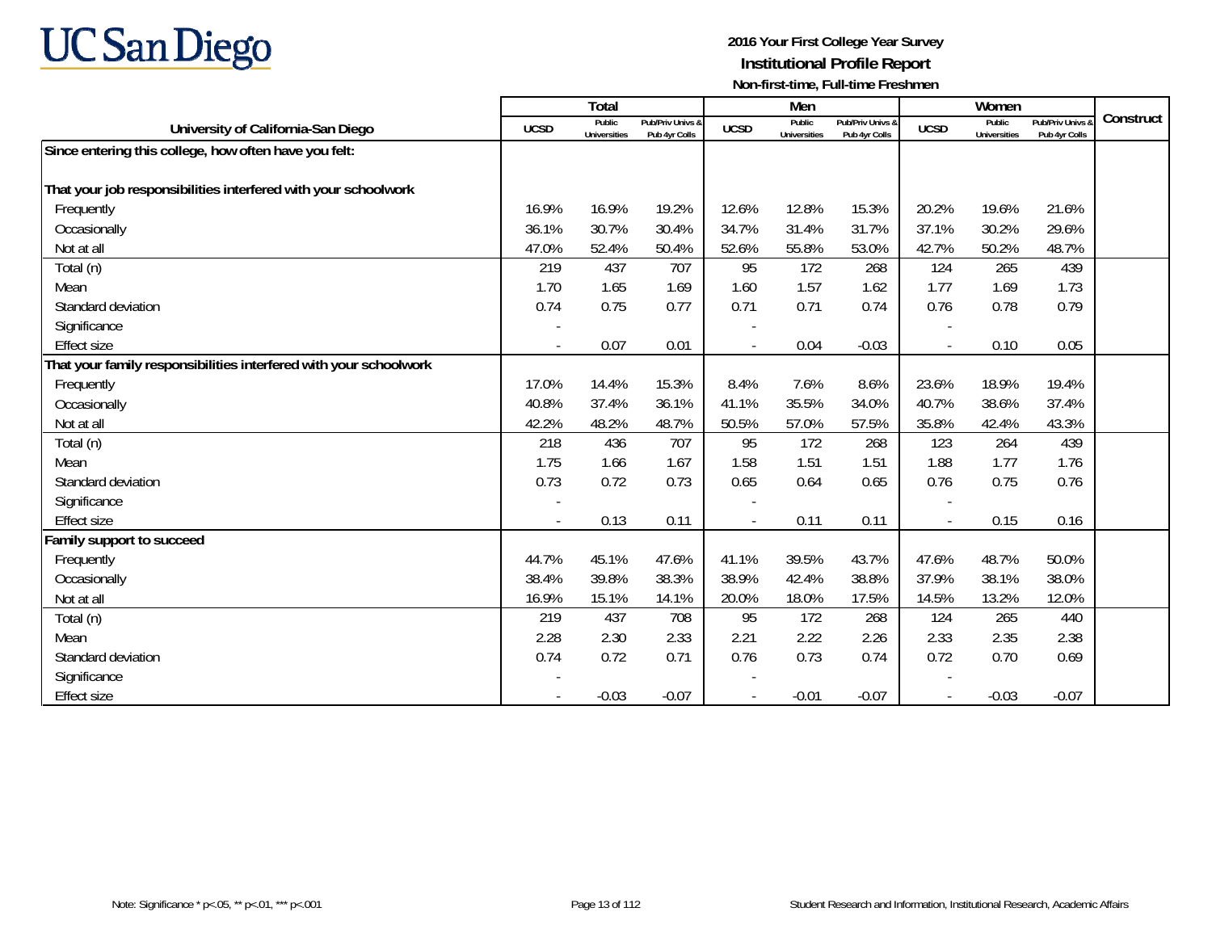**2016 Your First College Year Survey**
**Institutional Profile Report**
**Non-first-time, Full-time Freshmen**

| University of California-San Diego | Total | | | Men | | | Women | | | Construct |
|---|---|---|---|---|---|---|---|---|---|---|
| | UCSD | Public Universities | Pub/Priv Univs & Pub 4yr Colls | UCSD | Public Universities | Pub/Priv Univs & Pub 4yr Colls | UCSD | Public Universities | Pub/Priv Univs & Pub 4yr Colls | |
| **Since entering this college, how often have you felt:** | | | | | | | | | | |
| **That your job responsibilities interfered with your schoolwork** | | | | | | | | | | |
| Frequently | 16.9% | 16.9% | 19.2% | 12.6% | 12.8% | 15.3% | 20.2% | 19.6% | 21.6% | |
| Occasionally | 36.1% | 30.7% | 30.4% | 34.7% | 31.4% | 31.7% | 37.1% | 30.2% | 29.6% | |
| Not at all | 47.0% | 52.4% | 50.4% | 52.6% | 55.8% | 53.0% | 42.7% | 50.2% | 48.7% | |
| Total (n) | 219 | 437 | 707 | 95 | 172 | 268 | 124 | 265 | 439 | |
| Mean | 1.70 | 1.65 | 1.69 | 1.60 | 1.57 | 1.62 | 1.77 | 1.69 | 1.73 | |
| Standard deviation | 0.74 | 0.75 | 0.77 | 0.71 | 0.71 | 0.74 | 0.76 | 0.78 | 0.79 | |
| Significance | - | | | - | | | - | | | |
| Effect size | - | 0.07 | 0.01 | - | 0.04 | -0.03 | - | 0.10 | 0.05 | |
| **That your family responsibilities interfered with your schoolwork** | | | | | | | | | | |
| Frequently | 17.0% | 14.4% | 15.3% | 8.4% | 7.6% | 8.6% | 23.6% | 18.9% | 19.4% | |
| Occasionally | 40.8% | 37.4% | 36.1% | 41.1% | 35.5% | 34.0% | 40.7% | 38.6% | 37.4% | |
| Not at all | 42.2% | 48.2% | 48.7% | 50.5% | 57.0% | 57.5% | 35.8% | 42.4% | 43.3% | |
| Total (n) | 218 | 436 | 707 | 95 | 172 | 268 | 123 | 264 | 439 | |
| Mean | 1.75 | 1.66 | 1.67 | 1.58 | 1.51 | 1.51 | 1.88 | 1.77 | 1.76 | |
| Standard deviation | 0.73 | 0.72 | 0.73 | 0.65 | 0.64 | 0.65 | 0.76 | 0.75 | 0.76 | |
| Significance | - | | | - | | | - | | | |
| Effect size | - | 0.13 | 0.11 | - | 0.11 | 0.11 | - | 0.15 | 0.16 | |
| **Family support to succeed** | | | | | | | | | | |
| Frequently | 44.7% | 45.1% | 47.6% | 41.1% | 39.5% | 43.7% | 47.6% | 48.7% | 50.0% | |
| Occasionally | 38.4% | 39.8% | 38.3% | 38.9% | 42.4% | 38.8% | 37.9% | 38.1% | 38.0% | |
| Not at all | 16.9% | 15.1% | 14.1% | 20.0% | 18.0% | 17.5% | 14.5% | 13.2% | 12.0% | |
| Total (n) | 219 | 437 | 708 | 95 | 172 | 268 | 124 | 265 | 440 | |
| Mean | 2.28 | 2.30 | 2.33 | 2.21 | 2.22 | 2.26 | 2.33 | 2.35 | 2.38 | |
| Standard deviation | 0.74 | 0.72 | 0.71 | 0.76 | 0.73 | 0.74 | 0.72 | 0.70 | 0.69 | |
| Significance | - | | | - | | | - | | | |
| Effect size | - | -0.03 | -0.07 | - | -0.01 | -0.07 | - | -0.03 | -0.07 | |

Note: Significance * p<.05, ** p<.01, *** p<.001

Student Research and Information, Institutional Research, Academic Affairs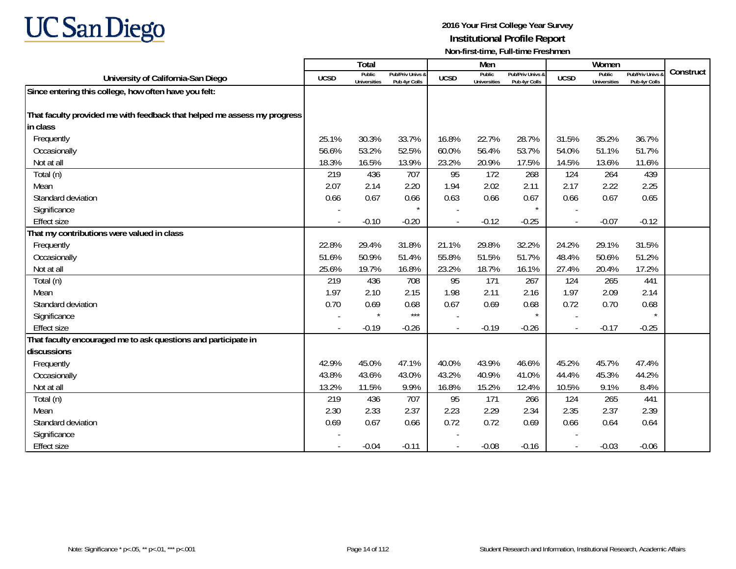# 2016 Your First College Year Survey

## Institutional Profile Report

### Non-first-time, Full-time Freshmen

| University of California-San Diego | Total | | | Men | | | Women | | | Construct |
|---|---|---|---|---|---|---|---|---|---|---|
| | UCSD | Public Universities | Pub/Priv Univs & Pub 4yr Colls | UCSD | Public Universities | Pub/Priv Univs & Pub 4yr Colls | UCSD | Public Universities | Pub/Priv Univs & Pub 4yr Colls | |
| **Since entering this college, how often have you felt:** | | | | | | | | | | |
| **That faculty provided me with feedback that helped me assess my progress in class** | | | | | | | | | | |
| Frequently | 25.1% | 30.3% | 33.7% | 16.8% | 22.7% | 28.7% | 31.5% | 35.2% | 36.7% | |
| Occasionally | 56.6% | 53.2% | 52.5% | 60.0% | 56.4% | 53.7% | 54.0% | 51.1% | 51.7% | |
| Not at all | 18.3% | 16.5% | 13.9% | 23.2% | 20.9% | 17.5% | 14.5% | 13.6% | 11.6% | |
| Total (n) | 219 | 436 | 707 | 95 | 172 | 268 | 124 | 264 | 439 | |
| Mean | 2.07 | 2.14 | 2.20 | 1.94 | 2.02 | 2.11 | 2.17 | 2.22 | 2.25 | |
| Standard deviation | 0.66 | 0.67 | 0.66 | 0.63 | 0.66 | 0.67 | 0.66 | 0.67 | 0.65 | |
| Significance | - | | * | - | | * | - | | | |
| Effect size | - | -0.10 | -0.20 | - | -0.12 | -0.25 | - | -0.07 | -0.12 | |
| **That my contributions were valued in class** | | | | | | | | | | |
| Frequently | 22.8% | 29.4% | 31.8% | 21.1% | 29.8% | 32.2% | 24.2% | 29.1% | 31.5% | |
| Occasionally | 51.6% | 50.9% | 51.4% | 55.8% | 51.5% | 51.7% | 48.4% | 50.6% | 51.2% | |
| Not at all | 25.6% | 19.7% | 16.8% | 23.2% | 18.7% | 16.1% | 27.4% | 20.4% | 17.2% | |
| Total (n) | 219 | 436 | 708 | 95 | 171 | 267 | 124 | 265 | 441 | |
| Mean | 1.97 | 2.10 | 2.15 | 1.98 | 2.11 | 2.16 | 1.97 | 2.09 | 2.14 | |
| Standard deviation | 0.70 | 0.69 | 0.68 | 0.67 | 0.69 | 0.68 | 0.72 | 0.70 | 0.68 | |
| Significance | - | * | *** | - | | * | - | | * | |
| Effect size | - | -0.19 | -0.26 | - | -0.19 | -0.26 | - | -0.17 | -0.25 | |
| **That faculty encouraged me to ask questions and participate in discussions** | | | | | | | | | | |
| Frequently | 42.9% | 45.0% | 47.1% | 40.0% | 43.9% | 46.6% | 45.2% | 45.7% | 47.4% | |
| Occasionally | 43.8% | 43.6% | 43.0% | 43.2% | 40.9% | 41.0% | 44.4% | 45.3% | 44.2% | |
| Not at all | 13.2% | 11.5% | 9.9% | 16.8% | 15.2% | 12.4% | 10.5% | 9.1% | 8.4% | |
| Total (n) | 219 | 436 | 707 | 95 | 171 | 266 | 124 | 265 | 441 | |
| Mean | 2.30 | 2.33 | 2.37 | 2.23 | 2.29 | 2.34 | 2.35 | 2.37 | 2.39 | |
| Standard deviation | 0.69 | 0.67 | 0.66 | 0.72 | 0.72 | 0.69 | 0.66 | 0.64 | 0.64 | |
| Significance | - | | | - | | | - | | | |
| Effect size | - | -0.04 | -0.11 | - | -0.08 | -0.16 | - | -0.03 | -0.06 | |

Note: Significance * p<.05, ** p<.01, *** p<.001

Student Research and Information, Institutional Research, Academic Affairs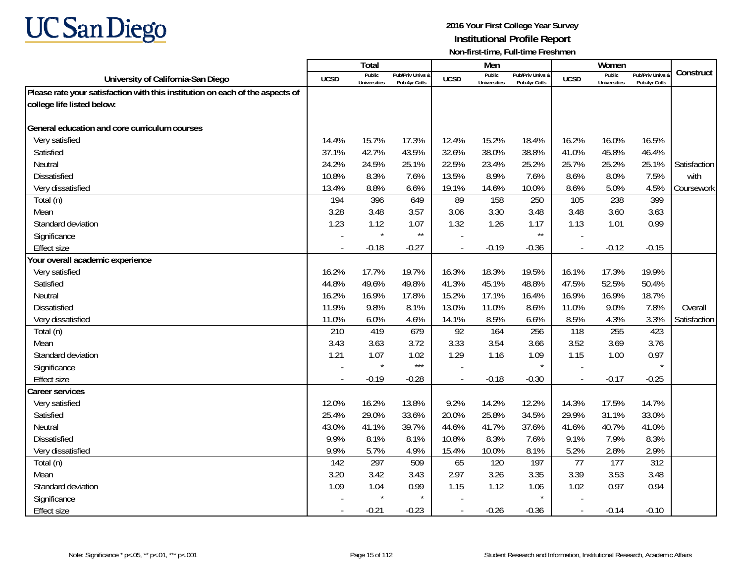**2016 Your First College Year Survey**
**Institutional Profile Report**
**Non-first-time, Full-time Freshmen**

| University of California-San Diego | Total | | | Men | | | Women | | | Construct |
|---|---|---|---|---|---|---|---|---|---|---|
| | UCSD | Public Universities | Pub/Priv Univs & Pub 4yr Colls | UCSD | Public Universities | Pub/Priv Univs & Pub 4yr Colls | UCSD | Public Universities | Pub/Priv Univs & Pub 4yr Colls | |
| **Please rate your satisfaction with this institution on each of the aspects of college life listed below:** | | | | | | | | | | |
| **General education and core curriculum courses** | | | | | | | | | | |
| Very satisfied | 14.4% | 15.7% | 17.3% | 12.4% | 15.2% | 18.4% | 16.2% | 16.0% | 16.5% | |
| Satisfied | 37.1% | 42.7% | 43.5% | 32.6% | 38.0% | 38.8% | 41.0% | 45.8% | 46.4% | |
| Neutral | 24.2% | 24.5% | 25.1% | 22.5% | 23.4% | 25.2% | 25.7% | 25.2% | 25.1% | Satisfaction |
| Dissatisfied | 10.8% | 8.3% | 7.6% | 13.5% | 8.9% | 7.6% | 8.6% | 8.0% | 7.5% | with |
| Very dissatisfied | 13.4% | 8.8% | 6.6% | 19.1% | 14.6% | 10.0% | 8.6% | 5.0% | 4.5% | Coursework |
| Total (n) | 194 | 396 | 649 | 89 | 158 | 250 | 105 | 238 | 399 | |
| Mean | 3.28 | 3.48 | 3.57 | 3.06 | 3.30 | 3.48 | 3.48 | 3.60 | 3.63 | |
| Standard deviation | 1.23 | 1.12 | 1.07 | 1.32 | 1.26 | 1.17 | 1.13 | 1.01 | 0.99 | |
| Significance | - | * | ** | - | | ** | - | | | |
| Effect size | - | -0.18 | -0.27 | - | -0.19 | -0.36 | - | -0.12 | -0.15 | |
| **Your overall academic experience** | | | | | | | | | | |
| Very satisfied | 16.2% | 17.7% | 19.7% | 16.3% | 18.3% | 19.5% | 16.1% | 17.3% | 19.9% | |
| Satisfied | 44.8% | 49.6% | 49.8% | 41.3% | 45.1% | 48.8% | 47.5% | 52.5% | 50.4% | |
| Neutral | 16.2% | 16.9% | 17.8% | 15.2% | 17.1% | 16.4% | 16.9% | 16.9% | 18.7% | |
| Dissatisfied | 11.9% | 9.8% | 8.1% | 13.0% | 11.0% | 8.6% | 11.0% | 9.0% | 7.8% | Overall |
| Very dissatisfied | 11.0% | 6.0% | 4.6% | 14.1% | 8.5% | 6.6% | 8.5% | 4.3% | 3.3% | Satisfaction |
| Total (n) | 210 | 419 | 679 | 92 | 164 | 256 | 118 | 255 | 423 | |
| Mean | 3.43 | 3.63 | 3.72 | 3.33 | 3.54 | 3.66 | 3.52 | 3.69 | 3.76 | |
| Standard deviation | 1.21 | 1.07 | 1.02 | 1.29 | 1.16 | 1.09 | 1.15 | 1.00 | 0.97 | |
| Significance | - | * | *** | - | | * | - | | * | |
| Effect size | - | -0.19 | -0.28 | - | -0.18 | -0.30 | - | -0.17 | -0.25 | |
| **Career services** | | | | | | | | | | |
| Very satisfied | 12.0% | 16.2% | 13.8% | 9.2% | 14.2% | 12.2% | 14.3% | 17.5% | 14.7% | |
| Satisfied | 25.4% | 29.0% | 33.6% | 20.0% | 25.8% | 34.5% | 29.9% | 31.1% | 33.0% | |
| Neutral | 43.0% | 41.1% | 39.7% | 44.6% | 41.7% | 37.6% | 41.6% | 40.7% | 41.0% | |
| Dissatisfied | 9.9% | 8.1% | 8.1% | 10.8% | 8.3% | 7.6% | 9.1% | 7.9% | 8.3% | |
| Very dissatisfied | 9.9% | 5.7% | 4.9% | 15.4% | 10.0% | 8.1% | 5.2% | 2.8% | 2.9% | |
| Total (n) | 142 | 297 | 509 | 65 | 120 | 197 | 77 | 177 | 312 | |
| Mean | 3.20 | 3.42 | 3.43 | 2.97 | 3.26 | 3.35 | 3.39 | 3.53 | 3.48 | |
| Standard deviation | 1.09 | 1.04 | 0.99 | 1.15 | 1.12 | 1.06 | 1.02 | 0.97 | 0.94 | |
| Significance | - | * | * | - | | * | - | | | |
| Effect size | - | -0.21 | -0.23 | - | -0.26 | -0.36 | - | -0.14 | -0.10 | |

Note: Significance * p<.05, ** p<.01, *** p<.001

Student Research and Information, Institutional Research, Academic Affairs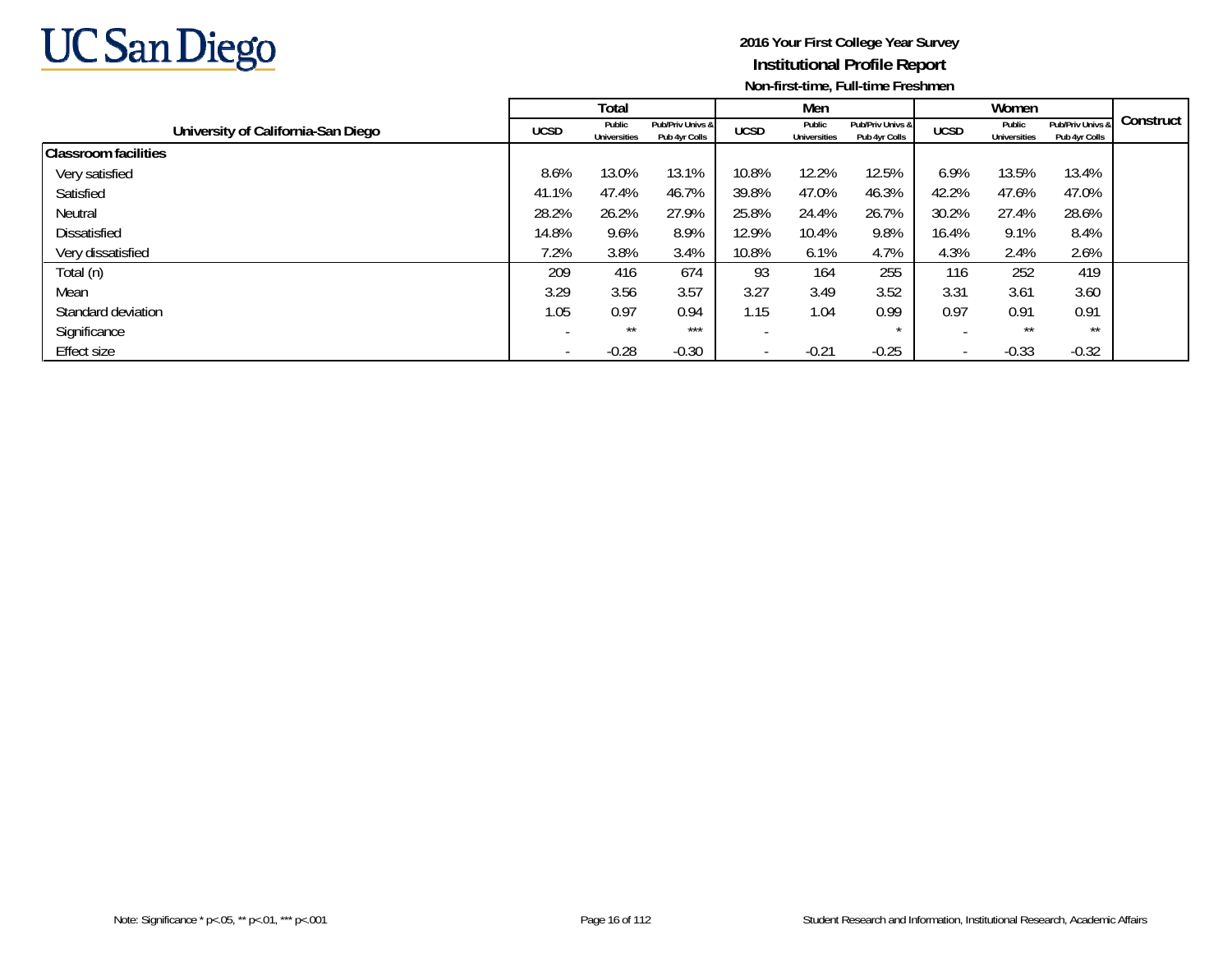**2016 Your First College Year Survey**
**Institutional Profile Report**
**Non-first-time, Full-time Freshmen**

| University of California-San Diego | Total | | | Men | | | Women | | | Construct |
|---|---|---|---|---|---|---|---|---|---|---|
| | UCSD | Public Universities | Pub/Priv Univs & Pub 4yr Colls | UCSD | Public Universities | Pub/Priv Univs & Pub 4yr Colls | UCSD | Public Universities | Pub/Priv Univs & Pub 4yr Colls | |
| **Classroom facilities** | | | | | | | | | | |
| Very satisfied | 8.6% | 13.0% | 13.1% | 10.8% | 12.2% | 12.5% | 6.9% | 13.5% | 13.4% | |
| Satisfied | 41.1% | 47.4% | 46.7% | 39.8% | 47.0% | 46.3% | 42.2% | 47.6% | 47.0% | |
| Neutral | 28.2% | 26.2% | 27.9% | 25.8% | 24.4% | 26.7% | 30.2% | 27.4% | 28.6% | |
| Dissatisfied | 14.8% | 9.6% | 8.9% | 12.9% | 10.4% | 9.8% | 16.4% | 9.1% | 8.4% | |
| Very dissatisfied | 7.2% | 3.8% | 3.4% | 10.8% | 6.1% | 4.7% | 4.3% | 2.4% | 2.6% | |
| Total (n) | 209 | 416 | 674 | 93 | 164 | 255 | 116 | 252 | 419 | |
| Mean | 3.29 | 3.56 | 3.57 | 3.27 | 3.49 | 3.52 | 3.31 | 3.61 | 3.60 | |
| Standard deviation | 1.05 | 0.97 | 0.94 | 1.15 | 1.04 | 0.99 | 0.97 | 0.91 | 0.91 | |
| Significance | - | ** | *** | - | | * | - | ** | ** | |
| Effect size | - | -0.28 | -0.30 | - | -0.21 | -0.25 | - | -0.33 | -0.32 | |

Note: Significance * p<.05, ** p<.01, *** p<.001

Student Research and Information, Institutional Research, Academic Affairs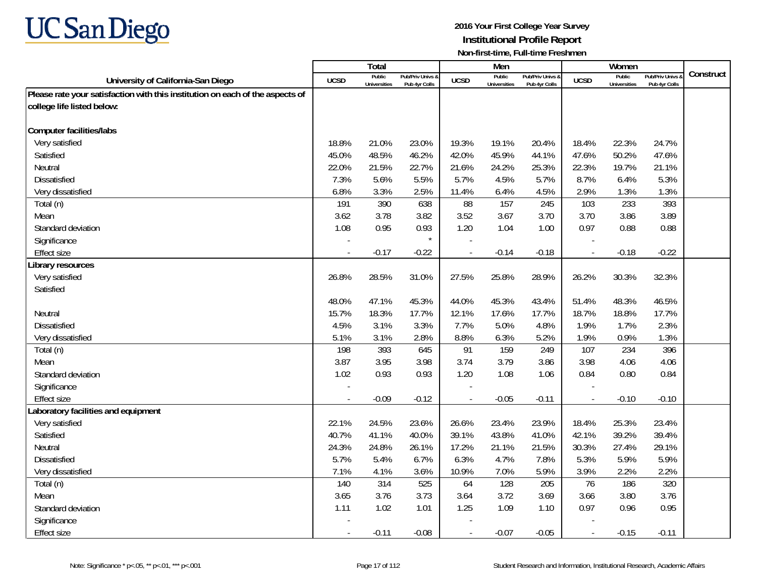**2016 Your First College Year Survey**
**Institutional Profile Report**
**Non-first-time, Full-time Freshmen**

| University of California-San Diego | Total | | | Men | | | Women | | | Construct |
|---|---|---|---|---|---|---|---|---|---|---|
| | UCSD | Public Universities | Pub/Priv Univs & Pub 4yr Colls | UCSD | Public Universities | Pub/Priv Univs & Pub 4yr Colls | UCSD | Public Universities | Pub/Priv Univs & Pub 4yr Colls | |
| **Please rate your satisfaction with this institution on each of the aspects of college life listed below:** | | | | | | | | | | |
| **Computer facilities/labs** | | | | | | | | | | |
| Very satisfied | 18.8% | 21.0% | 23.0% | 19.3% | 19.1% | 20.4% | 18.4% | 22.3% | 24.7% | |
| Satisfied | 45.0% | 48.5% | 46.2% | 42.0% | 45.9% | 44.1% | 47.6% | 50.2% | 47.6% | |
| Neutral | 22.0% | 21.5% | 22.7% | 21.6% | 24.2% | 25.3% | 22.3% | 19.7% | 21.1% | |
| Dissatisfied | 7.3% | 5.6% | 5.5% | 5.7% | 4.5% | 5.7% | 8.7% | 6.4% | 5.3% | |
| Very dissatisfied | 6.8% | 3.3% | 2.5% | 11.4% | 6.4% | 4.5% | 2.9% | 1.3% | 1.3% | |
| Total (n) | 191 | 390 | 638 | 88 | 157 | 245 | 103 | 233 | 393 | |
| Mean | 3.62 | 3.78 | 3.82 | 3.52 | 3.67 | 3.70 | 3.70 | 3.86 | 3.89 | |
| Standard deviation | 1.08 | 0.95 | 0.93 | 1.20 | 1.04 | 1.00 | 0.97 | 0.88 | 0.88 | |
| Significance | - | | * | - | | | - | | | |
| Effect size | - | -0.17 | -0.22 | - | -0.14 | -0.18 | - | -0.18 | -0.22 | |
| **Library resources** | | | | | | | | | | |
| Very satisfied | 26.8% | 28.5% | 31.0% | 27.5% | 25.8% | 28.9% | 26.2% | 30.3% | 32.3% | |
| Satisfied | 48.0% | 47.1% | 45.3% | 44.0% | 45.3% | 43.4% | 51.4% | 48.3% | 46.5% | |
| Neutral | 15.7% | 18.3% | 17.7% | 12.1% | 17.6% | 17.7% | 18.7% | 18.8% | 17.7% | |
| Dissatisfied | 4.5% | 3.1% | 3.3% | 7.7% | 5.0% | 4.8% | 1.9% | 1.7% | 2.3% | |
| Very dissatisfied | 5.1% | 3.1% | 2.8% | 8.8% | 6.3% | 5.2% | 1.9% | 0.9% | 1.3% | |
| Total (n) | 198 | 393 | 645 | 91 | 159 | 249 | 107 | 234 | 396 | |
| Mean | 3.87 | 3.95 | 3.98 | 3.74 | 3.79 | 3.86 | 3.98 | 4.06 | 4.06 | |
| Standard deviation | 1.02 | 0.93 | 0.93 | 1.20 | 1.08 | 1.06 | 0.84 | 0.80 | 0.84 | |
| Significance | - | | | - | | | - | | | |
| Effect size | - | -0.09 | -0.12 | - | -0.05 | -0.11 | - | -0.10 | -0.10 | |
| **Laboratory facilities and equipment** | | | | | | | | | | |
| Very satisfied | 22.1% | 24.5% | 23.6% | 26.6% | 23.4% | 23.9% | 18.4% | 25.3% | 23.4% | |
| Satisfied | 40.7% | 41.1% | 40.0% | 39.1% | 43.8% | 41.0% | 42.1% | 39.2% | 39.4% | |
| Neutral | 24.3% | 24.8% | 26.1% | 17.2% | 21.1% | 21.5% | 30.3% | 27.4% | 29.1% | |
| Dissatisfied | 5.7% | 5.4% | 6.7% | 6.3% | 4.7% | 7.8% | 5.3% | 5.9% | 5.9% | |
| Very dissatisfied | 7.1% | 4.1% | 3.6% | 10.9% | 7.0% | 5.9% | 3.9% | 2.2% | 2.2% | |
| Total (n) | 140 | 314 | 525 | 64 | 128 | 205 | 76 | 186 | 320 | |
| Mean | 3.65 | 3.76 | 3.73 | 3.64 | 3.72 | 3.69 | 3.66 | 3.80 | 3.76 | |
| Standard deviation | 1.11 | 1.02 | 1.01 | 1.25 | 1.09 | 1.10 | 0.97 | 0.96 | 0.95 | |
| Significance | - | | | - | | | - | | | |
| Effect size | - | -0.11 | -0.08 | - | -0.07 | -0.05 | - | -0.15 | -0.11 | |

Note: Significance * p<.05, ** p<.01, *** p<.001

Student Research and Information, Institutional Research, Academic Affairs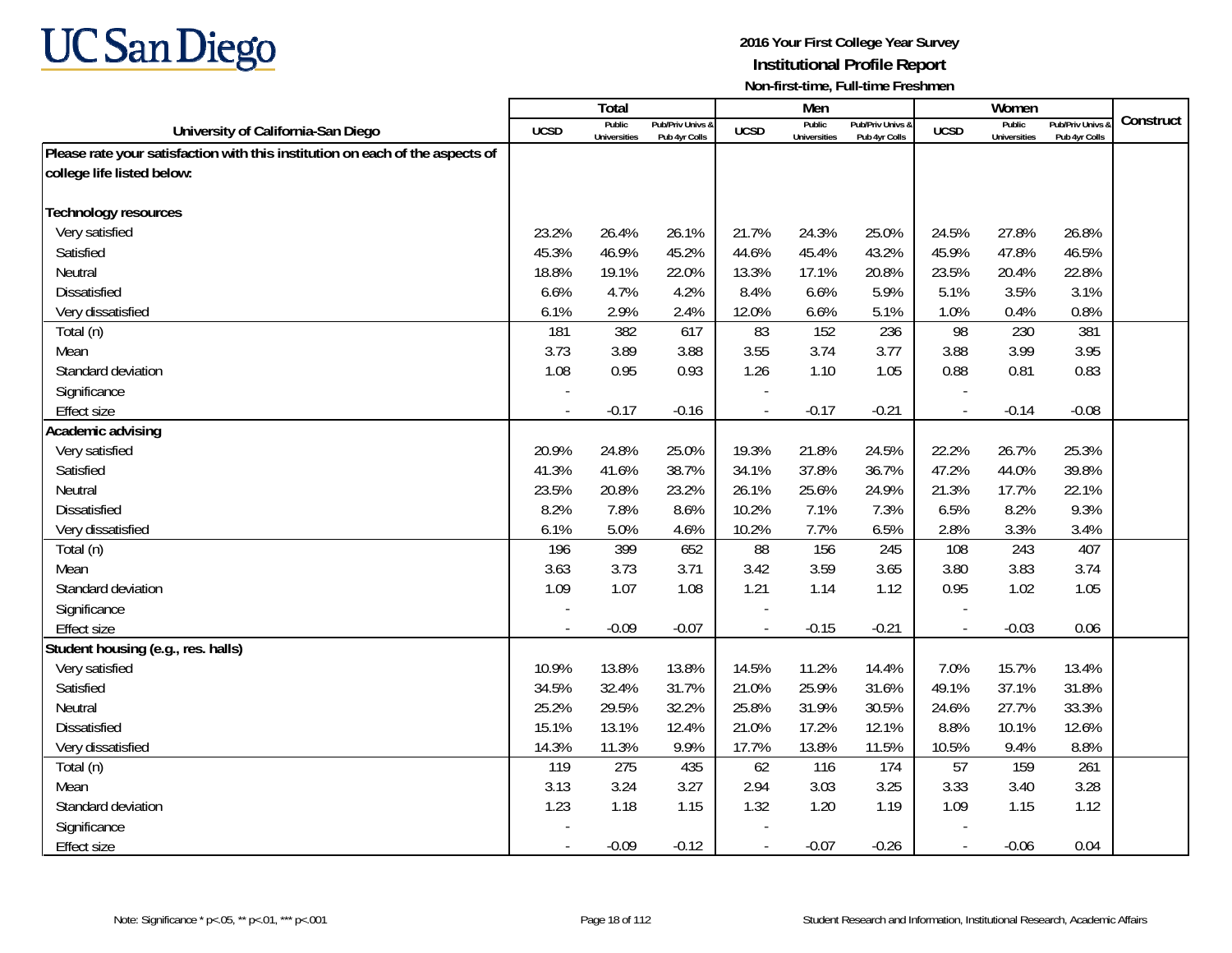**UC San Diego**

**2016 Your First College Year Survey**
**Institutional Profile Report**
**Non-first-time, Full-time Freshmen**

| University of California-San Diego | Total | | | Men | | | Women | | | Construct |
|---|---|---|---|---|---|---|---|---|---|---|
| | UCSD | Public Universities | Pub/Priv Univs & Pub 4yr Colls | UCSD | Public Universities | Pub/Priv Univs & Pub 4yr Colls | UCSD | Public Universities | Pub/Priv Univs & Pub 4yr Colls | |
| **Please rate your satisfaction with this institution on each of the aspects of college life listed below:** | | | | | | | | | | |
| **Technology resources** | | | | | | | | | | |
| Very satisfied | 23.2% | 26.4% | 26.1% | 21.7% | 24.3% | 25.0% | 24.5% | 27.8% | 26.8% | |
| Satisfied | 45.3% | 46.9% | 45.2% | 44.6% | 45.4% | 43.2% | 45.9% | 47.8% | 46.5% | |
| Neutral | 18.8% | 19.1% | 22.0% | 13.3% | 17.1% | 20.8% | 23.5% | 20.4% | 22.8% | |
| Dissatisfied | 6.6% | 4.7% | 4.2% | 8.4% | 6.6% | 5.9% | 5.1% | 3.5% | 3.1% | |
| Very dissatisfied | 6.1% | 2.9% | 2.4% | 12.0% | 6.6% | 5.1% | 1.0% | 0.4% | 0.8% | |
| Total (n) | 181 | 382 | 617 | 83 | 152 | 236 | 98 | 230 | 381 | |
| Mean | 3.73 | 3.89 | 3.88 | 3.55 | 3.74 | 3.77 | 3.88 | 3.99 | 3.95 | |
| Standard deviation | 1.08 | 0.95 | 0.93 | 1.26 | 1.10 | 1.05 | 0.88 | 0.81 | 0.83 | |
| Significance | - | | | - | | | - | | | |
| Effect size | - | -0.17 | -0.16 | - | -0.17 | -0.21 | - | -0.14 | -0.08 | |
| **Academic advising** | | | | | | | | | | |
| Very satisfied | 20.9% | 24.8% | 25.0% | 19.3% | 21.8% | 24.5% | 22.2% | 26.7% | 25.3% | |
| Satisfied | 41.3% | 41.6% | 38.7% | 34.1% | 37.8% | 36.7% | 47.2% | 44.0% | 39.8% | |
| Neutral | 23.5% | 20.8% | 23.2% | 26.1% | 25.6% | 24.9% | 21.3% | 17.7% | 22.1% | |
| Dissatisfied | 8.2% | 7.8% | 8.6% | 10.2% | 7.1% | 7.3% | 6.5% | 8.2% | 9.3% | |
| Very dissatisfied | 6.1% | 5.0% | 4.6% | 10.2% | 7.7% | 6.5% | 2.8% | 3.3% | 3.4% | |
| Total (n) | 196 | 399 | 652 | 88 | 156 | 245 | 108 | 243 | 407 | |
| Mean | 3.63 | 3.73 | 3.71 | 3.42 | 3.59 | 3.65 | 3.80 | 3.83 | 3.74 | |
| Standard deviation | 1.09 | 1.07 | 1.08 | 1.21 | 1.14 | 1.12 | 0.95 | 1.02 | 1.05 | |
| Significance | - | | | - | | | - | | | |
| Effect size | - | -0.09 | -0.07 | - | -0.15 | -0.21 | - | -0.03 | 0.06 | |
| **Student housing (e.g., res. halls)** | | | | | | | | | | |
| Very satisfied | 10.9% | 13.8% | 13.8% | 14.5% | 11.2% | 14.4% | 7.0% | 15.7% | 13.4% | |
| Satisfied | 34.5% | 32.4% | 31.7% | 21.0% | 25.9% | 31.6% | 49.1% | 37.1% | 31.8% | |
| Neutral | 25.2% | 29.5% | 32.2% | 25.8% | 31.9% | 30.5% | 24.6% | 27.7% | 33.3% | |
| Dissatisfied | 15.1% | 13.1% | 12.4% | 21.0% | 17.2% | 12.1% | 8.8% | 10.1% | 12.6% | |
| Very dissatisfied | 14.3% | 11.3% | 9.9% | 17.7% | 13.8% | 11.5% | 10.5% | 9.4% | 8.8% | |
| Total (n) | 119 | 275 | 435 | 62 | 116 | 174 | 57 | 159 | 261 | |
| Mean | 3.13 | 3.24 | 3.27 | 2.94 | 3.03 | 3.25 | 3.33 | 3.40 | 3.28 | |
| Standard deviation | 1.23 | 1.18 | 1.15 | 1.32 | 1.20 | 1.19 | 1.09 | 1.15 | 1.12 | |
| Significance | - | | | - | | | - | | | |
| Effect size | - | -0.09 | -0.12 | - | -0.07 | -0.26 | - | -0.06 | 0.04 | |

Note: Significance * p<.05, ** p<.01, *** p<.001

Student Research and Information, Institutional Research, Academic Affairs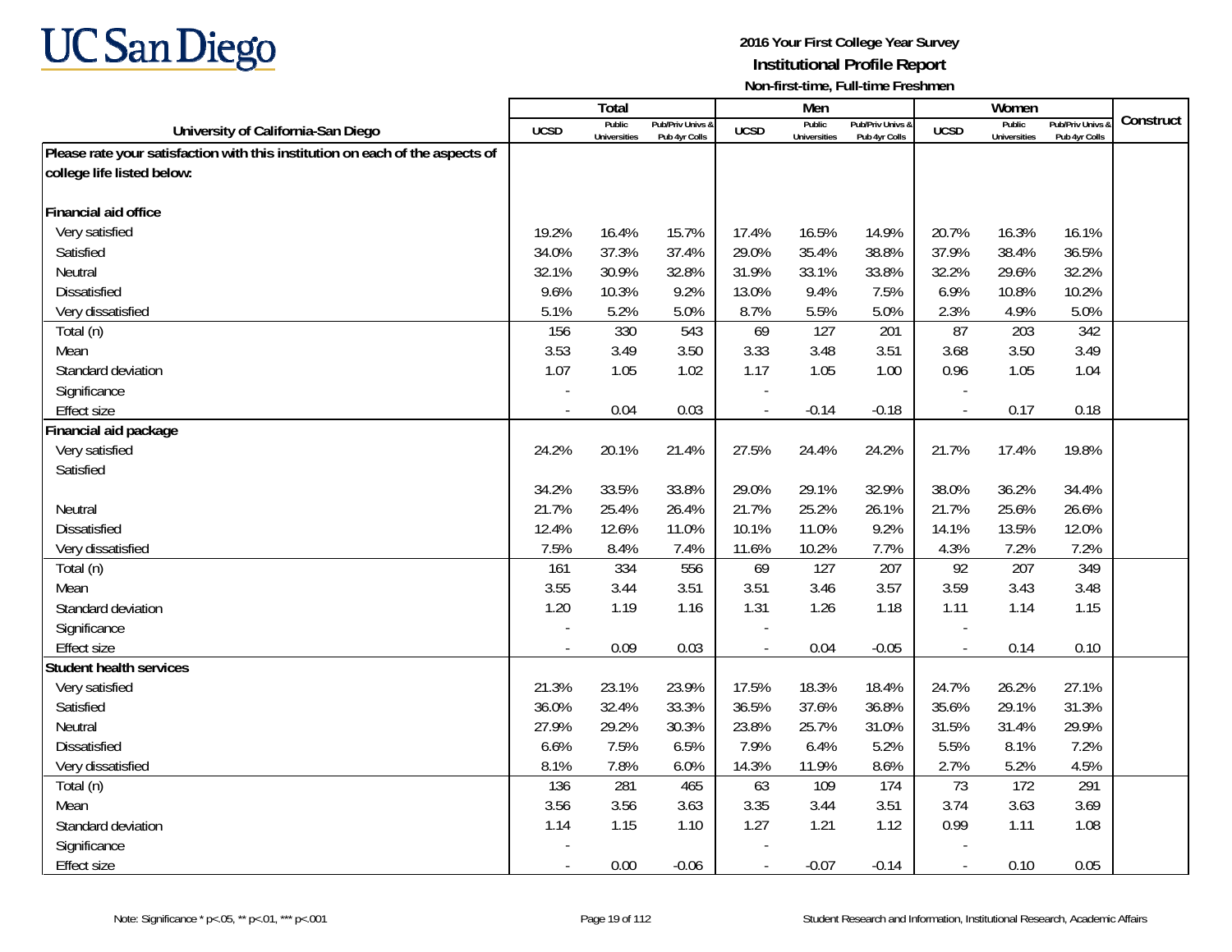**2016 Your First College Year Survey**
**Institutional Profile Report**
**Non-first-time, Full-time Freshmen**

| University of California-San Diego | Total | | | Men | | | Women | | | Construct |
|---|---|---|---|---|---|---|---|---|---|---|
| | UCSD | Public Universities | Pub/Priv Univs & Pub 4yr Colls | UCSD | Public Universities | Pub/Priv Univs & Pub 4yr Colls | UCSD | Public Universities | Pub/Priv Univs & Pub 4yr Colls | |
| **Please rate your satisfaction with this institution on each of the aspects of college life listed below:** | | | | | | | | | | |
| **Financial aid office** | | | | | | | | | | |
| Very satisfied | 19.2% | 16.4% | 15.7% | 17.4% | 16.5% | 14.9% | 20.7% | 16.3% | 16.1% | |
| Satisfied | 34.0% | 37.3% | 37.4% | 29.0% | 35.4% | 38.8% | 37.9% | 38.4% | 36.5% | |
| Neutral | 32.1% | 30.9% | 32.8% | 31.9% | 33.1% | 33.8% | 32.2% | 29.6% | 32.2% | |
| Dissatisfied | 9.6% | 10.3% | 9.2% | 13.0% | 9.4% | 7.5% | 6.9% | 10.8% | 10.2% | |
| Very dissatisfied | 5.1% | 5.2% | 5.0% | 8.7% | 5.5% | 5.0% | 2.3% | 4.9% | 5.0% | |
| Total (n) | 156 | 330 | 543 | 69 | 127 | 201 | 87 | 203 | 342 | |
| Mean | 3.53 | 3.49 | 3.50 | 3.33 | 3.48 | 3.51 | 3.68 | 3.50 | 3.49 | |
| Standard deviation | 1.07 | 1.05 | 1.02 | 1.17 | 1.05 | 1.00 | 0.96 | 1.05 | 1.04 | |
| Significance | - | | | - | | | - | | | |
| Effect size | - | 0.04 | 0.03 | - | -0.14 | -0.18 | - | 0.17 | 0.18 | |
| **Financial aid package** | | | | | | | | | | |
| Very satisfied | 24.2% | 20.1% | 21.4% | 27.5% | 24.4% | 24.2% | 21.7% | 17.4% | 19.8% | |
| Satisfied | 34.2% | 33.5% | 33.8% | 29.0% | 29.1% | 32.9% | 38.0% | 36.2% | 34.4% | |
| Neutral | 21.7% | 25.4% | 26.4% | 21.7% | 25.2% | 26.1% | 21.7% | 25.6% | 26.6% | |
| Dissatisfied | 12.4% | 12.6% | 11.0% | 10.1% | 11.0% | 9.2% | 14.1% | 13.5% | 12.0% | |
| Very dissatisfied | 7.5% | 8.4% | 7.4% | 11.6% | 10.2% | 7.7% | 4.3% | 7.2% | 7.2% | |
| Total (n) | 161 | 334 | 556 | 69 | 127 | 207 | 92 | 207 | 349 | |
| Mean | 3.55 | 3.44 | 3.51 | 3.51 | 3.46 | 3.57 | 3.59 | 3.43 | 3.48 | |
| Standard deviation | 1.20 | 1.19 | 1.16 | 1.31 | 1.26 | 1.18 | 1.11 | 1.14 | 1.15 | |
| Significance | - | | | - | | | - | | | |
| Effect size | - | 0.09 | 0.03 | - | 0.04 | -0.05 | - | 0.14 | 0.10 | |
| **Student health services** | | | | | | | | | | |
| Very satisfied | 21.3% | 23.1% | 23.9% | 17.5% | 18.3% | 18.4% | 24.7% | 26.2% | 27.1% | |
| Satisfied | 36.0% | 32.4% | 33.3% | 36.5% | 37.6% | 36.8% | 35.6% | 29.1% | 31.3% | |
| Neutral | 27.9% | 29.2% | 30.3% | 23.8% | 25.7% | 31.0% | 31.5% | 31.4% | 29.9% | |
| Dissatisfied | 6.6% | 7.5% | 6.5% | 7.9% | 6.4% | 5.2% | 5.5% | 8.1% | 7.2% | |
| Very dissatisfied | 8.1% | 7.8% | 6.0% | 14.3% | 11.9% | 8.6% | 2.7% | 5.2% | 4.5% | |
| Total (n) | 136 | 281 | 465 | 63 | 109 | 174 | 73 | 172 | 291 | |
| Mean | 3.56 | 3.56 | 3.63 | 3.35 | 3.44 | 3.51 | 3.74 | 3.63 | 3.69 | |
| Standard deviation | 1.14 | 1.15 | 1.10 | 1.27 | 1.21 | 1.12 | 0.99 | 1.11 | 1.08 | |
| Significance | - | | | - | | | - | | | |
| Effect size | - | 0.00 | -0.06 | - | -0.07 | -0.14 | - | 0.10 | 0.05 | |

Note: Significance * p<.05, ** p<.01, *** p<.001

Student Research and Information, Institutional Research, Academic Affairs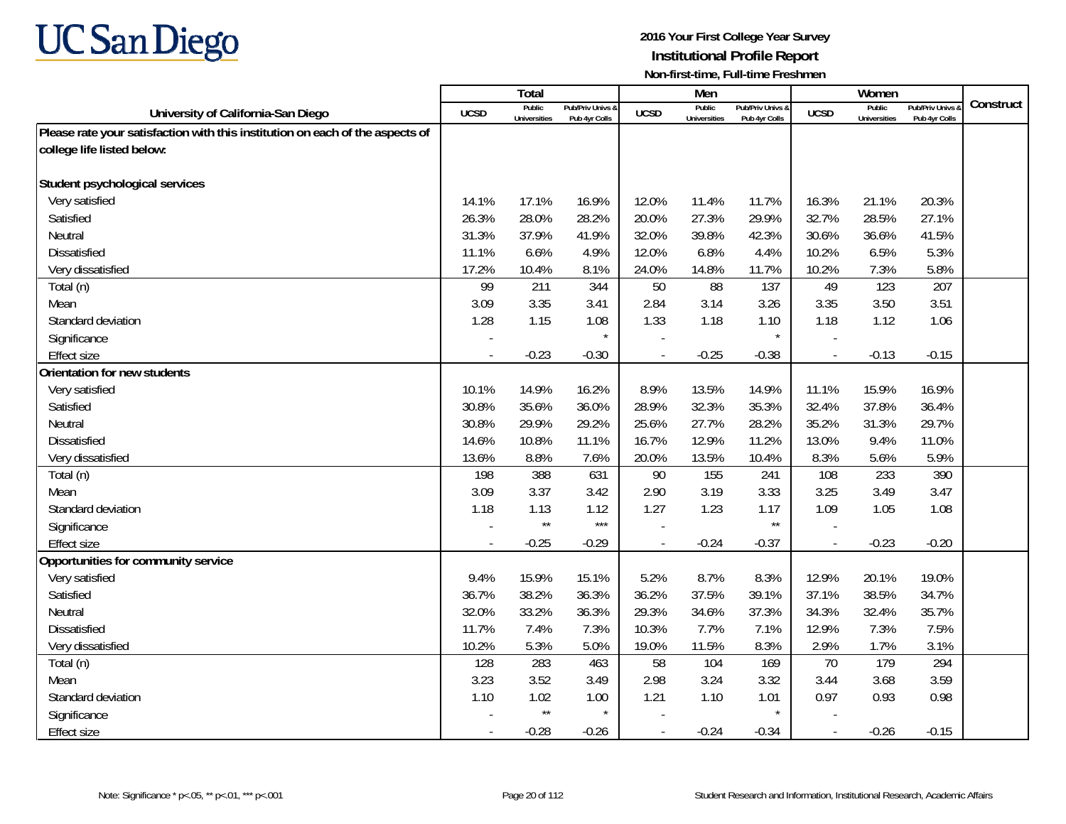**UC San Diego**

**2016 Your First College Year Survey**
**Institutional Profile Report**
**Non-first-time, Full-time Freshmen**

| University of California-San Diego | Total | | | Men | | | Women | | | Construct |
|---|---|---|---|---|---|---|---|---|---|---|
| | UCSD | Public Universities | Pub/Priv Univs & Pub 4yr Colls | UCSD | Public Universities | Pub/Priv Univs & Pub 4yr Colls | UCSD | Public Universities | Pub/Priv Univs & Pub 4yr Colls | |
| **Please rate your satisfaction with this institution on each of the aspects of college life listed below:** | | | | | | | | | | |
| **Student psychological services** | | | | | | | | | | |
| Very satisfied | 14.1% | 17.1% | 16.9% | 12.0% | 11.4% | 11.7% | 16.3% | 21.1% | 20.3% | |
| Satisfied | 26.3% | 28.0% | 28.2% | 20.0% | 27.3% | 29.9% | 32.7% | 28.5% | 27.1% | |
| Neutral | 31.3% | 37.9% | 41.9% | 32.0% | 39.8% | 42.3% | 30.6% | 36.6% | 41.5% | |
| Dissatisfied | 11.1% | 6.6% | 4.9% | 12.0% | 6.8% | 4.4% | 10.2% | 6.5% | 5.3% | |
| Very dissatisfied | 17.2% | 10.4% | 8.1% | 24.0% | 14.8% | 11.7% | 10.2% | 7.3% | 5.8% | |
| Total (n) | 99 | 211 | 344 | 50 | 88 | 137 | 49 | 123 | 207 | |
| Mean | 3.09 | 3.35 | 3.41 | 2.84 | 3.14 | 3.26 | 3.35 | 3.50 | 3.51 | |
| Standard deviation | 1.28 | 1.15 | 1.08 | 1.33 | 1.18 | 1.10 | 1.18 | 1.12 | 1.06 | |
| Significance | - | | * | - | | * | - | | | |
| Effect size | - | -0.23 | -0.30 | - | -0.25 | -0.38 | - | -0.13 | -0.15 | |
| **Orientation for new students** | | | | | | | | | | |
| Very satisfied | 10.1% | 14.9% | 16.2% | 8.9% | 13.5% | 14.9% | 11.1% | 15.9% | 16.9% | |
| Satisfied | 30.8% | 35.6% | 36.0% | 28.9% | 32.3% | 35.3% | 32.4% | 37.8% | 36.4% | |
| Neutral | 30.8% | 29.9% | 29.2% | 25.6% | 27.7% | 28.2% | 35.2% | 31.3% | 29.7% | |
| Dissatisfied | 14.6% | 10.8% | 11.1% | 16.7% | 12.9% | 11.2% | 13.0% | 9.4% | 11.0% | |
| Very dissatisfied | 13.6% | 8.8% | 7.6% | 20.0% | 13.5% | 10.4% | 8.3% | 5.6% | 5.9% | |
| Total (n) | 198 | 388 | 631 | 90 | 155 | 241 | 108 | 233 | 390 | |
| Mean | 3.09 | 3.37 | 3.42 | 2.90 | 3.19 | 3.33 | 3.25 | 3.49 | 3.47 | |
| Standard deviation | 1.18 | 1.13 | 1.12 | 1.27 | 1.23 | 1.17 | 1.09 | 1.05 | 1.08 | |
| Significance | - | ** | *** | - | | ** | - | | | |
| Effect size | - | -0.25 | -0.29 | - | -0.24 | -0.37 | - | -0.23 | -0.20 | |
| **Opportunities for community service** | | | | | | | | | | |
| Very satisfied | 9.4% | 15.9% | 15.1% | 5.2% | 8.7% | 8.3% | 12.9% | 20.1% | 19.0% | |
| Satisfied | 36.7% | 38.2% | 36.3% | 36.2% | 37.5% | 39.1% | 37.1% | 38.5% | 34.7% | |
| Neutral | 32.0% | 33.2% | 36.3% | 29.3% | 34.6% | 37.3% | 34.3% | 32.4% | 35.7% | |
| Dissatisfied | 11.7% | 7.4% | 7.3% | 10.3% | 7.7% | 7.1% | 12.9% | 7.3% | 7.5% | |
| Very dissatisfied | 10.2% | 5.3% | 5.0% | 19.0% | 11.5% | 8.3% | 2.9% | 1.7% | 3.1% | |
| Total (n) | 128 | 283 | 463 | 58 | 104 | 169 | 70 | 179 | 294 | |
| Mean | 3.23 | 3.52 | 3.49 | 2.98 | 3.24 | 3.32 | 3.44 | 3.68 | 3.59 | |
| Standard deviation | 1.10 | 1.02 | 1.00 | 1.21 | 1.10 | 1.01 | 0.97 | 0.93 | 0.98 | |
| Significance | - | ** | * | - | | * | - | | | |
| Effect size | - | -0.28 | -0.26 | - | -0.24 | -0.34 | - | -0.26 | -0.15 | |

Note: Significance * p<.05, ** p<.01, *** p<.001

Student Research and Information, Institutional Research, Academic Affairs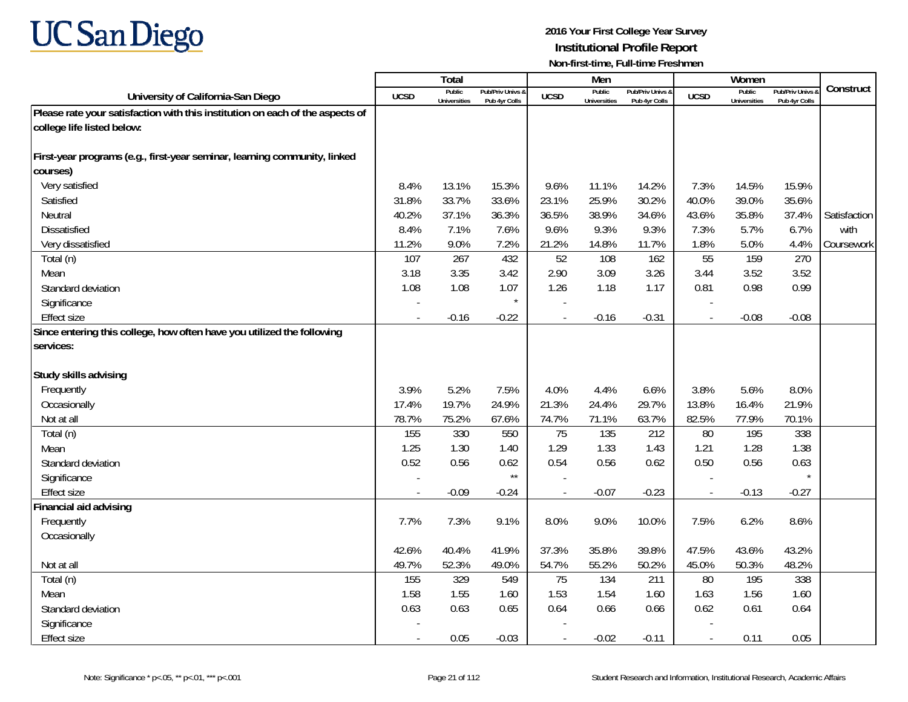UC San Diego

**2016 Your First College Year Survey**
**Institutional Profile Report**
**Non-first-time, Full-time Freshmen**

| University of California-San Diego | Total | | | Men | | | Women | | | Construct |
|---|---|---|---|---|---|---|---|---|---|---|
| | UCSD | Public Universities | Pub/Priv Univs & Pub 4yr Colls | UCSD | Public Universities | Pub/Priv Univs & Pub 4yr Colls | UCSD | Public Universities | Pub/Priv Univs & Pub 4yr Colls | |
| **Please rate your satisfaction with this institution on each of the aspects of college life listed below:** | | | | | | | | | | |
| **First-year programs (e.g., first-year seminar, learning community, linked courses)** | | | | | | | | | | |
| Very satisfied | 8.4% | 13.1% | 15.3% | 9.6% | 11.1% | 14.2% | 7.3% | 14.5% | 15.9% | |
| Satisfied | 31.8% | 33.7% | 33.6% | 23.1% | 25.9% | 30.2% | 40.0% | 39.0% | 35.6% | |
| Neutral | 40.2% | 37.1% | 36.3% | 36.5% | 38.9% | 34.6% | 43.6% | 35.8% | 37.4% | Satisfaction with Coursework |
| Dissatisfied | 8.4% | 7.1% | 7.6% | 9.6% | 9.3% | 9.3% | 7.3% | 5.7% | 6.7% | |
| Very dissatisfied | 11.2% | 9.0% | 7.2% | 21.2% | 14.8% | 11.7% | 1.8% | 5.0% | 4.4% | |
| Total (n) | 107 | 267 | 432 | 52 | 108 | 162 | 55 | 159 | 270 | |
| Mean | 3.18 | 3.35 | 3.42 | 2.90 | 3.09 | 3.26 | 3.44 | 3.52 | 3.52 | |
| Standard deviation | 1.08 | 1.08 | 1.07 | 1.26 | 1.18 | 1.17 | 0.81 | 0.98 | 0.99 | |
| Significance | - | | * | - | | | - | | | |
| Effect size | - | -0.16 | -0.22 | - | -0.16 | -0.31 | - | -0.08 | -0.08 | |
| **Since entering this college, how often have you utilized the following services:** | | | | | | | | | | |
| **Study skills advising** | | | | | | | | | | |
| Frequently | 3.9% | 5.2% | 7.5% | 4.0% | 4.4% | 6.6% | 3.8% | 5.6% | 8.0% | |
| Occasionally | 17.4% | 19.7% | 24.9% | 21.3% | 24.4% | 29.7% | 13.8% | 16.4% | 21.9% | |
| Not at all | 78.7% | 75.2% | 67.6% | 74.7% | 71.1% | 63.7% | 82.5% | 77.9% | 70.1% | |
| Total (n) | 155 | 330 | 550 | 75 | 135 | 212 | 80 | 195 | 338 | |
| Mean | 1.25 | 1.30 | 1.40 | 1.29 | 1.33 | 1.43 | 1.21 | 1.28 | 1.38 | |
| Standard deviation | 0.52 | 0.56 | 0.62 | 0.54 | 0.56 | 0.62 | 0.50 | 0.56 | 0.63 | |
| Significance | - | | ** | - | | | - | | * | |
| Effect size | - | -0.09 | -0.24 | - | -0.07 | -0.23 | - | -0.13 | -0.27 | |
| **Financial aid advising** | | | | | | | | | | |
| Frequently | 7.7% | 7.3% | 9.1% | 8.0% | 9.0% | 10.0% | 7.5% | 6.2% | 8.6% | |
| Occasionally | 42.6% | 40.4% | 41.9% | 37.3% | 35.8% | 39.8% | 47.5% | 43.6% | 43.2% | |
| Not at all | 49.7% | 52.3% | 49.0% | 54.7% | 55.2% | 50.2% | 45.0% | 50.3% | 48.2% | |
| Total (n) | 155 | 329 | 549 | 75 | 134 | 211 | 80 | 195 | 338 | |
| Mean | 1.58 | 1.55 | 1.60 | 1.53 | 1.54 | 1.60 | 1.63 | 1.56 | 1.60 | |
| Standard deviation | 0.63 | 0.63 | 0.65 | 0.64 | 0.66 | 0.66 | 0.62 | 0.61 | 0.64 | |
| Significance | - | | | - | | | - | | | |
| Effect size | - | 0.05 | -0.03 | - | -0.02 | -0.11 | - | 0.11 | 0.05 | |

Note: Significance * p<.05, ** p<.01, *** p<.001

Student Research and Information, Institutional Research, Academic Affairs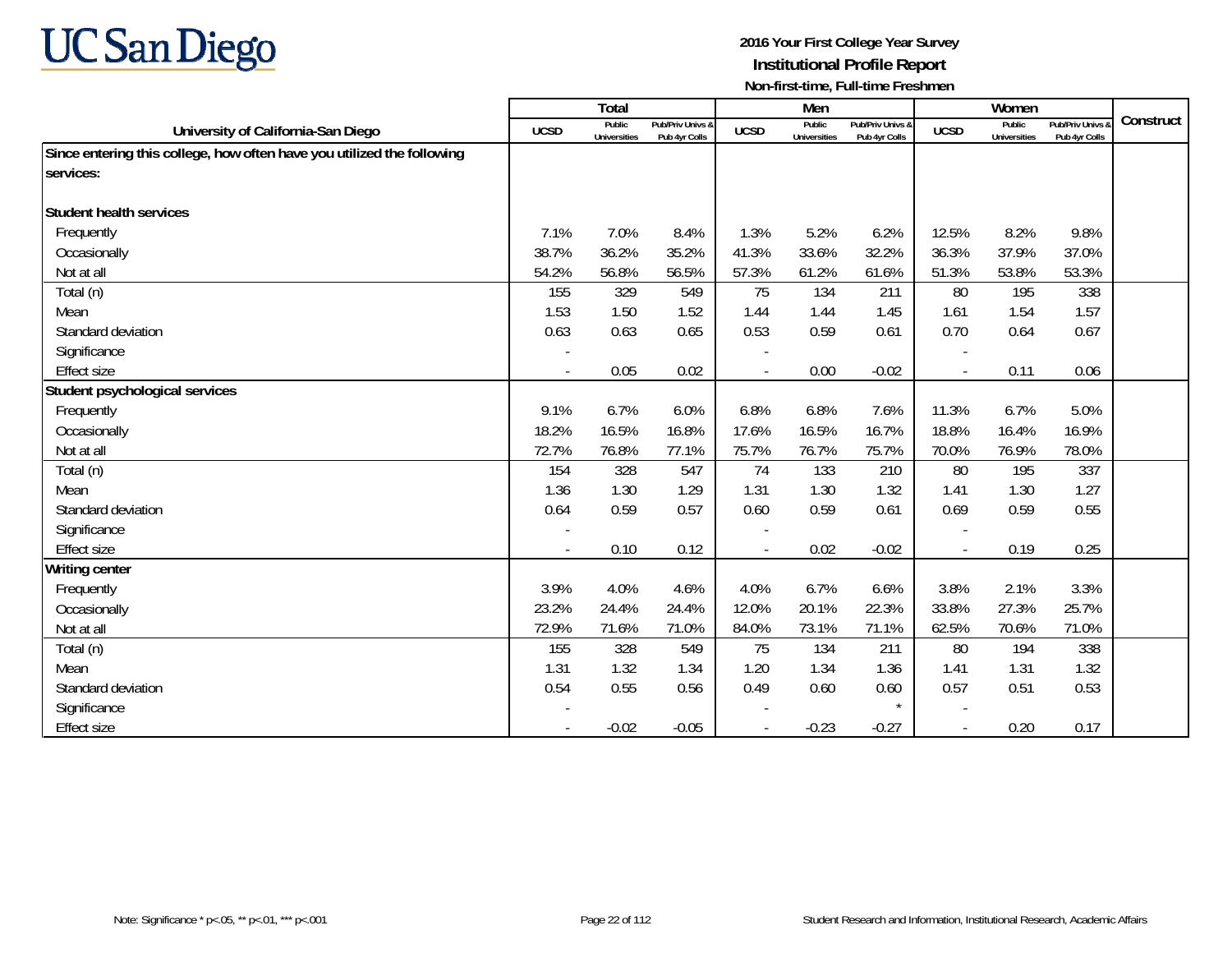UC San Diego

**2016 Your First College Year Survey**
**Institutional Profile Report**
**Non-first-time, Full-time Freshmen**

| University of California-San Diego | Total | | | Men | | | Women | | | Construct |
|---|---|---|---|---|---|---|---|---|---|---|
| | UCSD | Public Universities | Pub/Priv Univs & Pub 4yr Colls | UCSD | Public Universities | Pub/Priv Univs & Pub 4yr Colls | UCSD | Public Universities | Pub/Priv Univs & Pub 4yr Colls | |
| **Since entering this college, how often have you utilized the following services:** | | | | | | | | | | |
| **Student health services** | | | | | | | | | | |
| Frequently | 7.1% | 7.0% | 8.4% | 1.3% | 5.2% | 6.2% | 12.5% | 8.2% | 9.8% | |
| Occasionally | 38.7% | 36.2% | 35.2% | 41.3% | 33.6% | 32.2% | 36.3% | 37.9% | 37.0% | |
| Not at all | 54.2% | 56.8% | 56.5% | 57.3% | 61.2% | 61.6% | 51.3% | 53.8% | 53.3% | |
| Total (n) | 155 | 329 | 549 | 75 | 134 | 211 | 80 | 195 | 338 | |
| Mean | 1.53 | 1.50 | 1.52 | 1.44 | 1.44 | 1.45 | 1.61 | 1.54 | 1.57 | |
| Standard deviation | 0.63 | 0.63 | 0.65 | 0.53 | 0.59 | 0.61 | 0.70 | 0.64 | 0.67 | |
| Significance | - | | | - | | | - | | | |
| Effect size | - | 0.05 | 0.02 | - | 0.00 | -0.02 | - | 0.11 | 0.06 | |
| **Student psychological services** | | | | | | | | | | |
| Frequently | 9.1% | 6.7% | 6.0% | 6.8% | 6.8% | 7.6% | 11.3% | 6.7% | 5.0% | |
| Occasionally | 18.2% | 16.5% | 16.8% | 17.6% | 16.5% | 16.7% | 18.8% | 16.4% | 16.9% | |
| Not at all | 72.7% | 76.8% | 77.1% | 75.7% | 76.7% | 75.7% | 70.0% | 76.9% | 78.0% | |
| Total (n) | 154 | 328 | 547 | 74 | 133 | 210 | 80 | 195 | 337 | |
| Mean | 1.36 | 1.30 | 1.29 | 1.31 | 1.30 | 1.32 | 1.41 | 1.30 | 1.27 | |
| Standard deviation | 0.64 | 0.59 | 0.57 | 0.60 | 0.59 | 0.61 | 0.69 | 0.59 | 0.55 | |
| Significance | - | | | - | | | - | | | |
| Effect size | - | 0.10 | 0.12 | - | 0.02 | -0.02 | - | 0.19 | 0.25 | |
| **Writing center** | | | | | | | | | | |
| Frequently | 3.9% | 4.0% | 4.6% | 4.0% | 6.7% | 6.6% | 3.8% | 2.1% | 3.3% | |
| Occasionally | 23.2% | 24.4% | 24.4% | 12.0% | 20.1% | 22.3% | 33.8% | 27.3% | 25.7% | |
| Not at all | 72.9% | 71.6% | 71.0% | 84.0% | 73.1% | 71.1% | 62.5% | 70.6% | 71.0% | |
| Total (n) | 155 | 328 | 549 | 75 | 134 | 211 | 80 | 194 | 338 | |
| Mean | 1.31 | 1.32 | 1.34 | 1.20 | 1.34 | 1.36 | 1.41 | 1.31 | 1.32 | |
| Standard deviation | 0.54 | 0.55 | 0.56 | 0.49 | 0.60 | 0.60 | 0.57 | 0.51 | 0.53 | |
| Significance | - | | | - | | * | - | | | |
| Effect size | - | -0.02 | -0.05 | - | -0.23 | -0.27 | - | 0.20 | 0.17 | |

Note: Significance * p<.05, ** p<.01, *** p<.001

Student Research and Information, Institutional Research, Academic Affairs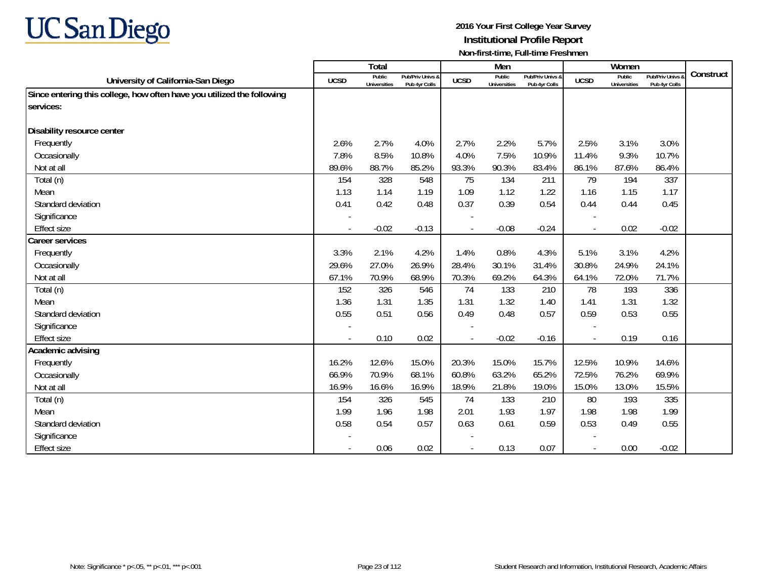**UC San Diego**

**2016 Your First College Year Survey**
**Institutional Profile Report**
**Non-first-time, Full-time Freshmen**

| University of California-San Diego | Total | | | Men | | | Women | | | Construct |
|---|---|---|---|---|---|---|---|---|---|---|
| | UCSD | Public Universities | Pub/Priv Univs & Pub 4yr Colls | UCSD | Public Universities | Pub/Priv Univs & Pub 4yr Colls | UCSD | Public Universities | Pub/Priv Univs & Pub 4yr Colls | |
| **Since entering this college, how often have you utilized the following services:** | | | | | | | | | | |
| **Disability resource center** | | | | | | | | | | |
| Frequently | 2.6% | 2.7% | 4.0% | 2.7% | 2.2% | 5.7% | 2.5% | 3.1% | 3.0% | |
| Occasionally | 7.8% | 8.5% | 10.8% | 4.0% | 7.5% | 10.9% | 11.4% | 9.3% | 10.7% | |
| Not at all | 89.6% | 88.7% | 85.2% | 93.3% | 90.3% | 83.4% | 86.1% | 87.6% | 86.4% | |
| Total (n) | 154 | 328 | 548 | 75 | 134 | 211 | 79 | 194 | 337 | |
| Mean | 1.13 | 1.14 | 1.19 | 1.09 | 1.12 | 1.22 | 1.16 | 1.15 | 1.17 | |
| Standard deviation | 0.41 | 0.42 | 0.48 | 0.37 | 0.39 | 0.54 | 0.44 | 0.44 | 0.45 | |
| Significance | - | | | - | | | - | | | |
| Effect size | - | -0.02 | -0.13 | - | -0.08 | -0.24 | - | 0.02 | -0.02 | |
| **Career services** | | | | | | | | | | |
| Frequently | 3.3% | 2.1% | 4.2% | 1.4% | 0.8% | 4.3% | 5.1% | 3.1% | 4.2% | |
| Occasionally | 29.6% | 27.0% | 26.9% | 28.4% | 30.1% | 31.4% | 30.8% | 24.9% | 24.1% | |
| Not at all | 67.1% | 70.9% | 68.9% | 70.3% | 69.2% | 64.3% | 64.1% | 72.0% | 71.7% | |
| Total (n) | 152 | 326 | 546 | 74 | 133 | 210 | 78 | 193 | 336 | |
| Mean | 1.36 | 1.31 | 1.35 | 1.31 | 1.32 | 1.40 | 1.41 | 1.31 | 1.32 | |
| Standard deviation | 0.55 | 0.51 | 0.56 | 0.49 | 0.48 | 0.57 | 0.59 | 0.53 | 0.55 | |
| Significance | - | | | - | | | - | | | |
| Effect size | - | 0.10 | 0.02 | - | -0.02 | -0.16 | - | 0.19 | 0.16 | |
| **Academic advising** | | | | | | | | | | |
| Frequently | 16.2% | 12.6% | 15.0% | 20.3% | 15.0% | 15.7% | 12.5% | 10.9% | 14.6% | |
| Occasionally | 66.9% | 70.9% | 68.1% | 60.8% | 63.2% | 65.2% | 72.5% | 76.2% | 69.9% | |
| Not at all | 16.9% | 16.6% | 16.9% | 18.9% | 21.8% | 19.0% | 15.0% | 13.0% | 15.5% | |
| Total (n) | 154 | 326 | 545 | 74 | 133 | 210 | 80 | 193 | 335 | |
| Mean | 1.99 | 1.96 | 1.98 | 2.01 | 1.93 | 1.97 | 1.98 | 1.98 | 1.99 | |
| Standard deviation | 0.58 | 0.54 | 0.57 | 0.63 | 0.61 | 0.59 | 0.53 | 0.49 | 0.55 | |
| Significance | - | | | - | | | - | | | |
| Effect size | - | 0.06 | 0.02 | - | 0.13 | 0.07 | - | 0.00 | -0.02 | |

Note: Significance * p<.05, ** p<.01, *** p<.001

Student Research and Information, Institutional Research, Academic Affairs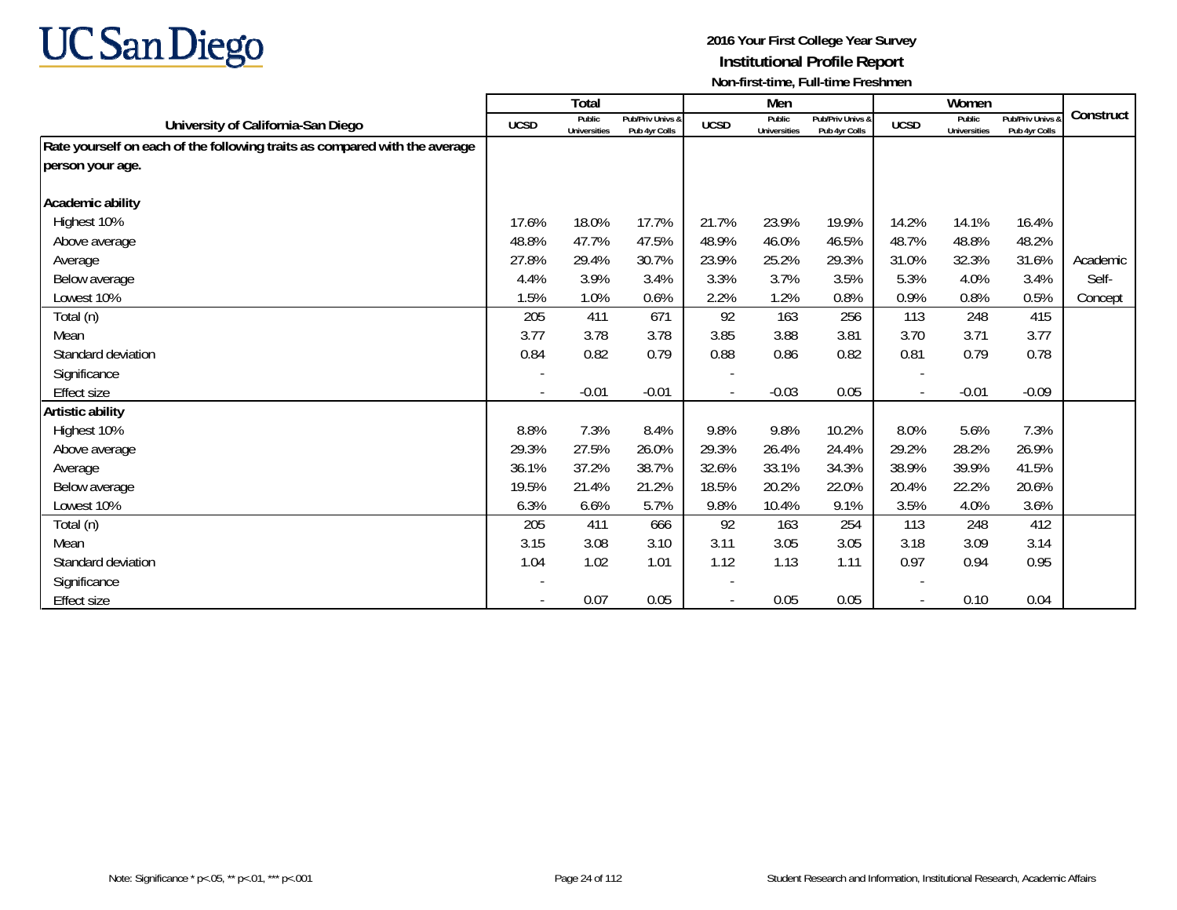**UC San Diego**

**2016 Your First College Year Survey**
**Institutional Profile Report**
**Non-first-time, Full-time Freshmen**

| University of California-San Diego | Total | | | Men | | | Women | | | Construct |
|---|---|---|---|---|---|---|---|---|---|---|
| | UCSD | Public Universities | Pub/Priv Univs & Pub 4yr Colls | UCSD | Public Universities | Pub/Priv Univs & Pub 4yr Colls | UCSD | Public Universities | Pub/Priv Univs & Pub 4yr Colls | |
| **Rate yourself on each of the following traits as compared with the average person your age.** | | | | | | | | | | |
| **Academic ability** | | | | | | | | | | |
| Highest 10% | 17.6% | 18.0% | 17.7% | 21.7% | 23.9% | 19.9% | 14.2% | 14.1% | 16.4% | |
| Above average | 48.8% | 47.7% | 47.5% | 48.9% | 46.0% | 46.5% | 48.7% | 48.8% | 48.2% | |
| Average | 27.8% | 29.4% | 30.7% | 23.9% | 25.2% | 29.3% | 31.0% | 32.3% | 31.6% | Academic Self-Concept |
| Below average | 4.4% | 3.9% | 3.4% | 3.3% | 3.7% | 3.5% | 5.3% | 4.0% | 3.4% | |
| Lowest 10% | 1.5% | 1.0% | 0.6% | 2.2% | 1.2% | 0.8% | 0.9% | 0.8% | 0.5% | |
| Total (n) | 205 | 411 | 671 | 92 | 163 | 256 | 113 | 248 | 415 | |
| Mean | 3.77 | 3.78 | 3.78 | 3.85 | 3.88 | 3.81 | 3.70 | 3.71 | 3.77 | |
| Standard deviation | 0.84 | 0.82 | 0.79 | 0.88 | 0.86 | 0.82 | 0.81 | 0.79 | 0.78 | |
| Significance | - | | | - | | | - | | | |
| Effect size | - | -0.01 | -0.01 | - | -0.03 | 0.05 | - | -0.01 | -0.09 | |
| **Artistic ability** | | | | | | | | | | |
| Highest 10% | 8.8% | 7.3% | 8.4% | 9.8% | 9.8% | 10.2% | 8.0% | 5.6% | 7.3% | |
| Above average | 29.3% | 27.5% | 26.0% | 29.3% | 26.4% | 24.4% | 29.2% | 28.2% | 26.9% | |
| Average | 36.1% | 37.2% | 38.7% | 32.6% | 33.1% | 34.3% | 38.9% | 39.9% | 41.5% | |
| Below average | 19.5% | 21.4% | 21.2% | 18.5% | 20.2% | 22.0% | 20.4% | 22.2% | 20.6% | |
| Lowest 10% | 6.3% | 6.6% | 5.7% | 9.8% | 10.4% | 9.1% | 3.5% | 4.0% | 3.6% | |
| Total (n) | 205 | 411 | 666 | 92 | 163 | 254 | 113 | 248 | 412 | |
| Mean | 3.15 | 3.08 | 3.10 | 3.11 | 3.05 | 3.05 | 3.18 | 3.09 | 3.14 | |
| Standard deviation | 1.04 | 1.02 | 1.01 | 1.12 | 1.13 | 1.11 | 0.97 | 0.94 | 0.95 | |
| Significance | - | | | - | | | - | | | |
| Effect size | - | 0.07 | 0.05 | - | 0.05 | 0.05 | - | 0.10 | 0.04 | |

Note: Significance * p<.05, ** p<.01, *** p<.001

Student Research and Information, Institutional Research, Academic Affairs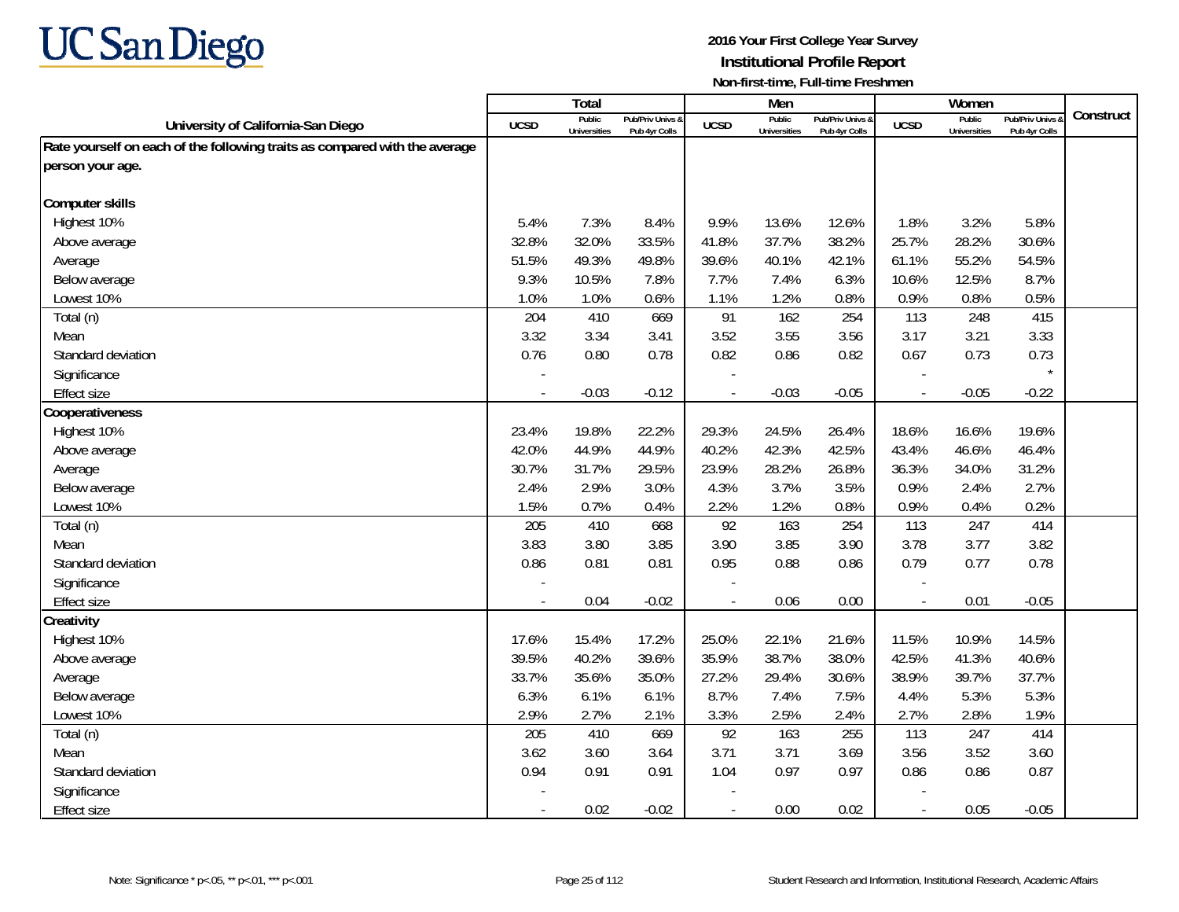UC San Diego

**2016 Your First College Year Survey**
**Institutional Profile Report**
**Non-first-time, Full-time Freshmen**

| University of California-San Diego | Total | | | Men | | | Women | | | Construct |
|---|---|---|---|---|---|---|---|---|---|---|
| | UCSD | Public Universities | Pub/Priv Univs & Pub 4yr Colls | UCSD | Public Universities | Pub/Priv Univs & Pub 4yr Colls | UCSD | Public Universities | Pub/Priv Univs & Pub 4yr Colls | |
| **Rate yourself on each of the following traits as compared with the average person your age.** | | | | | | | | | | |
| **Computer skills** | | | | | | | | | | |
| Highest 10% | 5.4% | 7.3% | 8.4% | 9.9% | 13.6% | 12.6% | 1.8% | 3.2% | 5.8% | |
| Above average | 32.8% | 32.0% | 33.5% | 41.8% | 37.7% | 38.2% | 25.7% | 28.2% | 30.6% | |
| Average | 51.5% | 49.3% | 49.8% | 39.6% | 40.1% | 42.1% | 61.1% | 55.2% | 54.5% | |
| Below average | 9.3% | 10.5% | 7.8% | 7.7% | 7.4% | 6.3% | 10.6% | 12.5% | 8.7% | |
| Lowest 10% | 1.0% | 1.0% | 0.6% | 1.1% | 1.2% | 0.8% | 0.9% | 0.8% | 0.5% | |
| Total (n) | 204 | 410 | 669 | 91 | 162 | 254 | 113 | 248 | 415 | |
| Mean | 3.32 | 3.34 | 3.41 | 3.52 | 3.55 | 3.56 | 3.17 | 3.21 | 3.33 | |
| Standard deviation | 0.76 | 0.80 | 0.78 | 0.82 | 0.86 | 0.82 | 0.67 | 0.73 | 0.73 | |
| Significance | - | | | - | | | - | | * | |
| Effect size | - | -0.03 | -0.12 | - | -0.03 | -0.05 | - | -0.05 | -0.22 | |
| **Cooperativeness** | | | | | | | | | | |
| Highest 10% | 23.4% | 19.8% | 22.2% | 29.3% | 24.5% | 26.4% | 18.6% | 16.6% | 19.6% | |
| Above average | 42.0% | 44.9% | 44.9% | 40.2% | 42.3% | 42.5% | 43.4% | 46.6% | 46.4% | |
| Average | 30.7% | 31.7% | 29.5% | 23.9% | 28.2% | 26.8% | 36.3% | 34.0% | 31.2% | |
| Below average | 2.4% | 2.9% | 3.0% | 4.3% | 3.7% | 3.5% | 0.9% | 2.4% | 2.7% | |
| Lowest 10% | 1.5% | 0.7% | 0.4% | 2.2% | 1.2% | 0.8% | 0.9% | 0.4% | 0.2% | |
| Total (n) | 205 | 410 | 668 | 92 | 163 | 254 | 113 | 247 | 414 | |
| Mean | 3.83 | 3.80 | 3.85 | 3.90 | 3.85 | 3.90 | 3.78 | 3.77 | 3.82 | |
| Standard deviation | 0.86 | 0.81 | 0.81 | 0.95 | 0.88 | 0.86 | 0.79 | 0.77 | 0.78 | |
| Significance | - | | | - | | | - | | | |
| Effect size | - | 0.04 | -0.02 | - | 0.06 | 0.00 | - | 0.01 | -0.05 | |
| **Creativity** | | | | | | | | | | |
| Highest 10% | 17.6% | 15.4% | 17.2% | 25.0% | 22.1% | 21.6% | 11.5% | 10.9% | 14.5% | |
| Above average | 39.5% | 40.2% | 39.6% | 35.9% | 38.7% | 38.0% | 42.5% | 41.3% | 40.6% | |
| Average | 33.7% | 35.6% | 35.0% | 27.2% | 29.4% | 30.6% | 38.9% | 39.7% | 37.7% | |
| Below average | 6.3% | 6.1% | 6.1% | 8.7% | 7.4% | 7.5% | 4.4% | 5.3% | 5.3% | |
| Lowest 10% | 2.9% | 2.7% | 2.1% | 3.3% | 2.5% | 2.4% | 2.7% | 2.8% | 1.9% | |
| Total (n) | 205 | 410 | 669 | 92 | 163 | 255 | 113 | 247 | 414 | |
| Mean | 3.62 | 3.60 | 3.64 | 3.71 | 3.71 | 3.69 | 3.56 | 3.52 | 3.60 | |
| Standard deviation | 0.94 | 0.91 | 0.91 | 1.04 | 0.97 | 0.97 | 0.86 | 0.86 | 0.87 | |
| Significance | - | | | - | | | - | | | |
| Effect size | - | 0.02 | -0.02 | - | 0.00 | 0.02 | - | 0.05 | -0.05 | |

Note: Significance * p<.05, ** p<.01, *** p<.001

Student Research and Information, Institutional Research, Academic Affairs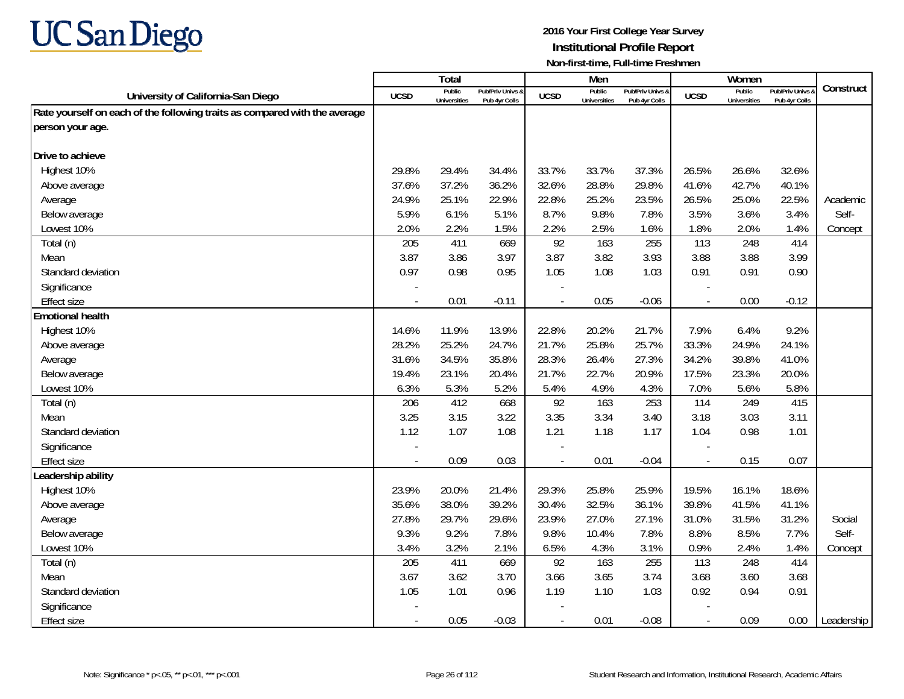**UC San Diego**

**2016 Your First College Year Survey**
**Institutional Profile Report**
**Non-first-time, Full-time Freshmen**

| University of California-San Diego | Total | | | Men | | | Women | | | Construct |
|---|---|---|---|---|---|---|---|---|---|---|
| | UCSD | Public Universities | Pub/Priv Univs & Pub 4yr Colls | UCSD | Public Universities | Pub/Priv Univs & Pub 4yr Colls | UCSD | Public Universities | Pub/Priv Univs & Pub 4yr Colls | |
| **Rate yourself on each of the following traits as compared with the average person your age.** | | | | | | | | | | |
| **Drive to achieve** | | | | | | | | | | |
| Highest 10% | 29.8% | 29.4% | 34.4% | 33.7% | 33.7% | 37.3% | 26.5% | 26.6% | 32.6% | |
| Above average | 37.6% | 37.2% | 36.2% | 32.6% | 28.8% | 29.8% | 41.6% | 42.7% | 40.1% | |
| Average | 24.9% | 25.1% | 22.9% | 22.8% | 25.2% | 23.5% | 26.5% | 25.0% | 22.5% | Academic |
| Below average | 5.9% | 6.1% | 5.1% | 8.7% | 9.8% | 7.8% | 3.5% | 3.6% | 3.4% | Self- |
| Lowest 10% | 2.0% | 2.2% | 1.5% | 2.2% | 2.5% | 1.6% | 1.8% | 2.0% | 1.4% | Concept |
| Total (n) | 205 | 411 | 669 | 92 | 163 | 255 | 113 | 248 | 414 | |
| Mean | 3.87 | 3.86 | 3.97 | 3.87 | 3.82 | 3.93 | 3.88 | 3.88 | 3.99 | |
| Standard deviation | 0.97 | 0.98 | 0.95 | 1.05 | 1.08 | 1.03 | 0.91 | 0.91 | 0.90 | |
| Significance | - | | | - | | | - | | | |
| Effect size | - | 0.01 | -0.11 | - | 0.05 | -0.06 | - | 0.00 | -0.12 | |
| **Emotional health** | | | | | | | | | | |
| Highest 10% | 14.6% | 11.9% | 13.9% | 22.8% | 20.2% | 21.7% | 7.9% | 6.4% | 9.2% | |
| Above average | 28.2% | 25.2% | 24.7% | 21.7% | 25.8% | 25.7% | 33.3% | 24.9% | 24.1% | |
| Average | 31.6% | 34.5% | 35.8% | 28.3% | 26.4% | 27.3% | 34.2% | 39.8% | 41.0% | |
| Below average | 19.4% | 23.1% | 20.4% | 21.7% | 22.7% | 20.9% | 17.5% | 23.3% | 20.0% | |
| Lowest 10% | 6.3% | 5.3% | 5.2% | 5.4% | 4.9% | 4.3% | 7.0% | 5.6% | 5.8% | |
| Total (n) | 206 | 412 | 668 | 92 | 163 | 253 | 114 | 249 | 415 | |
| Mean | 3.25 | 3.15 | 3.22 | 3.35 | 3.34 | 3.40 | 3.18 | 3.03 | 3.11 | |
| Standard deviation | 1.12 | 1.07 | 1.08 | 1.21 | 1.18 | 1.17 | 1.04 | 0.98 | 1.01 | |
| Significance | - | | | - | | | - | | | |
| Effect size | - | 0.09 | 0.03 | - | 0.01 | -0.04 | - | 0.15 | 0.07 | |
| **Leadership ability** | | | | | | | | | | |
| Highest 10% | 23.9% | 20.0% | 21.4% | 29.3% | 25.8% | 25.9% | 19.5% | 16.1% | 18.6% | |
| Above average | 35.6% | 38.0% | 39.2% | 30.4% | 32.5% | 36.1% | 39.8% | 41.5% | 41.1% | |
| Average | 27.8% | 29.7% | 29.6% | 23.9% | 27.0% | 27.1% | 31.0% | 31.5% | 31.2% | Social |
| Below average | 9.3% | 9.2% | 7.8% | 9.8% | 10.4% | 7.8% | 8.8% | 8.5% | 7.7% | Self- |
| Lowest 10% | 3.4% | 3.2% | 2.1% | 6.5% | 4.3% | 3.1% | 0.9% | 2.4% | 1.4% | Concept |
| Total (n) | 205 | 411 | 669 | 92 | 163 | 255 | 113 | 248 | 414 | |
| Mean | 3.67 | 3.62 | 3.70 | 3.66 | 3.65 | 3.74 | 3.68 | 3.60 | 3.68 | |
| Standard deviation | 1.05 | 1.01 | 0.96 | 1.19 | 1.10 | 1.03 | 0.92 | 0.94 | 0.91 | |
| Significance | - | | | - | | | - | | | |
| Effect size | - | 0.05 | -0.03 | - | 0.01 | -0.08 | - | 0.09 | 0.00 | Leadership |

Note: Significance * p<.05, ** p<.01, *** p<.001

Student Research and Information, Institutional Research, Academic Affairs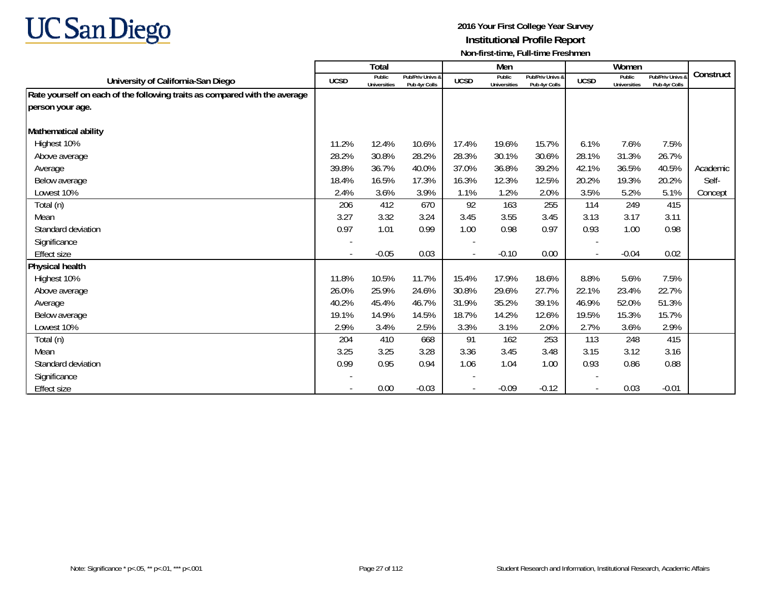**UC San Diego**

**2016 Your First College Year Survey**
**Institutional Profile Report**
**Non-first-time, Full-time Freshmen**

| University of California-San Diego | Total | | | Men | | | Women | | | Construct |
|---|---|---|---|---|---|---|---|---|---|---|
| | UCSD | Public Universities | Pub/Priv Univs & Pub 4yr Colls | UCSD | Public Universities | Pub/Priv Univs & Pub 4yr Colls | UCSD | Public Universities | Pub/Priv Univs & Pub 4yr Colls | |
| **Rate yourself on each of the following traits as compared with the average person your age.** | | | | | | | | | | |
| **Mathematical ability** | | | | | | | | | | |
| Highest 10% | 11.2% | 12.4% | 10.6% | 17.4% | 19.6% | 15.7% | 6.1% | 7.6% | 7.5% | |
| Above average | 28.2% | 30.8% | 28.2% | 28.3% | 30.1% | 30.6% | 28.1% | 31.3% | 26.7% | |
| Average | 39.8% | 36.7% | 40.0% | 37.0% | 36.8% | 39.2% | 42.1% | 36.5% | 40.5% | Academic |
| Below average | 18.4% | 16.5% | 17.3% | 16.3% | 12.3% | 12.5% | 20.2% | 19.3% | 20.2% | Self- |
| Lowest 10% | 2.4% | 3.6% | 3.9% | 1.1% | 1.2% | 2.0% | 3.5% | 5.2% | 5.1% | Concept |
| Total (n) | 206 | 412 | 670 | 92 | 163 | 255 | 114 | 249 | 415 | |
| Mean | 3.27 | 3.32 | 3.24 | 3.45 | 3.55 | 3.45 | 3.13 | 3.17 | 3.11 | |
| Standard deviation | 0.97 | 1.01 | 0.99 | 1.00 | 0.98 | 0.97 | 0.93 | 1.00 | 0.98 | |
| Significance | - | | | - | | | - | | | |
| Effect size | - | -0.05 | 0.03 | - | -0.10 | 0.00 | - | -0.04 | 0.02 | |
| **Physical health** | | | | | | | | | | |
| Highest 10% | 11.8% | 10.5% | 11.7% | 15.4% | 17.9% | 18.6% | 8.8% | 5.6% | 7.5% | |
| Above average | 26.0% | 25.9% | 24.6% | 30.8% | 29.6% | 27.7% | 22.1% | 23.4% | 22.7% | |
| Average | 40.2% | 45.4% | 46.7% | 31.9% | 35.2% | 39.1% | 46.9% | 52.0% | 51.3% | |
| Below average | 19.1% | 14.9% | 14.5% | 18.7% | 14.2% | 12.6% | 19.5% | 15.3% | 15.7% | |
| Lowest 10% | 2.9% | 3.4% | 2.5% | 3.3% | 3.1% | 2.0% | 2.7% | 3.6% | 2.9% | |
| Total (n) | 204 | 410 | 668 | 91 | 162 | 253 | 113 | 248 | 415 | |
| Mean | 3.25 | 3.25 | 3.28 | 3.36 | 3.45 | 3.48 | 3.15 | 3.12 | 3.16 | |
| Standard deviation | 0.99 | 0.95 | 0.94 | 1.06 | 1.04 | 1.00 | 0.93 | 0.86 | 0.88 | |
| Significance | - | | | - | | | - | | | |
| Effect size | - | 0.00 | -0.03 | - | -0.09 | -0.12 | - | 0.03 | -0.01 | |

Note: Significance * p<.05, ** p<.01, *** p<.001

Student Research and Information, Institutional Research, Academic Affairs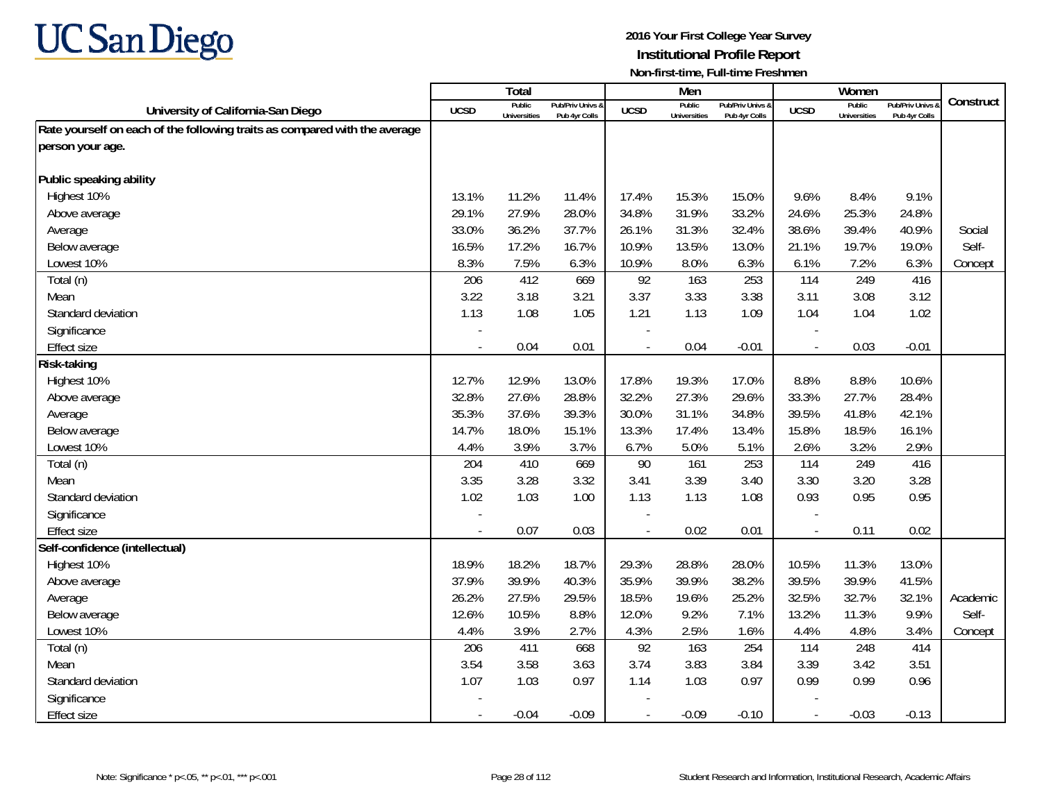UC San Diego

**2016 Your First College Year Survey**
**Institutional Profile Report**
**Non-first-time, Full-time Freshmen**

| University of California-San Diego | Total | | | Men | | | Women | | | Construct |
|---|---|---|---|---|---|---|---|---|---|---|
| | UCSD | Public Universities | Pub/Priv Univs & Pub 4yr Colls | UCSD | Public Universities | Pub/Priv Univs & Pub 4yr Colls | UCSD | Public Universities | Pub/Priv Univs & Pub 4yr Colls | |
| **Rate yourself on each of the following traits as compared with the average person your age.** | | | | | | | | | | |
| **Public speaking ability** | | | | | | | | | | |
| Highest 10% | 13.1% | 11.2% | 11.4% | 17.4% | 15.3% | 15.0% | 9.6% | 8.4% | 9.1% | |
| Above average | 29.1% | 27.9% | 28.0% | 34.8% | 31.9% | 33.2% | 24.6% | 25.3% | 24.8% | |
| Average | 33.0% | 36.2% | 37.7% | 26.1% | 31.3% | 32.4% | 38.6% | 39.4% | 40.9% | Social |
| Below average | 16.5% | 17.2% | 16.7% | 10.9% | 13.5% | 13.0% | 21.1% | 19.7% | 19.0% | Self- |
| Lowest 10% | 8.3% | 7.5% | 6.3% | 10.9% | 8.0% | 6.3% | 6.1% | 7.2% | 6.3% | Concept |
| Total (n) | 206 | 412 | 669 | 92 | 163 | 253 | 114 | 249 | 416 | |
| Mean | 3.22 | 3.18 | 3.21 | 3.37 | 3.33 | 3.38 | 3.11 | 3.08 | 3.12 | |
| Standard deviation | 1.13 | 1.08 | 1.05 | 1.21 | 1.13 | 1.09 | 1.04 | 1.04 | 1.02 | |
| Significance | - | | | - | | | - | | | |
| Effect size | - | 0.04 | 0.01 | - | 0.04 | -0.01 | - | 0.03 | -0.01 | |
| **Risk-taking** | | | | | | | | | | |
| Highest 10% | 12.7% | 12.9% | 13.0% | 17.8% | 19.3% | 17.0% | 8.8% | 8.8% | 10.6% | |
| Above average | 32.8% | 27.6% | 28.8% | 32.2% | 27.3% | 29.6% | 33.3% | 27.7% | 28.4% | |
| Average | 35.3% | 37.6% | 39.3% | 30.0% | 31.1% | 34.8% | 39.5% | 41.8% | 42.1% | |
| Below average | 14.7% | 18.0% | 15.1% | 13.3% | 17.4% | 13.4% | 15.8% | 18.5% | 16.1% | |
| Lowest 10% | 4.4% | 3.9% | 3.7% | 6.7% | 5.0% | 5.1% | 2.6% | 3.2% | 2.9% | |
| Total (n) | 204 | 410 | 669 | 90 | 161 | 253 | 114 | 249 | 416 | |
| Mean | 3.35 | 3.28 | 3.32 | 3.41 | 3.39 | 3.40 | 3.30 | 3.20 | 3.28 | |
| Standard deviation | 1.02 | 1.03 | 1.00 | 1.13 | 1.13 | 1.08 | 0.93 | 0.95 | 0.95 | |
| Significance | - | | | - | | | - | | | |
| Effect size | - | 0.07 | 0.03 | - | 0.02 | 0.01 | - | 0.11 | 0.02 | |
| **Self-confidence (intellectual)** | | | | | | | | | | |
| Highest 10% | 18.9% | 18.2% | 18.7% | 29.3% | 28.8% | 28.0% | 10.5% | 11.3% | 13.0% | |
| Above average | 37.9% | 39.9% | 40.3% | 35.9% | 39.9% | 38.2% | 39.5% | 39.9% | 41.5% | |
| Average | 26.2% | 27.5% | 29.5% | 18.5% | 19.6% | 25.2% | 32.5% | 32.7% | 32.1% | Academic |
| Below average | 12.6% | 10.5% | 8.8% | 12.0% | 9.2% | 7.1% | 13.2% | 11.3% | 9.9% | Self- |
| Lowest 10% | 4.4% | 3.9% | 2.7% | 4.3% | 2.5% | 1.6% | 4.4% | 4.8% | 3.4% | Concept |
| Total (n) | 206 | 411 | 668 | 92 | 163 | 254 | 114 | 248 | 414 | |
| Mean | 3.54 | 3.58 | 3.63 | 3.74 | 3.83 | 3.84 | 3.39 | 3.42 | 3.51 | |
| Standard deviation | 1.07 | 1.03 | 0.97 | 1.14 | 1.03 | 0.97 | 0.99 | 0.99 | 0.96 | |
| Significance | - | | | - | | | - | | | |
| Effect size | - | -0.04 | -0.09 | - | -0.09 | -0.10 | - | -0.03 | -0.13 | |

Note: Significance * p<.05, ** p<.01, *** p<.001

Student Research and Information, Institutional Research, Academic Affairs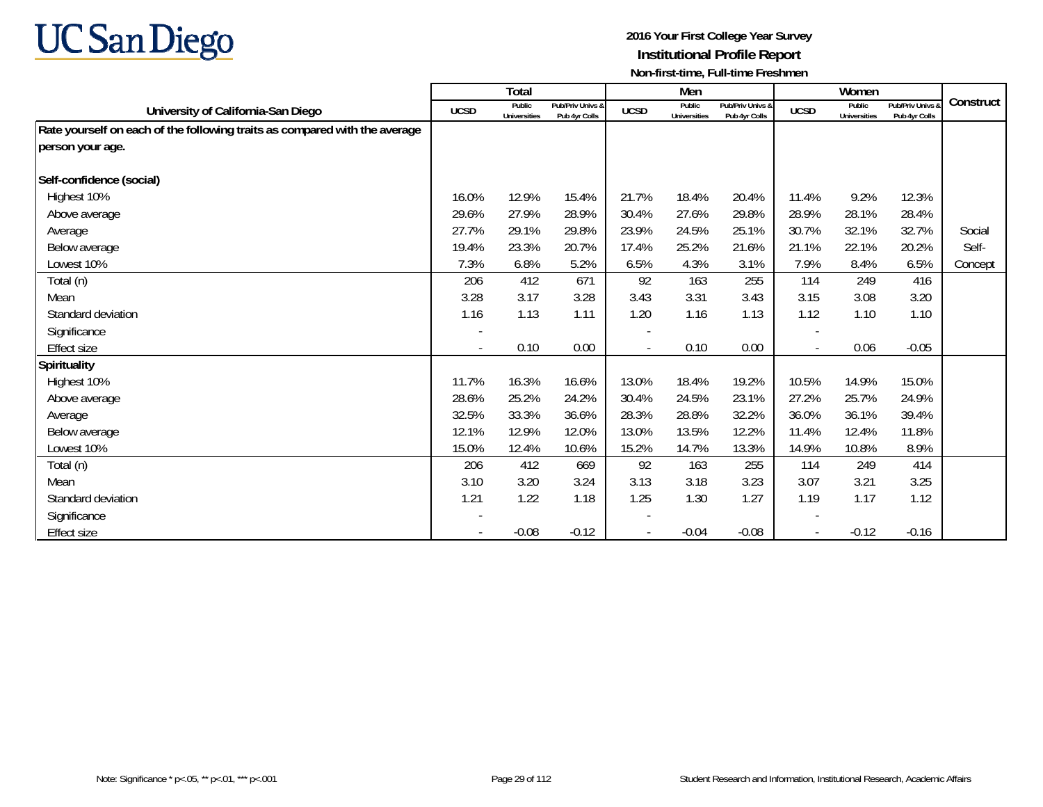# UC San Diego

**2016 Your First College Year Survey**
**Institutional Profile Report**
**Non-first-time, Full-time Freshmen**

| University of California-San Diego | Total | | | Men | | | Women | | | Construct |
|---|---|---|---|---|---|---|---|---|---|---|
| | UCSD | Public Universities | Pub/Priv Univs & Pub 4yr Colls | UCSD | Public Universities | Pub/Priv Univs & Pub 4yr Colls | UCSD | Public Universities | Pub/Priv Univs & Pub 4yr Colls | |
| **Rate yourself on each of the following traits as compared with the average person your age.** | | | | | | | | | | |
| **Self-confidence (social)** | | | | | | | | | | |
| Highest 10% | 16.0% | 12.9% | 15.4% | 21.7% | 18.4% | 20.4% | 11.4% | 9.2% | 12.3% | |
| Above average | 29.6% | 27.9% | 28.9% | 30.4% | 27.6% | 29.8% | 28.9% | 28.1% | 28.4% | |
| Average | 27.7% | 29.1% | 29.8% | 23.9% | 24.5% | 25.1% | 30.7% | 32.1% | 32.7% | Social |
| Below average | 19.4% | 23.3% | 20.7% | 17.4% | 25.2% | 21.6% | 21.1% | 22.1% | 20.2% | Self- |
| Lowest 10% | 7.3% | 6.8% | 5.2% | 6.5% | 4.3% | 3.1% | 7.9% | 8.4% | 6.5% | Concept |
| Total (n) | 206 | 412 | 671 | 92 | 163 | 255 | 114 | 249 | 416 | |
| Mean | 3.28 | 3.17 | 3.28 | 3.43 | 3.31 | 3.43 | 3.15 | 3.08 | 3.20 | |
| Standard deviation | 1.16 | 1.13 | 1.11 | 1.20 | 1.16 | 1.13 | 1.12 | 1.10 | 1.10 | |
| Significance | - | | | - | | | - | | | |
| Effect size | - | 0.10 | 0.00 | - | 0.10 | 0.00 | - | 0.06 | -0.05 | |
| **Spirituality** | | | | | | | | | | |
| Highest 10% | 11.7% | 16.3% | 16.6% | 13.0% | 18.4% | 19.2% | 10.5% | 14.9% | 15.0% | |
| Above average | 28.6% | 25.2% | 24.2% | 30.4% | 24.5% | 23.1% | 27.2% | 25.7% | 24.9% | |
| Average | 32.5% | 33.3% | 36.6% | 28.3% | 28.8% | 32.2% | 36.0% | 36.1% | 39.4% | |
| Below average | 12.1% | 12.9% | 12.0% | 13.0% | 13.5% | 12.2% | 11.4% | 12.4% | 11.8% | |
| Lowest 10% | 15.0% | 12.4% | 10.6% | 15.2% | 14.7% | 13.3% | 14.9% | 10.8% | 8.9% | |
| Total (n) | 206 | 412 | 669 | 92 | 163 | 255 | 114 | 249 | 414 | |
| Mean | 3.10 | 3.20 | 3.24 | 3.13 | 3.18 | 3.23 | 3.07 | 3.21 | 3.25 | |
| Standard deviation | 1.21 | 1.22 | 1.18 | 1.25 | 1.30 | 1.27 | 1.19 | 1.17 | 1.12 | |
| Significance | - | | | - | | | - | | | |
| Effect size | - | -0.08 | -0.12 | - | -0.04 | -0.08 | - | -0.12 | -0.16 | |

Note: Significance * p<.05, ** p<.01, *** p<.001

Student Research and Information, Institutional Research, Academic Affairs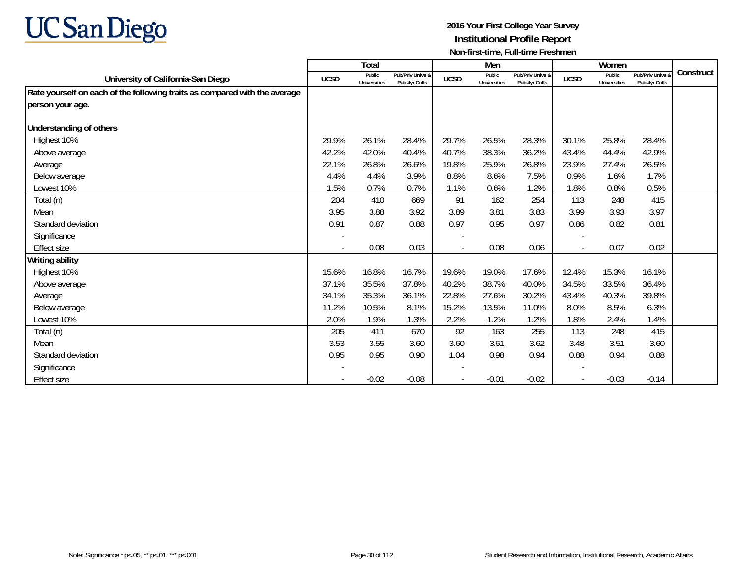# UC San Diego

**2016 Your First College Year Survey**
**Institutional Profile Report**
**Non-first-time, Full-time Freshmen**

| University of California-San Diego | Total | | | Men | | | Women | | | Construct |
|---|---|---|---|---|---|---|---|---|---|---|
| | UCSD | Public Universities | Pub/Priv Univs & Pub 4yr Colls | UCSD | Public Universities | Pub/Priv Univs & Pub 4yr Colls | UCSD | Public Universities | Pub/Priv Univs & Pub 4yr Colls | |
| **Rate yourself on each of the following traits as compared with the average person your age.** | | | | | | | | | | |
| **Understanding of others** | | | | | | | | | | |
| Highest 10% | 29.9% | 26.1% | 28.4% | 29.7% | 26.5% | 28.3% | 30.1% | 25.8% | 28.4% | |
| Above average | 42.2% | 42.0% | 40.4% | 40.7% | 38.3% | 36.2% | 43.4% | 44.4% | 42.9% | |
| Average | 22.1% | 26.8% | 26.6% | 19.8% | 25.9% | 26.8% | 23.9% | 27.4% | 26.5% | |
| Below average | 4.4% | 4.4% | 3.9% | 8.8% | 8.6% | 7.5% | 0.9% | 1.6% | 1.7% | |
| Lowest 10% | 1.5% | 0.7% | 0.7% | 1.1% | 0.6% | 1.2% | 1.8% | 0.8% | 0.5% | |
| Total (n) | 204 | 410 | 669 | 91 | 162 | 254 | 113 | 248 | 415 | |
| Mean | 3.95 | 3.88 | 3.92 | 3.89 | 3.81 | 3.83 | 3.99 | 3.93 | 3.97 | |
| Standard deviation | 0.91 | 0.87 | 0.88 | 0.97 | 0.95 | 0.97 | 0.86 | 0.82 | 0.81 | |
| Significance | - | | | - | | | - | | | |
| Effect size | - | 0.08 | 0.03 | - | 0.08 | 0.06 | - | 0.07 | 0.02 | |
| **Writing ability** | | | | | | | | | | |
| Highest 10% | 15.6% | 16.8% | 16.7% | 19.6% | 19.0% | 17.6% | 12.4% | 15.3% | 16.1% | |
| Above average | 37.1% | 35.5% | 37.8% | 40.2% | 38.7% | 40.0% | 34.5% | 33.5% | 36.4% | |
| Average | 34.1% | 35.3% | 36.1% | 22.8% | 27.6% | 30.2% | 43.4% | 40.3% | 39.8% | |
| Below average | 11.2% | 10.5% | 8.1% | 15.2% | 13.5% | 11.0% | 8.0% | 8.5% | 6.3% | |
| Lowest 10% | 2.0% | 1.9% | 1.3% | 2.2% | 1.2% | 1.2% | 1.8% | 2.4% | 1.4% | |
| Total (n) | 205 | 411 | 670 | 92 | 163 | 255 | 113 | 248 | 415 | |
| Mean | 3.53 | 3.55 | 3.60 | 3.60 | 3.61 | 3.62 | 3.48 | 3.51 | 3.60 | |
| Standard deviation | 0.95 | 0.95 | 0.90 | 1.04 | 0.98 | 0.94 | 0.88 | 0.94 | 0.88 | |
| Significance | - | | | - | | | - | | | |
| Effect size | - | -0.02 | -0.08 | - | -0.01 | -0.02 | - | -0.03 | -0.14 | |

Note: Significance * p<.05, ** p<.01, *** p<.001

Student Research and Information, Institutional Research, Academic Affairs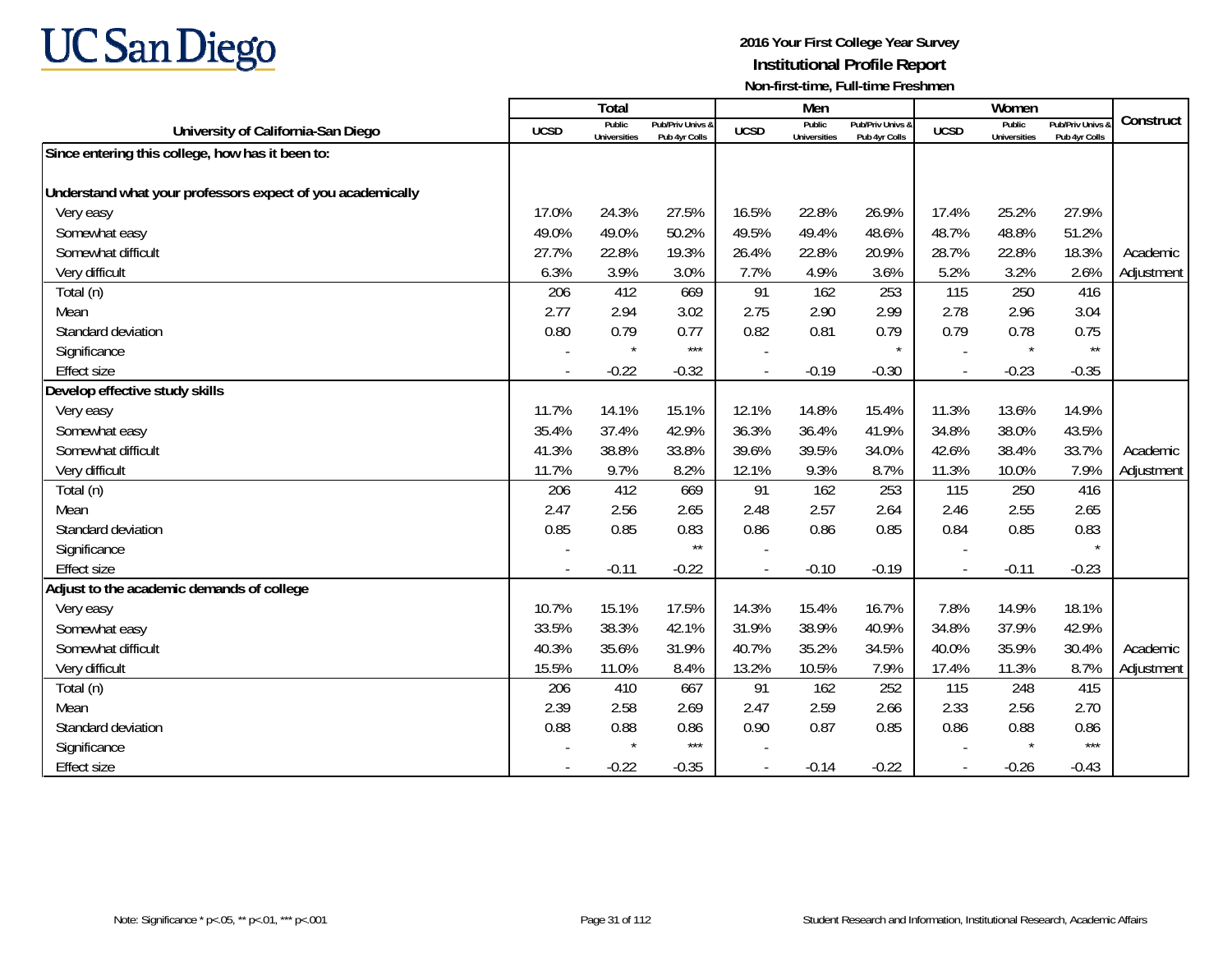# UC San Diego

**2016 Your First College Year Survey**
**Institutional Profile Report**
**Non-first-time, Full-time Freshmen**

| University of California-San Diego | Total | | | Men | | | Women | | | Construct |
|---|---|---|---|---|---|---|---|---|---|---|
| | UCSD | Public Universities | Pub/Priv Univs & Pub 4yr Colls | UCSD | Public Universities | Pub/Priv Univs & Pub 4yr Colls | UCSD | Public Universities | Pub/Priv Univs & Pub 4yr Colls | |
| **Since entering this college, how has it been to:** | | | | | | | | | | |
| **Understand what your professors expect of you academically** | | | | | | | | | | |
| Very easy | 17.0% | 24.3% | 27.5% | 16.5% | 22.8% | 26.9% | 17.4% | 25.2% | 27.9% | |
| Somewhat easy | 49.0% | 49.0% | 50.2% | 49.5% | 49.4% | 48.6% | 48.7% | 48.8% | 51.2% | |
| Somewhat difficult | 27.7% | 22.8% | 19.3% | 26.4% | 22.8% | 20.9% | 28.7% | 22.8% | 18.3% | Academic |
| Very difficult | 6.3% | 3.9% | 3.0% | 7.7% | 4.9% | 3.6% | 5.2% | 3.2% | 2.6% | Adjustment |
| Total (n) | 206 | 412 | 669 | 91 | 162 | 253 | 115 | 250 | 416 | |
| Mean | 2.77 | 2.94 | 3.02 | 2.75 | 2.90 | 2.99 | 2.78 | 2.96 | 3.04 | |
| Standard deviation | 0.80 | 0.79 | 0.77 | 0.82 | 0.81 | 0.79 | 0.79 | 0.78 | 0.75 | |
| Significance | - | * | *** | - | | * | - | * | ** | |
| Effect size | - | -0.22 | -0.32 | - | -0.19 | -0.30 | - | -0.23 | -0.35 | |
| **Develop effective study skills** | | | | | | | | | | |
| Very easy | 11.7% | 14.1% | 15.1% | 12.1% | 14.8% | 15.4% | 11.3% | 13.6% | 14.9% | |
| Somewhat easy | 35.4% | 37.4% | 42.9% | 36.3% | 36.4% | 41.9% | 34.8% | 38.0% | 43.5% | |
| Somewhat difficult | 41.3% | 38.8% | 33.8% | 39.6% | 39.5% | 34.0% | 42.6% | 38.4% | 33.7% | Academic |
| Very difficult | 11.7% | 9.7% | 8.2% | 12.1% | 9.3% | 8.7% | 11.3% | 10.0% | 7.9% | Adjustment |
| Total (n) | 206 | 412 | 669 | 91 | 162 | 253 | 115 | 250 | 416 | |
| Mean | 2.47 | 2.56 | 2.65 | 2.48 | 2.57 | 2.64 | 2.46 | 2.55 | 2.65 | |
| Standard deviation | 0.85 | 0.85 | 0.83 | 0.86 | 0.86 | 0.85 | 0.84 | 0.85 | 0.83 | |
| Significance | - | | ** | - | | | - | | * | |
| Effect size | - | -0.11 | -0.22 | - | -0.10 | -0.19 | - | -0.11 | -0.23 | |
| **Adjust to the academic demands of college** | | | | | | | | | | |
| Very easy | 10.7% | 15.1% | 17.5% | 14.3% | 15.4% | 16.7% | 7.8% | 14.9% | 18.1% | |
| Somewhat easy | 33.5% | 38.3% | 42.1% | 31.9% | 38.9% | 40.9% | 34.8% | 37.9% | 42.9% | |
| Somewhat difficult | 40.3% | 35.6% | 31.9% | 40.7% | 35.2% | 34.5% | 40.0% | 35.9% | 30.4% | Academic |
| Very difficult | 15.5% | 11.0% | 8.4% | 13.2% | 10.5% | 7.9% | 17.4% | 11.3% | 8.7% | Adjustment |
| Total (n) | 206 | 410 | 667 | 91 | 162 | 252 | 115 | 248 | 415 | |
| Mean | 2.39 | 2.58 | 2.69 | 2.47 | 2.59 | 2.66 | 2.33 | 2.56 | 2.70 | |
| Standard deviation | 0.88 | 0.88 | 0.86 | 0.90 | 0.87 | 0.85 | 0.86 | 0.88 | 0.86 | |
| Significance | - | * | *** | - | | | - | * | *** | |
| Effect size | - | -0.22 | -0.35 | - | -0.14 | -0.22 | - | -0.26 | -0.43 | |

Note: Significance * p<.05, ** p<.01, *** p<.001

Student Research and Information, Institutional Research, Academic Affairs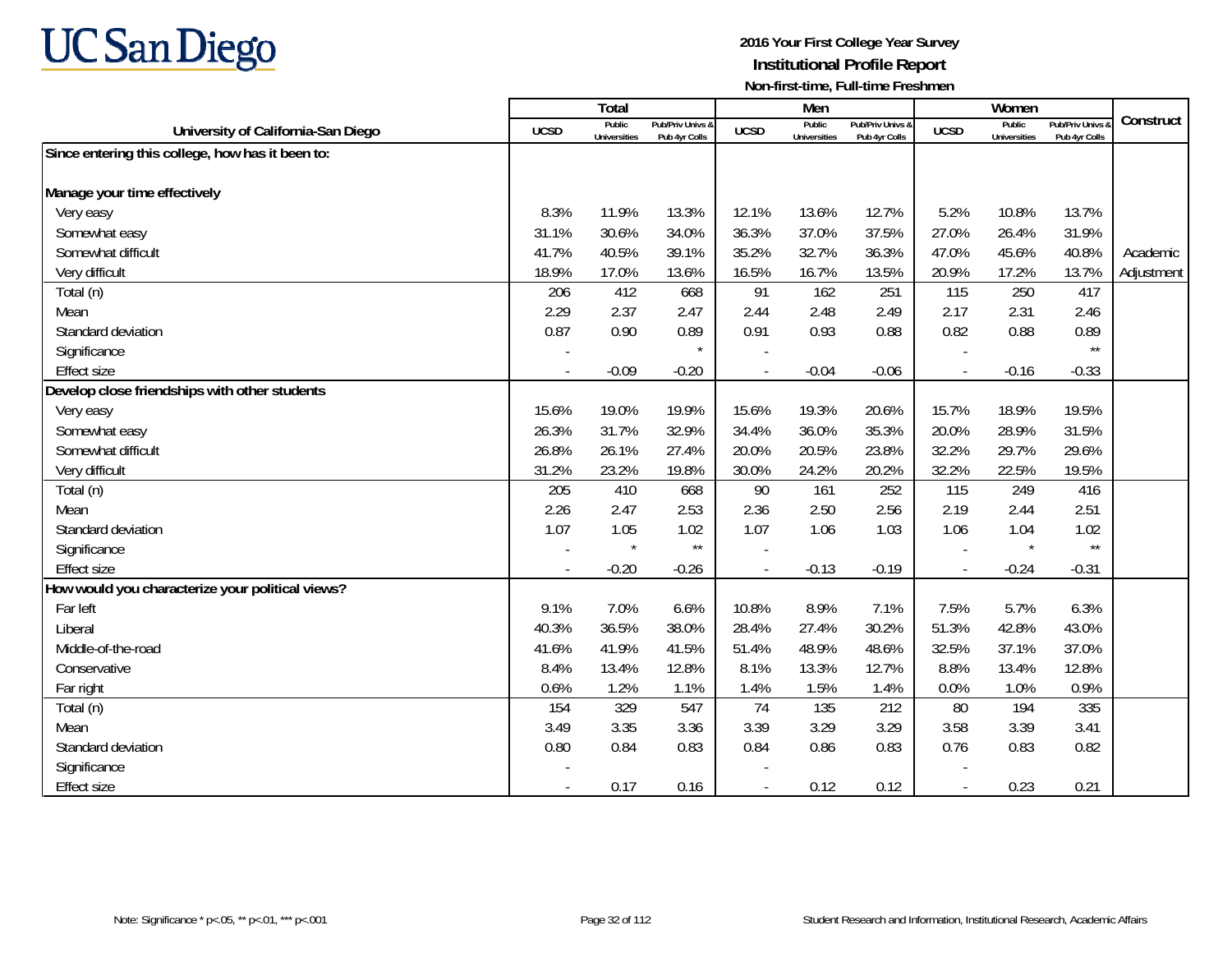**UC San Diego**

**2016 Your First College Year Survey**
**Institutional Profile Report**
**Non-first-time, Full-time Freshmen**

| University of California-San Diego | Total | | | Men | | | Women | | | Construct |
|---|---|---|---|---|---|---|---|---|---|---|
| | UCSD | Public Universities | Pub/Priv Univs & Pub 4yr Colls | UCSD | Public Universities | Pub/Priv Univs & Pub 4yr Colls | UCSD | Public Universities | Pub/Priv Univs & Pub 4yr Colls | |
| **Since entering this college, how has it been to:** | | | | | | | | | | |
| **Manage your time effectively** | | | | | | | | | | |
| Very easy | 8.3% | 11.9% | 13.3% | 12.1% | 13.6% | 12.7% | 5.2% | 10.8% | 13.7% | |
| Somewhat easy | 31.1% | 30.6% | 34.0% | 36.3% | 37.0% | 37.5% | 27.0% | 26.4% | 31.9% | |
| Somewhat difficult | 41.7% | 40.5% | 39.1% | 35.2% | 32.7% | 36.3% | 47.0% | 45.6% | 40.8% | Academic |
| Very difficult | 18.9% | 17.0% | 13.6% | 16.5% | 16.7% | 13.5% | 20.9% | 17.2% | 13.7% | Adjustment |
| Total (n) | 206 | 412 | 668 | 91 | 162 | 251 | 115 | 250 | 417 | |
| Mean | 2.29 | 2.37 | 2.47 | 2.44 | 2.48 | 2.49 | 2.17 | 2.31 | 2.46 | |
| Standard deviation | 0.87 | 0.90 | 0.89 | 0.91 | 0.93 | 0.88 | 0.82 | 0.88 | 0.89 | |
| Significance | - | | * | - | | | - | | ** | |
| Effect size | - | -0.09 | -0.20 | - | -0.04 | -0.06 | - | -0.16 | -0.33 | |
| **Develop close friendships with other students** | | | | | | | | | | |
| Very easy | 15.6% | 19.0% | 19.9% | 15.6% | 19.3% | 20.6% | 15.7% | 18.9% | 19.5% | |
| Somewhat easy | 26.3% | 31.7% | 32.9% | 34.4% | 36.0% | 35.3% | 20.0% | 28.9% | 31.5% | |
| Somewhat difficult | 26.8% | 26.1% | 27.4% | 20.0% | 20.5% | 23.8% | 32.2% | 29.7% | 29.6% | |
| Very difficult | 31.2% | 23.2% | 19.8% | 30.0% | 24.2% | 20.2% | 32.2% | 22.5% | 19.5% | |
| Total (n) | 205 | 410 | 668 | 90 | 161 | 252 | 115 | 249 | 416 | |
| Mean | 2.26 | 2.47 | 2.53 | 2.36 | 2.50 | 2.56 | 2.19 | 2.44 | 2.51 | |
| Standard deviation | 1.07 | 1.05 | 1.02 | 1.07 | 1.06 | 1.03 | 1.06 | 1.04 | 1.02 | |
| Significance | - | * | ** | - | | | - | * | ** | |
| Effect size | - | -0.20 | -0.26 | - | -0.13 | -0.19 | - | -0.24 | -0.31 | |
| **How would you characterize your political views?** | | | | | | | | | | |
| Far left | 9.1% | 7.0% | 6.6% | 10.8% | 8.9% | 7.1% | 7.5% | 5.7% | 6.3% | |
| Liberal | 40.3% | 36.5% | 38.0% | 28.4% | 27.4% | 30.2% | 51.3% | 42.8% | 43.0% | |
| Middle-of-the-road | 41.6% | 41.9% | 41.5% | 51.4% | 48.9% | 48.6% | 32.5% | 37.1% | 37.0% | |
| Conservative | 8.4% | 13.4% | 12.8% | 8.1% | 13.3% | 12.7% | 8.8% | 13.4% | 12.8% | |
| Far right | 0.6% | 1.2% | 1.1% | 1.4% | 1.5% | 1.4% | 0.0% | 1.0% | 0.9% | |
| Total (n) | 154 | 329 | 547 | 74 | 135 | 212 | 80 | 194 | 335 | |
| Mean | 3.49 | 3.35 | 3.36 | 3.39 | 3.29 | 3.29 | 3.58 | 3.39 | 3.41 | |
| Standard deviation | 0.80 | 0.84 | 0.83 | 0.84 | 0.86 | 0.83 | 0.76 | 0.83 | 0.82 | |
| Significance | - | | | - | | | - | | | |
| Effect size | - | 0.17 | 0.16 | - | 0.12 | 0.12 | - | 0.23 | 0.21 | |

Note: Significance * p<.05, ** p<.01, *** p<.001

Student Research and Information, Institutional Research, Academic Affairs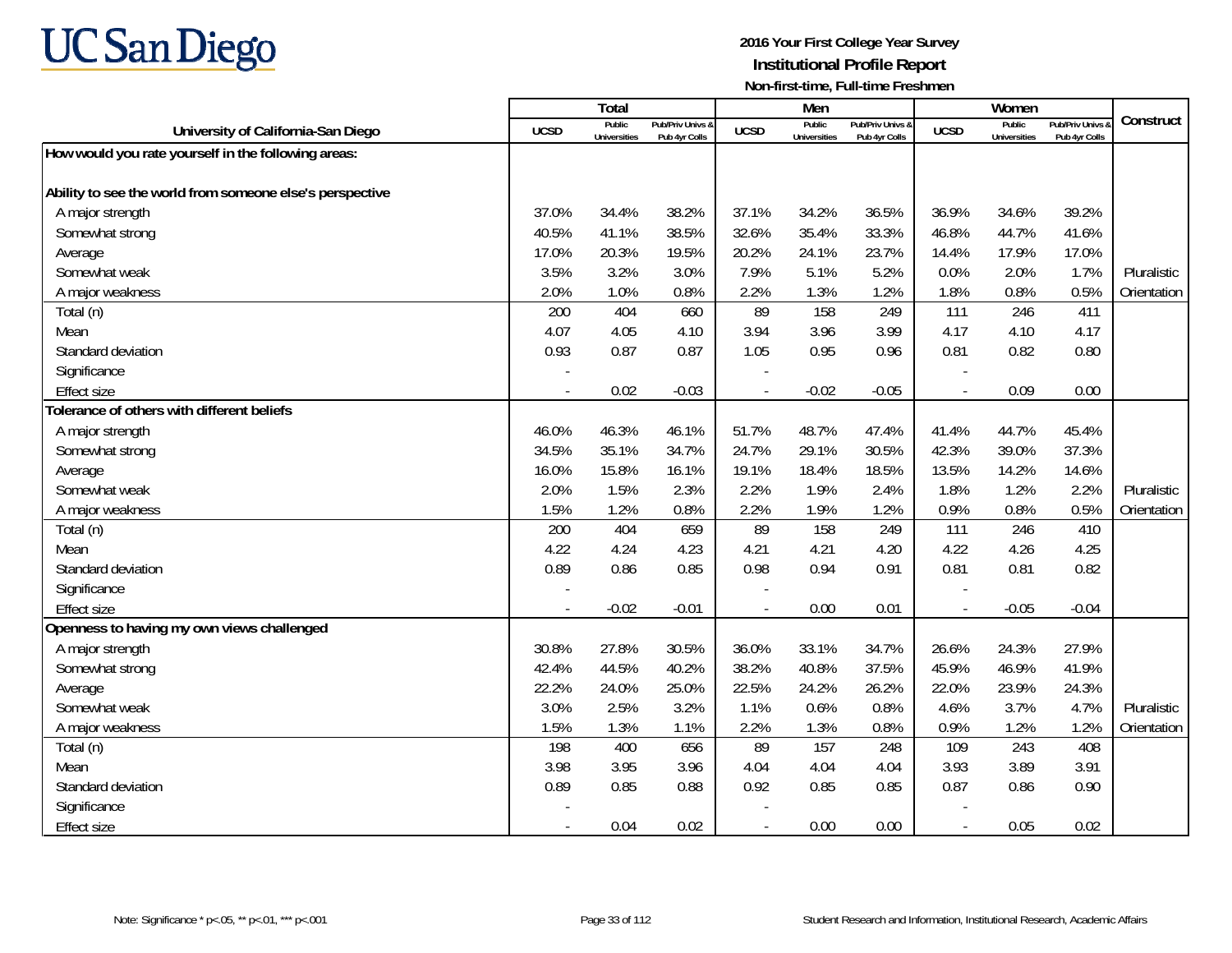**UC San Diego**

**2016 Your First College Year Survey**
**Institutional Profile Report**
**Non-first-time, Full-time Freshmen**

| University of California-San Diego | Total | | | Men | | | Women | | | Construct |
|---|---|---|---|---|---|---|---|---|---|---|
| | UCSD | Public Universities | Pub/Priv Univs & Pub 4yr Colls | UCSD | Public Universities | Pub/Priv Univs & Pub 4yr Colls | UCSD | Public Universities | Pub/Priv Univs & Pub 4yr Colls | |
| **How would you rate yourself in the following areas:** | | | | | | | | | | |
| **Ability to see the world from someone else's perspective** | | | | | | | | | | |
| A major strength | 37.0% | 34.4% | 38.2% | 37.1% | 34.2% | 36.5% | 36.9% | 34.6% | 39.2% | |
| Somewhat strong | 40.5% | 41.1% | 38.5% | 32.6% | 35.4% | 33.3% | 46.8% | 44.7% | 41.6% | |
| Average | 17.0% | 20.3% | 19.5% | 20.2% | 24.1% | 23.7% | 14.4% | 17.9% | 17.0% | |
| Somewhat weak | 3.5% | 3.2% | 3.0% | 7.9% | 5.1% | 5.2% | 0.0% | 2.0% | 1.7% | Pluralistic |
| A major weakness | 2.0% | 1.0% | 0.8% | 2.2% | 1.3% | 1.2% | 1.8% | 0.8% | 0.5% | Orientation |
| Total (n) | 200 | 404 | 660 | 89 | 158 | 249 | 111 | 246 | 411 | |
| Mean | 4.07 | 4.05 | 4.10 | 3.94 | 3.96 | 3.99 | 4.17 | 4.10 | 4.17 | |
| Standard deviation | 0.93 | 0.87 | 0.87 | 1.05 | 0.95 | 0.96 | 0.81 | 0.82 | 0.80 | |
| Significance | - | | | - | | | - | | | |
| Effect size | - | 0.02 | -0.03 | - | -0.02 | -0.05 | - | 0.09 | 0.00 | |
| **Tolerance of others with different beliefs** | | | | | | | | | | |
| A major strength | 46.0% | 46.3% | 46.1% | 51.7% | 48.7% | 47.4% | 41.4% | 44.7% | 45.4% | |
| Somewhat strong | 34.5% | 35.1% | 34.7% | 24.7% | 29.1% | 30.5% | 42.3% | 39.0% | 37.3% | |
| Average | 16.0% | 15.8% | 16.1% | 19.1% | 18.4% | 18.5% | 13.5% | 14.2% | 14.6% | |
| Somewhat weak | 2.0% | 1.5% | 2.3% | 2.2% | 1.9% | 2.4% | 1.8% | 1.2% | 2.2% | Pluralistic |
| A major weakness | 1.5% | 1.2% | 0.8% | 2.2% | 1.9% | 1.2% | 0.9% | 0.8% | 0.5% | Orientation |
| Total (n) | 200 | 404 | 659 | 89 | 158 | 249 | 111 | 246 | 410 | |
| Mean | 4.22 | 4.24 | 4.23 | 4.21 | 4.21 | 4.20 | 4.22 | 4.26 | 4.25 | |
| Standard deviation | 0.89 | 0.86 | 0.85 | 0.98 | 0.94 | 0.91 | 0.81 | 0.81 | 0.82 | |
| Significance | - | | | - | | | - | | | |
| Effect size | - | -0.02 | -0.01 | - | 0.00 | 0.01 | - | -0.05 | -0.04 | |
| **Openness to having my own views challenged** | | | | | | | | | | |
| A major strength | 30.8% | 27.8% | 30.5% | 36.0% | 33.1% | 34.7% | 26.6% | 24.3% | 27.9% | |
| Somewhat strong | 42.4% | 44.5% | 40.2% | 38.2% | 40.8% | 37.5% | 45.9% | 46.9% | 41.9% | |
| Average | 22.2% | 24.0% | 25.0% | 22.5% | 24.2% | 26.2% | 22.0% | 23.9% | 24.3% | |
| Somewhat weak | 3.0% | 2.5% | 3.2% | 1.1% | 0.6% | 0.8% | 4.6% | 3.7% | 4.7% | Pluralistic |
| A major weakness | 1.5% | 1.3% | 1.1% | 2.2% | 1.3% | 0.8% | 0.9% | 1.2% | 1.2% | Orientation |
| Total (n) | 198 | 400 | 656 | 89 | 157 | 248 | 109 | 243 | 408 | |
| Mean | 3.98 | 3.95 | 3.96 | 4.04 | 4.04 | 4.04 | 3.93 | 3.89 | 3.91 | |
| Standard deviation | 0.89 | 0.85 | 0.88 | 0.92 | 0.85 | 0.85 | 0.87 | 0.86 | 0.90 | |
| Significance | - | | | - | | | - | | | |
| Effect size | - | 0.04 | 0.02 | - | 0.00 | 0.00 | - | 0.05 | 0.02 | |

Note: Significance * p<.05, ** p<.01, *** p<.001

Student Research and Information, Institutional Research, Academic Affairs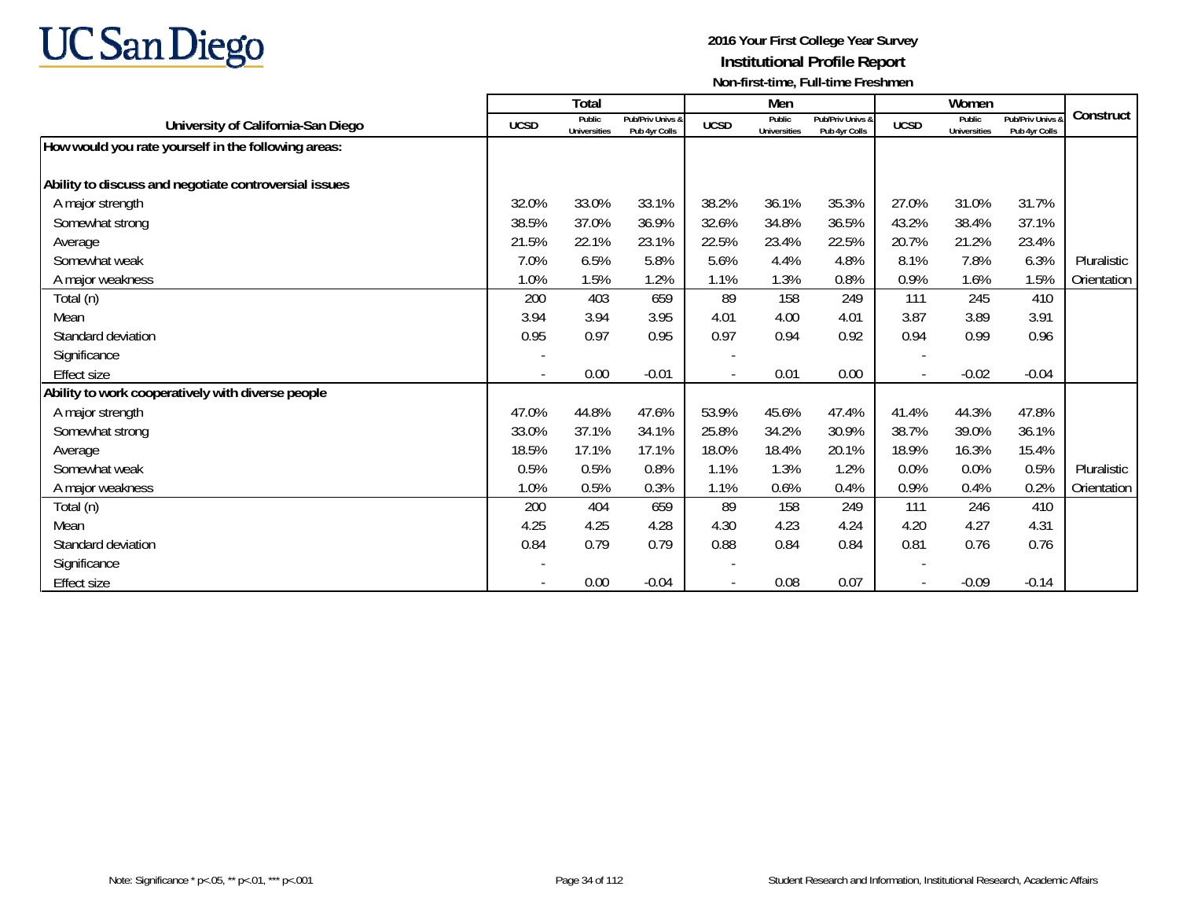**UC San Diego**

**2016 Your First College Year Survey**
**Institutional Profile Report**
**Non-first-time, Full-time Freshmen**

| University of California-San Diego | Total | | | Men | | | Women | | | Construct |
|---|---|---|---|---|---|---|---|---|---|---|
| | UCSD | Public Universities | Pub/Priv Univs & Pub 4yr Colls | UCSD | Public Universities | Pub/Priv Univs & Pub 4yr Colls | UCSD | Public Universities | Pub/Priv Univs & Pub 4yr Colls | |
| **How would you rate yourself in the following areas:** | | | | | | | | | | |
| **Ability to discuss and negotiate controversial issues** | | | | | | | | | | |
| A major strength | 32.0% | 33.0% | 33.1% | 38.2% | 36.1% | 35.3% | 27.0% | 31.0% | 31.7% | |
| Somewhat strong | 38.5% | 37.0% | 36.9% | 32.6% | 34.8% | 36.5% | 43.2% | 38.4% | 37.1% | |
| Average | 21.5% | 22.1% | 23.1% | 22.5% | 23.4% | 22.5% | 20.7% | 21.2% | 23.4% | |
| Somewhat weak | 7.0% | 6.5% | 5.8% | 5.6% | 4.4% | 4.8% | 8.1% | 7.8% | 6.3% | Pluralistic |
| A major weakness | 1.0% | 1.5% | 1.2% | 1.1% | 1.3% | 0.8% | 0.9% | 1.6% | 1.5% | Orientation |
| Total (n) | 200 | 403 | 659 | 89 | 158 | 249 | 111 | 245 | 410 | |
| Mean | 3.94 | 3.94 | 3.95 | 4.01 | 4.00 | 4.01 | 3.87 | 3.89 | 3.91 | |
| Standard deviation | 0.95 | 0.97 | 0.95 | 0.97 | 0.94 | 0.92 | 0.94 | 0.99 | 0.96 | |
| Significance | - | | | - | | | - | | | |
| Effect size | - | 0.00 | -0.01 | - | 0.01 | 0.00 | - | -0.02 | -0.04 | |
| **Ability to work cooperatively with diverse people** | | | | | | | | | | |
| A major strength | 47.0% | 44.8% | 47.6% | 53.9% | 45.6% | 47.4% | 41.4% | 44.3% | 47.8% | |
| Somewhat strong | 33.0% | 37.1% | 34.1% | 25.8% | 34.2% | 30.9% | 38.7% | 39.0% | 36.1% | |
| Average | 18.5% | 17.1% | 17.1% | 18.0% | 18.4% | 20.1% | 18.9% | 16.3% | 15.4% | |
| Somewhat weak | 0.5% | 0.5% | 0.8% | 1.1% | 1.3% | 1.2% | 0.0% | 0.0% | 0.5% | Pluralistic |
| A major weakness | 1.0% | 0.5% | 0.3% | 1.1% | 0.6% | 0.4% | 0.9% | 0.4% | 0.2% | Orientation |
| Total (n) | 200 | 404 | 659 | 89 | 158 | 249 | 111 | 246 | 410 | |
| Mean | 4.25 | 4.25 | 4.28 | 4.30 | 4.23 | 4.24 | 4.20 | 4.27 | 4.31 | |
| Standard deviation | 0.84 | 0.79 | 0.79 | 0.88 | 0.84 | 0.84 | 0.81 | 0.76 | 0.76 | |
| Significance | - | | | - | | | - | | | |
| Effect size | - | 0.00 | -0.04 | - | 0.08 | 0.07 | - | -0.09 | -0.14 | |

Note: Significance * p<.05, ** p<.01, *** p<.001

Student Research and Information, Institutional Research, Academic Affairs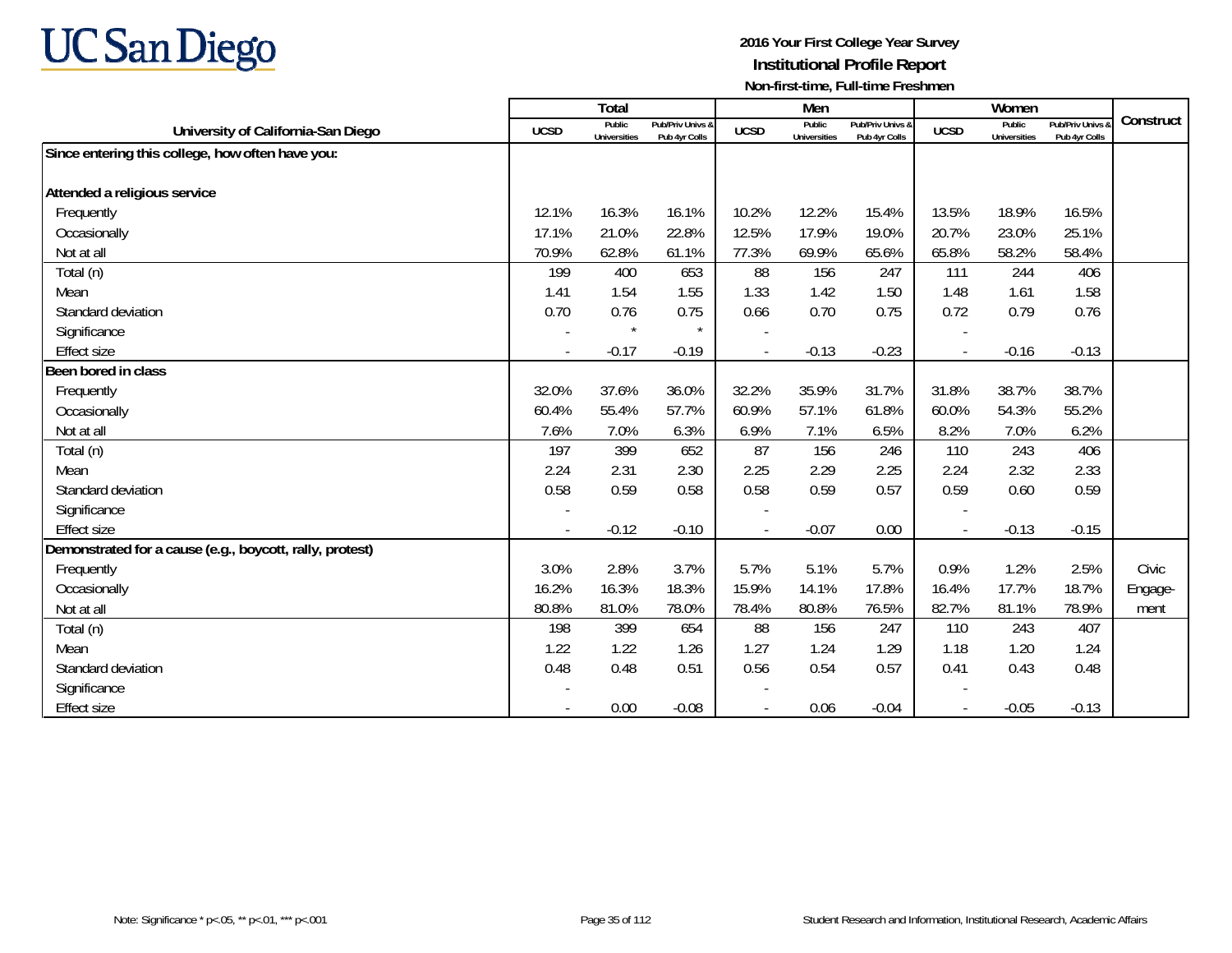UC San Diego

**2016 Your First College Year Survey**
**Institutional Profile Report**
**Non-first-time, Full-time Freshmen**

| University of California-San Diego | Total | | | Men | | | Women | | | Construct |
|---|---|---|---|---|---|---|---|---|---|---|
| | UCSD | Public Universities | Pub/Priv Univs & Pub 4yr Colls | UCSD | Public Universities | Pub/Priv Univs & Pub 4yr Colls | UCSD | Public Universities | Pub/Priv Univs & Pub 4yr Colls | |
| **Since entering this college, how often have you:** | | | | | | | | | | |
| **Attended a religious service** | | | | | | | | | | |
| Frequently | 12.1% | 16.3% | 16.1% | 10.2% | 12.2% | 15.4% | 13.5% | 18.9% | 16.5% | |
| Occasionally | 17.1% | 21.0% | 22.8% | 12.5% | 17.9% | 19.0% | 20.7% | 23.0% | 25.1% | |
| Not at all | 70.9% | 62.8% | 61.1% | 77.3% | 69.9% | 65.6% | 65.8% | 58.2% | 58.4% | |
| Total (n) | 199 | 400 | 653 | 88 | 156 | 247 | 111 | 244 | 406 | |
| Mean | 1.41 | 1.54 | 1.55 | 1.33 | 1.42 | 1.50 | 1.48 | 1.61 | 1.58 | |
| Standard deviation | 0.70 | 0.76 | 0.75 | 0.66 | 0.70 | 0.75 | 0.72 | 0.79 | 0.76 | |
| Significance | - | * | * | - | | | - | | | |
| Effect size | - | -0.17 | -0.19 | - | -0.13 | -0.23 | - | -0.16 | -0.13 | |
| **Been bored in class** | | | | | | | | | | |
| Frequently | 32.0% | 37.6% | 36.0% | 32.2% | 35.9% | 31.7% | 31.8% | 38.7% | 38.7% | |
| Occasionally | 60.4% | 55.4% | 57.7% | 60.9% | 57.1% | 61.8% | 60.0% | 54.3% | 55.2% | |
| Not at all | 7.6% | 7.0% | 6.3% | 6.9% | 7.1% | 6.5% | 8.2% | 7.0% | 6.2% | |
| Total (n) | 197 | 399 | 652 | 87 | 156 | 246 | 110 | 243 | 406 | |
| Mean | 2.24 | 2.31 | 2.30 | 2.25 | 2.29 | 2.25 | 2.24 | 2.32 | 2.33 | |
| Standard deviation | 0.58 | 0.59 | 0.58 | 0.58 | 0.59 | 0.57 | 0.59 | 0.60 | 0.59 | |
| Significance | - | | | - | | | - | | | |
| Effect size | - | -0.12 | -0.10 | - | -0.07 | 0.00 | - | -0.13 | -0.15 | |
| **Demonstrated for a cause (e.g., boycott, rally, protest)** | | | | | | | | | | |
| Frequently | 3.0% | 2.8% | 3.7% | 5.7% | 5.1% | 5.7% | 0.9% | 1.2% | 2.5% | Civic |
| Occasionally | 16.2% | 16.3% | 18.3% | 15.9% | 14.1% | 17.8% | 16.4% | 17.7% | 18.7% | Engage- |
| Not at all | 80.8% | 81.0% | 78.0% | 78.4% | 80.8% | 76.5% | 82.7% | 81.1% | 78.9% | ment |
| Total (n) | 198 | 399 | 654 | 88 | 156 | 247 | 110 | 243 | 407 | |
| Mean | 1.22 | 1.22 | 1.26 | 1.27 | 1.24 | 1.29 | 1.18 | 1.20 | 1.24 | |
| Standard deviation | 0.48 | 0.48 | 0.51 | 0.56 | 0.54 | 0.57 | 0.41 | 0.43 | 0.48 | |
| Significance | - | | | - | | | - | | | |
| Effect size | - | 0.00 | -0.08 | - | 0.06 | -0.04 | - | -0.05 | -0.13 | |

Note: Significance * p<.05, ** p<.01, *** p<.001

Student Research and Information, Institutional Research, Academic Affairs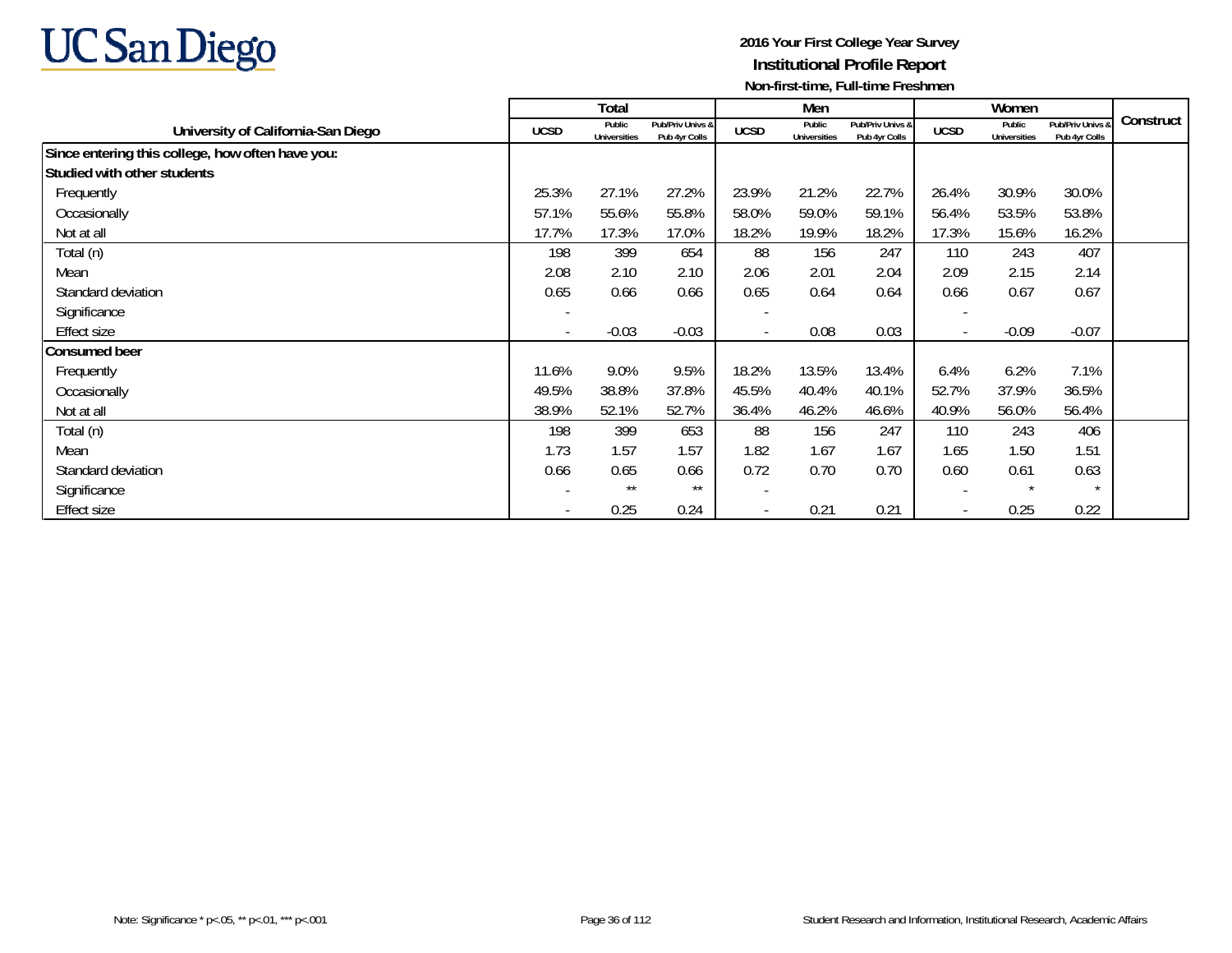UC San Diego

**2016 Your First College Year Survey**
**Institutional Profile Report**
**Non-first-time, Full-time Freshmen**

| University of California-San Diego | Total | | | Men | | | Women | | | Construct |
|---|---|---|---|---|---|---|---|---|---|---|
| | UCSD | Public Universities | Pub/Priv Univs & Pub 4yr Colls | UCSD | Public Universities | Pub/Priv Univs & Pub 4yr Colls | UCSD | Public Universities | Pub/Priv Univs & Pub 4yr Colls | |
| **Since entering this college, how often have you:** | | | | | | | | | | |
| **Studied with other students** | | | | | | | | | | |
| Frequently | 25.3% | 27.1% | 27.2% | 23.9% | 21.2% | 22.7% | 26.4% | 30.9% | 30.0% | |
| Occasionally | 57.1% | 55.6% | 55.8% | 58.0% | 59.0% | 59.1% | 56.4% | 53.5% | 53.8% | |
| Not at all | 17.7% | 17.3% | 17.0% | 18.2% | 19.9% | 18.2% | 17.3% | 15.6% | 16.2% | |
| Total (n) | 198 | 399 | 654 | 88 | 156 | 247 | 110 | 243 | 407 | |
| Mean | 2.08 | 2.10 | 2.10 | 2.06 | 2.01 | 2.04 | 2.09 | 2.15 | 2.14 | |
| Standard deviation | 0.65 | 0.66 | 0.66 | 0.65 | 0.64 | 0.64 | 0.66 | 0.67 | 0.67 | |
| Significance | - | | | - | | | - | | | |
| Effect size | - | -0.03 | -0.03 | - | 0.08 | 0.03 | - | -0.09 | -0.07 | |
| **Consumed beer** | | | | | | | | | | |
| Frequently | 11.6% | 9.0% | 9.5% | 18.2% | 13.5% | 13.4% | 6.4% | 6.2% | 7.1% | |
| Occasionally | 49.5% | 38.8% | 37.8% | 45.5% | 40.4% | 40.1% | 52.7% | 37.9% | 36.5% | |
| Not at all | 38.9% | 52.1% | 52.7% | 36.4% | 46.2% | 46.6% | 40.9% | 56.0% | 56.4% | |
| Total (n) | 198 | 399 | 653 | 88 | 156 | 247 | 110 | 243 | 406 | |
| Mean | 1.73 | 1.57 | 1.57 | 1.82 | 1.67 | 1.67 | 1.65 | 1.50 | 1.51 | |
| Standard deviation | 0.66 | 0.65 | 0.66 | 0.72 | 0.70 | 0.70 | 0.60 | 0.61 | 0.63 | |
| Significance | - | ** | ** | - | | | - | * | * | |
| Effect size | - | 0.25 | 0.24 | - | 0.21 | 0.21 | - | 0.25 | 0.22 | |

Note: Significance * p<.05, ** p<.01, *** p<.001

Student Research and Information, Institutional Research, Academic Affairs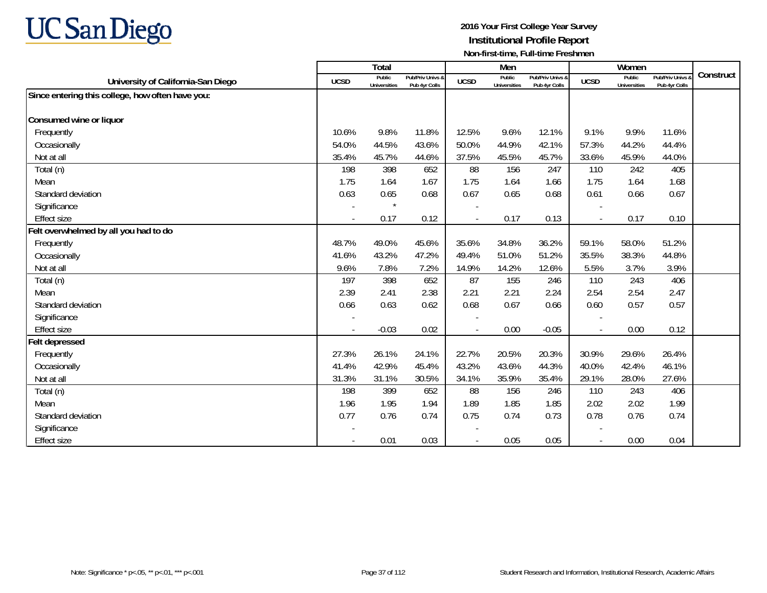# UC San Diego

**2016 Your First College Year Survey**
**Institutional Profile Report**
**Non-first-time, Full-time Freshmen**

| University of California-San Diego | Total | | | Men | | | Women | | | Construct |
|---|---|---|---|---|---|---|---|---|---|---|
| | UCSD | Public Universities | Pub/Priv Univs & Pub 4yr Colls | UCSD | Public Universities | Pub/Priv Univs & Pub 4yr Colls | UCSD | Public Universities | Pub/Priv Univs & Pub 4yr Colls | |
| **Since entering this college, how often have you:** | | | | | | | | | | |
| **Consumed wine or liquor** | | | | | | | | | | |
| Frequently | 10.6% | 9.8% | 11.8% | 12.5% | 9.6% | 12.1% | 9.1% | 9.9% | 11.6% | |
| Occasionally | 54.0% | 44.5% | 43.6% | 50.0% | 44.9% | 42.1% | 57.3% | 44.2% | 44.4% | |
| Not at all | 35.4% | 45.7% | 44.6% | 37.5% | 45.5% | 45.7% | 33.6% | 45.9% | 44.0% | |
| Total (n) | 198 | 398 | 652 | 88 | 156 | 247 | 110 | 242 | 405 | |
| Mean | 1.75 | 1.64 | 1.67 | 1.75 | 1.64 | 1.66 | 1.75 | 1.64 | 1.68 | |
| Standard deviation | 0.63 | 0.65 | 0.68 | 0.67 | 0.65 | 0.68 | 0.61 | 0.66 | 0.67 | |
| Significance | - | * | | - | | | - | | | |
| Effect size | - | 0.17 | 0.12 | - | 0.17 | 0.13 | - | 0.17 | 0.10 | |
| **Felt overwhelmed by all you had to do** | | | | | | | | | | |
| Frequently | 48.7% | 49.0% | 45.6% | 35.6% | 34.8% | 36.2% | 59.1% | 58.0% | 51.2% | |
| Occasionally | 41.6% | 43.2% | 47.2% | 49.4% | 51.0% | 51.2% | 35.5% | 38.3% | 44.8% | |
| Not at all | 9.6% | 7.8% | 7.2% | 14.9% | 14.2% | 12.6% | 5.5% | 3.7% | 3.9% | |
| Total (n) | 197 | 398 | 652 | 87 | 155 | 246 | 110 | 243 | 406 | |
| Mean | 2.39 | 2.41 | 2.38 | 2.21 | 2.21 | 2.24 | 2.54 | 2.54 | 2.47 | |
| Standard deviation | 0.66 | 0.63 | 0.62 | 0.68 | 0.67 | 0.66 | 0.60 | 0.57 | 0.57 | |
| Significance | - | | | - | | | - | | | |
| Effect size | - | -0.03 | 0.02 | - | 0.00 | -0.05 | - | 0.00 | 0.12 | |
| **Felt depressed** | | | | | | | | | | |
| Frequently | 27.3% | 26.1% | 24.1% | 22.7% | 20.5% | 20.3% | 30.9% | 29.6% | 26.4% | |
| Occasionally | 41.4% | 42.9% | 45.4% | 43.2% | 43.6% | 44.3% | 40.0% | 42.4% | 46.1% | |
| Not at all | 31.3% | 31.1% | 30.5% | 34.1% | 35.9% | 35.4% | 29.1% | 28.0% | 27.6% | |
| Total (n) | 198 | 399 | 652 | 88 | 156 | 246 | 110 | 243 | 406 | |
| Mean | 1.96 | 1.95 | 1.94 | 1.89 | 1.85 | 1.85 | 2.02 | 2.02 | 1.99 | |
| Standard deviation | 0.77 | 0.76 | 0.74 | 0.75 | 0.74 | 0.73 | 0.78 | 0.76 | 0.74 | |
| Significance | - | | | - | | | - | | | |
| Effect size | - | 0.01 | 0.03 | - | 0.05 | 0.05 | - | 0.00 | 0.04 | |

Note: Significance * p<.05, ** p<.01, *** p<.001

Student Research and Information, Institutional Research, Academic Affairs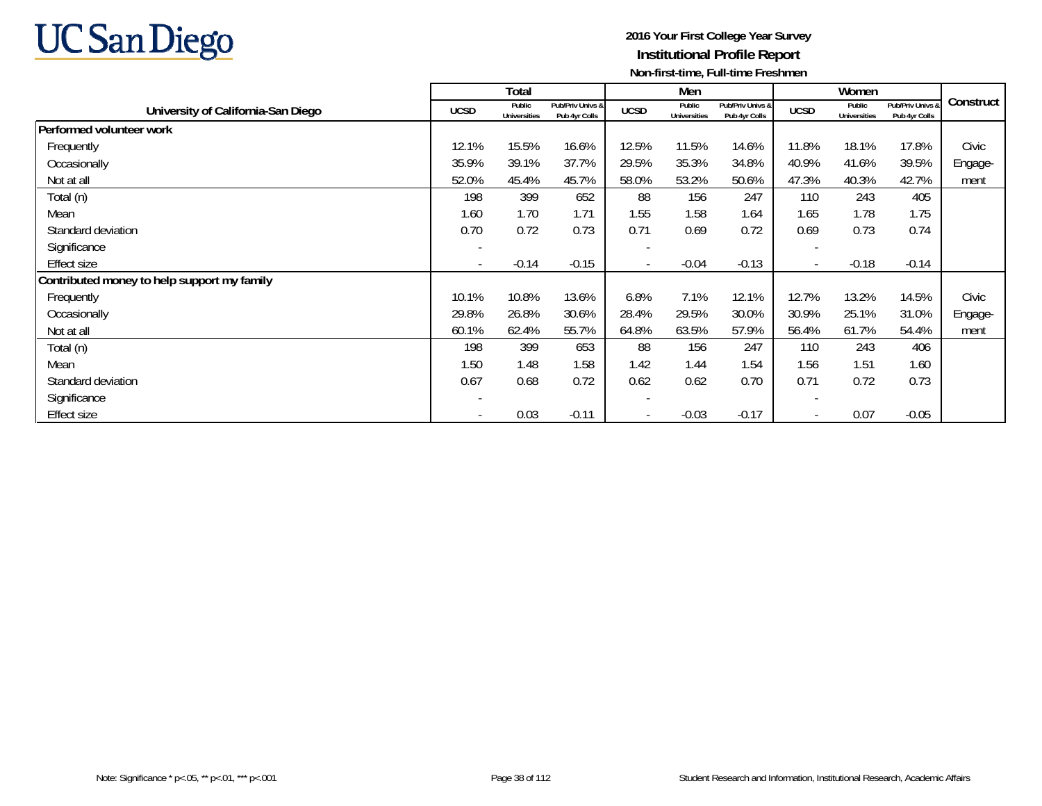# UC San Diego

**2016 Your First College Year Survey**
**Institutional Profile Report**
**Non-first-time, Full-time Freshmen**

| University of California-San Diego | Total | | | Men | | | Women | | | Construct |
|---|---|---|---|---|---|---|---|---|---|---|
| | UCSD | Public Universities | Pub/Priv Univs & Pub 4yr Colls | UCSD | Public Universities | Pub/Priv Univs & Pub 4yr Colls | UCSD | Public Universities | Pub/Priv Univs & Pub 4yr Colls | |
| **Performed volunteer work** | | | | | | | | | | |
| Frequently | 12.1% | 15.5% | 16.6% | 12.5% | 11.5% | 14.6% | 11.8% | 18.1% | 17.8% | Civic |
| Occasionally | 35.9% | 39.1% | 37.7% | 29.5% | 35.3% | 34.8% | 40.9% | 41.6% | 39.5% | Engage- |
| Not at all | 52.0% | 45.4% | 45.7% | 58.0% | 53.2% | 50.6% | 47.3% | 40.3% | 42.7% | ment |
| Total (n) | 198 | 399 | 652 | 88 | 156 | 247 | 110 | 243 | 405 | |
| Mean | 1.60 | 1.70 | 1.71 | 1.55 | 1.58 | 1.64 | 1.65 | 1.78 | 1.75 | |
| Standard deviation | 0.70 | 0.72 | 0.73 | 0.71 | 0.69 | 0.72 | 0.69 | 0.73 | 0.74 | |
| Significance | - | | | - | | | - | | | |
| Effect size | - | -0.14 | -0.15 | - | -0.04 | -0.13 | - | -0.18 | -0.14 | |
| **Contributed money to help support my family** | | | | | | | | | | |
| Frequently | 10.1% | 10.8% | 13.6% | 6.8% | 7.1% | 12.1% | 12.7% | 13.2% | 14.5% | Civic |
| Occasionally | 29.8% | 26.8% | 30.6% | 28.4% | 29.5% | 30.0% | 30.9% | 25.1% | 31.0% | Engage- |
| Not at all | 60.1% | 62.4% | 55.7% | 64.8% | 63.5% | 57.9% | 56.4% | 61.7% | 54.4% | ment |
| Total (n) | 198 | 399 | 653 | 88 | 156 | 247 | 110 | 243 | 406 | |
| Mean | 1.50 | 1.48 | 1.58 | 1.42 | 1.44 | 1.54 | 1.56 | 1.51 | 1.60 | |
| Standard deviation | 0.67 | 0.68 | 0.72 | 0.62 | 0.62 | 0.70 | 0.71 | 0.72 | 0.73 | |
| Significance | - | | | - | | | - | | | |
| Effect size | - | 0.03 | -0.11 | - | -0.03 | -0.17 | - | 0.07 | -0.05 | |

Note: Significance * p<.05, ** p<.01, *** p<.001

Student Research and Information, Institutional Research, Academic Affairs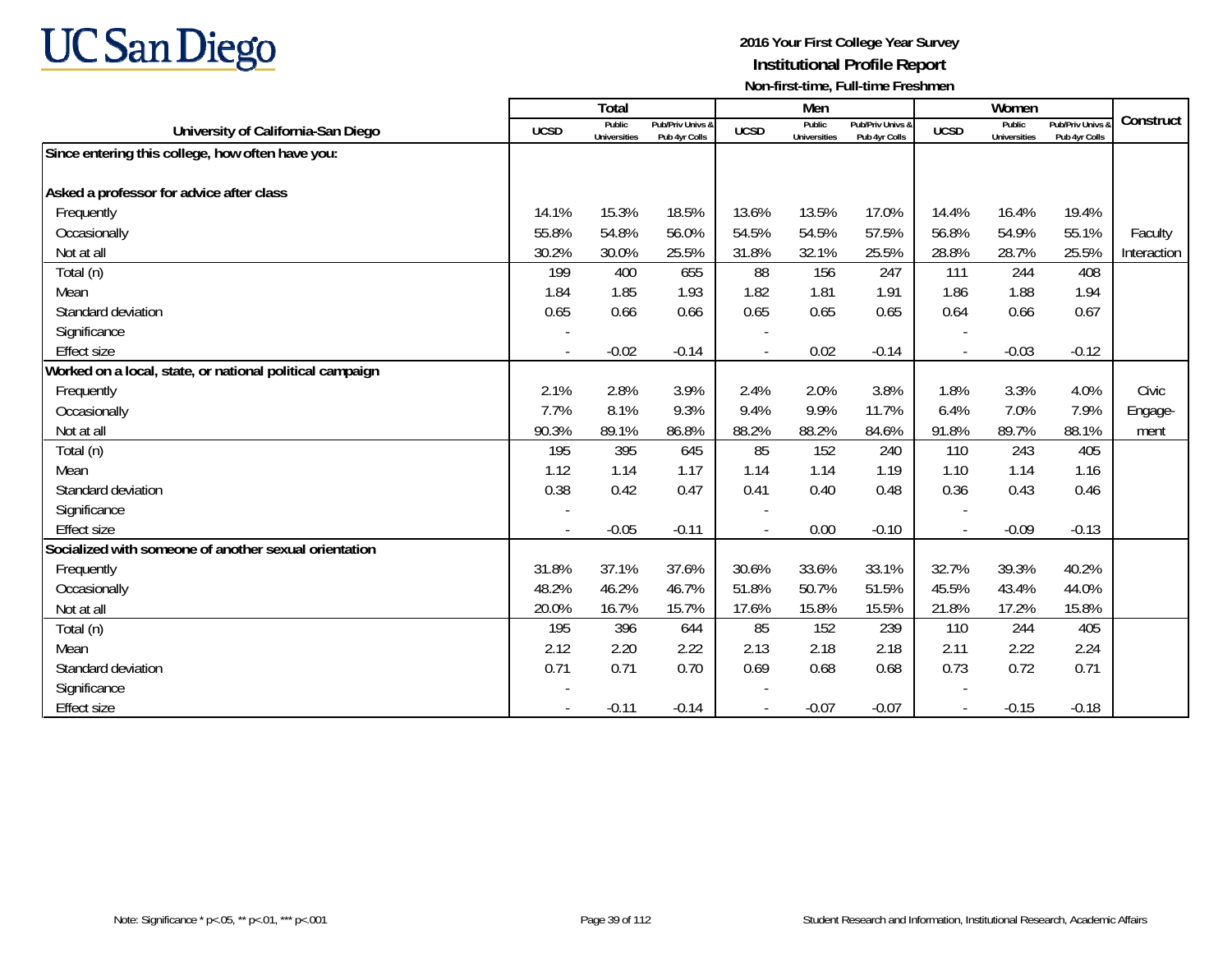# UC San Diego

**2016 Your First College Year Survey**
**Institutional Profile Report**
**Non-first-time, Full-time Freshmen**

| University of California-San Diego | Total | | | Men | | | Women | | | Construct |
|---|---|---|---|---|---|---|---|---|---|---|
| | UCSD | Public Universities | Pub/Priv Univs & Pub 4yr Colls | UCSD | Public Universities | Pub/Priv Univs & Pub 4yr Colls | UCSD | Public Universities | Pub/Priv Univs & Pub 4yr Colls | |
| **Since entering this college, how often have you:** | | | | | | | | | | |
| **Asked a professor for advice after class** | | | | | | | | | | |
| Frequently | 14.1% | 15.3% | 18.5% | 13.6% | 13.5% | 17.0% | 14.4% | 16.4% | 19.4% | |
| Occasionally | 55.8% | 54.8% | 56.0% | 54.5% | 54.5% | 57.5% | 56.8% | 54.9% | 55.1% | Faculty |
| Not at all | 30.2% | 30.0% | 25.5% | 31.8% | 32.1% | 25.5% | 28.8% | 28.7% | 25.5% | Interaction |
| Total (n) | 199 | 400 | 655 | 88 | 156 | 247 | 111 | 244 | 408 | |
| Mean | 1.84 | 1.85 | 1.93 | 1.82 | 1.81 | 1.91 | 1.86 | 1.88 | 1.94 | |
| Standard deviation | 0.65 | 0.66 | 0.66 | 0.65 | 0.65 | 0.65 | 0.64 | 0.66 | 0.67 | |
| Significance | - | | | - | | | - | | | |
| Effect size | - | -0.02 | -0.14 | - | 0.02 | -0.14 | - | -0.03 | -0.12 | |
| **Worked on a local, state, or national political campaign** | | | | | | | | | | |
| Frequently | 2.1% | 2.8% | 3.9% | 2.4% | 2.0% | 3.8% | 1.8% | 3.3% | 4.0% | Civic |
| Occasionally | 7.7% | 8.1% | 9.3% | 9.4% | 9.9% | 11.7% | 6.4% | 7.0% | 7.9% | Engage- |
| Not at all | 90.3% | 89.1% | 86.8% | 88.2% | 88.2% | 84.6% | 91.8% | 89.7% | 88.1% | ment |
| Total (n) | 195 | 395 | 645 | 85 | 152 | 240 | 110 | 243 | 405 | |
| Mean | 1.12 | 1.14 | 1.17 | 1.14 | 1.14 | 1.19 | 1.10 | 1.14 | 1.16 | |
| Standard deviation | 0.38 | 0.42 | 0.47 | 0.41 | 0.40 | 0.48 | 0.36 | 0.43 | 0.46 | |
| Significance | - | | | - | | | - | | | |
| Effect size | - | -0.05 | -0.11 | - | 0.00 | -0.10 | - | -0.09 | -0.13 | |
| **Socialized with someone of another sexual orientation** | | | | | | | | | | |
| Frequently | 31.8% | 37.1% | 37.6% | 30.6% | 33.6% | 33.1% | 32.7% | 39.3% | 40.2% | |
| Occasionally | 48.2% | 46.2% | 46.7% | 51.8% | 50.7% | 51.5% | 45.5% | 43.4% | 44.0% | |
| Not at all | 20.0% | 16.7% | 15.7% | 17.6% | 15.8% | 15.5% | 21.8% | 17.2% | 15.8% | |
| Total (n) | 195 | 396 | 644 | 85 | 152 | 239 | 110 | 244 | 405 | |
| Mean | 2.12 | 2.20 | 2.22 | 2.13 | 2.18 | 2.18 | 2.11 | 2.22 | 2.24 | |
| Standard deviation | 0.71 | 0.71 | 0.70 | 0.69 | 0.68 | 0.68 | 0.73 | 0.72 | 0.71 | |
| Significance | - | | | - | | | - | | | |
| Effect size | - | -0.11 | -0.14 | - | -0.07 | -0.07 | - | -0.15 | -0.18 | |

Note: Significance * p<.05, ** p<.01, *** p<.001

Student Research and Information, Institutional Research, Academic Affairs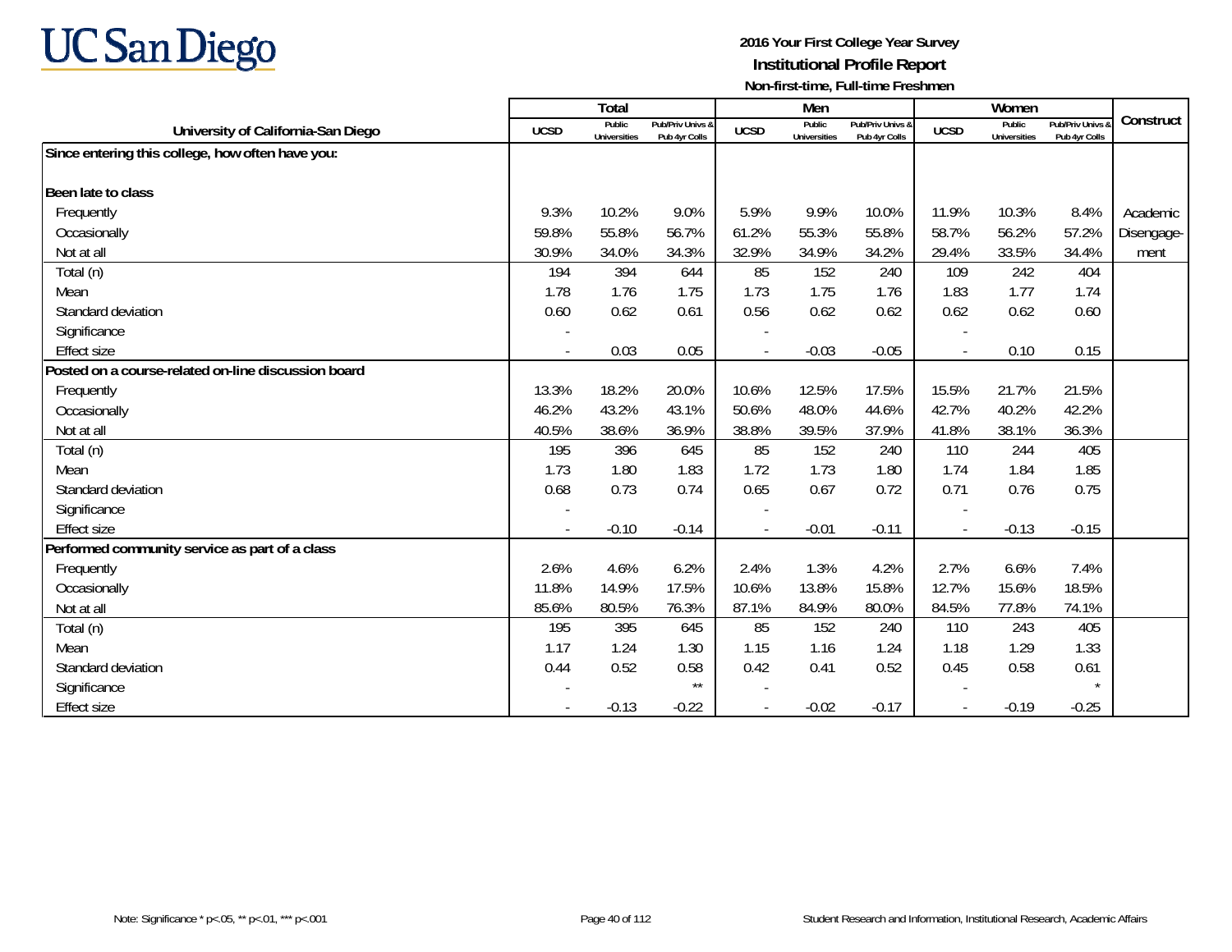# 2016 Your First College Year Survey

## Institutional Profile Report

### Non-first-time, Full-time Freshmen

| University of California-San Diego | Total | | | Men | | | Women | | | Construct |
|---|---|---|---|---|---|---|---|---|---|---|
| | UCSD | Public Universities | Pub/Priv Univs & Pub 4yr Colls | UCSD | Public Universities | Pub/Priv Univs & Pub 4yr Colls | UCSD | Public Universities | Pub/Priv Univs & Pub 4yr Colls | |
| **Since entering this college, how often have you:** | | | | | | | | | | |
| **Been late to class** | | | | | | | | | | |
| Frequently | 9.3% | 10.2% | 9.0% | 5.9% | 9.9% | 10.0% | 11.9% | 10.3% | 8.4% | Academic |
| Occasionally | 59.8% | 55.8% | 56.7% | 61.2% | 55.3% | 55.8% | 58.7% | 56.2% | 57.2% | Disengage- |
| Not at all | 30.9% | 34.0% | 34.3% | 32.9% | 34.9% | 34.2% | 29.4% | 33.5% | 34.4% | ment |
| Total (n) | 194 | 394 | 644 | 85 | 152 | 240 | 109 | 242 | 404 | |
| Mean | 1.78 | 1.76 | 1.75 | 1.73 | 1.75 | 1.76 | 1.83 | 1.77 | 1.74 | |
| Standard deviation | 0.60 | 0.62 | 0.61 | 0.56 | 0.62 | 0.62 | 0.62 | 0.62 | 0.60 | |
| Significance | - | | | - | | | - | | | |
| Effect size | - | 0.03 | 0.05 | - | -0.03 | -0.05 | - | 0.10 | 0.15 | |
| **Posted on a course-related on-line discussion board** | | | | | | | | | | |
| Frequently | 13.3% | 18.2% | 20.0% | 10.6% | 12.5% | 17.5% | 15.5% | 21.7% | 21.5% | |
| Occasionally | 46.2% | 43.2% | 43.1% | 50.6% | 48.0% | 44.6% | 42.7% | 40.2% | 42.2% | |
| Not at all | 40.5% | 38.6% | 36.9% | 38.8% | 39.5% | 37.9% | 41.8% | 38.1% | 36.3% | |
| Total (n) | 195 | 396 | 645 | 85 | 152 | 240 | 110 | 244 | 405 | |
| Mean | 1.73 | 1.80 | 1.83 | 1.72 | 1.73 | 1.80 | 1.74 | 1.84 | 1.85 | |
| Standard deviation | 0.68 | 0.73 | 0.74 | 0.65 | 0.67 | 0.72 | 0.71 | 0.76 | 0.75 | |
| Significance | - | | | - | | | - | | | |
| Effect size | - | -0.10 | -0.14 | - | -0.01 | -0.11 | - | -0.13 | -0.15 | |
| **Performed community service as part of a class** | | | | | | | | | | |
| Frequently | 2.6% | 4.6% | 6.2% | 2.4% | 1.3% | 4.2% | 2.7% | 6.6% | 7.4% | |
| Occasionally | 11.8% | 14.9% | 17.5% | 10.6% | 13.8% | 15.8% | 12.7% | 15.6% | 18.5% | |
| Not at all | 85.6% | 80.5% | 76.3% | 87.1% | 84.9% | 80.0% | 84.5% | 77.8% | 74.1% | |
| Total (n) | 195 | 395 | 645 | 85 | 152 | 240 | 110 | 243 | 405 | |
| Mean | 1.17 | 1.24 | 1.30 | 1.15 | 1.16 | 1.24 | 1.18 | 1.29 | 1.33 | |
| Standard deviation | 0.44 | 0.52 | 0.58 | 0.42 | 0.41 | 0.52 | 0.45 | 0.58 | 0.61 | |
| Significance | - | | ** | - | | | - | | * | |
| Effect size | - | -0.13 | -0.22 | - | -0.02 | -0.17 | - | -0.19 | -0.25 | |

Note: Significance * p<.05, ** p<.01, *** p<.001

Student Research and Information, Institutional Research, Academic Affairs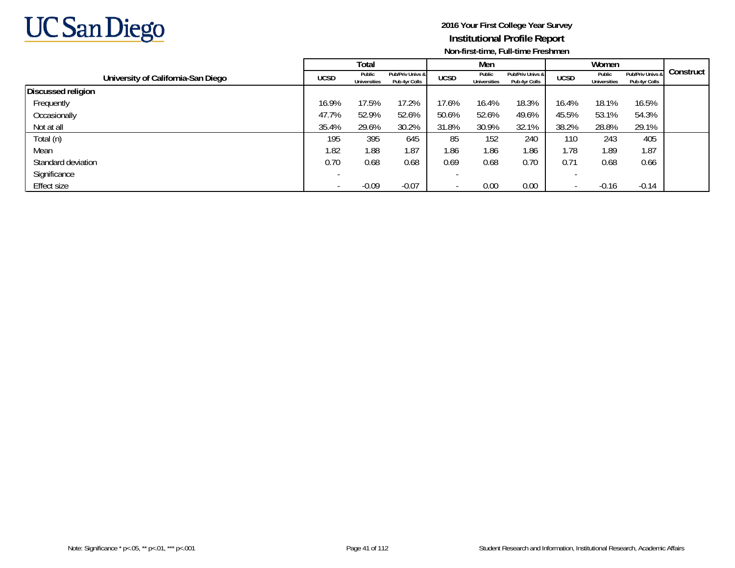2016 Your First College Year Survey

**Institutional Profile Report**

**Non-first-time, Full-time Freshmen**

| University of California-San Diego | Total | | | Men | | | Women | | | Construct |
|---|---|---|---|---|---|---|---|---|---|---|
| | UCSD | Public Universities | Pub/Priv Univs & Pub 4yr Colls | UCSD | Public Universities | Pub/Priv Univs & Pub 4yr Colls | UCSD | Public Universities | Pub/Priv Univs & Pub 4yr Colls | |
| **Discussed religion** | | | | | | | | | | |
| Frequently | 16.9% | 17.5% | 17.2% | 17.6% | 16.4% | 18.3% | 16.4% | 18.1% | 16.5% | |
| Occasionally | 47.7% | 52.9% | 52.6% | 50.6% | 52.6% | 49.6% | 45.5% | 53.1% | 54.3% | |
| Not at all | 35.4% | 29.6% | 30.2% | 31.8% | 30.9% | 32.1% | 38.2% | 28.8% | 29.1% | |
| Total (n) | 195 | 395 | 645 | 85 | 152 | 240 | 110 | 243 | 405 | |
| Mean | 1.82 | 1.88 | 1.87 | 1.86 | 1.86 | 1.86 | 1.78 | 1.89 | 1.87 | |
| Standard deviation | 0.70 | 0.68 | 0.68 | 0.69 | 0.68 | 0.70 | 0.71 | 0.68 | 0.66 | |
| Significance | - | | | - | | | - | | | |
| Effect size | - | -0.09 | -0.07 | - | 0.00 | 0.00 | - | -0.16 | -0.14 | |

Note: Significance * p<.05, ** p<.01, *** p<.001

Student Research and Information, Institutional Research, Academic Affairs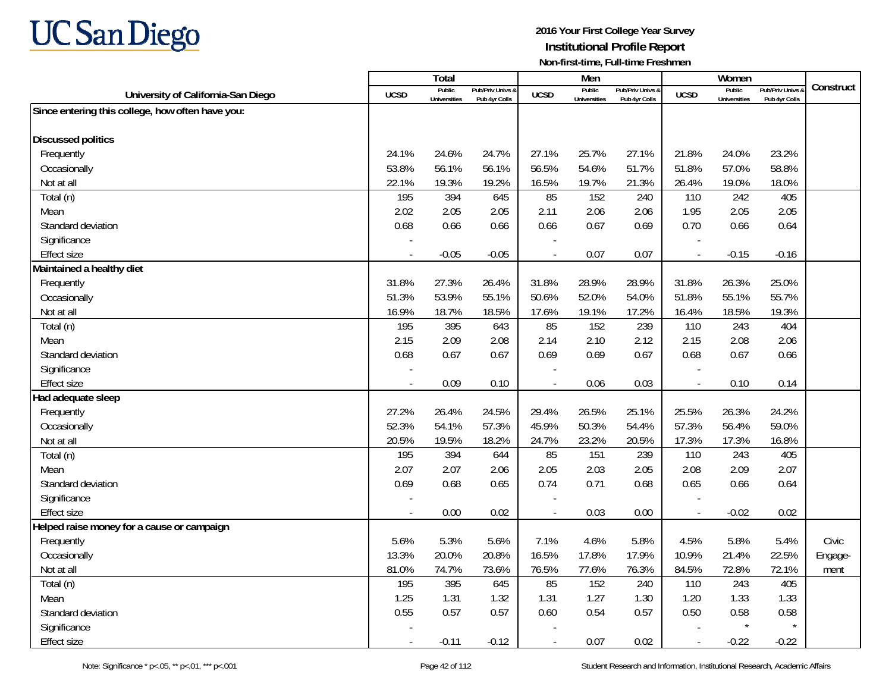# UC San Diego

**2016 Your First College Year Survey**
**Institutional Profile Report**
**Non-first-time, Full-time Freshmen**

| University of California-San Diego | Total | | | Men | | | Women | | | Construct |
|---|---|---|---|---|---|---|---|---|---|---|
| | UCSD | Public Universities | Pub/Priv Univs & Pub 4yr Colls | UCSD | Public Universities | Pub/Priv Univs & Pub 4yr Colls | UCSD | Public Universities | Pub/Priv Univs & Pub 4yr Colls | |
| **Since entering this college, how often have you:** | | | | | | | | | | |
| **Discussed politics** | | | | | | | | | | |
| Frequently | 24.1% | 24.6% | 24.7% | 27.1% | 25.7% | 27.1% | 21.8% | 24.0% | 23.2% | |
| Occasionally | 53.8% | 56.1% | 56.1% | 56.5% | 54.6% | 51.7% | 51.8% | 57.0% | 58.8% | |
| Not at all | 22.1% | 19.3% | 19.2% | 16.5% | 19.7% | 21.3% | 26.4% | 19.0% | 18.0% | |
| Total (n) | 195 | 394 | 645 | 85 | 152 | 240 | 110 | 242 | 405 | |
| Mean | 2.02 | 2.05 | 2.05 | 2.11 | 2.06 | 2.06 | 1.95 | 2.05 | 2.05 | |
| Standard deviation | 0.68 | 0.66 | 0.66 | 0.66 | 0.67 | 0.69 | 0.70 | 0.66 | 0.64 | |
| Significance | - | | | - | | | - | | | |
| Effect size | - | -0.05 | -0.05 | - | 0.07 | 0.07 | - | -0.15 | -0.16 | |
| **Maintained a healthy diet** | | | | | | | | | | |
| Frequently | 31.8% | 27.3% | 26.4% | 31.8% | 28.9% | 28.9% | 31.8% | 26.3% | 25.0% | |
| Occasionally | 51.3% | 53.9% | 55.1% | 50.6% | 52.0% | 54.0% | 51.8% | 55.1% | 55.7% | |
| Not at all | 16.9% | 18.7% | 18.5% | 17.6% | 19.1% | 17.2% | 16.4% | 18.5% | 19.3% | |
| Total (n) | 195 | 395 | 643 | 85 | 152 | 239 | 110 | 243 | 404 | |
| Mean | 2.15 | 2.09 | 2.08 | 2.14 | 2.10 | 2.12 | 2.15 | 2.08 | 2.06 | |
| Standard deviation | 0.68 | 0.67 | 0.67 | 0.69 | 0.69 | 0.67 | 0.68 | 0.67 | 0.66 | |
| Significance | - | | | - | | | - | | | |
| Effect size | - | 0.09 | 0.10 | - | 0.06 | 0.03 | - | 0.10 | 0.14 | |
| **Had adequate sleep** | | | | | | | | | | |
| Frequently | 27.2% | 26.4% | 24.5% | 29.4% | 26.5% | 25.1% | 25.5% | 26.3% | 24.2% | |
| Occasionally | 52.3% | 54.1% | 57.3% | 45.9% | 50.3% | 54.4% | 57.3% | 56.4% | 59.0% | |
| Not at all | 20.5% | 19.5% | 18.2% | 24.7% | 23.2% | 20.5% | 17.3% | 17.3% | 16.8% | |
| Total (n) | 195 | 394 | 644 | 85 | 151 | 239 | 110 | 243 | 405 | |
| Mean | 2.07 | 2.07 | 2.06 | 2.05 | 2.03 | 2.05 | 2.08 | 2.09 | 2.07 | |
| Standard deviation | 0.69 | 0.68 | 0.65 | 0.74 | 0.71 | 0.68 | 0.65 | 0.66 | 0.64 | |
| Significance | - | | | - | | | - | | | |
| Effect size | - | 0.00 | 0.02 | - | 0.03 | 0.00 | - | -0.02 | 0.02 | |
| **Helped raise money for a cause or campaign** | | | | | | | | | | |
| Frequently | 5.6% | 5.3% | 5.6% | 7.1% | 4.6% | 5.8% | 4.5% | 5.8% | 5.4% | Civic |
| Occasionally | 13.3% | 20.0% | 20.8% | 16.5% | 17.8% | 17.9% | 10.9% | 21.4% | 22.5% | Engage- |
| Not at all | 81.0% | 74.7% | 73.6% | 76.5% | 77.6% | 76.3% | 84.5% | 72.8% | 72.1% | ment |
| Total (n) | 195 | 395 | 645 | 85 | 152 | 240 | 110 | 243 | 405 | |
| Mean | 1.25 | 1.31 | 1.32 | 1.31 | 1.27 | 1.30 | 1.20 | 1.33 | 1.33 | |
| Standard deviation | 0.55 | 0.57 | 0.57 | 0.60 | 0.54 | 0.57 | 0.50 | 0.58 | 0.58 | |
| Significance | - | | | - | | | - | * | * | |
| Effect size | - | -0.11 | -0.12 | - | 0.07 | 0.02 | - | -0.22 | -0.22 | |

Note: Significance * p<.05, ** p<.01, *** p<.001

Student Research and Information, Institutional Research, Academic Affairs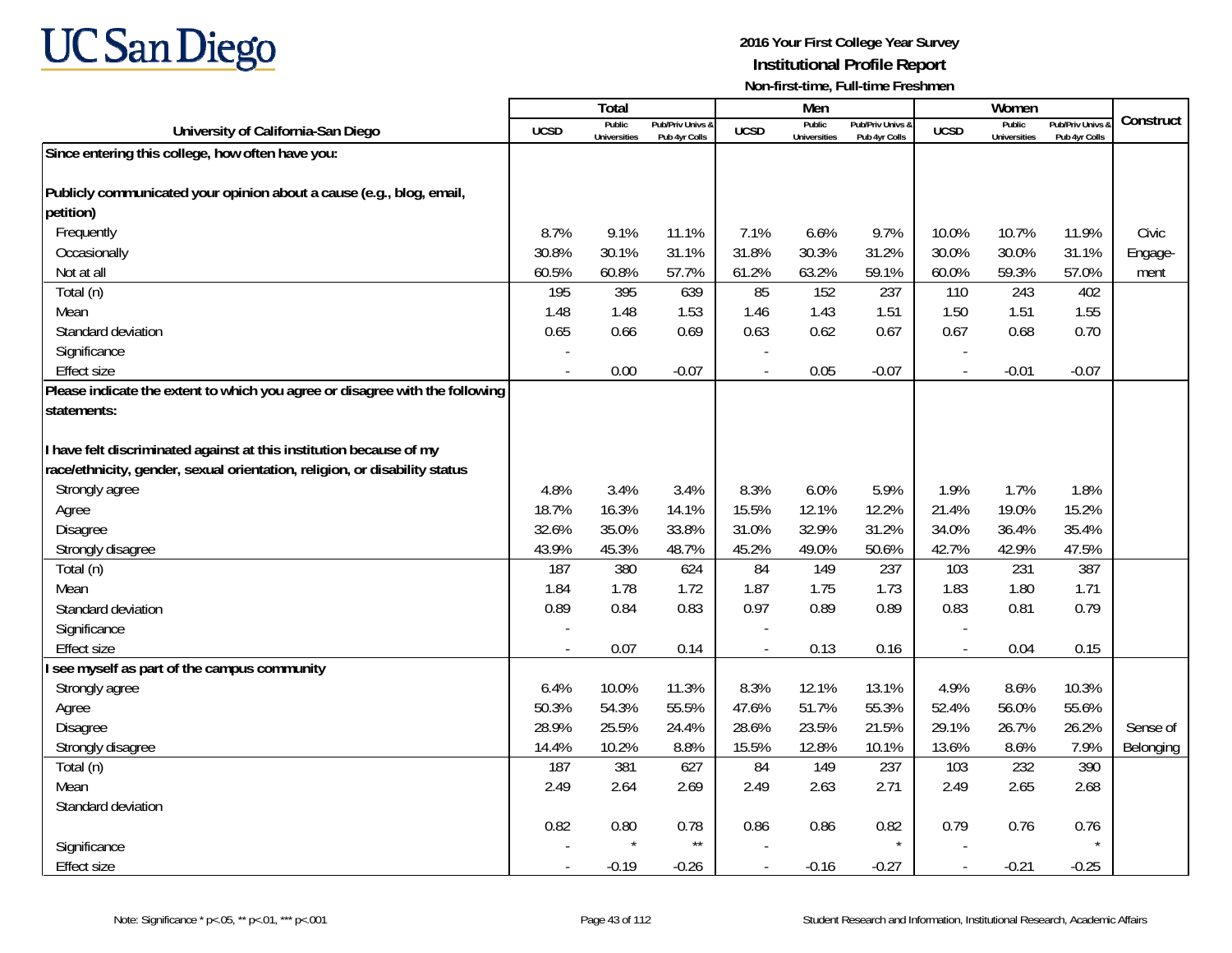# 2016 Your First College Year Survey
## Institutional Profile Report
### Non-first-time, Full-time Freshmen

| University of California-San Diego | Total | | | Men | | | Women | | | Construct |
|---|---|---|---|---|---|---|---|---|---|---|
| | UCSD | Public Universities | Pub/Priv Univs & Pub 4yr Colls | UCSD | Public Universities | Pub/Priv Univs & Pub 4yr Colls | UCSD | Public Universities | Pub/Priv Univs & Pub 4yr Colls | |
| **Since entering this college, how often have you:** | | | | | | | | | | |
| **Publicly communicated your opinion about a cause (e.g., blog, email, petition)** | | | | | | | | | | |
| Frequently | 8.7% | 9.1% | 11.1% | 7.1% | 6.6% | 9.7% | 10.0% | 10.7% | 11.9% | Civic |
| Occasionally | 30.8% | 30.1% | 31.1% | 31.8% | 30.3% | 31.2% | 30.0% | 30.0% | 31.1% | Engage- |
| Not at all | 60.5% | 60.8% | 57.7% | 61.2% | 63.2% | 59.1% | 60.0% | 59.3% | 57.0% | ment |
| Total (n) | 195 | 395 | 639 | 85 | 152 | 237 | 110 | 243 | 402 | |
| Mean | 1.48 | 1.48 | 1.53 | 1.46 | 1.43 | 1.51 | 1.50 | 1.51 | 1.55 | |
| Standard deviation | 0.65 | 0.66 | 0.69 | 0.63 | 0.62 | 0.67 | 0.67 | 0.68 | 0.70 | |
| Significance | - | | | - | | | - | | | |
| Effect size | - | 0.00 | -0.07 | - | 0.05 | -0.07 | - | -0.01 | -0.07 | |
| **Please indicate the extent to which you agree or disagree with the following statements:** | | | | | | | | | | |
| **I have felt discriminated against at this institution because of my race/ethnicity, gender, sexual orientation, religion, or disability status** | | | | | | | | | | |
| Strongly agree | 4.8% | 3.4% | 3.4% | 8.3% | 6.0% | 5.9% | 1.9% | 1.7% | 1.8% | |
| Agree | 18.7% | 16.3% | 14.1% | 15.5% | 12.1% | 12.2% | 21.4% | 19.0% | 15.2% | |
| Disagree | 32.6% | 35.0% | 33.8% | 31.0% | 32.9% | 31.2% | 34.0% | 36.4% | 35.4% | |
| Strongly disagree | 43.9% | 45.3% | 48.7% | 45.2% | 49.0% | 50.6% | 42.7% | 42.9% | 47.5% | |
| Total (n) | 187 | 380 | 624 | 84 | 149 | 237 | 103 | 231 | 387 | |
| Mean | 1.84 | 1.78 | 1.72 | 1.87 | 1.75 | 1.73 | 1.83 | 1.80 | 1.71 | |
| Standard deviation | 0.89 | 0.84 | 0.83 | 0.97 | 0.89 | 0.89 | 0.83 | 0.81 | 0.79 | |
| Significance | - | | | - | | | - | | | |
| Effect size | - | 0.07 | 0.14 | - | 0.13 | 0.16 | - | 0.04 | 0.15 | |
| **I see myself as part of the campus community** | | | | | | | | | | |
| Strongly agree | 6.4% | 10.0% | 11.3% | 8.3% | 12.1% | 13.1% | 4.9% | 8.6% | 10.3% | |
| Agree | 50.3% | 54.3% | 55.5% | 47.6% | 51.7% | 55.3% | 52.4% | 56.0% | 55.6% | |
| Disagree | 28.9% | 25.5% | 24.4% | 28.6% | 23.5% | 21.5% | 29.1% | 26.7% | 26.2% | Sense of |
| Strongly disagree | 14.4% | 10.2% | 8.8% | 15.5% | 12.8% | 10.1% | 13.6% | 8.6% | 7.9% | Belonging |
| Total (n) | 187 | 381 | 627 | 84 | 149 | 237 | 103 | 232 | 390 | |
| Mean | 2.49 | 2.64 | 2.69 | 2.49 | 2.63 | 2.71 | 2.49 | 2.65 | 2.68 | |
| Standard deviation | 0.82 | 0.80 | 0.78 | 0.86 | 0.86 | 0.82 | 0.79 | 0.76 | 0.76 | |
| Significance | - | * | ** | - | | * | - | | * | |
| Effect size | - | -0.19 | -0.26 | - | -0.16 | -0.27 | - | -0.21 | -0.25 | |

Note: Significance * p<.05, ** p<.01, *** p<.001

Student Research and Information, Institutional Research, Academic Affairs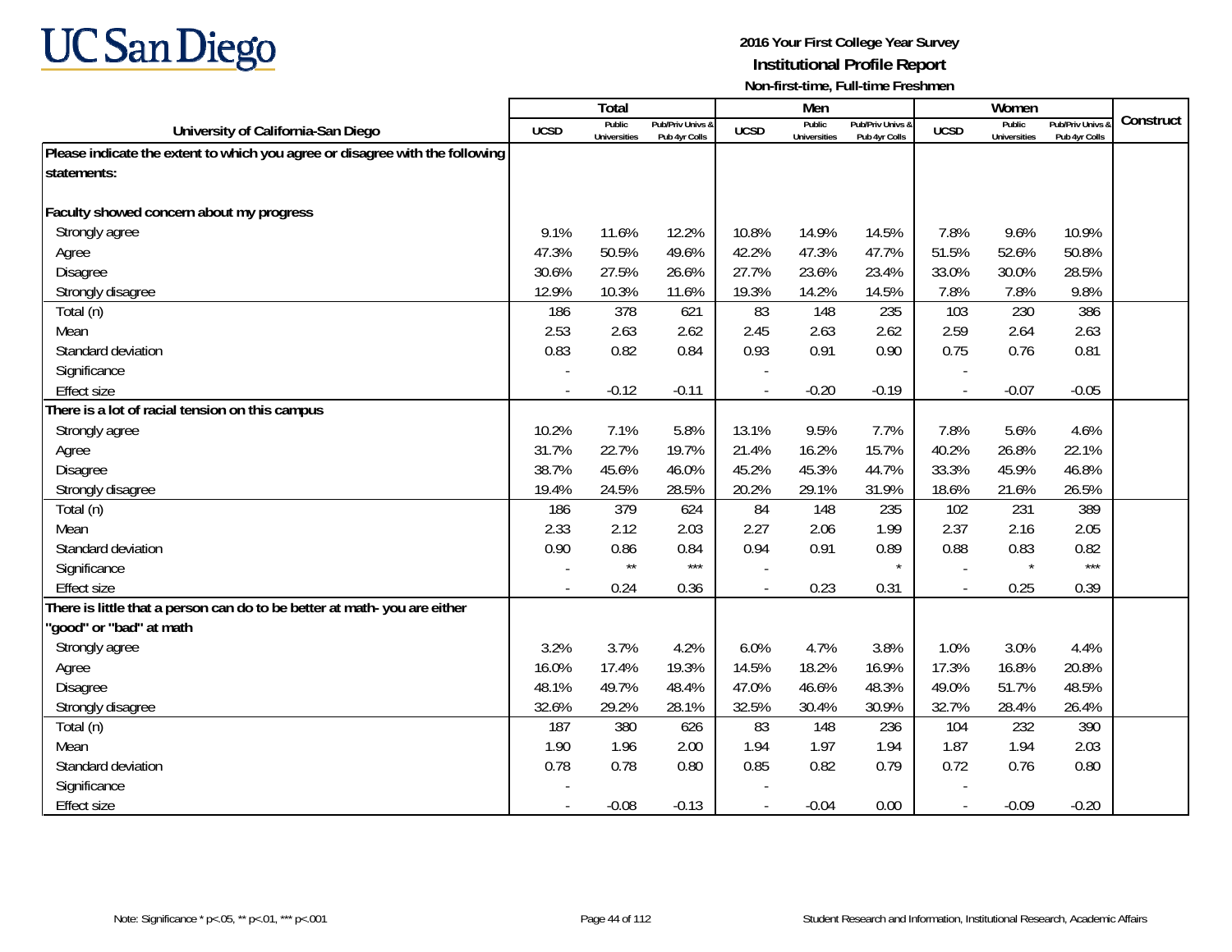UC San Diego

**2016 Your First College Year Survey**
**Institutional Profile Report**
**Non-first-time, Full-time Freshmen**

| University of California-San Diego | Total | | | Men | | | Women | | | Construct |
|---|---|---|---|---|---|---|---|---|---|---|
| | UCSD | Public Universities | Pub/Priv Univs & Pub 4yr Colls | UCSD | Public Universities | Pub/Priv Univs & Pub 4yr Colls | UCSD | Public Universities | Pub/Priv Univs & Pub 4yr Colls | |
| **Please indicate the extent to which you agree or disagree with the following statements:** | | | | | | | | | | |
| **Faculty showed concern about my progress** | | | | | | | | | | |
| Strongly agree | 9.1% | 11.6% | 12.2% | 10.8% | 14.9% | 14.5% | 7.8% | 9.6% | 10.9% | |
| Agree | 47.3% | 50.5% | 49.6% | 42.2% | 47.3% | 47.7% | 51.5% | 52.6% | 50.8% | |
| Disagree | 30.6% | 27.5% | 26.6% | 27.7% | 23.6% | 23.4% | 33.0% | 30.0% | 28.5% | |
| Strongly disagree | 12.9% | 10.3% | 11.6% | 19.3% | 14.2% | 14.5% | 7.8% | 7.8% | 9.8% | |
| Total (n) | 186 | 378 | 621 | 83 | 148 | 235 | 103 | 230 | 386 | |
| Mean | 2.53 | 2.63 | 2.62 | 2.45 | 2.63 | 2.62 | 2.59 | 2.64 | 2.63 | |
| Standard deviation | 0.83 | 0.82 | 0.84 | 0.93 | 0.91 | 0.90 | 0.75 | 0.76 | 0.81 | |
| Significance | - | | | - | | | - | | | |
| Effect size | - | -0.12 | -0.11 | - | -0.20 | -0.19 | - | -0.07 | -0.05 | |
| **There is a lot of racial tension on this campus** | | | | | | | | | | |
| Strongly agree | 10.2% | 7.1% | 5.8% | 13.1% | 9.5% | 7.7% | 7.8% | 5.6% | 4.6% | |
| Agree | 31.7% | 22.7% | 19.7% | 21.4% | 16.2% | 15.7% | 40.2% | 26.8% | 22.1% | |
| Disagree | 38.7% | 45.6% | 46.0% | 45.2% | 45.3% | 44.7% | 33.3% | 45.9% | 46.8% | |
| Strongly disagree | 19.4% | 24.5% | 28.5% | 20.2% | 29.1% | 31.9% | 18.6% | 21.6% | 26.5% | |
| Total (n) | 186 | 379 | 624 | 84 | 148 | 235 | 102 | 231 | 389 | |
| Mean | 2.33 | 2.12 | 2.03 | 2.27 | 2.06 | 1.99 | 2.37 | 2.16 | 2.05 | |
| Standard deviation | 0.90 | 0.86 | 0.84 | 0.94 | 0.91 | 0.89 | 0.88 | 0.83 | 0.82 | |
| Significance | - | ** | *** | - | | * | - | * | *** | |
| Effect size | - | 0.24 | 0.36 | - | 0.23 | 0.31 | - | 0.25 | 0.39 | |
| **There is little that a person can do to be better at math- you are either "good" or "bad" at math** | | | | | | | | | | |
| Strongly agree | 3.2% | 3.7% | 4.2% | 6.0% | 4.7% | 3.8% | 1.0% | 3.0% | 4.4% | |
| Agree | 16.0% | 17.4% | 19.3% | 14.5% | 18.2% | 16.9% | 17.3% | 16.8% | 20.8% | |
| Disagree | 48.1% | 49.7% | 48.4% | 47.0% | 46.6% | 48.3% | 49.0% | 51.7% | 48.5% | |
| Strongly disagree | 32.6% | 29.2% | 28.1% | 32.5% | 30.4% | 30.9% | 32.7% | 28.4% | 26.4% | |
| Total (n) | 187 | 380 | 626 | 83 | 148 | 236 | 104 | 232 | 390 | |
| Mean | 1.90 | 1.96 | 2.00 | 1.94 | 1.97 | 1.94 | 1.87 | 1.94 | 2.03 | |
| Standard deviation | 0.78 | 0.78 | 0.80 | 0.85 | 0.82 | 0.79 | 0.72 | 0.76 | 0.80 | |
| Significance | - | | | - | | | - | | | |
| Effect size | - | -0.08 | -0.13 | - | -0.04 | 0.00 | - | -0.09 | -0.20 | |

Note: Significance * p<.05, ** p<.01, *** p<.001

Student Research and Information, Institutional Research, Academic Affairs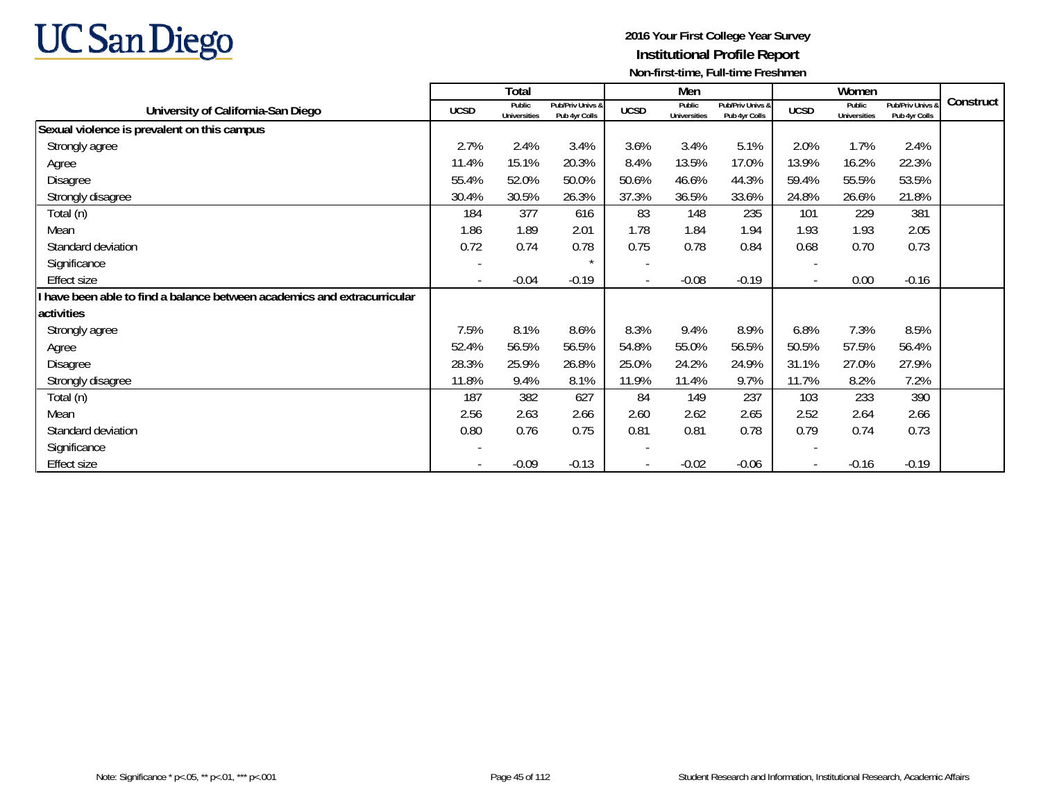UC San Diego

**2016 Your First College Year Survey**
**Institutional Profile Report**
**Non-first-time, Full-time Freshmen**

| University of California-San Diego | Total | | | Men | | | Women | | | Construct |
|---|---|---|---|---|---|---|---|---|---|---|
| | UCSD | Public Universities | Pub/Priv Univs & Pub 4yr Colls | UCSD | Public Universities | Pub/Priv Univs & Pub 4yr Colls | UCSD | Public Universities | Pub/Priv Univs & Pub 4yr Colls | |
| **Sexual violence is prevalent on this campus** | | | | | | | | | | |
| Strongly agree | 2.7% | 2.4% | 3.4% | 3.6% | 3.4% | 5.1% | 2.0% | 1.7% | 2.4% | |
| Agree | 11.4% | 15.1% | 20.3% | 8.4% | 13.5% | 17.0% | 13.9% | 16.2% | 22.3% | |
| Disagree | 55.4% | 52.0% | 50.0% | 50.6% | 46.6% | 44.3% | 59.4% | 55.5% | 53.5% | |
| Strongly disagree | 30.4% | 30.5% | 26.3% | 37.3% | 36.5% | 33.6% | 24.8% | 26.6% | 21.8% | |
| Total (n) | 184 | 377 | 616 | 83 | 148 | 235 | 101 | 229 | 381 | |
| Mean | 1.86 | 1.89 | 2.01 | 1.78 | 1.84 | 1.94 | 1.93 | 1.93 | 2.05 | |
| Standard deviation | 0.72 | 0.74 | 0.78 | 0.75 | 0.78 | 0.84 | 0.68 | 0.70 | 0.73 | |
| Significance | - | | * | - | | | - | | | |
| Effect size | - | -0.04 | -0.19 | - | -0.08 | -0.19 | - | 0.00 | -0.16 | |
| **I have been able to find a balance between academics and extracurricular activities** | | | | | | | | | | |
| Strongly agree | 7.5% | 8.1% | 8.6% | 8.3% | 9.4% | 8.9% | 6.8% | 7.3% | 8.5% | |
| Agree | 52.4% | 56.5% | 56.5% | 54.8% | 55.0% | 56.5% | 50.5% | 57.5% | 56.4% | |
| Disagree | 28.3% | 25.9% | 26.8% | 25.0% | 24.2% | 24.9% | 31.1% | 27.0% | 27.9% | |
| Strongly disagree | 11.8% | 9.4% | 8.1% | 11.9% | 11.4% | 9.7% | 11.7% | 8.2% | 7.2% | |
| Total (n) | 187 | 382 | 627 | 84 | 149 | 237 | 103 | 233 | 390 | |
| Mean | 2.56 | 2.63 | 2.66 | 2.60 | 2.62 | 2.65 | 2.52 | 2.64 | 2.66 | |
| Standard deviation | 0.80 | 0.76 | 0.75 | 0.81 | 0.81 | 0.78 | 0.79 | 0.74 | 0.73 | |
| Significance | - | | | - | | | - | | | |
| Effect size | - | -0.09 | -0.13 | - | -0.02 | -0.06 | - | -0.16 | -0.19 | |

Note: Significance * p<.05, ** p<.01, *** p<.001

Student Research and Information, Institutional Research, Academic Affairs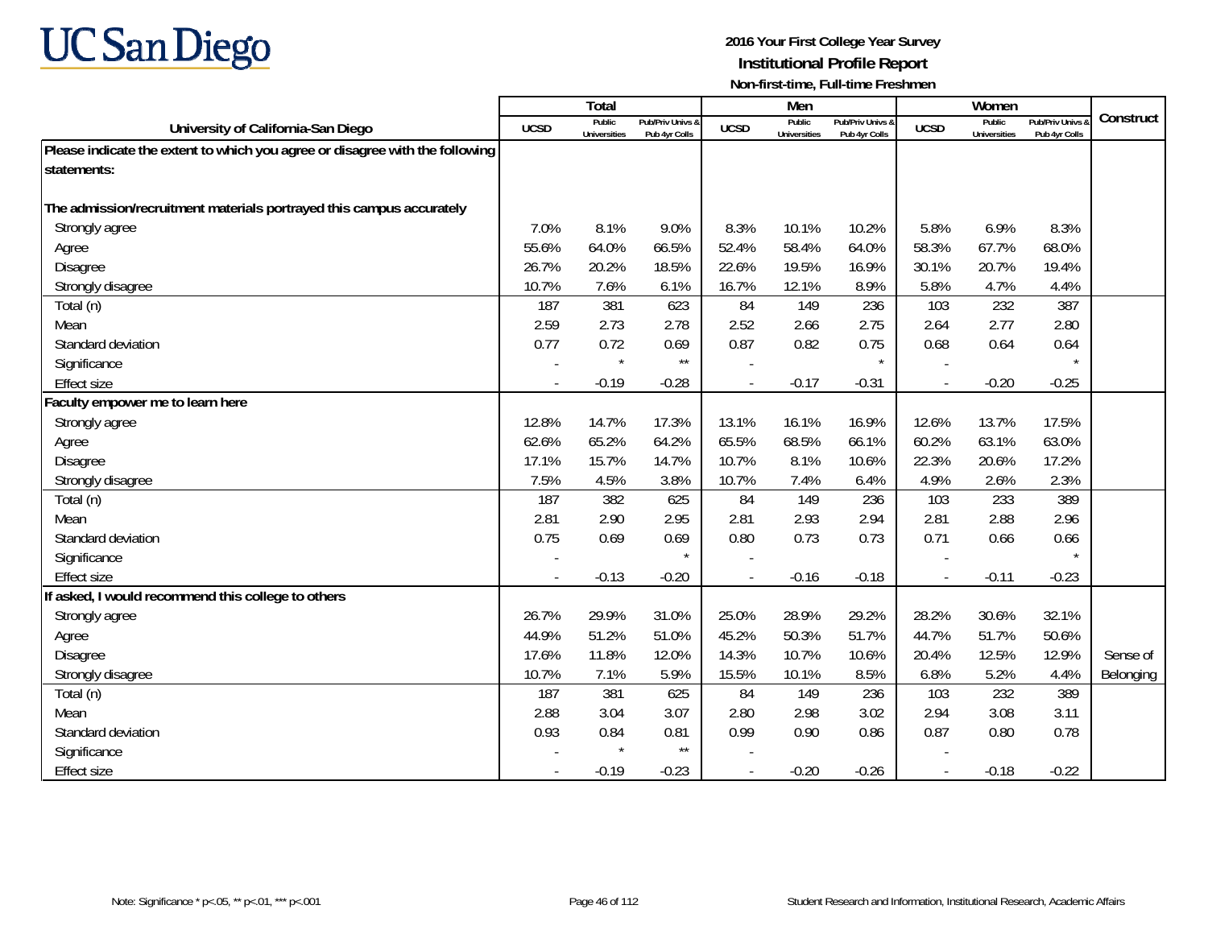UC San Diego

**2016 Your First College Year Survey**
**Institutional Profile Report**
**Non-first-time, Full-time Freshmen**

| University of California-San Diego | Total | | | Men | | | Women | | | Construct |
|---|---|---|---|---|---|---|---|---|---|---|
| | UCSD | Public Universities | Pub/Priv Univs & Pub 4yr Colls | UCSD | Public Universities | Pub/Priv Univs & Pub 4yr Colls | UCSD | Public Universities | Pub/Priv Univs & Pub 4yr Colls | |
| **Please indicate the extent to which you agree or disagree with the following statements:** | | | | | | | | | | |
| **The admission/recruitment materials portrayed this campus accurately** | | | | | | | | | | |
| Strongly agree | 7.0% | 8.1% | 9.0% | 8.3% | 10.1% | 10.2% | 5.8% | 6.9% | 8.3% | |
| Agree | 55.6% | 64.0% | 66.5% | 52.4% | 58.4% | 64.0% | 58.3% | 67.7% | 68.0% | |
| Disagree | 26.7% | 20.2% | 18.5% | 22.6% | 19.5% | 16.9% | 30.1% | 20.7% | 19.4% | |
| Strongly disagree | 10.7% | 7.6% | 6.1% | 16.7% | 12.1% | 8.9% | 5.8% | 4.7% | 4.4% | |
| Total (n) | 187 | 381 | 623 | 84 | 149 | 236 | 103 | 232 | 387 | |
| Mean | 2.59 | 2.73 | 2.78 | 2.52 | 2.66 | 2.75 | 2.64 | 2.77 | 2.80 | |
| Standard deviation | 0.77 | 0.72 | 0.69 | 0.87 | 0.82 | 0.75 | 0.68 | 0.64 | 0.64 | |
| Significance | - | * | ** | - | | * | - | | * | |
| Effect size | - | -0.19 | -0.28 | - | -0.17 | -0.31 | - | -0.20 | -0.25 | |
| **Faculty empower me to learn here** | | | | | | | | | | |
| Strongly agree | 12.8% | 14.7% | 17.3% | 13.1% | 16.1% | 16.9% | 12.6% | 13.7% | 17.5% | |
| Agree | 62.6% | 65.2% | 64.2% | 65.5% | 68.5% | 66.1% | 60.2% | 63.1% | 63.0% | |
| Disagree | 17.1% | 15.7% | 14.7% | 10.7% | 8.1% | 10.6% | 22.3% | 20.6% | 17.2% | |
| Strongly disagree | 7.5% | 4.5% | 3.8% | 10.7% | 7.4% | 6.4% | 4.9% | 2.6% | 2.3% | |
| Total (n) | 187 | 382 | 625 | 84 | 149 | 236 | 103 | 233 | 389 | |
| Mean | 2.81 | 2.90 | 2.95 | 2.81 | 2.93 | 2.94 | 2.81 | 2.88 | 2.96 | |
| Standard deviation | 0.75 | 0.69 | 0.69 | 0.80 | 0.73 | 0.73 | 0.71 | 0.66 | 0.66 | |
| Significance | - | | * | - | | | - | | * | |
| Effect size | - | -0.13 | -0.20 | - | -0.16 | -0.18 | - | -0.11 | -0.23 | |
| **If asked, I would recommend this college to others** | | | | | | | | | | |
| Strongly agree | 26.7% | 29.9% | 31.0% | 25.0% | 28.9% | 29.2% | 28.2% | 30.6% | 32.1% | |
| Agree | 44.9% | 51.2% | 51.0% | 45.2% | 50.3% | 51.7% | 44.7% | 51.7% | 50.6% | |
| Disagree | 17.6% | 11.8% | 12.0% | 14.3% | 10.7% | 10.6% | 20.4% | 12.5% | 12.9% | Sense of |
| Strongly disagree | 10.7% | 7.1% | 5.9% | 15.5% | 10.1% | 8.5% | 6.8% | 5.2% | 4.4% | Belonging |
| Total (n) | 187 | 381 | 625 | 84 | 149 | 236 | 103 | 232 | 389 | |
| Mean | 2.88 | 3.04 | 3.07 | 2.80 | 2.98 | 3.02 | 2.94 | 3.08 | 3.11 | |
| Standard deviation | 0.93 | 0.84 | 0.81 | 0.99 | 0.90 | 0.86 | 0.87 | 0.80 | 0.78 | |
| Significance | - | * | ** | - | | | - | | | |
| Effect size | - | -0.19 | -0.23 | - | -0.20 | -0.26 | - | -0.18 | -0.22 | |

Note: Significance * p<.05, ** p<.01, *** p<.001

Student Research and Information, Institutional Research, Academic Affairs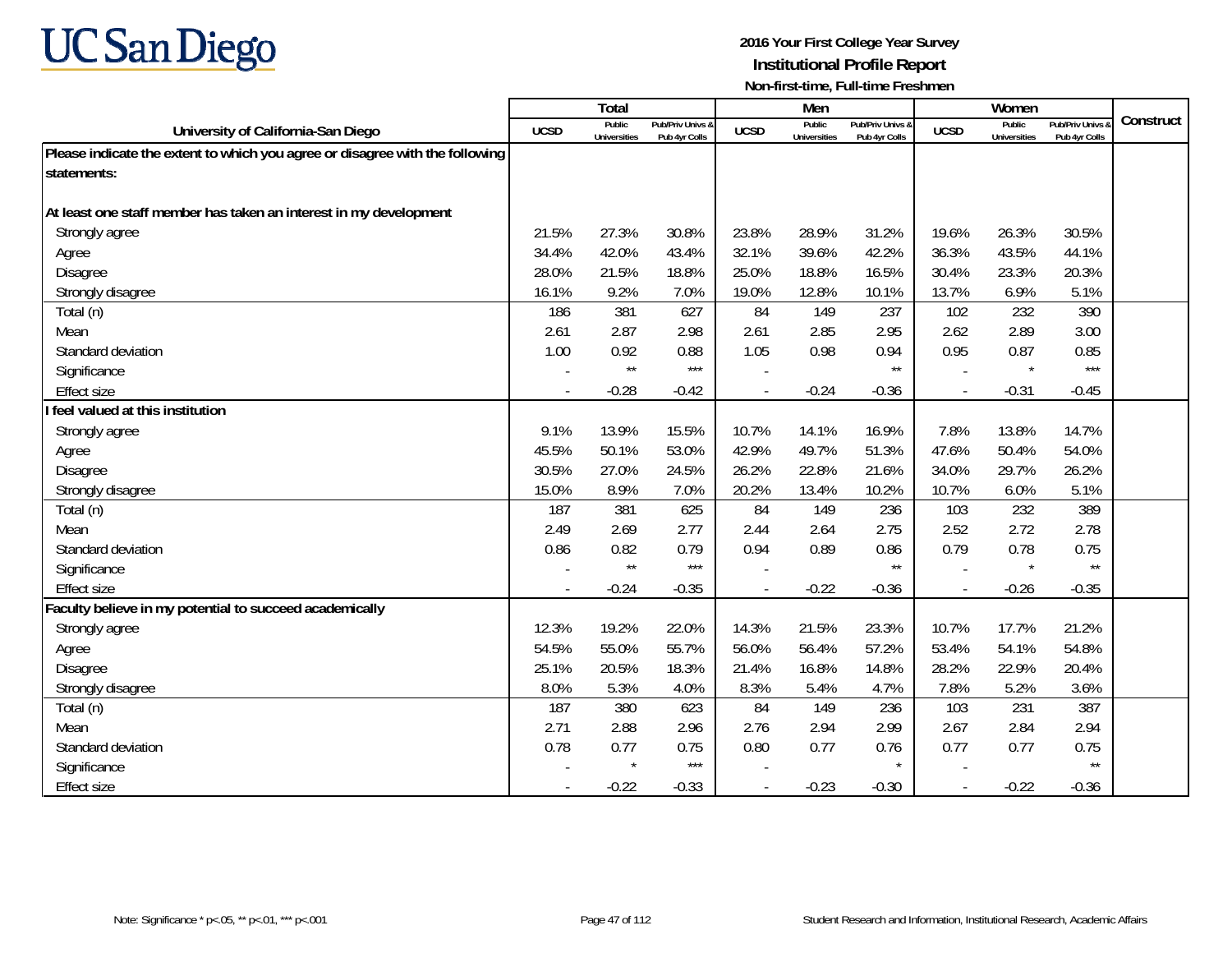# UC San Diego

**2016 Your First College Year Survey**
**Institutional Profile Report**
**Non-first-time, Full-time Freshmen**

| University of California-San Diego | Total | | | Men | | | Women | | | Construct |
|---|---|---|---|---|---|---|---|---|---|---|
| | UCSD | Public Universities | Pub/Priv Univs & Pub 4yr Colls | UCSD | Public Universities | Pub/Priv Univs & Pub 4yr Colls | UCSD | Public Universities | Pub/Priv Univs & Pub 4yr Colls | |
| **Please indicate the extent to which you agree or disagree with the following statements:** | | | | | | | | | | |
| **At least one staff member has taken an interest in my development** | | | | | | | | | | |
| Strongly agree | 21.5% | 27.3% | 30.8% | 23.8% | 28.9% | 31.2% | 19.6% | 26.3% | 30.5% | |
| Agree | 34.4% | 42.0% | 43.4% | 32.1% | 39.6% | 42.2% | 36.3% | 43.5% | 44.1% | |
| Disagree | 28.0% | 21.5% | 18.8% | 25.0% | 18.8% | 16.5% | 30.4% | 23.3% | 20.3% | |
| Strongly disagree | 16.1% | 9.2% | 7.0% | 19.0% | 12.8% | 10.1% | 13.7% | 6.9% | 5.1% | |
| Total (n) | 186 | 381 | 627 | 84 | 149 | 237 | 102 | 232 | 390 | |
| Mean | 2.61 | 2.87 | 2.98 | 2.61 | 2.85 | 2.95 | 2.62 | 2.89 | 3.00 | |
| Standard deviation | 1.00 | 0.92 | 0.88 | 1.05 | 0.98 | 0.94 | 0.95 | 0.87 | 0.85 | |
| Significance | - | ** | *** | - | | ** | - | * | *** | |
| Effect size | - | -0.28 | -0.42 | - | -0.24 | -0.36 | - | -0.31 | -0.45 | |
| **I feel valued at this institution** | | | | | | | | | | |
| Strongly agree | 9.1% | 13.9% | 15.5% | 10.7% | 14.1% | 16.9% | 7.8% | 13.8% | 14.7% | |
| Agree | 45.5% | 50.1% | 53.0% | 42.9% | 49.7% | 51.3% | 47.6% | 50.4% | 54.0% | |
| Disagree | 30.5% | 27.0% | 24.5% | 26.2% | 22.8% | 21.6% | 34.0% | 29.7% | 26.2% | |
| Strongly disagree | 15.0% | 8.9% | 7.0% | 20.2% | 13.4% | 10.2% | 10.7% | 6.0% | 5.1% | |
| Total (n) | 187 | 381 | 625 | 84 | 149 | 236 | 103 | 232 | 389 | |
| Mean | 2.49 | 2.69 | 2.77 | 2.44 | 2.64 | 2.75 | 2.52 | 2.72 | 2.78 | |
| Standard deviation | 0.86 | 0.82 | 0.79 | 0.94 | 0.89 | 0.86 | 0.79 | 0.78 | 0.75 | |
| Significance | - | ** | *** | - | | ** | - | * | ** | |
| Effect size | - | -0.24 | -0.35 | - | -0.22 | -0.36 | - | -0.26 | -0.35 | |
| **Faculty believe in my potential to succeed academically** | | | | | | | | | | |
| Strongly agree | 12.3% | 19.2% | 22.0% | 14.3% | 21.5% | 23.3% | 10.7% | 17.7% | 21.2% | |
| Agree | 54.5% | 55.0% | 55.7% | 56.0% | 56.4% | 57.2% | 53.4% | 54.1% | 54.8% | |
| Disagree | 25.1% | 20.5% | 18.3% | 21.4% | 16.8% | 14.8% | 28.2% | 22.9% | 20.4% | |
| Strongly disagree | 8.0% | 5.3% | 4.0% | 8.3% | 5.4% | 4.7% | 7.8% | 5.2% | 3.6% | |
| Total (n) | 187 | 380 | 623 | 84 | 149 | 236 | 103 | 231 | 387 | |
| Mean | 2.71 | 2.88 | 2.96 | 2.76 | 2.94 | 2.99 | 2.67 | 2.84 | 2.94 | |
| Standard deviation | 0.78 | 0.77 | 0.75 | 0.80 | 0.77 | 0.76 | 0.77 | 0.77 | 0.75 | |
| Significance | - | * | *** | - | | * | - | | ** | |
| Effect size | - | -0.22 | -0.33 | - | -0.23 | -0.30 | - | -0.22 | -0.36 | |

Note: Significance * p<.05, ** p<.01, *** p<.001

Student Research and Information, Institutional Research, Academic Affairs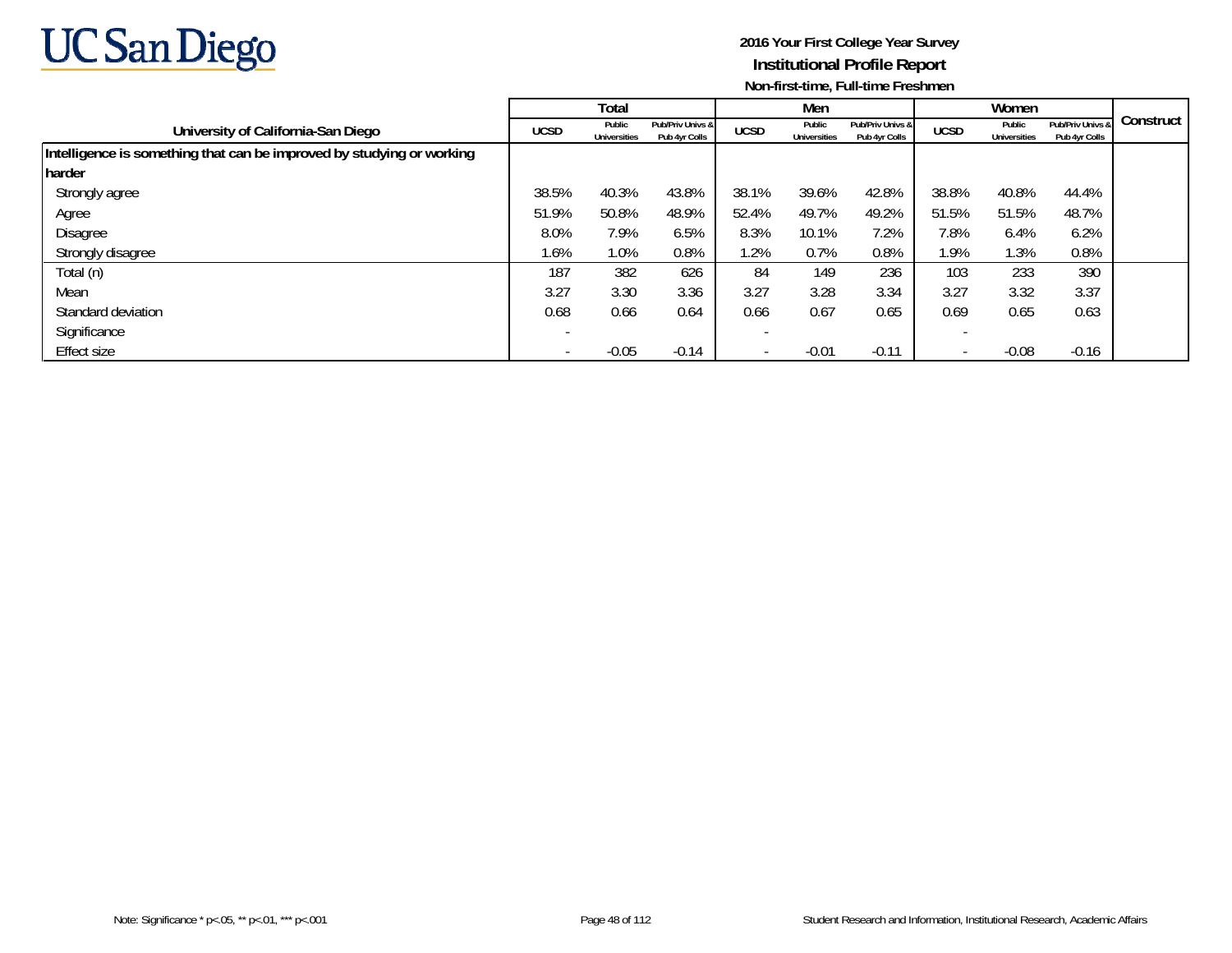UC San Diego

**2016 Your First College Year Survey**
**Institutional Profile Report**
**Non-first-time, Full-time Freshmen**

| University of California-San Diego | Total | | | Men | | | Women | | | Construct |
|---|---|---|---|---|---|---|---|---|---|---|
| | UCSD | Public Universities | Pub/Priv Univs & Pub 4yr Colls | UCSD | Public Universities | Pub/Priv Univs & Pub 4yr Colls | UCSD | Public Universities | Pub/Priv Univs & Pub 4yr Colls | |
| **Intelligence is something that can be improved by studying or working harder** | | | | | | | | | | |
| Strongly agree | 38.5% | 40.3% | 43.8% | 38.1% | 39.6% | 42.8% | 38.8% | 40.8% | 44.4% | |
| Agree | 51.9% | 50.8% | 48.9% | 52.4% | 49.7% | 49.2% | 51.5% | 51.5% | 48.7% | |
| Disagree | 8.0% | 7.9% | 6.5% | 8.3% | 10.1% | 7.2% | 7.8% | 6.4% | 6.2% | |
| Strongly disagree | 1.6% | 1.0% | 0.8% | 1.2% | 0.7% | 0.8% | 1.9% | 1.3% | 0.8% | |
| Total (n) | 187 | 382 | 626 | 84 | 149 | 236 | 103 | 233 | 390 | |
| Mean | 3.27 | 3.30 | 3.36 | 3.27 | 3.28 | 3.34 | 3.27 | 3.32 | 3.37 | |
| Standard deviation | 0.68 | 0.66 | 0.64 | 0.66 | 0.67 | 0.65 | 0.69 | 0.65 | 0.63 | |
| Significance | - | | | - | | | - | | | |
| Effect size | - | -0.05 | -0.14 | - | -0.01 | -0.11 | - | -0.08 | -0.16 | |

Note: Significance * p<.05, ** p<.01, *** p<.001

Student Research and Information, Institutional Research, Academic Affairs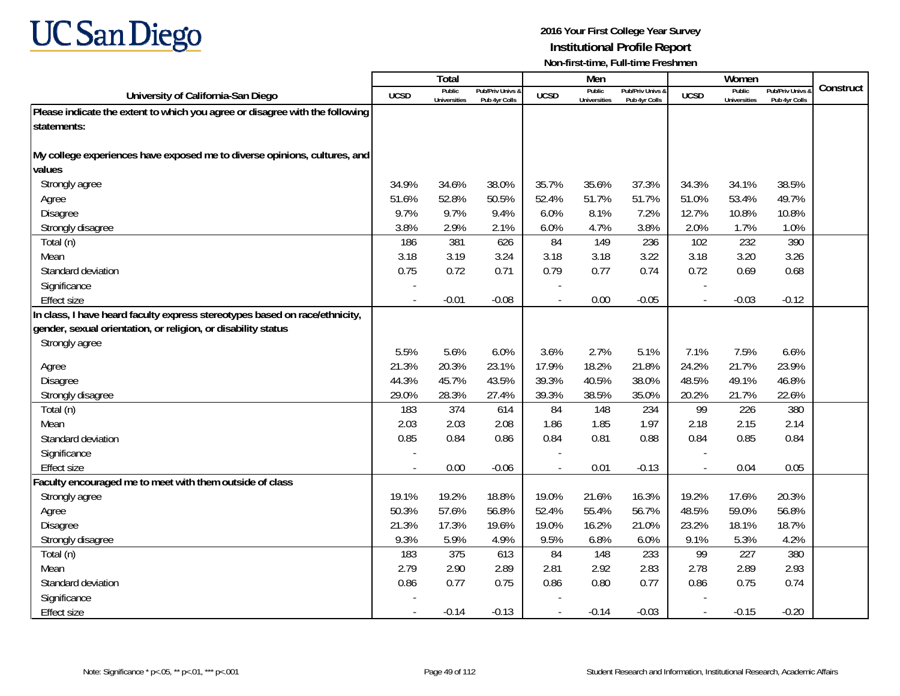**UC San Diego**

**2016 Your First College Year Survey**
**Institutional Profile Report**
**Non-first-time, Full-time Freshmen**

| University of California-San Diego | Total | | | Men | | | Women | | | Construct |
|---|---|---|---|---|---|---|---|---|---|---|
| | UCSD | Public Universities | Pub/Priv Univs & Pub 4yr Colls | UCSD | Public Universities | Pub/Priv Univs & Pub 4yr Colls | UCSD | Public Universities | Pub/Priv Univs & Pub 4yr Colls | |
| **Please indicate the extent to which you agree or disagree with the following statements:** | | | | | | | | | | |
| **My college experiences have exposed me to diverse opinions, cultures, and values** | | | | | | | | | | |
| Strongly agree | 34.9% | 34.6% | 38.0% | 35.7% | 35.6% | 37.3% | 34.3% | 34.1% | 38.5% | |
| Agree | 51.6% | 52.8% | 50.5% | 52.4% | 51.7% | 51.7% | 51.0% | 53.4% | 49.7% | |
| Disagree | 9.7% | 9.7% | 9.4% | 6.0% | 8.1% | 7.2% | 12.7% | 10.8% | 10.8% | |
| Strongly disagree | 3.8% | 2.9% | 2.1% | 6.0% | 4.7% | 3.8% | 2.0% | 1.7% | 1.0% | |
| Total (n) | 186 | 381 | 626 | 84 | 149 | 236 | 102 | 232 | 390 | |
| Mean | 3.18 | 3.19 | 3.24 | 3.18 | 3.18 | 3.22 | 3.18 | 3.20 | 3.26 | |
| Standard deviation | 0.75 | 0.72 | 0.71 | 0.79 | 0.77 | 0.74 | 0.72 | 0.69 | 0.68 | |
| Significance | - | | | - | | | - | | | |
| Effect size | - | -0.01 | -0.08 | - | 0.00 | -0.05 | - | -0.03 | -0.12 | |
| **In class, I have heard faculty express stereotypes based on race/ethnicity, gender, sexual orientation, or religion, or disability status** | | | | | | | | | | |
| Strongly agree | 5.5% | 5.6% | 6.0% | 3.6% | 2.7% | 5.1% | 7.1% | 7.5% | 6.6% | |
| Agree | 21.3% | 20.3% | 23.1% | 17.9% | 18.2% | 21.8% | 24.2% | 21.7% | 23.9% | |
| Disagree | 44.3% | 45.7% | 43.5% | 39.3% | 40.5% | 38.0% | 48.5% | 49.1% | 46.8% | |
| Strongly disagree | 29.0% | 28.3% | 27.4% | 39.3% | 38.5% | 35.0% | 20.2% | 21.7% | 22.6% | |
| Total (n) | 183 | 374 | 614 | 84 | 148 | 234 | 99 | 226 | 380 | |
| Mean | 2.03 | 2.03 | 2.08 | 1.86 | 1.85 | 1.97 | 2.18 | 2.15 | 2.14 | |
| Standard deviation | 0.85 | 0.84 | 0.86 | 0.84 | 0.81 | 0.88 | 0.84 | 0.85 | 0.84 | |
| Significance | - | | | - | | | - | | | |
| Effect size | - | 0.00 | -0.06 | - | 0.01 | -0.13 | - | 0.04 | 0.05 | |
| **Faculty encouraged me to meet with them outside of class** | | | | | | | | | | |
| Strongly agree | 19.1% | 19.2% | 18.8% | 19.0% | 21.6% | 16.3% | 19.2% | 17.6% | 20.3% | |
| Agree | 50.3% | 57.6% | 56.8% | 52.4% | 55.4% | 56.7% | 48.5% | 59.0% | 56.8% | |
| Disagree | 21.3% | 17.3% | 19.6% | 19.0% | 16.2% | 21.0% | 23.2% | 18.1% | 18.7% | |
| Strongly disagree | 9.3% | 5.9% | 4.9% | 9.5% | 6.8% | 6.0% | 9.1% | 5.3% | 4.2% | |
| Total (n) | 183 | 375 | 613 | 84 | 148 | 233 | 99 | 227 | 380 | |
| Mean | 2.79 | 2.90 | 2.89 | 2.81 | 2.92 | 2.83 | 2.78 | 2.89 | 2.93 | |
| Standard deviation | 0.86 | 0.77 | 0.75 | 0.86 | 0.80 | 0.77 | 0.86 | 0.75 | 0.74 | |
| Significance | - | | | - | | | - | | | |
| Effect size | - | -0.14 | -0.13 | - | -0.14 | -0.03 | - | -0.15 | -0.20 | |

Note: Significance * p<.05, ** p<.01, *** p<.001

Student Research and Information, Institutional Research, Academic Affairs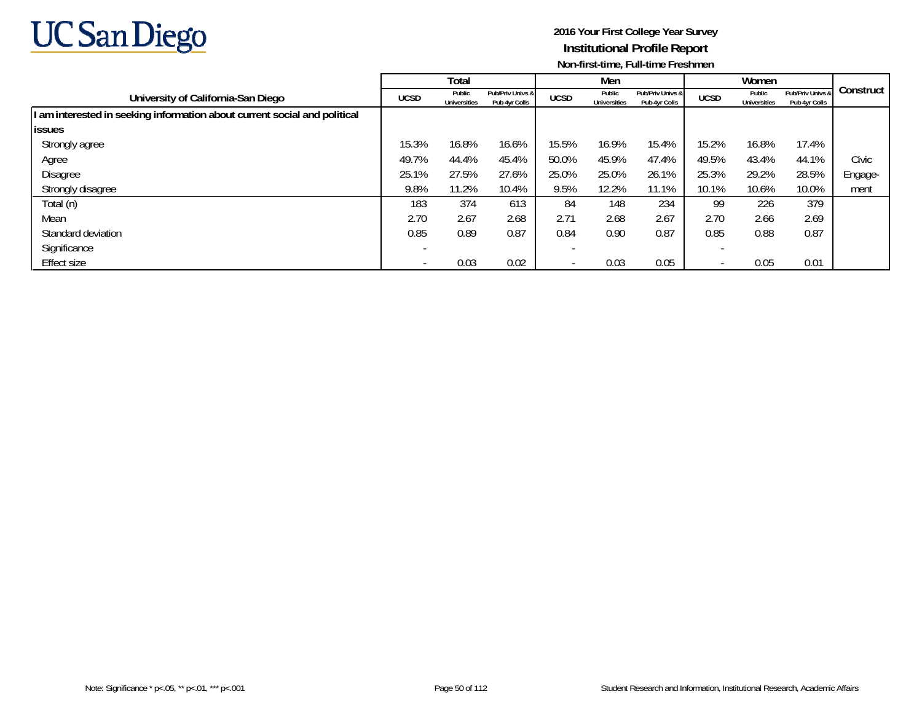**2016 Your First College Year Survey**

**Institutional Profile Report**

**Non-first-time, Full-time Freshmen**

| University of California-San Diego | Total | | | Men | | | Women | | | Construct |
|---|---|---|---|---|---|---|---|---|---|---|
| | UCSD | Public Universities | Pub/Priv Univs & Pub 4yr Colls | UCSD | Public Universities | Pub/Priv Univs & Pub 4yr Colls | UCSD | Public Universities | Pub/Priv Univs & Pub 4yr Colls | |
| **I am interested in seeking information about current social and political issues** | | | | | | | | | | |
| Strongly agree | 15.3% | 16.8% | 16.6% | 15.5% | 16.9% | 15.4% | 15.2% | 16.8% | 17.4% | Civic Engage-ment |
| Agree | 49.7% | 44.4% | 45.4% | 50.0% | 45.9% | 47.4% | 49.5% | 43.4% | 44.1% | |
| Disagree | 25.1% | 27.5% | 27.6% | 25.0% | 25.0% | 26.1% | 25.3% | 29.2% | 28.5% | |
| Strongly disagree | 9.8% | 11.2% | 10.4% | 9.5% | 12.2% | 11.1% | 10.1% | 10.6% | 10.0% | |
| Total (n) | 183 | 374 | 613 | 84 | 148 | 234 | 99 | 226 | 379 | |
| Mean | 2.70 | 2.67 | 2.68 | 2.71 | 2.68 | 2.67 | 2.70 | 2.66 | 2.69 | |
| Standard deviation | 0.85 | 0.89 | 0.87 | 0.84 | 0.90 | 0.87 | 0.85 | 0.88 | 0.87 | |
| Significance | - | | | - | | | - | | | |
| Effect size | - | 0.03 | 0.02 | - | 0.03 | 0.05 | - | 0.05 | 0.01 | |

Note: Significance * p<.05, ** p<.01, *** p<.001

Student Research and Information, Institutional Research, Academic Affairs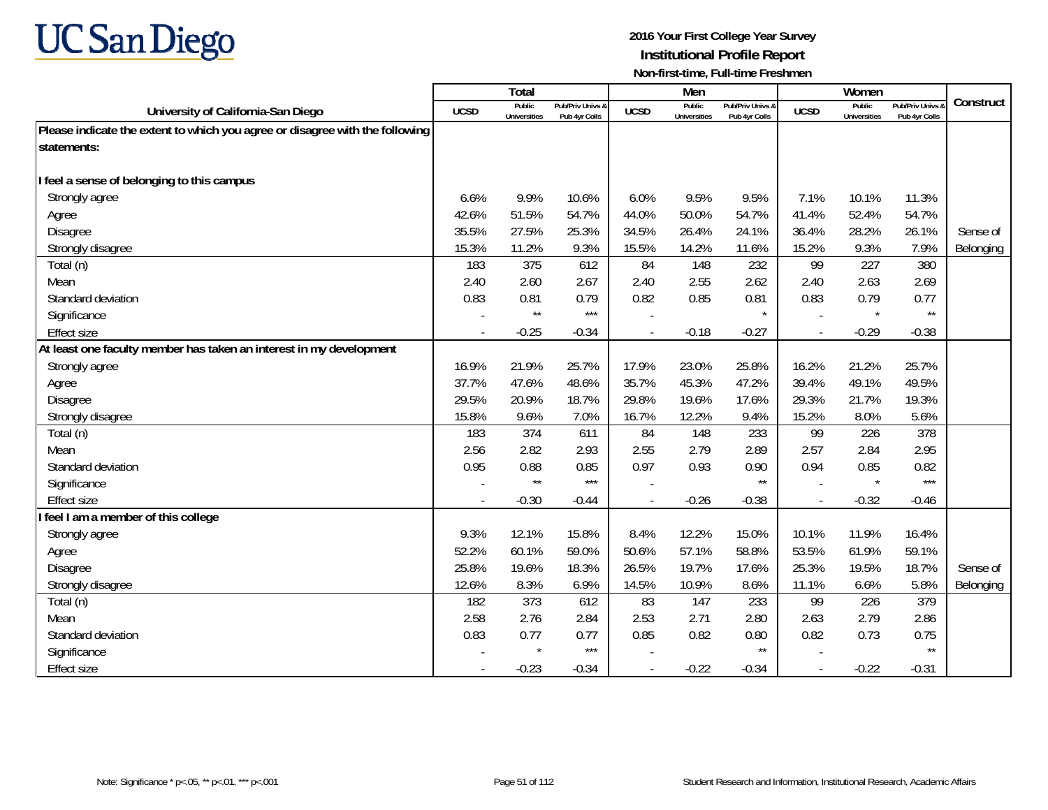# UC San Diego

**2016 Your First College Year Survey**
**Institutional Profile Report**
**Non-first-time, Full-time Freshmen**

| University of California-San Diego | Total | | | Men | | | Women | | | Construct |
|---|---|---|---|---|---|---|---|---|---|---|
| | UCSD | Public Universities | Pub/Priv Univs & Pub 4yr Colls | UCSD | Public Universities | Pub/Priv Univs & Pub 4yr Colls | UCSD | Public Universities | Pub/Priv Univs & Pub 4yr Colls | |
| **Please indicate the extent to which you agree or disagree with the following statements:** | | | | | | | | | | |
| **I feel a sense of belonging to this campus** | | | | | | | | | | |
| Strongly agree | 6.6% | 9.9% | 10.6% | 6.0% | 9.5% | 9.5% | 7.1% | 10.1% | 11.3% | |
| Agree | 42.6% | 51.5% | 54.7% | 44.0% | 50.0% | 54.7% | 41.4% | 52.4% | 54.7% | |
| Disagree | 35.5% | 27.5% | 25.3% | 34.5% | 26.4% | 24.1% | 36.4% | 28.2% | 26.1% | Sense of |
| Strongly disagree | 15.3% | 11.2% | 9.3% | 15.5% | 14.2% | 11.6% | 15.2% | 9.3% | 7.9% | Belonging |
| Total (n) | 183 | 375 | 612 | 84 | 148 | 232 | 99 | 227 | 380 | |
| Mean | 2.40 | 2.60 | 2.67 | 2.40 | 2.55 | 2.62 | 2.40 | 2.63 | 2.69 | |
| Standard deviation | 0.83 | 0.81 | 0.79 | 0.82 | 0.85 | 0.81 | 0.83 | 0.79 | 0.77 | |
| Significance | - | ** | *** | - | | * | - | * | ** | |
| Effect size | - | -0.25 | -0.34 | - | -0.18 | -0.27 | - | -0.29 | -0.38 | |
| **At least one faculty member has taken an interest in my development** | | | | | | | | | | |
| Strongly agree | 16.9% | 21.9% | 25.7% | 17.9% | 23.0% | 25.8% | 16.2% | 21.2% | 25.7% | |
| Agree | 37.7% | 47.6% | 48.6% | 35.7% | 45.3% | 47.2% | 39.4% | 49.1% | 49.5% | |
| Disagree | 29.5% | 20.9% | 18.7% | 29.8% | 19.6% | 17.6% | 29.3% | 21.7% | 19.3% | |
| Strongly disagree | 15.8% | 9.6% | 7.0% | 16.7% | 12.2% | 9.4% | 15.2% | 8.0% | 5.6% | |
| Total (n) | 183 | 374 | 611 | 84 | 148 | 233 | 99 | 226 | 378 | |
| Mean | 2.56 | 2.82 | 2.93 | 2.55 | 2.79 | 2.89 | 2.57 | 2.84 | 2.95 | |
| Standard deviation | 0.95 | 0.88 | 0.85 | 0.97 | 0.93 | 0.90 | 0.94 | 0.85 | 0.82 | |
| Significance | - | ** | *** | - | | ** | - | * | *** | |
| Effect size | - | -0.30 | -0.44 | - | -0.26 | -0.38 | - | -0.32 | -0.46 | |
| **I feel I am a member of this college** | | | | | | | | | | |
| Strongly agree | 9.3% | 12.1% | 15.8% | 8.4% | 12.2% | 15.0% | 10.1% | 11.9% | 16.4% | |
| Agree | 52.2% | 60.1% | 59.0% | 50.6% | 57.1% | 58.8% | 53.5% | 61.9% | 59.1% | |
| Disagree | 25.8% | 19.6% | 18.3% | 26.5% | 19.7% | 17.6% | 25.3% | 19.5% | 18.7% | Sense of |
| Strongly disagree | 12.6% | 8.3% | 6.9% | 14.5% | 10.9% | 8.6% | 11.1% | 6.6% | 5.8% | Belonging |
| Total (n) | 182 | 373 | 612 | 83 | 147 | 233 | 99 | 226 | 379 | |
| Mean | 2.58 | 2.76 | 2.84 | 2.53 | 2.71 | 2.80 | 2.63 | 2.79 | 2.86 | |
| Standard deviation | 0.83 | 0.77 | 0.77 | 0.85 | 0.82 | 0.80 | 0.82 | 0.73 | 0.75 | |
| Significance | - | * | *** | - | | ** | - | | ** | |
| Effect size | - | -0.23 | -0.34 | - | -0.22 | -0.34 | - | -0.22 | -0.31 | |

Note: Significance * p<.05, ** p<.01, *** p<.001

Student Research and Information, Institutional Research, Academic Affairs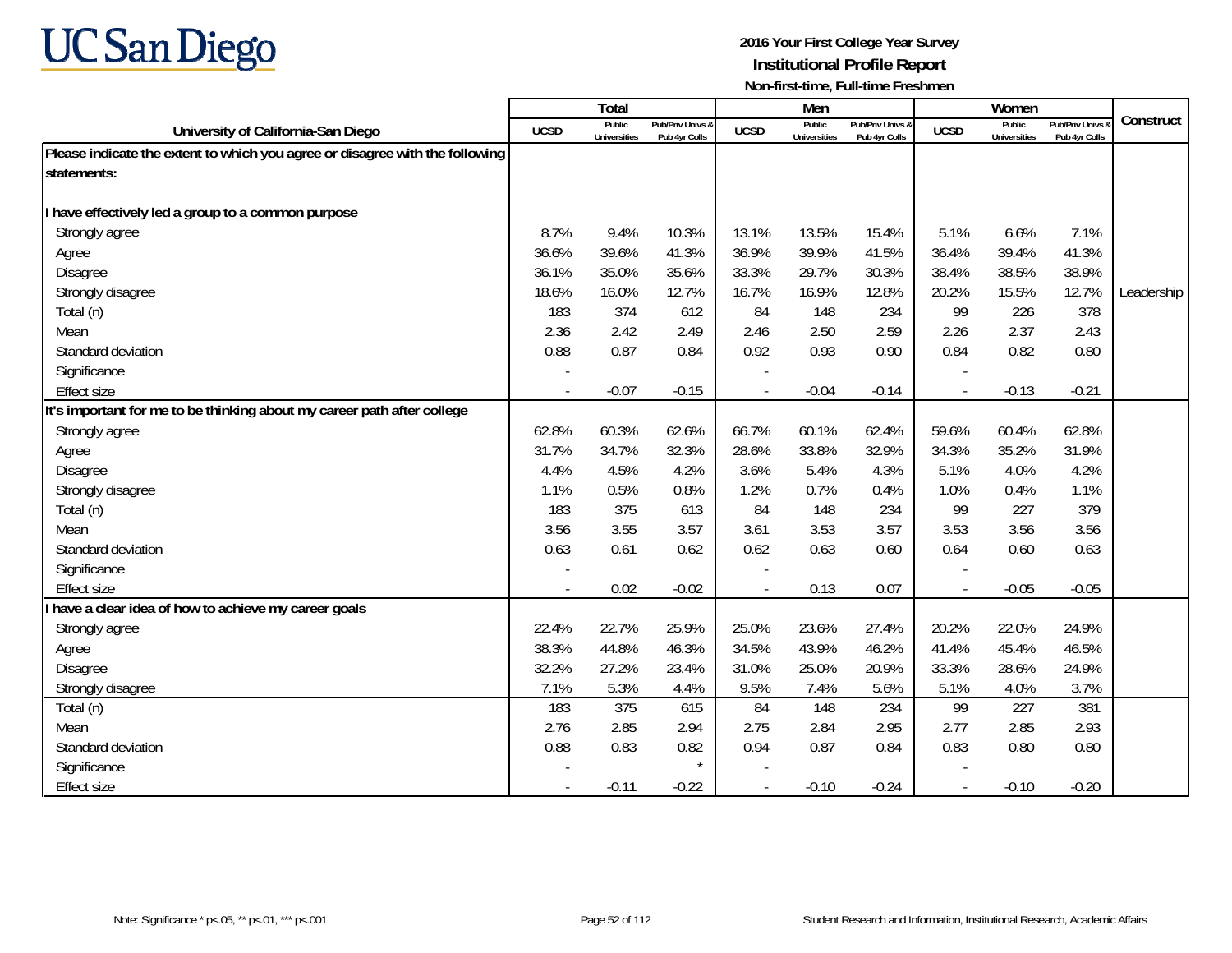**UC San Diego**

**2016 Your First College Year Survey**
**Institutional Profile Report**
**Non-first-time, Full-time Freshmen**

| University of California-San Diego | Total | | | Men | | | Women | | | Construct |
|---|---|---|---|---|---|---|---|---|---|---|
| | UCSD | Public Universities | Pub/Priv Univs & Pub 4yr Colls | UCSD | Public Universities | Pub/Priv Univs & Pub 4yr Colls | UCSD | Public Universities | Pub/Priv Univs & Pub 4yr Colls | |
| **Please indicate the extent to which you agree or disagree with the following statements:** | | | | | | | | | | |
| **I have effectively led a group to a common purpose** | | | | | | | | | | |
| Strongly agree | 8.7% | 9.4% | 10.3% | 13.1% | 13.5% | 15.4% | 5.1% | 6.6% | 7.1% | |
| Agree | 36.6% | 39.6% | 41.3% | 36.9% | 39.9% | 41.5% | 36.4% | 39.4% | 41.3% | |
| Disagree | 36.1% | 35.0% | 35.6% | 33.3% | 29.7% | 30.3% | 38.4% | 38.5% | 38.9% | |
| Strongly disagree | 18.6% | 16.0% | 12.7% | 16.7% | 16.9% | 12.8% | 20.2% | 15.5% | 12.7% | Leadership |
| Total (n) | 183 | 374 | 612 | 84 | 148 | 234 | 99 | 226 | 378 | |
| Mean | 2.36 | 2.42 | 2.49 | 2.46 | 2.50 | 2.59 | 2.26 | 2.37 | 2.43 | |
| Standard deviation | 0.88 | 0.87 | 0.84 | 0.92 | 0.93 | 0.90 | 0.84 | 0.82 | 0.80 | |
| Significance | - | | | - | | | - | | | |
| Effect size | - | -0.07 | -0.15 | - | -0.04 | -0.14 | - | -0.13 | -0.21 | |
| **It's important for me to be thinking about my career path after college** | | | | | | | | | | |
| Strongly agree | 62.8% | 60.3% | 62.6% | 66.7% | 60.1% | 62.4% | 59.6% | 60.4% | 62.8% | |
| Agree | 31.7% | 34.7% | 32.3% | 28.6% | 33.8% | 32.9% | 34.3% | 35.2% | 31.9% | |
| Disagree | 4.4% | 4.5% | 4.2% | 3.6% | 5.4% | 4.3% | 5.1% | 4.0% | 4.2% | |
| Strongly disagree | 1.1% | 0.5% | 0.8% | 1.2% | 0.7% | 0.4% | 1.0% | 0.4% | 1.1% | |
| Total (n) | 183 | 375 | 613 | 84 | 148 | 234 | 99 | 227 | 379 | |
| Mean | 3.56 | 3.55 | 3.57 | 3.61 | 3.53 | 3.57 | 3.53 | 3.56 | 3.56 | |
| Standard deviation | 0.63 | 0.61 | 0.62 | 0.62 | 0.63 | 0.60 | 0.64 | 0.60 | 0.63 | |
| Significance | - | | | - | | | - | | | |
| Effect size | - | 0.02 | -0.02 | - | 0.13 | 0.07 | - | -0.05 | -0.05 | |
| **I have a clear idea of how to achieve my career goals** | | | | | | | | | | |
| Strongly agree | 22.4% | 22.7% | 25.9% | 25.0% | 23.6% | 27.4% | 20.2% | 22.0% | 24.9% | |
| Agree | 38.3% | 44.8% | 46.3% | 34.5% | 43.9% | 46.2% | 41.4% | 45.4% | 46.5% | |
| Disagree | 32.2% | 27.2% | 23.4% | 31.0% | 25.0% | 20.9% | 33.3% | 28.6% | 24.9% | |
| Strongly disagree | 7.1% | 5.3% | 4.4% | 9.5% | 7.4% | 5.6% | 5.1% | 4.0% | 3.7% | |
| Total (n) | 183 | 375 | 615 | 84 | 148 | 234 | 99 | 227 | 381 | |
| Mean | 2.76 | 2.85 | 2.94 | 2.75 | 2.84 | 2.95 | 2.77 | 2.85 | 2.93 | |
| Standard deviation | 0.88 | 0.83 | 0.82 | 0.94 | 0.87 | 0.84 | 0.83 | 0.80 | 0.80 | |
| Significance | - | | * | - | | | - | | | |
| Effect size | - | -0.11 | -0.22 | - | -0.10 | -0.24 | - | -0.10 | -0.20 | |

Note: Significance * p<.05, ** p<.01, *** p<.001

Student Research and Information, Institutional Research, Academic Affairs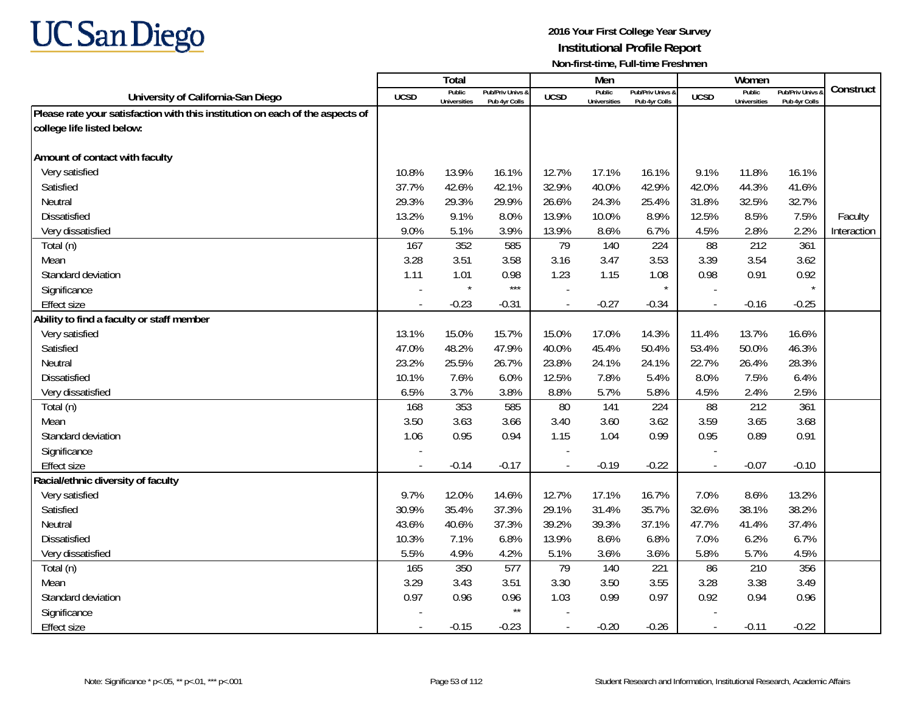**UC San Diego**

**2016 Your First College Year Survey**
**Institutional Profile Report**
**Non-first-time, Full-time Freshmen**

| University of California-San Diego | Total | | | Men | | | Women | | | Construct |
|---|---|---|---|---|---|---|---|---|---|---|
| | UCSD | Public Universities | Pub/Priv Univs & Pub 4yr Colls | UCSD | Public Universities | Pub/Priv Univs & Pub 4yr Colls | UCSD | Public Universities | Pub/Priv Univs & Pub 4yr Colls | |
| **Please rate your satisfaction with this institution on each of the aspects of college life listed below:** | | | | | | | | | | |
| **Amount of contact with faculty** | | | | | | | | | | |
| Very satisfied | 10.8% | 13.9% | 16.1% | 12.7% | 17.1% | 16.1% | 9.1% | 11.8% | 16.1% | |
| Satisfied | 37.7% | 42.6% | 42.1% | 32.9% | 40.0% | 42.9% | 42.0% | 44.3% | 41.6% | |
| Neutral | 29.3% | 29.3% | 29.9% | 26.6% | 24.3% | 25.4% | 31.8% | 32.5% | 32.7% | |
| Dissatisfied | 13.2% | 9.1% | 8.0% | 13.9% | 10.0% | 8.9% | 12.5% | 8.5% | 7.5% | Faculty |
| Very dissatisfied | 9.0% | 5.1% | 3.9% | 13.9% | 8.6% | 6.7% | 4.5% | 2.8% | 2.2% | Interaction |
| Total (n) | 167 | 352 | 585 | 79 | 140 | 224 | 88 | 212 | 361 | |
| Mean | 3.28 | 3.51 | 3.58 | 3.16 | 3.47 | 3.53 | 3.39 | 3.54 | 3.62 | |
| Standard deviation | 1.11 | 1.01 | 0.98 | 1.23 | 1.15 | 1.08 | 0.98 | 0.91 | 0.92 | |
| Significance | - | * | *** | - | | * | - | | * | |
| Effect size | - | -0.23 | -0.31 | - | -0.27 | -0.34 | - | -0.16 | -0.25 | |
| **Ability to find a faculty or staff member** | | | | | | | | | | |
| Very satisfied | 13.1% | 15.0% | 15.7% | 15.0% | 17.0% | 14.3% | 11.4% | 13.7% | 16.6% | |
| Satisfied | 47.0% | 48.2% | 47.9% | 40.0% | 45.4% | 50.4% | 53.4% | 50.0% | 46.3% | |
| Neutral | 23.2% | 25.5% | 26.7% | 23.8% | 24.1% | 24.1% | 22.7% | 26.4% | 28.3% | |
| Dissatisfied | 10.1% | 7.6% | 6.0% | 12.5% | 7.8% | 5.4% | 8.0% | 7.5% | 6.4% | |
| Very dissatisfied | 6.5% | 3.7% | 3.8% | 8.8% | 5.7% | 5.8% | 4.5% | 2.4% | 2.5% | |
| Total (n) | 168 | 353 | 585 | 80 | 141 | 224 | 88 | 212 | 361 | |
| Mean | 3.50 | 3.63 | 3.66 | 3.40 | 3.60 | 3.62 | 3.59 | 3.65 | 3.68 | |
| Standard deviation | 1.06 | 0.95 | 0.94 | 1.15 | 1.04 | 0.99 | 0.95 | 0.89 | 0.91 | |
| Significance | - | | | - | | | - | | | |
| Effect size | - | -0.14 | -0.17 | - | -0.19 | -0.22 | - | -0.07 | -0.10 | |
| **Racial/ethnic diversity of faculty** | | | | | | | | | | |
| Very satisfied | 9.7% | 12.0% | 14.6% | 12.7% | 17.1% | 16.7% | 7.0% | 8.6% | 13.2% | |
| Satisfied | 30.9% | 35.4% | 37.3% | 29.1% | 31.4% | 35.7% | 32.6% | 38.1% | 38.2% | |
| Neutral | 43.6% | 40.6% | 37.3% | 39.2% | 39.3% | 37.1% | 47.7% | 41.4% | 37.4% | |
| Dissatisfied | 10.3% | 7.1% | 6.8% | 13.9% | 8.6% | 6.8% | 7.0% | 6.2% | 6.7% | |
| Very dissatisfied | 5.5% | 4.9% | 4.2% | 5.1% | 3.6% | 3.6% | 5.8% | 5.7% | 4.5% | |
| Total (n) | 165 | 350 | 577 | 79 | 140 | 221 | 86 | 210 | 356 | |
| Mean | 3.29 | 3.43 | 3.51 | 3.30 | 3.50 | 3.55 | 3.28 | 3.38 | 3.49 | |
| Standard deviation | 0.97 | 0.96 | 0.96 | 1.03 | 0.99 | 0.97 | 0.92 | 0.94 | 0.96 | |
| Significance | - | | ** | - | | | - | | | |
| Effect size | - | -0.15 | -0.23 | - | -0.20 | -0.26 | - | -0.11 | -0.22 | |

Note: Significance * p<.05, ** p<.01, *** p<.001

Student Research and Information, Institutional Research, Academic Affairs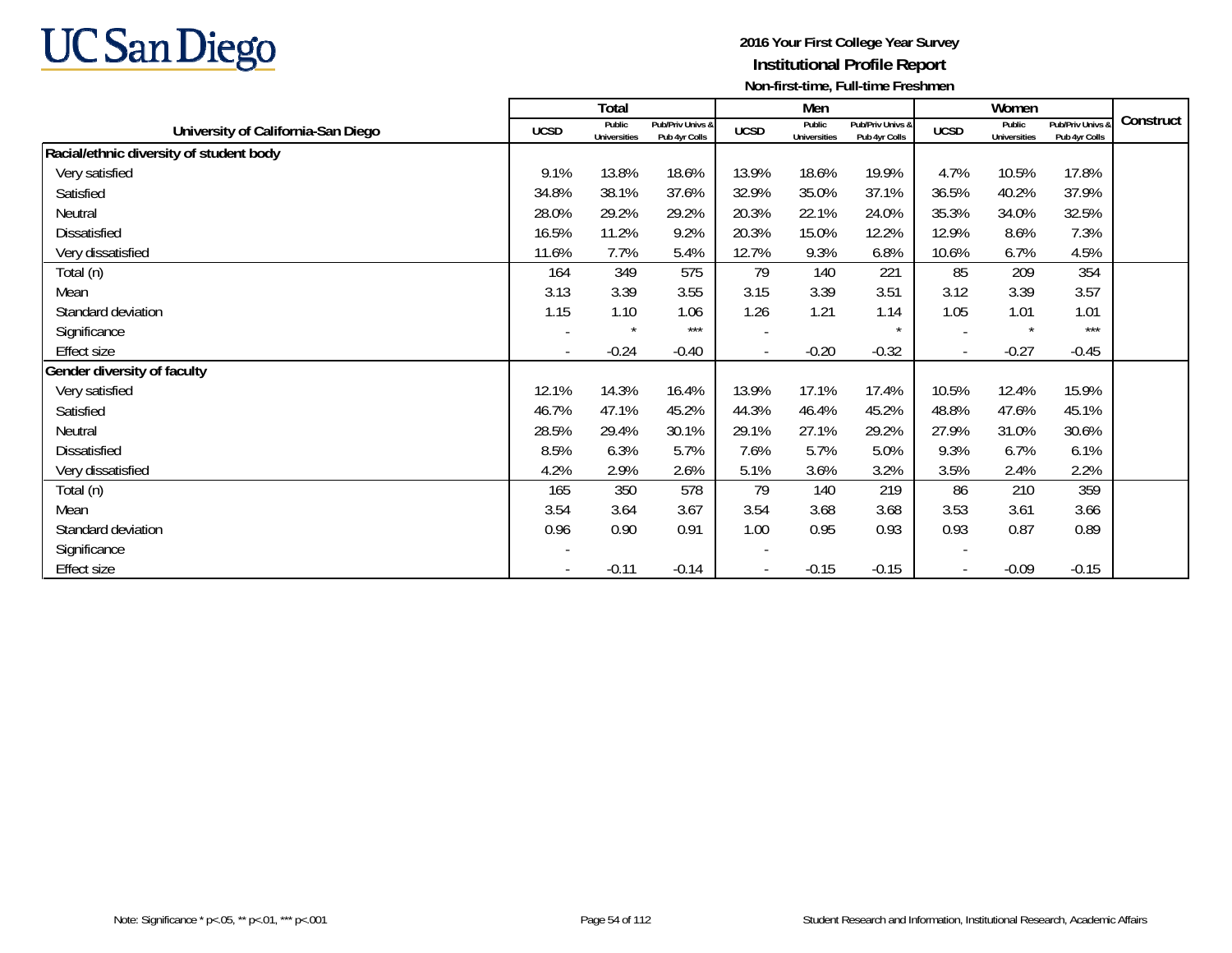UC San Diego

**2016 Your First College Year Survey**
**Institutional Profile Report**
**Non-first-time, Full-time Freshmen**

| University of California-San Diego | Total | | | Men | | | Women | | | Construct |
|---|---|---|---|---|---|---|---|---|---|---|
| | UCSD | Public Universities | Pub/Priv Univs & Pub 4yr Colls | UCSD | Public Universities | Pub/Priv Univs & Pub 4yr Colls | UCSD | Public Universities | Pub/Priv Univs & Pub 4yr Colls | |
| **Racial/ethnic diversity of student body** | | | | | | | | | | |
| Very satisfied | 9.1% | 13.8% | 18.6% | 13.9% | 18.6% | 19.9% | 4.7% | 10.5% | 17.8% | |
| Satisfied | 34.8% | 38.1% | 37.6% | 32.9% | 35.0% | 37.1% | 36.5% | 40.2% | 37.9% | |
| Neutral | 28.0% | 29.2% | 29.2% | 20.3% | 22.1% | 24.0% | 35.3% | 34.0% | 32.5% | |
| Dissatisfied | 16.5% | 11.2% | 9.2% | 20.3% | 15.0% | 12.2% | 12.9% | 8.6% | 7.3% | |
| Very dissatisfied | 11.6% | 7.7% | 5.4% | 12.7% | 9.3% | 6.8% | 10.6% | 6.7% | 4.5% | |
| Total (n) | 164 | 349 | 575 | 79 | 140 | 221 | 85 | 209 | 354 | |
| Mean | 3.13 | 3.39 | 3.55 | 3.15 | 3.39 | 3.51 | 3.12 | 3.39 | 3.57 | |
| Standard deviation | 1.15 | 1.10 | 1.06 | 1.26 | 1.21 | 1.14 | 1.05 | 1.01 | 1.01 | |
| Significance | - | * | *** | - | | * | - | * | *** | |
| Effect size | - | -0.24 | -0.40 | - | -0.20 | -0.32 | - | -0.27 | -0.45 | |
| **Gender diversity of faculty** | | | | | | | | | | |
| Very satisfied | 12.1% | 14.3% | 16.4% | 13.9% | 17.1% | 17.4% | 10.5% | 12.4% | 15.9% | |
| Satisfied | 46.7% | 47.1% | 45.2% | 44.3% | 46.4% | 45.2% | 48.8% | 47.6% | 45.1% | |
| Neutral | 28.5% | 29.4% | 30.1% | 29.1% | 27.1% | 29.2% | 27.9% | 31.0% | 30.6% | |
| Dissatisfied | 8.5% | 6.3% | 5.7% | 7.6% | 5.7% | 5.0% | 9.3% | 6.7% | 6.1% | |
| Very dissatisfied | 4.2% | 2.9% | 2.6% | 5.1% | 3.6% | 3.2% | 3.5% | 2.4% | 2.2% | |
| Total (n) | 165 | 350 | 578 | 79 | 140 | 219 | 86 | 210 | 359 | |
| Mean | 3.54 | 3.64 | 3.67 | 3.54 | 3.68 | 3.68 | 3.53 | 3.61 | 3.66 | |
| Standard deviation | 0.96 | 0.90 | 0.91 | 1.00 | 0.95 | 0.93 | 0.93 | 0.87 | 0.89 | |
| Significance | - | | | - | | | - | | | |
| Effect size | - | -0.11 | -0.14 | - | -0.15 | -0.15 | - | -0.09 | -0.15 | |

Note: Significance * p<.05, ** p<.01, *** p<.001

Student Research and Information, Institutional Research, Academic Affairs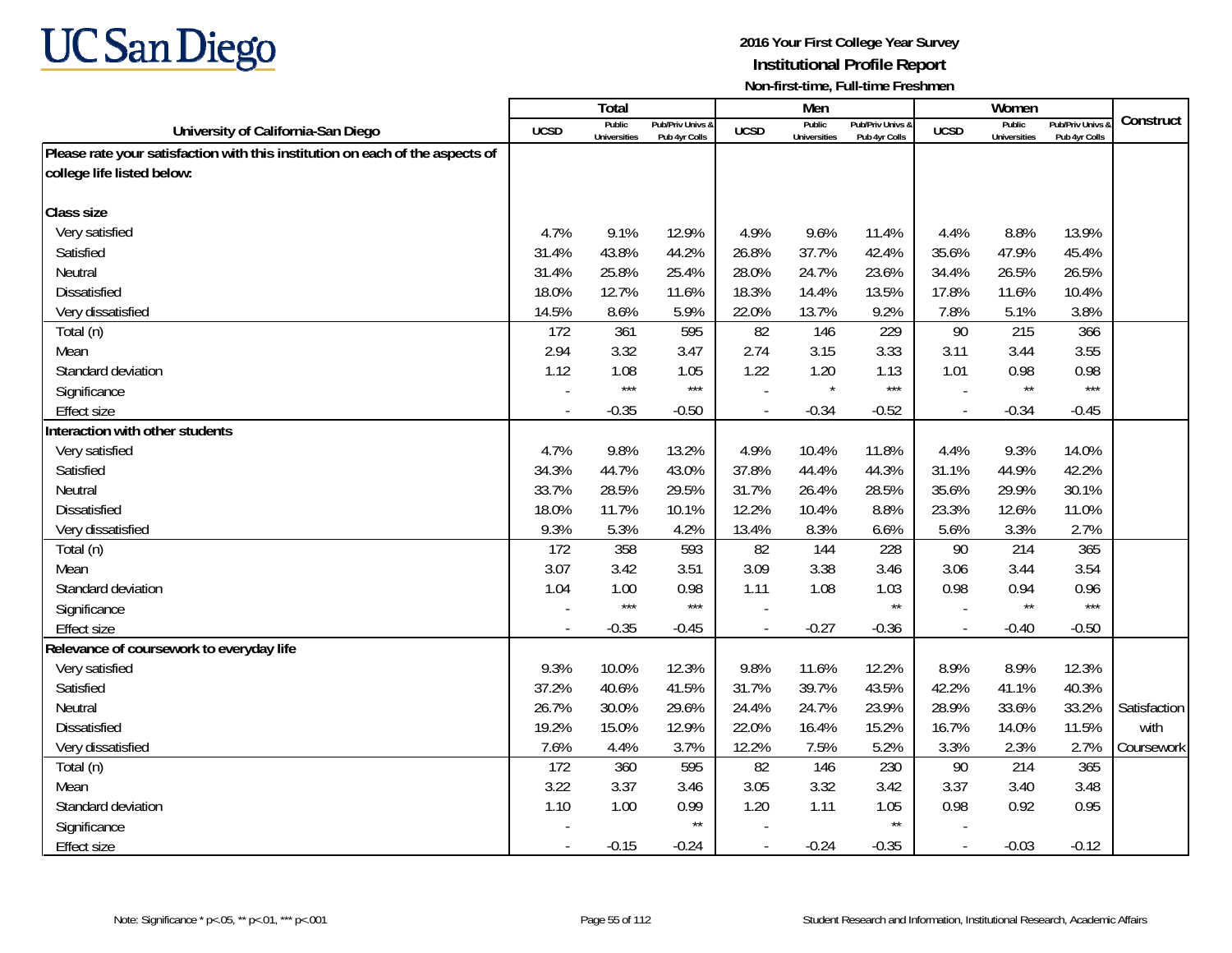# UC San Diego

**2016 Your First College Year Survey**
**Institutional Profile Report**
**Non-first-time, Full-time Freshmen**

| University of California-San Diego | Total | | | Men | | | Women | | | Construct |
|---|---|---|---|---|---|---|---|---|---|---|
| | UCSD | Public Universities | Pub/Priv Univs & Pub 4yr Colls | UCSD | Public Universities | Pub/Priv Univs & Pub 4yr Colls | UCSD | Public Universities | Pub/Priv Univs & Pub 4yr Colls | |
| **Please rate your satisfaction with this institution on each of the aspects of college life listed below:** | | | | | | | | | | |
| **Class size** | | | | | | | | | | |
| Very satisfied | 4.7% | 9.1% | 12.9% | 4.9% | 9.6% | 11.4% | 4.4% | 8.8% | 13.9% | |
| Satisfied | 31.4% | 43.8% | 44.2% | 26.8% | 37.7% | 42.4% | 35.6% | 47.9% | 45.4% | |
| Neutral | 31.4% | 25.8% | 25.4% | 28.0% | 24.7% | 23.6% | 34.4% | 26.5% | 26.5% | |
| Dissatisfied | 18.0% | 12.7% | 11.6% | 18.3% | 14.4% | 13.5% | 17.8% | 11.6% | 10.4% | |
| Very dissatisfied | 14.5% | 8.6% | 5.9% | 22.0% | 13.7% | 9.2% | 7.8% | 5.1% | 3.8% | |
| Total (n) | 172 | 361 | 595 | 82 | 146 | 229 | 90 | 215 | 366 | |
| Mean | 2.94 | 3.32 | 3.47 | 2.74 | 3.15 | 3.33 | 3.11 | 3.44 | 3.55 | |
| Standard deviation | 1.12 | 1.08 | 1.05 | 1.22 | 1.20 | 1.13 | 1.01 | 0.98 | 0.98 | |
| Significance | - | *** | *** | - | * | *** | - | ** | *** | |
| Effect size | - | -0.35 | -0.50 | - | -0.34 | -0.52 | - | -0.34 | -0.45 | |
| **Interaction with other students** | | | | | | | | | | |
| Very satisfied | 4.7% | 9.8% | 13.2% | 4.9% | 10.4% | 11.8% | 4.4% | 9.3% | 14.0% | |
| Satisfied | 34.3% | 44.7% | 43.0% | 37.8% | 44.4% | 44.3% | 31.1% | 44.9% | 42.2% | |
| Neutral | 33.7% | 28.5% | 29.5% | 31.7% | 26.4% | 28.5% | 35.6% | 29.9% | 30.1% | |
| Dissatisfied | 18.0% | 11.7% | 10.1% | 12.2% | 10.4% | 8.8% | 23.3% | 12.6% | 11.0% | |
| Very dissatisfied | 9.3% | 5.3% | 4.2% | 13.4% | 8.3% | 6.6% | 5.6% | 3.3% | 2.7% | |
| Total (n) | 172 | 358 | 593 | 82 | 144 | 228 | 90 | 214 | 365 | |
| Mean | 3.07 | 3.42 | 3.51 | 3.09 | 3.38 | 3.46 | 3.06 | 3.44 | 3.54 | |
| Standard deviation | 1.04 | 1.00 | 0.98 | 1.11 | 1.08 | 1.03 | 0.98 | 0.94 | 0.96 | |
| Significance | - | *** | *** | - | | ** | - | ** | *** | |
| Effect size | - | -0.35 | -0.45 | - | -0.27 | -0.36 | - | -0.40 | -0.50 | |
| **Relevance of coursework to everyday life** | | | | | | | | | | |
| Very satisfied | 9.3% | 10.0% | 12.3% | 9.8% | 11.6% | 12.2% | 8.9% | 8.9% | 12.3% | |
| Satisfied | 37.2% | 40.6% | 41.5% | 31.7% | 39.7% | 43.5% | 42.2% | 41.1% | 40.3% | |
| Neutral | 26.7% | 30.0% | 29.6% | 24.4% | 24.7% | 23.9% | 28.9% | 33.6% | 33.2% | Satisfaction |
| Dissatisfied | 19.2% | 15.0% | 12.9% | 22.0% | 16.4% | 15.2% | 16.7% | 14.0% | 11.5% | with |
| Very dissatisfied | 7.6% | 4.4% | 3.7% | 12.2% | 7.5% | 5.2% | 3.3% | 2.3% | 2.7% | Coursework |
| Total (n) | 172 | 360 | 595 | 82 | 146 | 230 | 90 | 214 | 365 | |
| Mean | 3.22 | 3.37 | 3.46 | 3.05 | 3.32 | 3.42 | 3.37 | 3.40 | 3.48 | |
| Standard deviation | 1.10 | 1.00 | 0.99 | 1.20 | 1.11 | 1.05 | 0.98 | 0.92 | 0.95 | |
| Significance | - | | ** | - | | ** | - | | | |
| Effect size | - | -0.15 | -0.24 | - | -0.24 | -0.35 | - | -0.03 | -0.12 | |

Note: Significance * p<.05, ** p<.01, *** p<.001

Student Research and Information, Institutional Research, Academic Affairs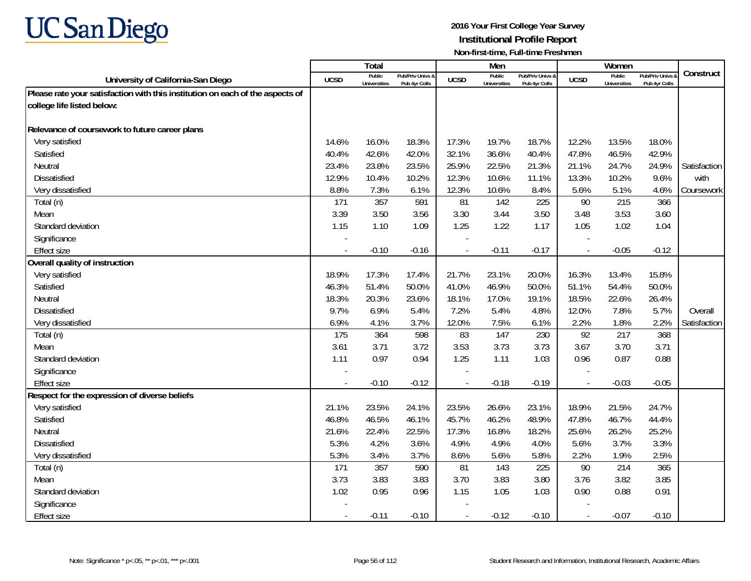# 2016 Your First College Year Survey

## Institutional Profile Report

### Non-first-time, Full-time Freshmen

| University of California-San Diego | Total | | | Men | | | Women | | | Construct |
|---|---|---|---|---|---|---|---|---|---|---|
| | UCSD | Public Universities | Pub/Priv Univs & Pub 4yr Colls | UCSD | Public Universities | Pub/Priv Univs & Pub 4yr Colls | UCSD | Public Universities | Pub/Priv Univs & Pub 4yr Colls | |
| **Please rate your satisfaction with this institution on each of the aspects of college life listed below:** | | | | | | | | | | |
| **Relevance of coursework to future career plans** | | | | | | | | | | |
| Very satisfied | 14.6% | 16.0% | 18.3% | 17.3% | 19.7% | 18.7% | 12.2% | 13.5% | 18.0% | |
| Satisfied | 40.4% | 42.6% | 42.0% | 32.1% | 36.6% | 40.4% | 47.8% | 46.5% | 42.9% | |
| Neutral | 23.4% | 23.8% | 23.5% | 25.9% | 22.5% | 21.3% | 21.1% | 24.7% | 24.9% | Satisfaction |
| Dissatisfied | 12.9% | 10.4% | 10.2% | 12.3% | 10.6% | 11.1% | 13.3% | 10.2% | 9.6% | with |
| Very dissatisfied | 8.8% | 7.3% | 6.1% | 12.3% | 10.6% | 8.4% | 5.6% | 5.1% | 4.6% | Coursework |
| Total (n) | 171 | 357 | 591 | 81 | 142 | 225 | 90 | 215 | 366 | |
| Mean | 3.39 | 3.50 | 3.56 | 3.30 | 3.44 | 3.50 | 3.48 | 3.53 | 3.60 | |
| Standard deviation | 1.15 | 1.10 | 1.09 | 1.25 | 1.22 | 1.17 | 1.05 | 1.02 | 1.04 | |
| Significance | - | | | - | | | - | | | |
| Effect size | - | -0.10 | -0.16 | - | -0.11 | -0.17 | - | -0.05 | -0.12 | |
| **Overall quality of instruction** | | | | | | | | | | |
| Very satisfied | 18.9% | 17.3% | 17.4% | 21.7% | 23.1% | 20.0% | 16.3% | 13.4% | 15.8% | |
| Satisfied | 46.3% | 51.4% | 50.0% | 41.0% | 46.9% | 50.0% | 51.1% | 54.4% | 50.0% | |
| Neutral | 18.3% | 20.3% | 23.6% | 18.1% | 17.0% | 19.1% | 18.5% | 22.6% | 26.4% | |
| Dissatisfied | 9.7% | 6.9% | 5.4% | 7.2% | 5.4% | 4.8% | 12.0% | 7.8% | 5.7% | Overall |
| Very dissatisfied | 6.9% | 4.1% | 3.7% | 12.0% | 7.5% | 6.1% | 2.2% | 1.8% | 2.2% | Satisfaction |
| Total (n) | 175 | 364 | 598 | 83 | 147 | 230 | 92 | 217 | 368 | |
| Mean | 3.61 | 3.71 | 3.72 | 3.53 | 3.73 | 3.73 | 3.67 | 3.70 | 3.71 | |
| Standard deviation | 1.11 | 0.97 | 0.94 | 1.25 | 1.11 | 1.03 | 0.96 | 0.87 | 0.88 | |
| Significance | - | | | - | | | - | | | |
| Effect size | - | -0.10 | -0.12 | - | -0.18 | -0.19 | - | -0.03 | -0.05 | |
| **Respect for the expression of diverse beliefs** | | | | | | | | | | |
| Very satisfied | 21.1% | 23.5% | 24.1% | 23.5% | 26.6% | 23.1% | 18.9% | 21.5% | 24.7% | |
| Satisfied | 46.8% | 46.5% | 46.1% | 45.7% | 46.2% | 48.9% | 47.8% | 46.7% | 44.4% | |
| Neutral | 21.6% | 22.4% | 22.5% | 17.3% | 16.8% | 18.2% | 25.6% | 26.2% | 25.2% | |
| Dissatisfied | 5.3% | 4.2% | 3.6% | 4.9% | 4.9% | 4.0% | 5.6% | 3.7% | 3.3% | |
| Very dissatisfied | 5.3% | 3.4% | 3.7% | 8.6% | 5.6% | 5.8% | 2.2% | 1.9% | 2.5% | |
| Total (n) | 171 | 357 | 590 | 81 | 143 | 225 | 90 | 214 | 365 | |
| Mean | 3.73 | 3.83 | 3.83 | 3.70 | 3.83 | 3.80 | 3.76 | 3.82 | 3.85 | |
| Standard deviation | 1.02 | 0.95 | 0.96 | 1.15 | 1.05 | 1.03 | 0.90 | 0.88 | 0.91 | |
| Significance | - | | | - | | | - | | | |
| Effect size | - | -0.11 | -0.10 | - | -0.12 | -0.10 | - | -0.07 | -0.10 | |

Note: Significance * p<.05, ** p<.01, *** p<.001

Student Research and Information, Institutional Research, Academic Affairs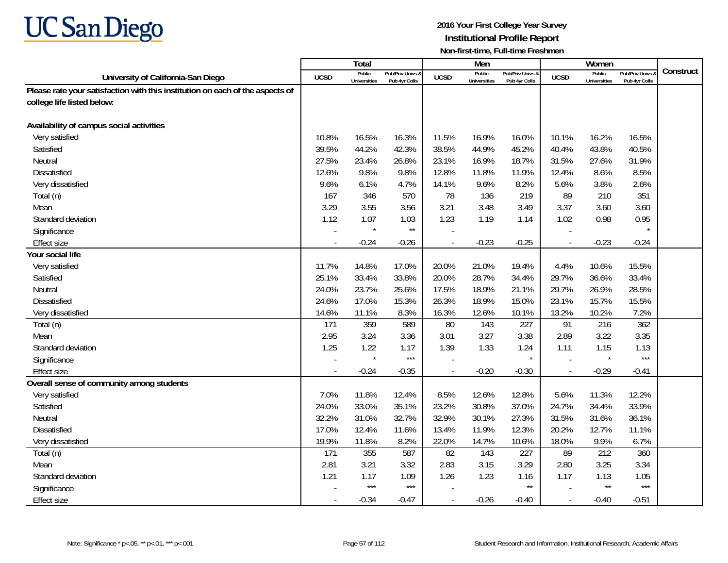UC San Diego

**2016 Your First College Year Survey**
**Institutional Profile Report**
**Non-first-time, Full-time Freshmen**

| University of California-San Diego | Total | | | Men | | | Women | | | Construct |
|---|---|---|---|---|---|---|---|---|---|---|
| | UCSD | Public Universities | Pub/Priv Univs & Pub 4yr Colls | UCSD | Public Universities | Pub/Priv Univs & Pub 4yr Colls | UCSD | Public Universities | Pub/Priv Univs & Pub 4yr Colls | |
| **Please rate your satisfaction with this institution on each of the aspects of college life listed below:** | | | | | | | | | | |
| **Availability of campus social activities** | | | | | | | | | | |
| Very satisfied | 10.8% | 16.5% | 16.3% | 11.5% | 16.9% | 16.0% | 10.1% | 16.2% | 16.5% | |
| Satisfied | 39.5% | 44.2% | 42.3% | 38.5% | 44.9% | 45.2% | 40.4% | 43.8% | 40.5% | |
| Neutral | 27.5% | 23.4% | 26.8% | 23.1% | 16.9% | 18.7% | 31.5% | 27.6% | 31.9% | |
| Dissatisfied | 12.6% | 9.8% | 9.8% | 12.8% | 11.8% | 11.9% | 12.4% | 8.6% | 8.5% | |
| Very dissatisfied | 9.6% | 6.1% | 4.7% | 14.1% | 9.6% | 8.2% | 5.6% | 3.8% | 2.6% | |
| Total (n) | 167 | 346 | 570 | 78 | 136 | 219 | 89 | 210 | 351 | |
| Mean | 3.29 | 3.55 | 3.56 | 3.21 | 3.48 | 3.49 | 3.37 | 3.60 | 3.60 | |
| Standard deviation | 1.12 | 1.07 | 1.03 | 1.23 | 1.19 | 1.14 | 1.02 | 0.98 | 0.95 | |
| Significance | - | * | ** | - | | | - | | * | |
| Effect size | - | -0.24 | -0.26 | - | -0.23 | -0.25 | - | -0.23 | -0.24 | |
| **Your social life** | | | | | | | | | | |
| Very satisfied | 11.7% | 14.8% | 17.0% | 20.0% | 21.0% | 19.4% | 4.4% | 10.6% | 15.5% | |
| Satisfied | 25.1% | 33.4% | 33.8% | 20.0% | 28.7% | 34.4% | 29.7% | 36.6% | 33.4% | |
| Neutral | 24.0% | 23.7% | 25.6% | 17.5% | 18.9% | 21.1% | 29.7% | 26.9% | 28.5% | |
| Dissatisfied | 24.6% | 17.0% | 15.3% | 26.3% | 18.9% | 15.0% | 23.1% | 15.7% | 15.5% | |
| Very dissatisfied | 14.6% | 11.1% | 8.3% | 16.3% | 12.6% | 10.1% | 13.2% | 10.2% | 7.2% | |
| Total (n) | 171 | 359 | 589 | 80 | 143 | 227 | 91 | 216 | 362 | |
| Mean | 2.95 | 3.24 | 3.36 | 3.01 | 3.27 | 3.38 | 2.89 | 3.22 | 3.35 | |
| Standard deviation | 1.25 | 1.22 | 1.17 | 1.39 | 1.33 | 1.24 | 1.11 | 1.15 | 1.13 | |
| Significance | - | * | *** | - | | * | - | * | *** | |
| Effect size | - | -0.24 | -0.35 | - | -0.20 | -0.30 | - | -0.29 | -0.41 | |
| **Overall sense of community among students** | | | | | | | | | | |
| Very satisfied | 7.0% | 11.8% | 12.4% | 8.5% | 12.6% | 12.8% | 5.6% | 11.3% | 12.2% | |
| Satisfied | 24.0% | 33.0% | 35.1% | 23.2% | 30.8% | 37.0% | 24.7% | 34.4% | 33.9% | |
| Neutral | 32.2% | 31.0% | 32.7% | 32.9% | 30.1% | 27.3% | 31.5% | 31.6% | 36.1% | |
| Dissatisfied | 17.0% | 12.4% | 11.6% | 13.4% | 11.9% | 12.3% | 20.2% | 12.7% | 11.1% | |
| Very dissatisfied | 19.9% | 11.8% | 8.2% | 22.0% | 14.7% | 10.6% | 18.0% | 9.9% | 6.7% | |
| Total (n) | 171 | 355 | 587 | 82 | 143 | 227 | 89 | 212 | 360 | |
| Mean | 2.81 | 3.21 | 3.32 | 2.83 | 3.15 | 3.29 | 2.80 | 3.25 | 3.34 | |
| Standard deviation | 1.21 | 1.17 | 1.09 | 1.26 | 1.23 | 1.16 | 1.17 | 1.13 | 1.05 | |
| Significance | - | *** | *** | - | | ** | - | ** | *** | |
| Effect size | - | -0.34 | -0.47 | - | -0.26 | -0.40 | - | -0.40 | -0.51 | |

Note: Significance * p<.05, ** p<.01, *** p<.001

Student Research and Information, Institutional Research, Academic Affairs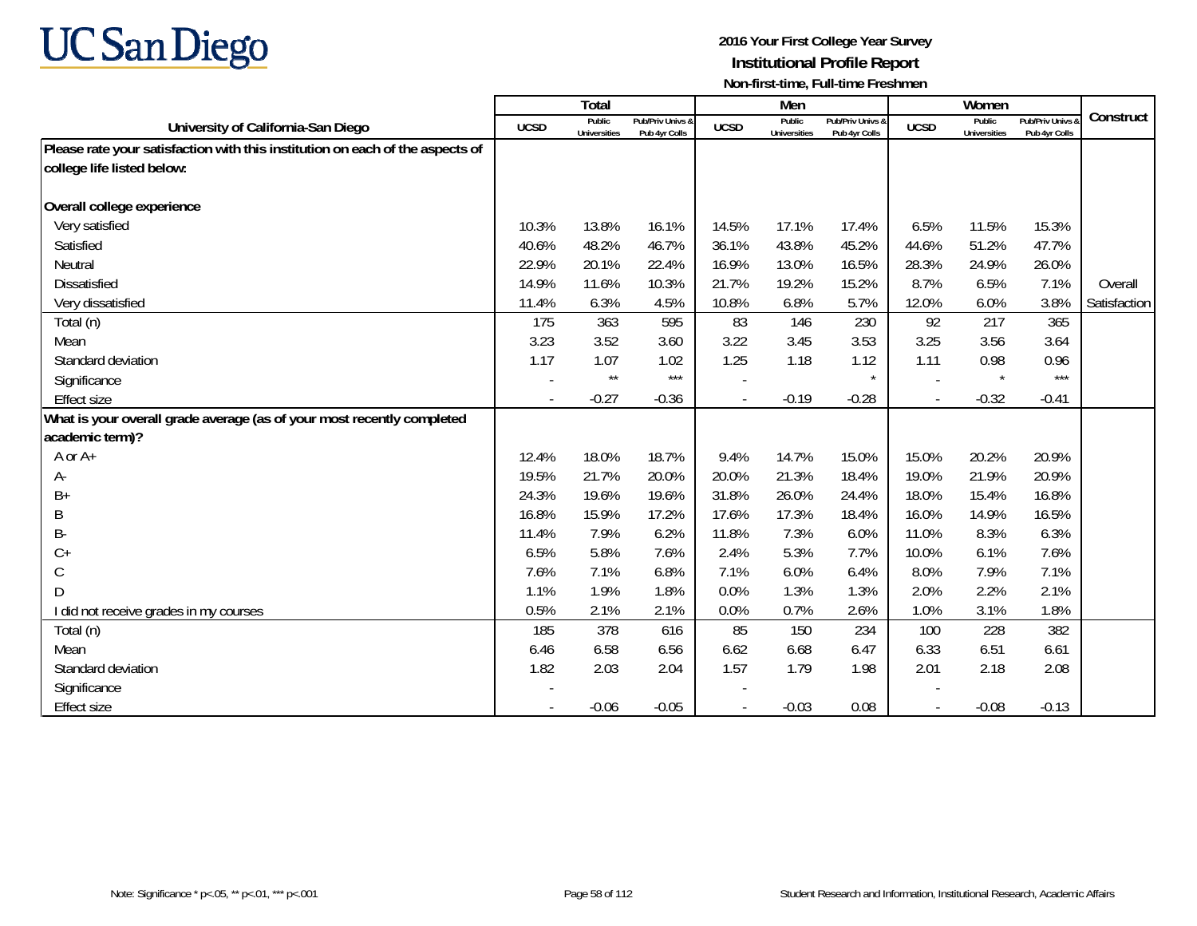# UC San Diego

**2016 Your First College Year Survey**
**Institutional Profile Report**
**Non-first-time, Full-time Freshmen**

| University of California-San Diego | Total | | | Men | | | Women | | | Construct |
|---|---|---|---|---|---|---|---|---|---|---|
| | UCSD | Public Universities | Pub/Priv Univs & Pub 4yr Colls | UCSD | Public Universities | Pub/Priv Univs & Pub 4yr Colls | UCSD | Public Universities | Pub/Priv Univs & Pub 4yr Colls | |
| **Please rate your satisfaction with this institution on each of the aspects of college life listed below:** | | | | | | | | | | |
| **Overall college experience** | | | | | | | | | | |
| Very satisfied | 10.3% | 13.8% | 16.1% | 14.5% | 17.1% | 17.4% | 6.5% | 11.5% | 15.3% | |
| Satisfied | 40.6% | 48.2% | 46.7% | 36.1% | 43.8% | 45.2% | 44.6% | 51.2% | 47.7% | |
| Neutral | 22.9% | 20.1% | 22.4% | 16.9% | 13.0% | 16.5% | 28.3% | 24.9% | 26.0% | |
| Dissatisfied | 14.9% | 11.6% | 10.3% | 21.7% | 19.2% | 15.2% | 8.7% | 6.5% | 7.1% | Overall |
| Very dissatisfied | 11.4% | 6.3% | 4.5% | 10.8% | 6.8% | 5.7% | 12.0% | 6.0% | 3.8% | Satisfaction |
| Total (n) | 175 | 363 | 595 | 83 | 146 | 230 | 92 | 217 | 365 | |
| Mean | 3.23 | 3.52 | 3.60 | 3.22 | 3.45 | 3.53 | 3.25 | 3.56 | 3.64 | |
| Standard deviation | 1.17 | 1.07 | 1.02 | 1.25 | 1.18 | 1.12 | 1.11 | 0.98 | 0.96 | |
| Significance | - | ** | *** | - | | * | - | * | *** | |
| Effect size | - | -0.27 | -0.36 | - | -0.19 | -0.28 | - | -0.32 | -0.41 | |
| **What is your overall grade average (as of your most recently completed academic term)?** | | | | | | | | | | |
| A or A+ | 12.4% | 18.0% | 18.7% | 9.4% | 14.7% | 15.0% | 15.0% | 20.2% | 20.9% | |
| A- | 19.5% | 21.7% | 20.0% | 20.0% | 21.3% | 18.4% | 19.0% | 21.9% | 20.9% | |
| B+ | 24.3% | 19.6% | 19.6% | 31.8% | 26.0% | 24.4% | 18.0% | 15.4% | 16.8% | |
| B | 16.8% | 15.9% | 17.2% | 17.6% | 17.3% | 18.4% | 16.0% | 14.9% | 16.5% | |
| B- | 11.4% | 7.9% | 6.2% | 11.8% | 7.3% | 6.0% | 11.0% | 8.3% | 6.3% | |
| C+ | 6.5% | 5.8% | 7.6% | 2.4% | 5.3% | 7.7% | 10.0% | 6.1% | 7.6% | |
| C | 7.6% | 7.1% | 6.8% | 7.1% | 6.0% | 6.4% | 8.0% | 7.9% | 7.1% | |
| D | 1.1% | 1.9% | 1.8% | 0.0% | 1.3% | 1.3% | 2.0% | 2.2% | 2.1% | |
| I did not receive grades in my courses | 0.5% | 2.1% | 2.1% | 0.0% | 0.7% | 2.6% | 1.0% | 3.1% | 1.8% | |
| Total (n) | 185 | 378 | 616 | 85 | 150 | 234 | 100 | 228 | 382 | |
| Mean | 6.46 | 6.58 | 6.56 | 6.62 | 6.68 | 6.47 | 6.33 | 6.51 | 6.61 | |
| Standard deviation | 1.82 | 2.03 | 2.04 | 1.57 | 1.79 | 1.98 | 2.01 | 2.18 | 2.08 | |
| Significance | - | | | - | | | - | | | |
| Effect size | - | -0.06 | -0.05 | - | -0.03 | 0.08 | - | -0.08 | -0.13 | |

Note: Significance * p<.05, ** p<.01, *** p<.001

Student Research and Information, Institutional Research, Academic Affairs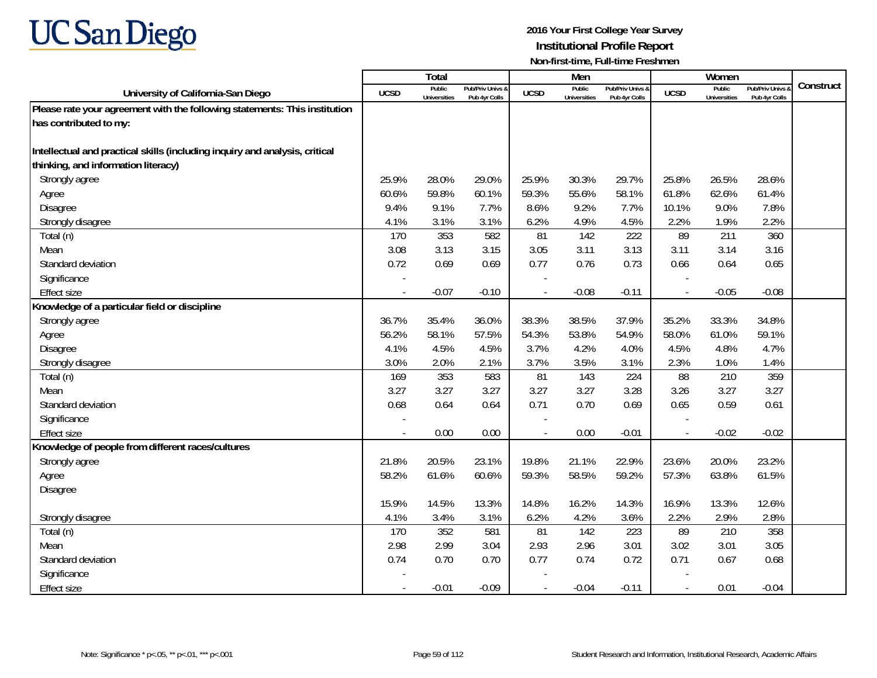UC San Diego

**2016 Your First College Year Survey**
**Institutional Profile Report**
**Non-first-time, Full-time Freshmen**

| University of California-San Diego | Total | | | Men | | | Women | | | Construct |
|---|---|---|---|---|---|---|---|---|---|---|
| | UCSD | Public Universities | Pub/Priv Univs & Pub 4yr Colls | UCSD | Public Universities | Pub/Priv Univs & Pub 4yr Colls | UCSD | Public Universities | Pub/Priv Univs & Pub 4yr Colls | |
| **Please rate your agreement with the following statements: This institution has contributed to my:** | | | | | | | | | | |
| **Intellectual and practical skills (including inquiry and analysis, critical thinking, and information literacy)** | | | | | | | | | | |
| Strongly agree | 25.9% | 28.0% | 29.0% | 25.9% | 30.3% | 29.7% | 25.8% | 26.5% | 28.6% | |
| Agree | 60.6% | 59.8% | 60.1% | 59.3% | 55.6% | 58.1% | 61.8% | 62.6% | 61.4% | |
| Disagree | 9.4% | 9.1% | 7.7% | 8.6% | 9.2% | 7.7% | 10.1% | 9.0% | 7.8% | |
| Strongly disagree | 4.1% | 3.1% | 3.1% | 6.2% | 4.9% | 4.5% | 2.2% | 1.9% | 2.2% | |
| Total (n) | 170 | 353 | 582 | 81 | 142 | 222 | 89 | 211 | 360 | |
| Mean | 3.08 | 3.13 | 3.15 | 3.05 | 3.11 | 3.13 | 3.11 | 3.14 | 3.16 | |
| Standard deviation | 0.72 | 0.69 | 0.69 | 0.77 | 0.76 | 0.73 | 0.66 | 0.64 | 0.65 | |
| Significance | - | | | - | | | - | | | |
| Effect size | - | -0.07 | -0.10 | - | -0.08 | -0.11 | - | -0.05 | -0.08 | |
| **Knowledge of a particular field or discipline** | | | | | | | | | | |
| Strongly agree | 36.7% | 35.4% | 36.0% | 38.3% | 38.5% | 37.9% | 35.2% | 33.3% | 34.8% | |
| Agree | 56.2% | 58.1% | 57.5% | 54.3% | 53.8% | 54.9% | 58.0% | 61.0% | 59.1% | |
| Disagree | 4.1% | 4.5% | 4.5% | 3.7% | 4.2% | 4.0% | 4.5% | 4.8% | 4.7% | |
| Strongly disagree | 3.0% | 2.0% | 2.1% | 3.7% | 3.5% | 3.1% | 2.3% | 1.0% | 1.4% | |
| Total (n) | 169 | 353 | 583 | 81 | 143 | 224 | 88 | 210 | 359 | |
| Mean | 3.27 | 3.27 | 3.27 | 3.27 | 3.27 | 3.28 | 3.26 | 3.27 | 3.27 | |
| Standard deviation | 0.68 | 0.64 | 0.64 | 0.71 | 0.70 | 0.69 | 0.65 | 0.59 | 0.61 | |
| Significance | - | | | - | | | - | | | |
| Effect size | - | 0.00 | 0.00 | - | 0.00 | -0.01 | - | -0.02 | -0.02 | |
| **Knowledge of people from different races/cultures** | | | | | | | | | | |
| Strongly agree | 21.8% | 20.5% | 23.1% | 19.8% | 21.1% | 22.9% | 23.6% | 20.0% | 23.2% | |
| Agree | 58.2% | 61.6% | 60.6% | 59.3% | 58.5% | 59.2% | 57.3% | 63.8% | 61.5% | |
| Disagree | 15.9% | 14.5% | 13.3% | 14.8% | 16.2% | 14.3% | 16.9% | 13.3% | 12.6% | |
| Strongly disagree | 4.1% | 3.4% | 3.1% | 6.2% | 4.2% | 3.6% | 2.2% | 2.9% | 2.8% | |
| Total (n) | 170 | 352 | 581 | 81 | 142 | 223 | 89 | 210 | 358 | |
| Mean | 2.98 | 2.99 | 3.04 | 2.93 | 2.96 | 3.01 | 3.02 | 3.01 | 3.05 | |
| Standard deviation | 0.74 | 0.70 | 0.70 | 0.77 | 0.74 | 0.72 | 0.71 | 0.67 | 0.68 | |
| Significance | - | | | - | | | - | | | |
| Effect size | - | -0.01 | -0.09 | - | -0.04 | -0.11 | - | 0.01 | -0.04 | |

Note: Significance * p<.05, ** p<.01, *** p<.001

Student Research and Information, Institutional Research, Academic Affairs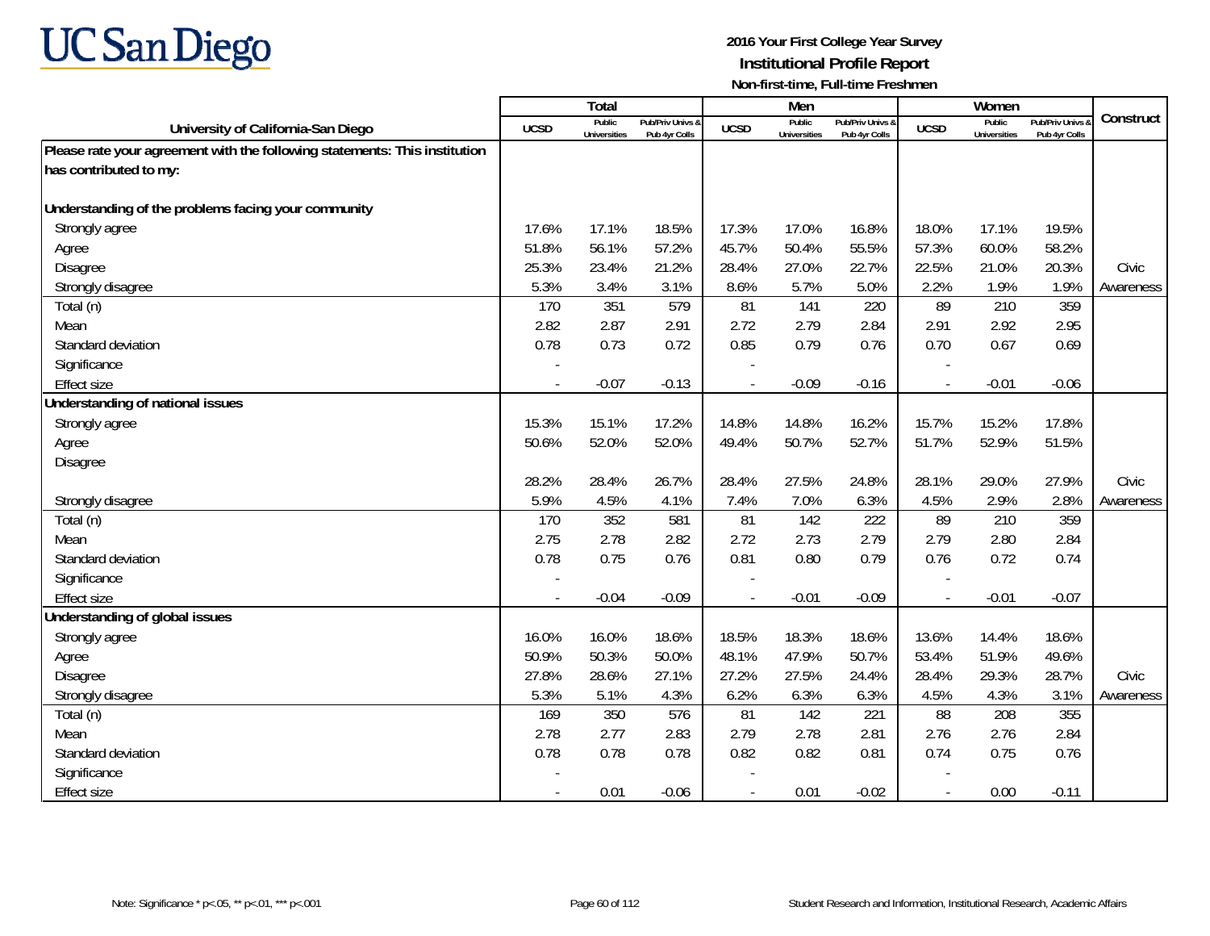# UC San Diego

**2016 Your First College Year Survey**
**Institutional Profile Report**
**Non-first-time, Full-time Freshmen**

| University of California-San Diego | Total | | | Men | | | Women | | | Construct |
|---|---|---|---|---|---|---|---|---|---|---|
| | UCSD | Public Universities | Pub/Priv Univs & Pub 4yr Colls | UCSD | Public Universities | Pub/Priv Univs & Pub 4yr Colls | UCSD | Public Universities | Pub/Priv Univs & Pub 4yr Colls | |
| **Please rate your agreement with the following statements: This institution has contributed to my:** | | | | | | | | | | |
| **Understanding of the problems facing your community** | | | | | | | | | | |
| Strongly agree | 17.6% | 17.1% | 18.5% | 17.3% | 17.0% | 16.8% | 18.0% | 17.1% | 19.5% | |
| Agree | 51.8% | 56.1% | 57.2% | 45.7% | 50.4% | 55.5% | 57.3% | 60.0% | 58.2% | |
| Disagree | 25.3% | 23.4% | 21.2% | 28.4% | 27.0% | 22.7% | 22.5% | 21.0% | 20.3% | Civic |
| Strongly disagree | 5.3% | 3.4% | 3.1% | 8.6% | 5.7% | 5.0% | 2.2% | 1.9% | 1.9% | Awareness |
| Total (n) | 170 | 351 | 579 | 81 | 141 | 220 | 89 | 210 | 359 | |
| Mean | 2.82 | 2.87 | 2.91 | 2.72 | 2.79 | 2.84 | 2.91 | 2.92 | 2.95 | |
| Standard deviation | 0.78 | 0.73 | 0.72 | 0.85 | 0.79 | 0.76 | 0.70 | 0.67 | 0.69 | |
| Significance | - | | | - | | | - | | | |
| Effect size | - | -0.07 | -0.13 | - | -0.09 | -0.16 | - | -0.01 | -0.06 | |
| **Understanding of national issues** | | | | | | | | | | |
| Strongly agree | 15.3% | 15.1% | 17.2% | 14.8% | 14.8% | 16.2% | 15.7% | 15.2% | 17.8% | |
| Agree | 50.6% | 52.0% | 52.0% | 49.4% | 50.7% | 52.7% | 51.7% | 52.9% | 51.5% | |
| Disagree | 28.2% | 28.4% | 26.7% | 28.4% | 27.5% | 24.8% | 28.1% | 29.0% | 27.9% | Civic |
| Strongly disagree | 5.9% | 4.5% | 4.1% | 7.4% | 7.0% | 6.3% | 4.5% | 2.9% | 2.8% | Awareness |
| Total (n) | 170 | 352 | 581 | 81 | 142 | 222 | 89 | 210 | 359 | |
| Mean | 2.75 | 2.78 | 2.82 | 2.72 | 2.73 | 2.79 | 2.79 | 2.80 | 2.84 | |
| Standard deviation | 0.78 | 0.75 | 0.76 | 0.81 | 0.80 | 0.79 | 0.76 | 0.72 | 0.74 | |
| Significance | - | | | - | | | - | | | |
| Effect size | - | -0.04 | -0.09 | - | -0.01 | -0.09 | - | -0.01 | -0.07 | |
| **Understanding of global issues** | | | | | | | | | | |
| Strongly agree | 16.0% | 16.0% | 18.6% | 18.5% | 18.3% | 18.6% | 13.6% | 14.4% | 18.6% | |
| Agree | 50.9% | 50.3% | 50.0% | 48.1% | 47.9% | 50.7% | 53.4% | 51.9% | 49.6% | |
| Disagree | 27.8% | 28.6% | 27.1% | 27.2% | 27.5% | 24.4% | 28.4% | 29.3% | 28.7% | Civic |
| Strongly disagree | 5.3% | 5.1% | 4.3% | 6.2% | 6.3% | 6.3% | 4.5% | 4.3% | 3.1% | Awareness |
| Total (n) | 169 | 350 | 576 | 81 | 142 | 221 | 88 | 208 | 355 | |
| Mean | 2.78 | 2.77 | 2.83 | 2.79 | 2.78 | 2.81 | 2.76 | 2.76 | 2.84 | |
| Standard deviation | 0.78 | 0.78 | 0.78 | 0.82 | 0.82 | 0.81 | 0.74 | 0.75 | 0.76 | |
| Significance | - | | | - | | | - | | | |
| Effect size | - | 0.01 | -0.06 | - | 0.01 | -0.02 | - | 0.00 | -0.11 | |

Note: Significance * p<.05, ** p<.01, *** p<.001

Student Research and Information, Institutional Research, Academic Affairs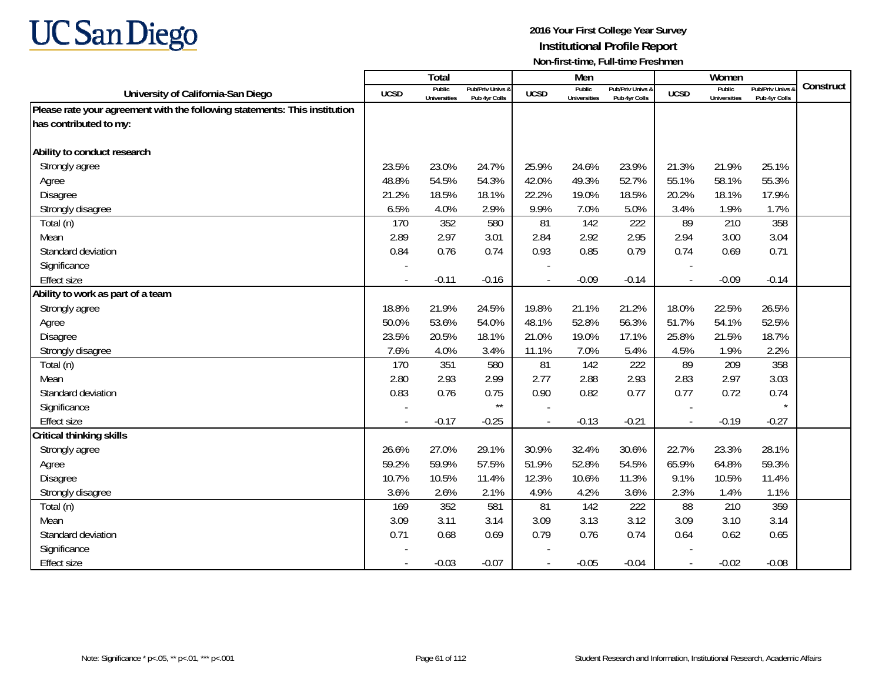# UC San Diego

**2016 Your First College Year Survey**
**Institutional Profile Report**
**Non-first-time, Full-time Freshmen**

| University of California-San Diego | Total | | | Men | | | Women | | | Construct |
|---|---|---|---|---|---|---|---|---|---|---|
| | UCSD | Public Universities | Pub/Priv Univs & Pub 4yr Colls | UCSD | Public Universities | Pub/Priv Univs & Pub 4yr Colls | UCSD | Public Universities | Pub/Priv Univs & Pub 4yr Colls | |
| **Please rate your agreement with the following statements: This institution has contributed to my:** | | | | | | | | | | |
| **Ability to conduct research** | | | | | | | | | | |
| Strongly agree | 23.5% | 23.0% | 24.7% | 25.9% | 24.6% | 23.9% | 21.3% | 21.9% | 25.1% | |
| Agree | 48.8% | 54.5% | 54.3% | 42.0% | 49.3% | 52.7% | 55.1% | 58.1% | 55.3% | |
| Disagree | 21.2% | 18.5% | 18.1% | 22.2% | 19.0% | 18.5% | 20.2% | 18.1% | 17.9% | |
| Strongly disagree | 6.5% | 4.0% | 2.9% | 9.9% | 7.0% | 5.0% | 3.4% | 1.9% | 1.7% | |
| Total (n) | 170 | 352 | 580 | 81 | 142 | 222 | 89 | 210 | 358 | |
| Mean | 2.89 | 2.97 | 3.01 | 2.84 | 2.92 | 2.95 | 2.94 | 3.00 | 3.04 | |
| Standard deviation | 0.84 | 0.76 | 0.74 | 0.93 | 0.85 | 0.79 | 0.74 | 0.69 | 0.71 | |
| Significance | - | | | - | | | - | | | |
| Effect size | - | -0.11 | -0.16 | - | -0.09 | -0.14 | - | -0.09 | -0.14 | |
| **Ability to work as part of a team** | | | | | | | | | | |
| Strongly agree | 18.8% | 21.9% | 24.5% | 19.8% | 21.1% | 21.2% | 18.0% | 22.5% | 26.5% | |
| Agree | 50.0% | 53.6% | 54.0% | 48.1% | 52.8% | 56.3% | 51.7% | 54.1% | 52.5% | |
| Disagree | 23.5% | 20.5% | 18.1% | 21.0% | 19.0% | 17.1% | 25.8% | 21.5% | 18.7% | |
| Strongly disagree | 7.6% | 4.0% | 3.4% | 11.1% | 7.0% | 5.4% | 4.5% | 1.9% | 2.2% | |
| Total (n) | 170 | 351 | 580 | 81 | 142 | 222 | 89 | 209 | 358 | |
| Mean | 2.80 | 2.93 | 2.99 | 2.77 | 2.88 | 2.93 | 2.83 | 2.97 | 3.03 | |
| Standard deviation | 0.83 | 0.76 | 0.75 | 0.90 | 0.82 | 0.77 | 0.77 | 0.72 | 0.74 | |
| Significance | - | | ** | - | | | - | | * | |
| Effect size | - | -0.17 | -0.25 | - | -0.13 | -0.21 | - | -0.19 | -0.27 | |
| **Critical thinking skills** | | | | | | | | | | |
| Strongly agree | 26.6% | 27.0% | 29.1% | 30.9% | 32.4% | 30.6% | 22.7% | 23.3% | 28.1% | |
| Agree | 59.2% | 59.9% | 57.5% | 51.9% | 52.8% | 54.5% | 65.9% | 64.8% | 59.3% | |
| Disagree | 10.7% | 10.5% | 11.4% | 12.3% | 10.6% | 11.3% | 9.1% | 10.5% | 11.4% | |
| Strongly disagree | 3.6% | 2.6% | 2.1% | 4.9% | 4.2% | 3.6% | 2.3% | 1.4% | 1.1% | |
| Total (n) | 169 | 352 | 581 | 81 | 142 | 222 | 88 | 210 | 359 | |
| Mean | 3.09 | 3.11 | 3.14 | 3.09 | 3.13 | 3.12 | 3.09 | 3.10 | 3.14 | |
| Standard deviation | 0.71 | 0.68 | 0.69 | 0.79 | 0.76 | 0.74 | 0.64 | 0.62 | 0.65 | |
| Significance | - | | | - | | | - | | | |
| Effect size | - | -0.03 | -0.07 | - | -0.05 | -0.04 | - | -0.02 | -0.08 | |

Note: Significance * p<.05, ** p<.01, *** p<.001

Student Research and Information, Institutional Research, Academic Affairs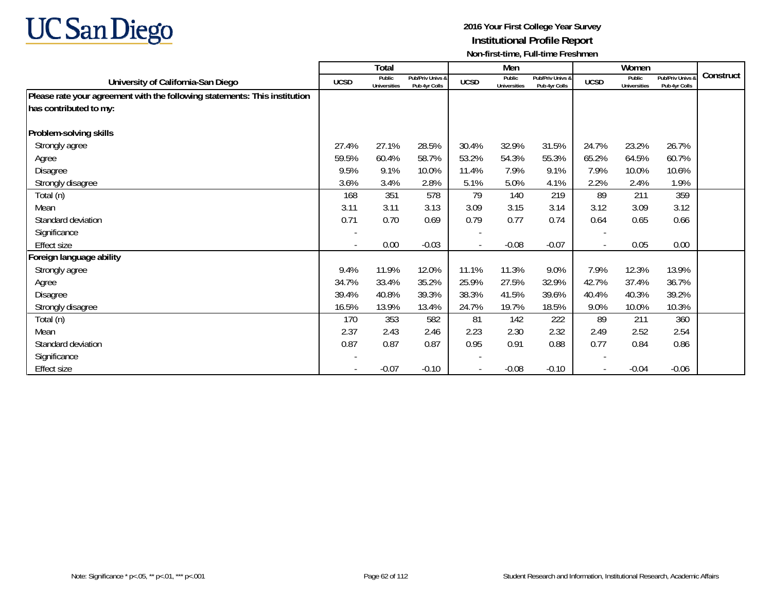**UC San Diego**

**2016 Your First College Year Survey**
**Institutional Profile Report**
**Non-first-time, Full-time Freshmen**

| University of California-San Diego | Total | | | Men | | | Women | | | Construct |
|---|---|---|---|---|---|---|---|---|---|---|
| | UCSD | Public Universities | Pub/Priv Univs & Pub 4yr Colls | UCSD | Public Universities | Pub/Priv Univs & Pub 4yr Colls | UCSD | Public Universities | Pub/Priv Univs & Pub 4yr Colls | |
| **Please rate your agreement with the following statements: This institution has contributed to my:** | | | | | | | | | | |
| **Problem-solving skills** | | | | | | | | | | |
| Strongly agree | 27.4% | 27.1% | 28.5% | 30.4% | 32.9% | 31.5% | 24.7% | 23.2% | 26.7% | |
| Agree | 59.5% | 60.4% | 58.7% | 53.2% | 54.3% | 55.3% | 65.2% | 64.5% | 60.7% | |
| Disagree | 9.5% | 9.1% | 10.0% | 11.4% | 7.9% | 9.1% | 7.9% | 10.0% | 10.6% | |
| Strongly disagree | 3.6% | 3.4% | 2.8% | 5.1% | 5.0% | 4.1% | 2.2% | 2.4% | 1.9% | |
| Total (n) | 168 | 351 | 578 | 79 | 140 | 219 | 89 | 211 | 359 | |
| Mean | 3.11 | 3.11 | 3.13 | 3.09 | 3.15 | 3.14 | 3.12 | 3.09 | 3.12 | |
| Standard deviation | 0.71 | 0.70 | 0.69 | 0.79 | 0.77 | 0.74 | 0.64 | 0.65 | 0.66 | |
| Significance | - | | | - | | | - | | | |
| Effect size | - | 0.00 | -0.03 | - | -0.08 | -0.07 | - | 0.05 | 0.00 | |
| **Foreign language ability** | | | | | | | | | | |
| Strongly agree | 9.4% | 11.9% | 12.0% | 11.1% | 11.3% | 9.0% | 7.9% | 12.3% | 13.9% | |
| Agree | 34.7% | 33.4% | 35.2% | 25.9% | 27.5% | 32.9% | 42.7% | 37.4% | 36.7% | |
| Disagree | 39.4% | 40.8% | 39.3% | 38.3% | 41.5% | 39.6% | 40.4% | 40.3% | 39.2% | |
| Strongly disagree | 16.5% | 13.9% | 13.4% | 24.7% | 19.7% | 18.5% | 9.0% | 10.0% | 10.3% | |
| Total (n) | 170 | 353 | 582 | 81 | 142 | 222 | 89 | 211 | 360 | |
| Mean | 2.37 | 2.43 | 2.46 | 2.23 | 2.30 | 2.32 | 2.49 | 2.52 | 2.54 | |
| Standard deviation | 0.87 | 0.87 | 0.87 | 0.95 | 0.91 | 0.88 | 0.77 | 0.84 | 0.86 | |
| Significance | - | | | - | | | - | | | |
| Effect size | - | -0.07 | -0.10 | - | -0.08 | -0.10 | - | -0.04 | -0.06 | |

Note: Significance * p<.05, ** p<.01, *** p<.001

Student Research and Information, Institutional Research, Academic Affairs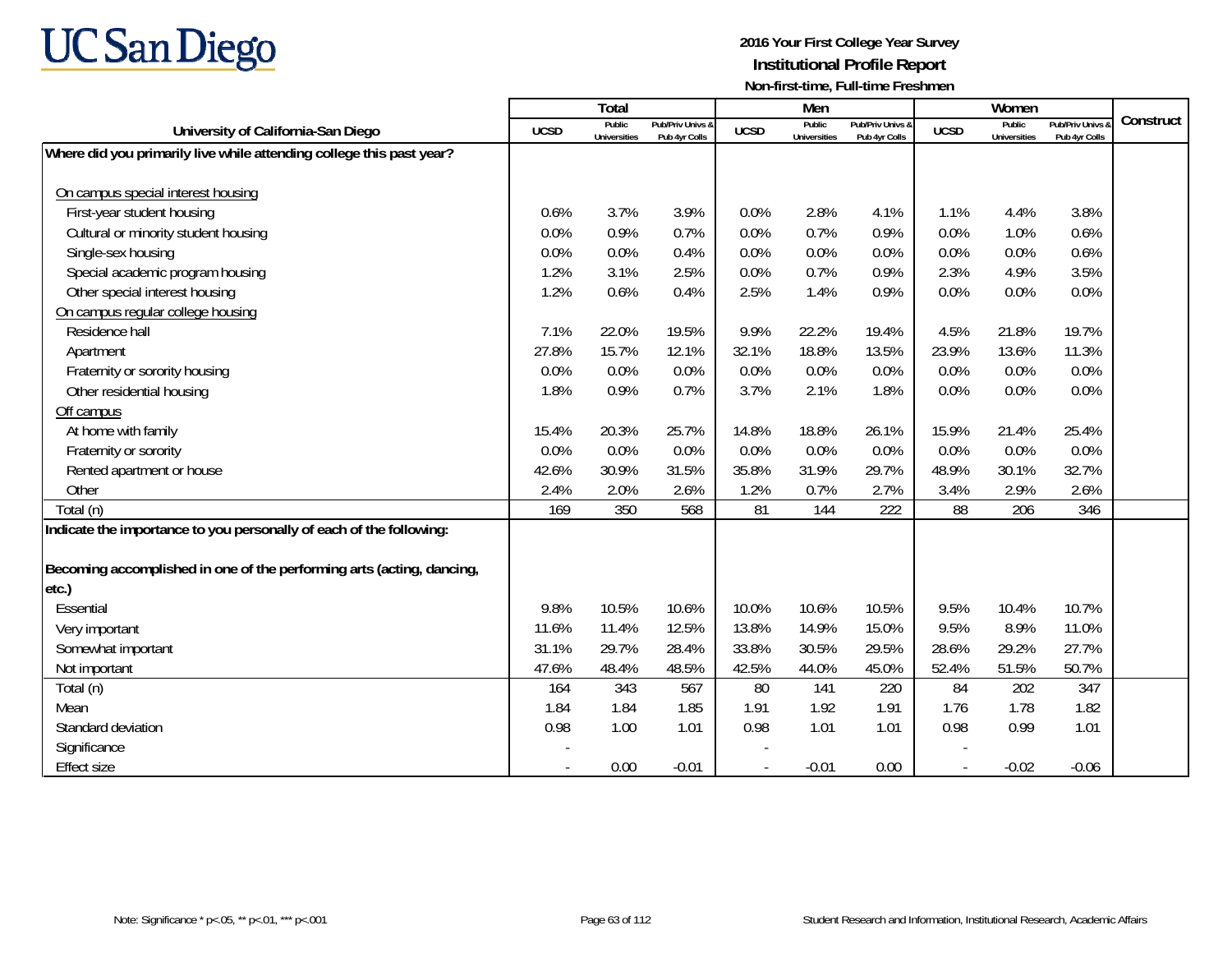# UC San Diego

**2016 Your First College Year Survey**
**Institutional Profile Report**
**Non-first-time, Full-time Freshmen**

| University of California-San Diego | Total | | | Men | | | Women | | | Construct |
|---|---|---|---|---|---|---|---|---|---|---|
| | UCSD | Public Universities | Pub/Priv Univs & Pub 4yr Colls | UCSD | Public Universities | Pub/Priv Univs & Pub 4yr Colls | UCSD | Public Universities | Pub/Priv Univs & Pub 4yr Colls | |
| **Where did you primarily live while attending college this past year?** | | | | | | | | | | |
| On campus special interest housing | | | | | | | | | | |
| First-year student housing | 0.6% | 3.7% | 3.9% | 0.0% | 2.8% | 4.1% | 1.1% | 4.4% | 3.8% | |
| Cultural or minority student housing | 0.0% | 0.9% | 0.7% | 0.0% | 0.7% | 0.9% | 0.0% | 1.0% | 0.6% | |
| Single-sex housing | 0.0% | 0.0% | 0.4% | 0.0% | 0.0% | 0.0% | 0.0% | 0.0% | 0.6% | |
| Special academic program housing | 1.2% | 3.1% | 2.5% | 0.0% | 0.7% | 0.9% | 2.3% | 4.9% | 3.5% | |
| Other special interest housing | 1.2% | 0.6% | 0.4% | 2.5% | 1.4% | 0.9% | 0.0% | 0.0% | 0.0% | |
| On campus regular college housing | | | | | | | | | | |
| Residence hall | 7.1% | 22.0% | 19.5% | 9.9% | 22.2% | 19.4% | 4.5% | 21.8% | 19.7% | |
| Apartment | 27.8% | 15.7% | 12.1% | 32.1% | 18.8% | 13.5% | 23.9% | 13.6% | 11.3% | |
| Fraternity or sorority housing | 0.0% | 0.0% | 0.0% | 0.0% | 0.0% | 0.0% | 0.0% | 0.0% | 0.0% | |
| Other residential housing | 1.8% | 0.9% | 0.7% | 3.7% | 2.1% | 1.8% | 0.0% | 0.0% | 0.0% | |
| Off campus | | | | | | | | | | |
| At home with family | 15.4% | 20.3% | 25.7% | 14.8% | 18.8% | 26.1% | 15.9% | 21.4% | 25.4% | |
| Fraternity or sorority | 0.0% | 0.0% | 0.0% | 0.0% | 0.0% | 0.0% | 0.0% | 0.0% | 0.0% | |
| Rented apartment or house | 42.6% | 30.9% | 31.5% | 35.8% | 31.9% | 29.7% | 48.9% | 30.1% | 32.7% | |
| Other | 2.4% | 2.0% | 2.6% | 1.2% | 0.7% | 2.7% | 3.4% | 2.9% | 2.6% | |
| Total (n) | 169 | 350 | 568 | 81 | 144 | 222 | 88 | 206 | 346 | |
| **Indicate the importance to you personally of each of the following:** | | | | | | | | | | |
| **Becoming accomplished in one of the performing arts (acting, dancing, etc.)** | | | | | | | | | | |
| Essential | 9.8% | 10.5% | 10.6% | 10.0% | 10.6% | 10.5% | 9.5% | 10.4% | 10.7% | |
| Very important | 11.6% | 11.4% | 12.5% | 13.8% | 14.9% | 15.0% | 9.5% | 8.9% | 11.0% | |
| Somewhat important | 31.1% | 29.7% | 28.4% | 33.8% | 30.5% | 29.5% | 28.6% | 29.2% | 27.7% | |
| Not important | 47.6% | 48.4% | 48.5% | 42.5% | 44.0% | 45.0% | 52.4% | 51.5% | 50.7% | |
| Total (n) | 164 | 343 | 567 | 80 | 141 | 220 | 84 | 202 | 347 | |
| Mean | 1.84 | 1.84 | 1.85 | 1.91 | 1.92 | 1.91 | 1.76 | 1.78 | 1.82 | |
| Standard deviation | 0.98 | 1.00 | 1.01 | 0.98 | 1.01 | 1.01 | 0.98 | 0.99 | 1.01 | |
| Significance | - | | | - | | | - | | | |
| Effect size | - | 0.00 | -0.01 | - | -0.01 | 0.00 | - | -0.02 | -0.06 | |

Note: Significance * p<.05, ** p<.01, *** p<.001

Student Research and Information, Institutional Research, Academic Affairs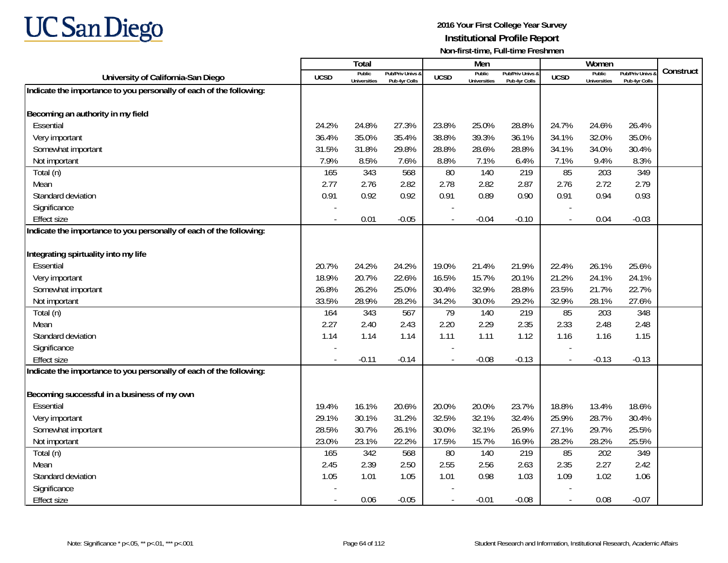**UC San Diego**

**2016 Your First College Year Survey**
**Institutional Profile Report**
**Non-first-time, Full-time Freshmen**

| University of California-San Diego | Total | | | Men | | | Women | | | Construct |
|---|---|---|---|---|---|---|---|---|---|---|
| | UCSD | Public Universities | Pub/Priv Univs & Pub 4yr Colls | UCSD | Public Universities | Pub/Priv Univs & Pub 4yr Colls | UCSD | Public Universities | Pub/Priv Univs & Pub 4yr Colls | |
| **Indicate the importance to you personally of each of the following:** | | | | | | | | | | |
| **Becoming an authority in my field** | | | | | | | | | | |
| Essential | 24.2% | 24.8% | 27.3% | 23.8% | 25.0% | 28.8% | 24.7% | 24.6% | 26.4% | |
| Very important | 36.4% | 35.0% | 35.4% | 38.8% | 39.3% | 36.1% | 34.1% | 32.0% | 35.0% | |
| Somewhat important | 31.5% | 31.8% | 29.8% | 28.8% | 28.6% | 28.8% | 34.1% | 34.0% | 30.4% | |
| Not important | 7.9% | 8.5% | 7.6% | 8.8% | 7.1% | 6.4% | 7.1% | 9.4% | 8.3% | |
| Total (n) | 165 | 343 | 568 | 80 | 140 | 219 | 85 | 203 | 349 | |
| Mean | 2.77 | 2.76 | 2.82 | 2.78 | 2.82 | 2.87 | 2.76 | 2.72 | 2.79 | |
| Standard deviation | 0.91 | 0.92 | 0.92 | 0.91 | 0.89 | 0.90 | 0.91 | 0.94 | 0.93 | |
| Significance | - | | | - | | | - | | | |
| Effect size | - | 0.01 | -0.05 | - | -0.04 | -0.10 | - | 0.04 | -0.03 | |
| **Indicate the importance to you personally of each of the following:** | | | | | | | | | | |
| **Integrating spirtuality into my life** | | | | | | | | | | |
| Essential | 20.7% | 24.2% | 24.2% | 19.0% | 21.4% | 21.9% | 22.4% | 26.1% | 25.6% | |
| Very important | 18.9% | 20.7% | 22.6% | 16.5% | 15.7% | 20.1% | 21.2% | 24.1% | 24.1% | |
| Somewhat important | 26.8% | 26.2% | 25.0% | 30.4% | 32.9% | 28.8% | 23.5% | 21.7% | 22.7% | |
| Not important | 33.5% | 28.9% | 28.2% | 34.2% | 30.0% | 29.2% | 32.9% | 28.1% | 27.6% | |
| Total (n) | 164 | 343 | 567 | 79 | 140 | 219 | 85 | 203 | 348 | |
| Mean | 2.27 | 2.40 | 2.43 | 2.20 | 2.29 | 2.35 | 2.33 | 2.48 | 2.48 | |
| Standard deviation | 1.14 | 1.14 | 1.14 | 1.11 | 1.11 | 1.12 | 1.16 | 1.16 | 1.15 | |
| Significance | - | | | - | | | - | | | |
| Effect size | - | -0.11 | -0.14 | - | -0.08 | -0.13 | - | -0.13 | -0.13 | |
| **Indicate the importance to you personally of each of the following:** | | | | | | | | | | |
| **Becoming successful in a business of my own** | | | | | | | | | | |
| Essential | 19.4% | 16.1% | 20.6% | 20.0% | 20.0% | 23.7% | 18.8% | 13.4% | 18.6% | |
| Very important | 29.1% | 30.1% | 31.2% | 32.5% | 32.1% | 32.4% | 25.9% | 28.7% | 30.4% | |
| Somewhat important | 28.5% | 30.7% | 26.1% | 30.0% | 32.1% | 26.9% | 27.1% | 29.7% | 25.5% | |
| Not important | 23.0% | 23.1% | 22.2% | 17.5% | 15.7% | 16.9% | 28.2% | 28.2% | 25.5% | |
| Total (n) | 165 | 342 | 568 | 80 | 140 | 219 | 85 | 202 | 349 | |
| Mean | 2.45 | 2.39 | 2.50 | 2.55 | 2.56 | 2.63 | 2.35 | 2.27 | 2.42 | |
| Standard deviation | 1.05 | 1.01 | 1.05 | 1.01 | 0.98 | 1.03 | 1.09 | 1.02 | 1.06 | |
| Significance | - | | | - | | | - | | | |
| Effect size | - | 0.06 | -0.05 | - | -0.01 | -0.08 | - | 0.08 | -0.07 | |

Note: Significance * p<.05, ** p<.01, *** p<.001

Student Research and Information, Institutional Research, Academic Affairs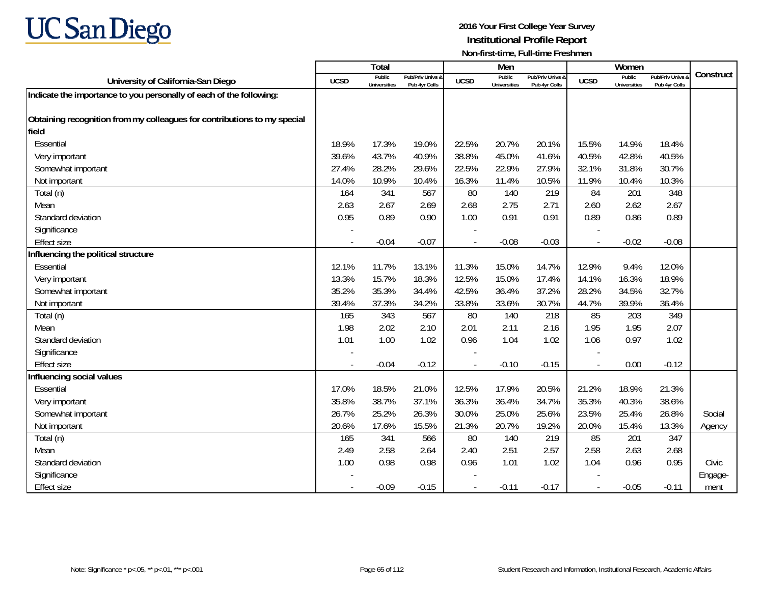# UC San Diego

**2016 Your First College Year Survey**
**Institutional Profile Report**
**Non-first-time, Full-time Freshmen**

| University of California-San Diego | Total | | | Men | | | Women | | | Construct |
|---|---|---|---|---|---|---|---|---|---|---|
| | UCSD | Public Universities | Pub/Priv Univs & Pub 4yr Colls | UCSD | Public Universities | Pub/Priv Univs & Pub 4yr Colls | UCSD | Public Universities | Pub/Priv Univs & Pub 4yr Colls | |
| **Indicate the importance to you personally of each of the following:** | | | | | | | | | | |
| **Obtaining recognition from my colleagues for contributions to my special field** | | | | | | | | | | |
| Essential | 18.9% | 17.3% | 19.0% | 22.5% | 20.7% | 20.1% | 15.5% | 14.9% | 18.4% | |
| Very important | 39.6% | 43.7% | 40.9% | 38.8% | 45.0% | 41.6% | 40.5% | 42.8% | 40.5% | |
| Somewhat important | 27.4% | 28.2% | 29.6% | 22.5% | 22.9% | 27.9% | 32.1% | 31.8% | 30.7% | |
| Not important | 14.0% | 10.9% | 10.4% | 16.3% | 11.4% | 10.5% | 11.9% | 10.4% | 10.3% | |
| Total (n) | 164 | 341 | 567 | 80 | 140 | 219 | 84 | 201 | 348 | |
| Mean | 2.63 | 2.67 | 2.69 | 2.68 | 2.75 | 2.71 | 2.60 | 2.62 | 2.67 | |
| Standard deviation | 0.95 | 0.89 | 0.90 | 1.00 | 0.91 | 0.91 | 0.89 | 0.86 | 0.89 | |
| Significance | - | | | - | | | - | | | |
| Effect size | - | -0.04 | -0.07 | - | -0.08 | -0.03 | - | -0.02 | -0.08 | |
| **Influencing the political structure** | | | | | | | | | | |
| Essential | 12.1% | 11.7% | 13.1% | 11.3% | 15.0% | 14.7% | 12.9% | 9.4% | 12.0% | |
| Very important | 13.3% | 15.7% | 18.3% | 12.5% | 15.0% | 17.4% | 14.1% | 16.3% | 18.9% | |
| Somewhat important | 35.2% | 35.3% | 34.4% | 42.5% | 36.4% | 37.2% | 28.2% | 34.5% | 32.7% | |
| Not important | 39.4% | 37.3% | 34.2% | 33.8% | 33.6% | 30.7% | 44.7% | 39.9% | 36.4% | |
| Total (n) | 165 | 343 | 567 | 80 | 140 | 218 | 85 | 203 | 349 | |
| Mean | 1.98 | 2.02 | 2.10 | 2.01 | 2.11 | 2.16 | 1.95 | 1.95 | 2.07 | |
| Standard deviation | 1.01 | 1.00 | 1.02 | 0.96 | 1.04 | 1.02 | 1.06 | 0.97 | 1.02 | |
| Significance | - | | | - | | | - | | | |
| Effect size | - | -0.04 | -0.12 | - | -0.10 | -0.15 | - | 0.00 | -0.12 | |
| **Influencing social values** | | | | | | | | | | |
| Essential | 17.0% | 18.5% | 21.0% | 12.5% | 17.9% | 20.5% | 21.2% | 18.9% | 21.3% | |
| Very important | 35.8% | 38.7% | 37.1% | 36.3% | 36.4% | 34.7% | 35.3% | 40.3% | 38.6% | |
| Somewhat important | 26.7% | 25.2% | 26.3% | 30.0% | 25.0% | 25.6% | 23.5% | 25.4% | 26.8% | Social |
| Not important | 20.6% | 17.6% | 15.5% | 21.3% | 20.7% | 19.2% | 20.0% | 15.4% | 13.3% | Agency |
| Total (n) | 165 | 341 | 566 | 80 | 140 | 219 | 85 | 201 | 347 | |
| Mean | 2.49 | 2.58 | 2.64 | 2.40 | 2.51 | 2.57 | 2.58 | 2.63 | 2.68 | |
| Standard deviation | 1.00 | 0.98 | 0.98 | 0.96 | 1.01 | 1.02 | 1.04 | 0.96 | 0.95 | Civic |
| Significance | - | | | - | | | - | | | Engage- |
| Effect size | - | -0.09 | -0.15 | - | -0.11 | -0.17 | - | -0.05 | -0.11 | ment |

Note: Significance * p<.05, ** p<.01, *** p<.001

Student Research and Information, Institutional Research, Academic Affairs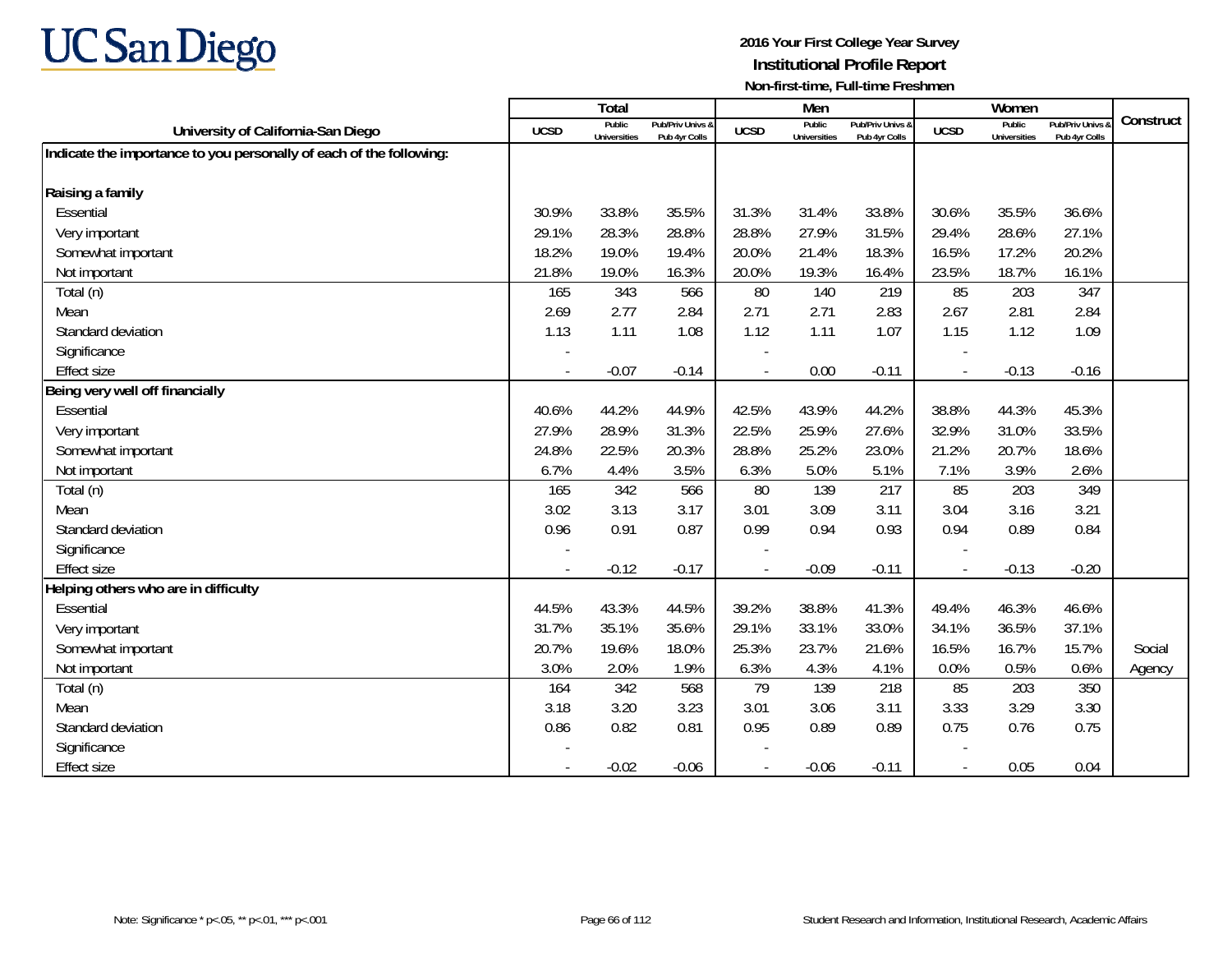UC San Diego

**2016 Your First College Year Survey**
**Institutional Profile Report**
**Non-first-time, Full-time Freshmen**

| University of California-San Diego | Total | | | Men | | | Women | | | Construct |
|---|---|---|---|---|---|---|---|---|---|---|
| | UCSD | Public Universities | Pub/Priv Univs & Pub 4yr Colls | UCSD | Public Universities | Pub/Priv Univs & Pub 4yr Colls | UCSD | Public Universities | Pub/Priv Univs & Pub 4yr Colls | |
| **Indicate the importance to you personally of each of the following:** | | | | | | | | | | |
| **Raising a family** | | | | | | | | | | |
| Essential | 30.9% | 33.8% | 35.5% | 31.3% | 31.4% | 33.8% | 30.6% | 35.5% | 36.6% | |
| Very important | 29.1% | 28.3% | 28.8% | 28.8% | 27.9% | 31.5% | 29.4% | 28.6% | 27.1% | |
| Somewhat important | 18.2% | 19.0% | 19.4% | 20.0% | 21.4% | 18.3% | 16.5% | 17.2% | 20.2% | |
| Not important | 21.8% | 19.0% | 16.3% | 20.0% | 19.3% | 16.4% | 23.5% | 18.7% | 16.1% | |
| Total (n) | 165 | 343 | 566 | 80 | 140 | 219 | 85 | 203 | 347 | |
| Mean | 2.69 | 2.77 | 2.84 | 2.71 | 2.71 | 2.83 | 2.67 | 2.81 | 2.84 | |
| Standard deviation | 1.13 | 1.11 | 1.08 | 1.12 | 1.11 | 1.07 | 1.15 | 1.12 | 1.09 | |
| Significance | - | | | - | | | - | | | |
| Effect size | - | -0.07 | -0.14 | - | 0.00 | -0.11 | - | -0.13 | -0.16 | |
| **Being very well off financially** | | | | | | | | | | |
| Essential | 40.6% | 44.2% | 44.9% | 42.5% | 43.9% | 44.2% | 38.8% | 44.3% | 45.3% | |
| Very important | 27.9% | 28.9% | 31.3% | 22.5% | 25.9% | 27.6% | 32.9% | 31.0% | 33.5% | |
| Somewhat important | 24.8% | 22.5% | 20.3% | 28.8% | 25.2% | 23.0% | 21.2% | 20.7% | 18.6% | |
| Not important | 6.7% | 4.4% | 3.5% | 6.3% | 5.0% | 5.1% | 7.1% | 3.9% | 2.6% | |
| Total (n) | 165 | 342 | 566 | 80 | 139 | 217 | 85 | 203 | 349 | |
| Mean | 3.02 | 3.13 | 3.17 | 3.01 | 3.09 | 3.11 | 3.04 | 3.16 | 3.21 | |
| Standard deviation | 0.96 | 0.91 | 0.87 | 0.99 | 0.94 | 0.93 | 0.94 | 0.89 | 0.84 | |
| Significance | - | | | - | | | - | | | |
| Effect size | - | -0.12 | -0.17 | - | -0.09 | -0.11 | - | -0.13 | -0.20 | |
| **Helping others who are in difficulty** | | | | | | | | | | |
| Essential | 44.5% | 43.3% | 44.5% | 39.2% | 38.8% | 41.3% | 49.4% | 46.3% | 46.6% | |
| Very important | 31.7% | 35.1% | 35.6% | 29.1% | 33.1% | 33.0% | 34.1% | 36.5% | 37.1% | |
| Somewhat important | 20.7% | 19.6% | 18.0% | 25.3% | 23.7% | 21.6% | 16.5% | 16.7% | 15.7% | Social |
| Not important | 3.0% | 2.0% | 1.9% | 6.3% | 4.3% | 4.1% | 0.0% | 0.5% | 0.6% | Agency |
| Total (n) | 164 | 342 | 568 | 79 | 139 | 218 | 85 | 203 | 350 | |
| Mean | 3.18 | 3.20 | 3.23 | 3.01 | 3.06 | 3.11 | 3.33 | 3.29 | 3.30 | |
| Standard deviation | 0.86 | 0.82 | 0.81 | 0.95 | 0.89 | 0.89 | 0.75 | 0.76 | 0.75 | |
| Significance | - | | | - | | | - | | | |
| Effect size | - | -0.02 | -0.06 | - | -0.06 | -0.11 | - | 0.05 | 0.04 | |

Note: Significance * p<.05, ** p<.01, *** p<.001

Student Research and Information, Institutional Research, Academic Affairs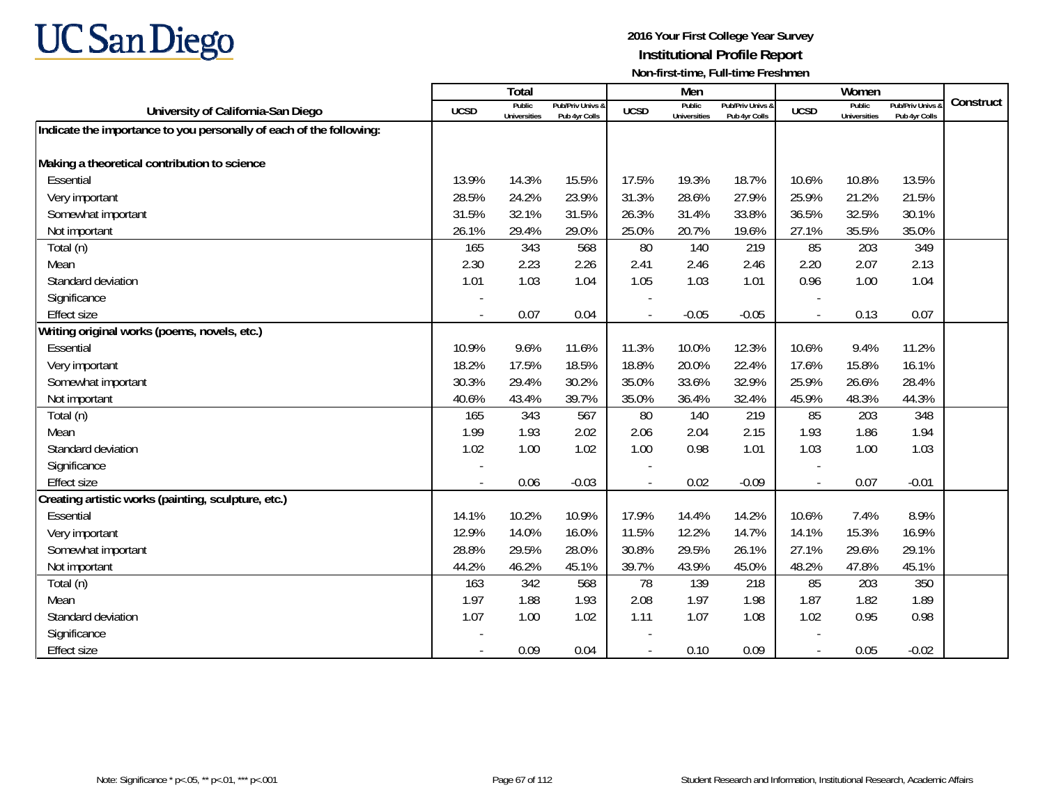UC San Diego

**2016 Your First College Year Survey**
**Institutional Profile Report**
**Non-first-time, Full-time Freshmen**

| University of California-San Diego | Total | | | Men | | | Women | | | Construct |
|---|---|---|---|---|---|---|---|---|---|---|
| | UCSD | Public Universities | Pub/Priv Univs & Pub 4yr Colls | UCSD | Public Universities | Pub/Priv Univs & Pub 4yr Colls | UCSD | Public Universities | Pub/Priv Univs & Pub 4yr Colls | |
| **Indicate the importance to you personally of each of the following:** | | | | | | | | | | |
| **Making a theoretical contribution to science** | | | | | | | | | | |
| Essential | 13.9% | 14.3% | 15.5% | 17.5% | 19.3% | 18.7% | 10.6% | 10.8% | 13.5% | |
| Very important | 28.5% | 24.2% | 23.9% | 31.3% | 28.6% | 27.9% | 25.9% | 21.2% | 21.5% | |
| Somewhat important | 31.5% | 32.1% | 31.5% | 26.3% | 31.4% | 33.8% | 36.5% | 32.5% | 30.1% | |
| Not important | 26.1% | 29.4% | 29.0% | 25.0% | 20.7% | 19.6% | 27.1% | 35.5% | 35.0% | |
| Total (n) | 165 | 343 | 568 | 80 | 140 | 219 | 85 | 203 | 349 | |
| Mean | 2.30 | 2.23 | 2.26 | 2.41 | 2.46 | 2.46 | 2.20 | 2.07 | 2.13 | |
| Standard deviation | 1.01 | 1.03 | 1.04 | 1.05 | 1.03 | 1.01 | 0.96 | 1.00 | 1.04 | |
| Significance | - | | | - | | | - | | | |
| Effect size | - | 0.07 | 0.04 | - | -0.05 | -0.05 | - | 0.13 | 0.07 | |
| **Writing original works (poems, novels, etc.)** | | | | | | | | | | |
| Essential | 10.9% | 9.6% | 11.6% | 11.3% | 10.0% | 12.3% | 10.6% | 9.4% | 11.2% | |
| Very important | 18.2% | 17.5% | 18.5% | 18.8% | 20.0% | 22.4% | 17.6% | 15.8% | 16.1% | |
| Somewhat important | 30.3% | 29.4% | 30.2% | 35.0% | 33.6% | 32.9% | 25.9% | 26.6% | 28.4% | |
| Not important | 40.6% | 43.4% | 39.7% | 35.0% | 36.4% | 32.4% | 45.9% | 48.3% | 44.3% | |
| Total (n) | 165 | 343 | 567 | 80 | 140 | 219 | 85 | 203 | 348 | |
| Mean | 1.99 | 1.93 | 2.02 | 2.06 | 2.04 | 2.15 | 1.93 | 1.86 | 1.94 | |
| Standard deviation | 1.02 | 1.00 | 1.02 | 1.00 | 0.98 | 1.01 | 1.03 | 1.00 | 1.03 | |
| Significance | - | | | - | | | - | | | |
| Effect size | - | 0.06 | -0.03 | - | 0.02 | -0.09 | - | 0.07 | -0.01 | |
| **Creating artistic works (painting, sculpture, etc.)** | | | | | | | | | | |
| Essential | 14.1% | 10.2% | 10.9% | 17.9% | 14.4% | 14.2% | 10.6% | 7.4% | 8.9% | |
| Very important | 12.9% | 14.0% | 16.0% | 11.5% | 12.2% | 14.7% | 14.1% | 15.3% | 16.9% | |
| Somewhat important | 28.8% | 29.5% | 28.0% | 30.8% | 29.5% | 26.1% | 27.1% | 29.6% | 29.1% | |
| Not important | 44.2% | 46.2% | 45.1% | 39.7% | 43.9% | 45.0% | 48.2% | 47.8% | 45.1% | |
| Total (n) | 163 | 342 | 568 | 78 | 139 | 218 | 85 | 203 | 350 | |
| Mean | 1.97 | 1.88 | 1.93 | 2.08 | 1.97 | 1.98 | 1.87 | 1.82 | 1.89 | |
| Standard deviation | 1.07 | 1.00 | 1.02 | 1.11 | 1.07 | 1.08 | 1.02 | 0.95 | 0.98 | |
| Significance | - | | | - | | | - | | | |
| Effect size | - | 0.09 | 0.04 | - | 0.10 | 0.09 | - | 0.05 | -0.02 | |

Note: Significance * p<.05, ** p<.01, *** p<.001

Student Research and Information, Institutional Research, Academic Affairs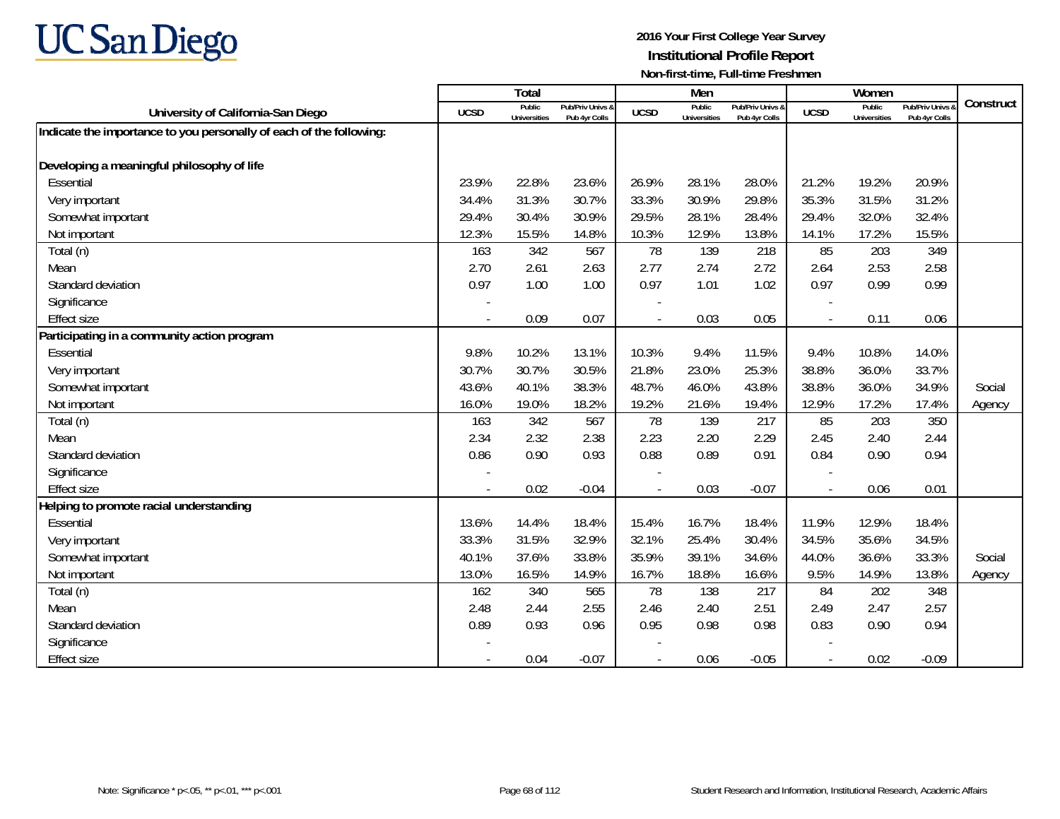# UC San Diego

**2016 Your First College Year Survey**
**Institutional Profile Report**
**Non-first-time, Full-time Freshmen**

| University of California-San Diego | Total | | | Men | | | Women | | | Construct |
|---|---|---|---|---|---|---|---|---|---|---|
| | UCSD | Public Universities | Pub/Priv Univs & Pub 4yr Colls | UCSD | Public Universities | Pub/Priv Univs & Pub 4yr Colls | UCSD | Public Universities | Pub/Priv Univs & Pub 4yr Colls | |
| **Indicate the importance to you personally of each of the following:** | | | | | | | | | | |
| **Developing a meaningful philosophy of life** | | | | | | | | | | |
| Essential | 23.9% | 22.8% | 23.6% | 26.9% | 28.1% | 28.0% | 21.2% | 19.2% | 20.9% | |
| Very important | 34.4% | 31.3% | 30.7% | 33.3% | 30.9% | 29.8% | 35.3% | 31.5% | 31.2% | |
| Somewhat important | 29.4% | 30.4% | 30.9% | 29.5% | 28.1% | 28.4% | 29.4% | 32.0% | 32.4% | |
| Not important | 12.3% | 15.5% | 14.8% | 10.3% | 12.9% | 13.8% | 14.1% | 17.2% | 15.5% | |
| Total (n) | 163 | 342 | 567 | 78 | 139 | 218 | 85 | 203 | 349 | |
| Mean | 2.70 | 2.61 | 2.63 | 2.77 | 2.74 | 2.72 | 2.64 | 2.53 | 2.58 | |
| Standard deviation | 0.97 | 1.00 | 1.00 | 0.97 | 1.01 | 1.02 | 0.97 | 0.99 | 0.99 | |
| Significance | - | | | - | | | - | | | |
| Effect size | - | 0.09 | 0.07 | - | 0.03 | 0.05 | - | 0.11 | 0.06 | |
| **Participating in a community action program** | | | | | | | | | | |
| Essential | 9.8% | 10.2% | 13.1% | 10.3% | 9.4% | 11.5% | 9.4% | 10.8% | 14.0% | |
| Very important | 30.7% | 30.7% | 30.5% | 21.8% | 23.0% | 25.3% | 38.8% | 36.0% | 33.7% | |
| Somewhat important | 43.6% | 40.1% | 38.3% | 48.7% | 46.0% | 43.8% | 38.8% | 36.0% | 34.9% | Social |
| Not important | 16.0% | 19.0% | 18.2% | 19.2% | 21.6% | 19.4% | 12.9% | 17.2% | 17.4% | Agency |
| Total (n) | 163 | 342 | 567 | 78 | 139 | 217 | 85 | 203 | 350 | |
| Mean | 2.34 | 2.32 | 2.38 | 2.23 | 2.20 | 2.29 | 2.45 | 2.40 | 2.44 | |
| Standard deviation | 0.86 | 0.90 | 0.93 | 0.88 | 0.89 | 0.91 | 0.84 | 0.90 | 0.94 | |
| Significance | - | | | - | | | - | | | |
| Effect size | - | 0.02 | -0.04 | - | 0.03 | -0.07 | - | 0.06 | 0.01 | |
| **Helping to promote racial understanding** | | | | | | | | | | |
| Essential | 13.6% | 14.4% | 18.4% | 15.4% | 16.7% | 18.4% | 11.9% | 12.9% | 18.4% | |
| Very important | 33.3% | 31.5% | 32.9% | 32.1% | 25.4% | 30.4% | 34.5% | 35.6% | 34.5% | |
| Somewhat important | 40.1% | 37.6% | 33.8% | 35.9% | 39.1% | 34.6% | 44.0% | 36.6% | 33.3% | Social |
| Not important | 13.0% | 16.5% | 14.9% | 16.7% | 18.8% | 16.6% | 9.5% | 14.9% | 13.8% | Agency |
| Total (n) | 162 | 340 | 565 | 78 | 138 | 217 | 84 | 202 | 348 | |
| Mean | 2.48 | 2.44 | 2.55 | 2.46 | 2.40 | 2.51 | 2.49 | 2.47 | 2.57 | |
| Standard deviation | 0.89 | 0.93 | 0.96 | 0.95 | 0.98 | 0.98 | 0.83 | 0.90 | 0.94 | |
| Significance | - | | | - | | | - | | | |
| Effect size | - | 0.04 | -0.07 | - | 0.06 | -0.05 | - | 0.02 | -0.09 | |

Note: Significance * p<.05, ** p<.01, *** p<.001

Student Research and Information, Institutional Research, Academic Affairs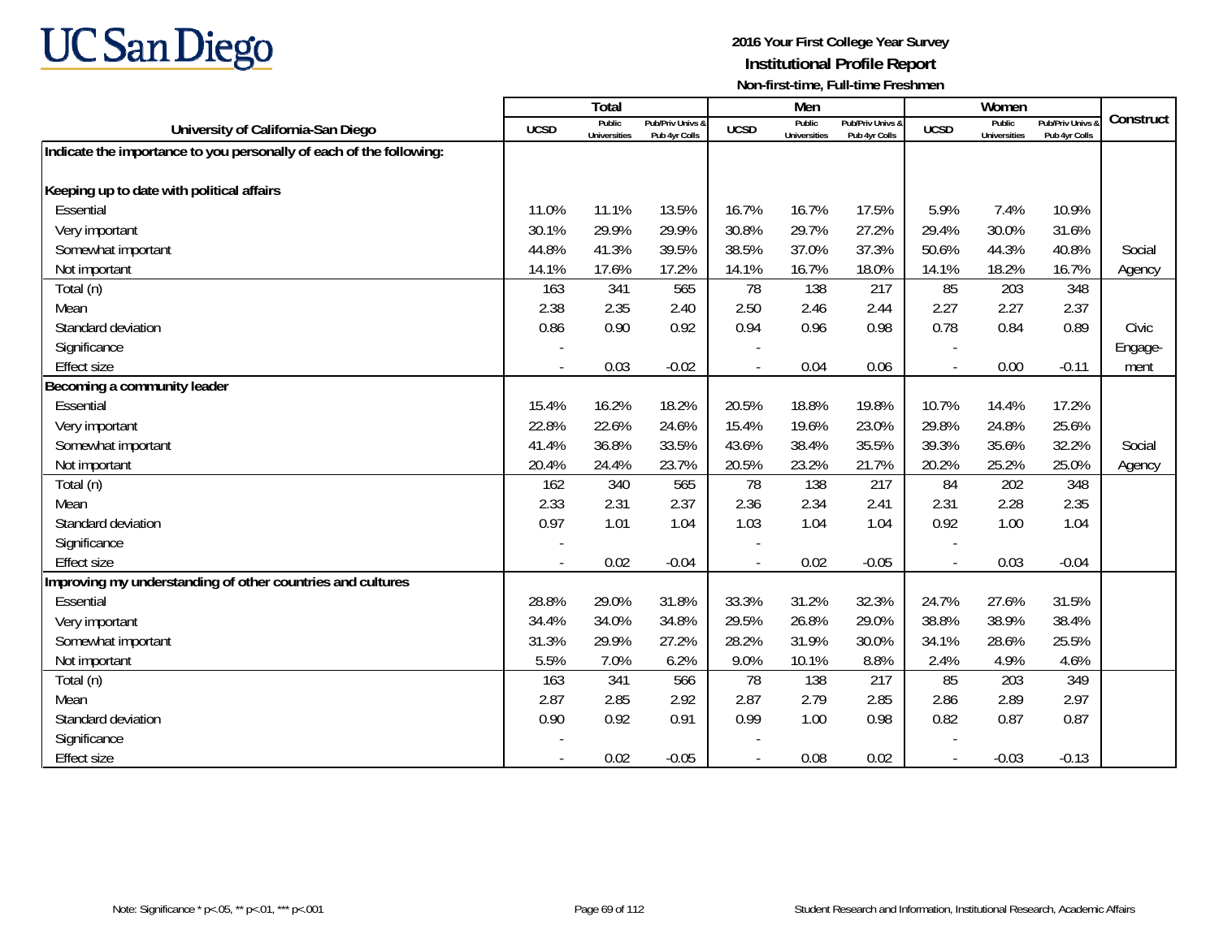UC San Diego

**2016 Your First College Year Survey**
**Institutional Profile Report**
**Non-first-time, Full-time Freshmen**

| University of California-San Diego | Total | | | Men | | | Women | | | Construct |
|---|---|---|---|---|---|---|---|---|---|---|
| | UCSD | Public Universities | Pub/Priv Univs & Pub 4yr Colls | UCSD | Public Universities | Pub/Priv Univs & Pub 4yr Colls | UCSD | Public Universities | Pub/Priv Univs & Pub 4yr Colls | |
| **Indicate the importance to you personally of each of the following:** | | | | | | | | | | |
| **Keeping up to date with political affairs** | | | | | | | | | | |
| Essential | 11.0% | 11.1% | 13.5% | 16.7% | 16.7% | 17.5% | 5.9% | 7.4% | 10.9% | |
| Very important | 30.1% | 29.9% | 29.9% | 30.8% | 29.7% | 27.2% | 29.4% | 30.0% | 31.6% | |
| Somewhat important | 44.8% | 41.3% | 39.5% | 38.5% | 37.0% | 37.3% | 50.6% | 44.3% | 40.8% | Social |
| Not important | 14.1% | 17.6% | 17.2% | 14.1% | 16.7% | 18.0% | 14.1% | 18.2% | 16.7% | Agency |
| Total (n) | 163 | 341 | 565 | 78 | 138 | 217 | 85 | 203 | 348 | |
| Mean | 2.38 | 2.35 | 2.40 | 2.50 | 2.46 | 2.44 | 2.27 | 2.27 | 2.37 | |
| Standard deviation | 0.86 | 0.90 | 0.92 | 0.94 | 0.96 | 0.98 | 0.78 | 0.84 | 0.89 | Civic |
| Significance | - | | | - | | | - | | | Engage- |
| Effect size | - | 0.03 | -0.02 | - | 0.04 | 0.06 | - | 0.00 | -0.11 | ment |
| **Becoming a community leader** | | | | | | | | | | |
| Essential | 15.4% | 16.2% | 18.2% | 20.5% | 18.8% | 19.8% | 10.7% | 14.4% | 17.2% | |
| Very important | 22.8% | 22.6% | 24.6% | 15.4% | 19.6% | 23.0% | 29.8% | 24.8% | 25.6% | |
| Somewhat important | 41.4% | 36.8% | 33.5% | 43.6% | 38.4% | 35.5% | 39.3% | 35.6% | 32.2% | Social |
| Not important | 20.4% | 24.4% | 23.7% | 20.5% | 23.2% | 21.7% | 20.2% | 25.2% | 25.0% | Agency |
| Total (n) | 162 | 340 | 565 | 78 | 138 | 217 | 84 | 202 | 348 | |
| Mean | 2.33 | 2.31 | 2.37 | 2.36 | 2.34 | 2.41 | 2.31 | 2.28 | 2.35 | |
| Standard deviation | 0.97 | 1.01 | 1.04 | 1.03 | 1.04 | 1.04 | 0.92 | 1.00 | 1.04 | |
| Significance | - | | | - | | | - | | | |
| Effect size | - | 0.02 | -0.04 | - | 0.02 | -0.05 | - | 0.03 | -0.04 | |
| **Improving my understanding of other countries and cultures** | | | | | | | | | | |
| Essential | 28.8% | 29.0% | 31.8% | 33.3% | 31.2% | 32.3% | 24.7% | 27.6% | 31.5% | |
| Very important | 34.4% | 34.0% | 34.8% | 29.5% | 26.8% | 29.0% | 38.8% | 38.9% | 38.4% | |
| Somewhat important | 31.3% | 29.9% | 27.2% | 28.2% | 31.9% | 30.0% | 34.1% | 28.6% | 25.5% | |
| Not important | 5.5% | 7.0% | 6.2% | 9.0% | 10.1% | 8.8% | 2.4% | 4.9% | 4.6% | |
| Total (n) | 163 | 341 | 566 | 78 | 138 | 217 | 85 | 203 | 349 | |
| Mean | 2.87 | 2.85 | 2.92 | 2.87 | 2.79 | 2.85 | 2.86 | 2.89 | 2.97 | |
| Standard deviation | 0.90 | 0.92 | 0.91 | 0.99 | 1.00 | 0.98 | 0.82 | 0.87 | 0.87 | |
| Significance | - | | | - | | | - | | | |
| Effect size | - | 0.02 | -0.05 | - | 0.08 | 0.02 | - | -0.03 | -0.13 | |

Note: Significance * p<.05, ** p<.01, *** p<.001

Student Research and Information, Institutional Research, Academic Affairs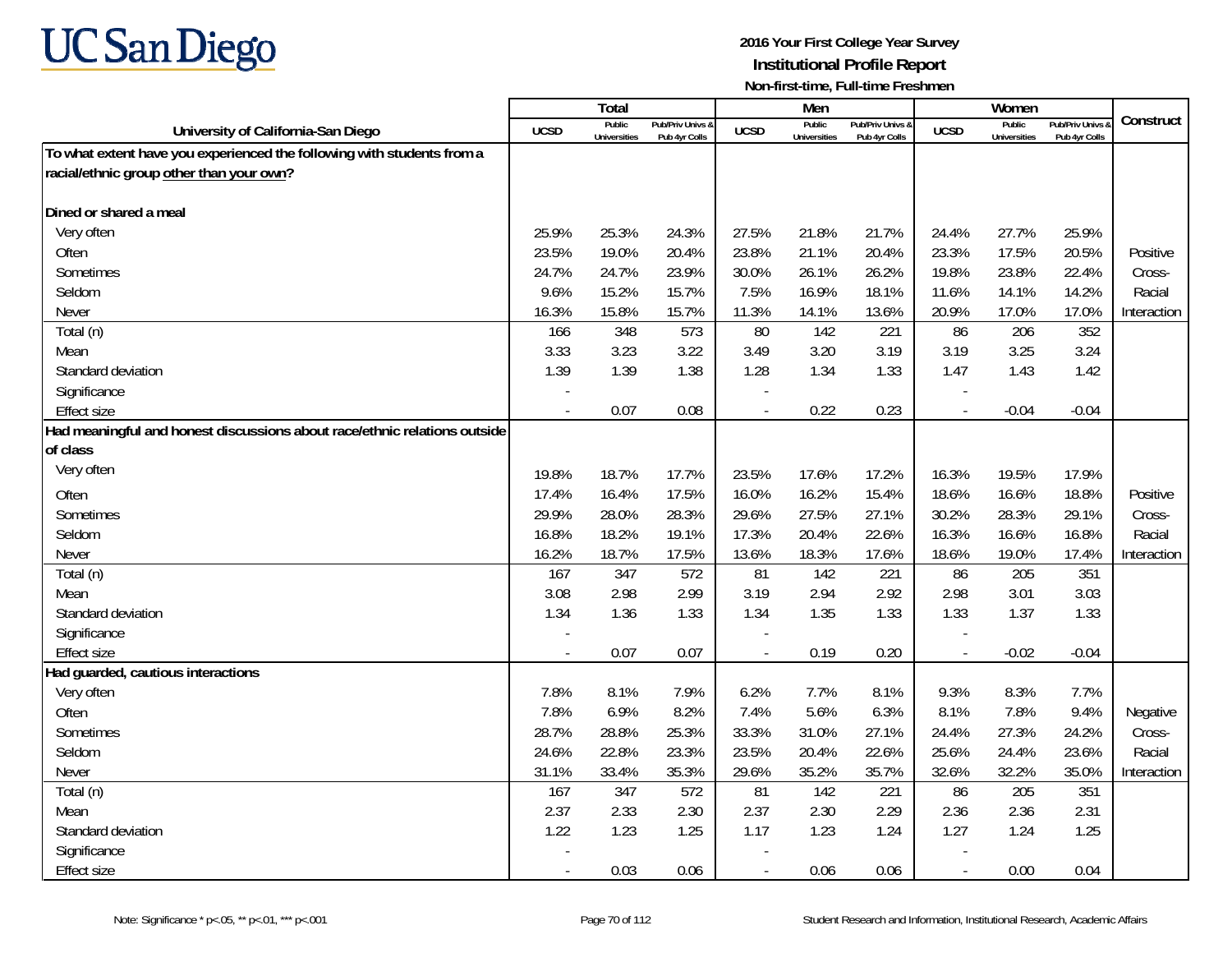UC San Diego

**2016 Your First College Year Survey**
**Institutional Profile Report**
**Non-first-time, Full-time Freshmen**

| University of California-San Diego | Total | | | Men | | | Women | | | Construct |
|---|---|---|---|---|---|---|---|---|---|---|
| | UCSD | Public Universities | Pub/Priv Univs & Pub 4yr Colls | UCSD | Public Universities | Pub/Priv Univs & Pub 4yr Colls | UCSD | Public Universities | Pub/Priv Univs & Pub 4yr Colls | |
| **To what extent have you experienced the following with students from a racial/ethnic group other than your own?** | | | | | | | | | | |
| **Dined or shared a meal** | | | | | | | | | | |
| Very often | 25.9% | 25.3% | 24.3% | 27.5% | 21.8% | 21.7% | 24.4% | 27.7% | 25.9% | |
| Often | 23.5% | 19.0% | 20.4% | 23.8% | 21.1% | 20.4% | 23.3% | 17.5% | 20.5% | Positive |
| Sometimes | 24.7% | 24.7% | 23.9% | 30.0% | 26.1% | 26.2% | 19.8% | 23.8% | 22.4% | Cross- |
| Seldom | 9.6% | 15.2% | 15.7% | 7.5% | 16.9% | 18.1% | 11.6% | 14.1% | 14.2% | Racial |
| Never | 16.3% | 15.8% | 15.7% | 11.3% | 14.1% | 13.6% | 20.9% | 17.0% | 17.0% | Interaction |
| Total (n) | 166 | 348 | 573 | 80 | 142 | 221 | 86 | 206 | 352 | |
| Mean | 3.33 | 3.23 | 3.22 | 3.49 | 3.20 | 3.19 | 3.19 | 3.25 | 3.24 | |
| Standard deviation | 1.39 | 1.39 | 1.38 | 1.28 | 1.34 | 1.33 | 1.47 | 1.43 | 1.42 | |
| Significance | - | | | - | | | - | | | |
| Effect size | - | 0.07 | 0.08 | - | 0.22 | 0.23 | - | -0.04 | -0.04 | |
| **Had meaningful and honest discussions about race/ethnic relations outside of class** | | | | | | | | | | |
| Very often | 19.8% | 18.7% | 17.7% | 23.5% | 17.6% | 17.2% | 16.3% | 19.5% | 17.9% | |
| Often | 17.4% | 16.4% | 17.5% | 16.0% | 16.2% | 15.4% | 18.6% | 16.6% | 18.8% | Positive |
| Sometimes | 29.9% | 28.0% | 28.3% | 29.6% | 27.5% | 27.1% | 30.2% | 28.3% | 29.1% | Cross- |
| Seldom | 16.8% | 18.2% | 19.1% | 17.3% | 20.4% | 22.6% | 16.3% | 16.6% | 16.8% | Racial |
| Never | 16.2% | 18.7% | 17.5% | 13.6% | 18.3% | 17.6% | 18.6% | 19.0% | 17.4% | Interaction |
| Total (n) | 167 | 347 | 572 | 81 | 142 | 221 | 86 | 205 | 351 | |
| Mean | 3.08 | 2.98 | 2.99 | 3.19 | 2.94 | 2.92 | 2.98 | 3.01 | 3.03 | |
| Standard deviation | 1.34 | 1.36 | 1.33 | 1.34 | 1.35 | 1.33 | 1.33 | 1.37 | 1.33 | |
| Significance | - | | | - | | | - | | | |
| Effect size | - | 0.07 | 0.07 | - | 0.19 | 0.20 | - | -0.02 | -0.04 | |
| **Had guarded, cautious interactions** | | | | | | | | | | |
| Very often | 7.8% | 8.1% | 7.9% | 6.2% | 7.7% | 8.1% | 9.3% | 8.3% | 7.7% | |
| Often | 7.8% | 6.9% | 8.2% | 7.4% | 5.6% | 6.3% | 8.1% | 7.8% | 9.4% | Negative |
| Sometimes | 28.7% | 28.8% | 25.3% | 33.3% | 31.0% | 27.1% | 24.4% | 27.3% | 24.2% | Cross- |
| Seldom | 24.6% | 22.8% | 23.3% | 23.5% | 20.4% | 22.6% | 25.6% | 24.4% | 23.6% | Racial |
| Never | 31.1% | 33.4% | 35.3% | 29.6% | 35.2% | 35.7% | 32.6% | 32.2% | 35.0% | Interaction |
| Total (n) | 167 | 347 | 572 | 81 | 142 | 221 | 86 | 205 | 351 | |
| Mean | 2.37 | 2.33 | 2.30 | 2.37 | 2.30 | 2.29 | 2.36 | 2.36 | 2.31 | |
| Standard deviation | 1.22 | 1.23 | 1.25 | 1.17 | 1.23 | 1.24 | 1.27 | 1.24 | 1.25 | |
| Significance | - | | | - | | | - | | | |
| Effect size | - | 0.03 | 0.06 | - | 0.06 | 0.06 | - | 0.00 | 0.04 | |

Note: Significance * p<.05, ** p<.01, *** p<.001

Student Research and Information, Institutional Research, Academic Affairs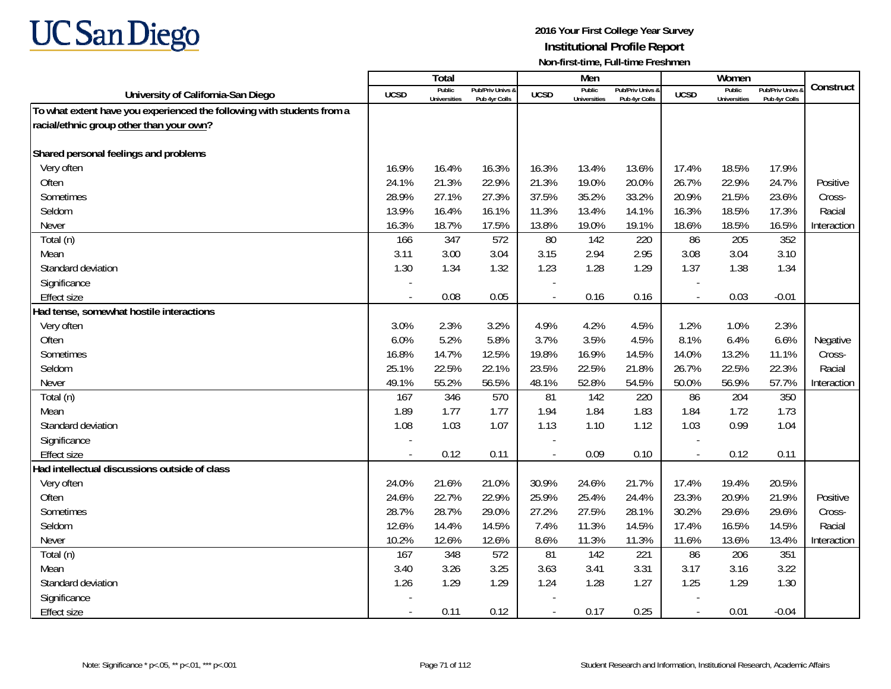UC San Diego

**2016 Your First College Year Survey**
**Institutional Profile Report**
**Non-first-time, Full-time Freshmen**

| University of California-San Diego | Total | | | Men | | | Women | | | Construct |
|---|---|---|---|---|---|---|---|---|---|---|
| | UCSD | Public Universities | Pub/Priv Univs & Pub 4yr Colls | UCSD | Public Universities | Pub/Priv Univs & Pub 4yr Colls | UCSD | Public Universities | Pub/Priv Univs & Pub 4yr Colls | |
| **To what extent have you experienced the following with students from a racial/ethnic group other than your own?** | | | | | | | | | | |
| **Shared personal feelings and problems** | | | | | | | | | | |
| Very often | 16.9% | 16.4% | 16.3% | 16.3% | 13.4% | 13.6% | 17.4% | 18.5% | 17.9% | Positive Cross-Racial Interaction |
| Often | 24.1% | 21.3% | 22.9% | 21.3% | 19.0% | 20.0% | 26.7% | 22.9% | 24.7% | |
| Sometimes | 28.9% | 27.1% | 27.3% | 37.5% | 35.2% | 33.2% | 20.9% | 21.5% | 23.6% | |
| Seldom | 13.9% | 16.4% | 16.1% | 11.3% | 13.4% | 14.1% | 16.3% | 18.5% | 17.3% | |
| Never | 16.3% | 18.7% | 17.5% | 13.8% | 19.0% | 19.1% | 18.6% | 18.5% | 16.5% | |
| Total (n) | 166 | 347 | 572 | 80 | 142 | 220 | 86 | 205 | 352 | |
| Mean | 3.11 | 3.00 | 3.04 | 3.15 | 2.94 | 2.95 | 3.08 | 3.04 | 3.10 | |
| Standard deviation | 1.30 | 1.34 | 1.32 | 1.23 | 1.28 | 1.29 | 1.37 | 1.38 | 1.34 | |
| Significance | - | | | - | | | - | | | |
| Effect size | - | 0.08 | 0.05 | - | 0.16 | 0.16 | - | 0.03 | -0.01 | |
| **Had tense, somewhat hostile interactions** | | | | | | | | | | |
| Very often | 3.0% | 2.3% | 3.2% | 4.9% | 4.2% | 4.5% | 1.2% | 1.0% | 2.3% | Negative Cross-Racial Interaction |
| Often | 6.0% | 5.2% | 5.8% | 3.7% | 3.5% | 4.5% | 8.1% | 6.4% | 6.6% | |
| Sometimes | 16.8% | 14.7% | 12.5% | 19.8% | 16.9% | 14.5% | 14.0% | 13.2% | 11.1% | |
| Seldom | 25.1% | 22.5% | 22.1% | 23.5% | 22.5% | 21.8% | 26.7% | 22.5% | 22.3% | |
| Never | 49.1% | 55.2% | 56.5% | 48.1% | 52.8% | 54.5% | 50.0% | 56.9% | 57.7% | |
| Total (n) | 167 | 346 | 570 | 81 | 142 | 220 | 86 | 204 | 350 | |
| Mean | 1.89 | 1.77 | 1.77 | 1.94 | 1.84 | 1.83 | 1.84 | 1.72 | 1.73 | |
| Standard deviation | 1.08 | 1.03 | 1.07 | 1.13 | 1.10 | 1.12 | 1.03 | 0.99 | 1.04 | |
| Significance | - | | | - | | | - | | | |
| Effect size | - | 0.12 | 0.11 | - | 0.09 | 0.10 | - | 0.12 | 0.11 | |
| **Had intellectual discussions outside of class** | | | | | | | | | | |
| Very often | 24.0% | 21.6% | 21.0% | 30.9% | 24.6% | 21.7% | 17.4% | 19.4% | 20.5% | Positive Cross-Racial Interaction |
| Often | 24.6% | 22.7% | 22.9% | 25.9% | 25.4% | 24.4% | 23.3% | 20.9% | 21.9% | |
| Sometimes | 28.7% | 28.7% | 29.0% | 27.2% | 27.5% | 28.1% | 30.2% | 29.6% | 29.6% | |
| Seldom | 12.6% | 14.4% | 14.5% | 7.4% | 11.3% | 14.5% | 17.4% | 16.5% | 14.5% | |
| Never | 10.2% | 12.6% | 12.6% | 8.6% | 11.3% | 11.3% | 11.6% | 13.6% | 13.4% | |
| Total (n) | 167 | 348 | 572 | 81 | 142 | 221 | 86 | 206 | 351 | |
| Mean | 3.40 | 3.26 | 3.25 | 3.63 | 3.41 | 3.31 | 3.17 | 3.16 | 3.22 | |
| Standard deviation | 1.26 | 1.29 | 1.29 | 1.24 | 1.28 | 1.27 | 1.25 | 1.29 | 1.30 | |
| Significance | - | | | - | | | - | | | |
| Effect size | - | 0.11 | 0.12 | - | 0.17 | 0.25 | - | 0.01 | -0.04 | |

Note: Significance * p<.05, ** p<.01, *** p<.001

Student Research and Information, Institutional Research, Academic Affairs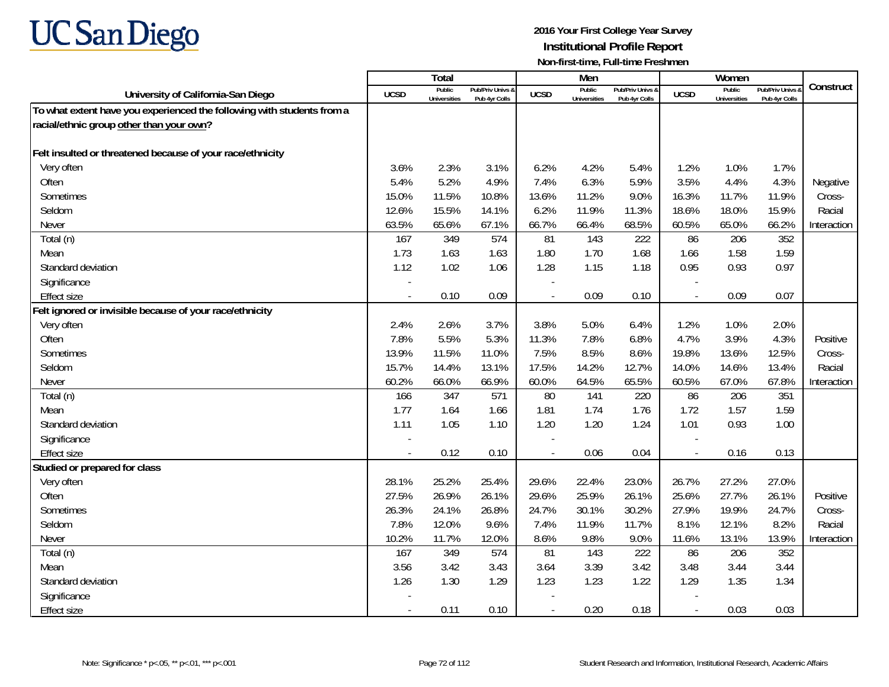# UC San Diego

**2016 Your First College Year Survey**
**Institutional Profile Report**
**Non-first-time, Full-time Freshmen**

| University of California-San Diego | Total | | | Men | | | Women | | | Construct |
|---|---|---|---|---|---|---|---|---|---|---|
| | UCSD | Public Universities | Pub/Priv Univs & Pub 4yr Colls | UCSD | Public Universities | Pub/Priv Univs & Pub 4yr Colls | UCSD | Public Universities | Pub/Priv Univs & Pub 4yr Colls | |
| **To what extent have you experienced the following with students from a racial/ethnic group other than your own?** | | | | | | | | | | |
| **Felt insulted or threatened because of your race/ethnicity** | | | | | | | | | | |
| Very often | 3.6% | 2.3% | 3.1% | 6.2% | 4.2% | 5.4% | 1.2% | 1.0% | 1.7% | |
| Often | 5.4% | 5.2% | 4.9% | 7.4% | 6.3% | 5.9% | 3.5% | 4.4% | 4.3% | Negative |
| Sometimes | 15.0% | 11.5% | 10.8% | 13.6% | 11.2% | 9.0% | 16.3% | 11.7% | 11.9% | Cross- |
| Seldom | 12.6% | 15.5% | 14.1% | 6.2% | 11.9% | 11.3% | 18.6% | 18.0% | 15.9% | Racial |
| Never | 63.5% | 65.6% | 67.1% | 66.7% | 66.4% | 68.5% | 60.5% | 65.0% | 66.2% | Interaction |
| Total (n) | 167 | 349 | 574 | 81 | 143 | 222 | 86 | 206 | 352 | |
| Mean | 1.73 | 1.63 | 1.63 | 1.80 | 1.70 | 1.68 | 1.66 | 1.58 | 1.59 | |
| Standard deviation | 1.12 | 1.02 | 1.06 | 1.28 | 1.15 | 1.18 | 0.95 | 0.93 | 0.97 | |
| Significance | - | | | - | | | - | | | |
| Effect size | - | 0.10 | 0.09 | - | 0.09 | 0.10 | - | 0.09 | 0.07 | |
| **Felt ignored or invisible because of your race/ethnicity** | | | | | | | | | | |
| Very often | 2.4% | 2.6% | 3.7% | 3.8% | 5.0% | 6.4% | 1.2% | 1.0% | 2.0% | |
| Often | 7.8% | 5.5% | 5.3% | 11.3% | 7.8% | 6.8% | 4.7% | 3.9% | 4.3% | Positive |
| Sometimes | 13.9% | 11.5% | 11.0% | 7.5% | 8.5% | 8.6% | 19.8% | 13.6% | 12.5% | Cross- |
| Seldom | 15.7% | 14.4% | 13.1% | 17.5% | 14.2% | 12.7% | 14.0% | 14.6% | 13.4% | Racial |
| Never | 60.2% | 66.0% | 66.9% | 60.0% | 64.5% | 65.5% | 60.5% | 67.0% | 67.8% | Interaction |
| Total (n) | 166 | 347 | 571 | 80 | 141 | 220 | 86 | 206 | 351 | |
| Mean | 1.77 | 1.64 | 1.66 | 1.81 | 1.74 | 1.76 | 1.72 | 1.57 | 1.59 | |
| Standard deviation | 1.11 | 1.05 | 1.10 | 1.20 | 1.20 | 1.24 | 1.01 | 0.93 | 1.00 | |
| Significance | - | | | - | | | - | | | |
| Effect size | - | 0.12 | 0.10 | - | 0.06 | 0.04 | - | 0.16 | 0.13 | |
| **Studied or prepared for class** | | | | | | | | | | |
| Very often | 28.1% | 25.2% | 25.4% | 29.6% | 22.4% | 23.0% | 26.7% | 27.2% | 27.0% | |
| Often | 27.5% | 26.9% | 26.1% | 29.6% | 25.9% | 26.1% | 25.6% | 27.7% | 26.1% | Positive |
| Sometimes | 26.3% | 24.1% | 26.8% | 24.7% | 30.1% | 30.2% | 27.9% | 19.9% | 24.7% | Cross- |
| Seldom | 7.8% | 12.0% | 9.6% | 7.4% | 11.9% | 11.7% | 8.1% | 12.1% | 8.2% | Racial |
| Never | 10.2% | 11.7% | 12.0% | 8.6% | 9.8% | 9.0% | 11.6% | 13.1% | 13.9% | Interaction |
| Total (n) | 167 | 349 | 574 | 81 | 143 | 222 | 86 | 206 | 352 | |
| Mean | 3.56 | 3.42 | 3.43 | 3.64 | 3.39 | 3.42 | 3.48 | 3.44 | 3.44 | |
| Standard deviation | 1.26 | 1.30 | 1.29 | 1.23 | 1.23 | 1.22 | 1.29 | 1.35 | 1.34 | |
| Significance | - | | | - | | | - | | | |
| Effect size | - | 0.11 | 0.10 | - | 0.20 | 0.18 | - | 0.03 | 0.03 | |

Note: Significance * p<.05, ** p<.01, *** p<.001

Student Research and Information, Institutional Research, Academic Affairs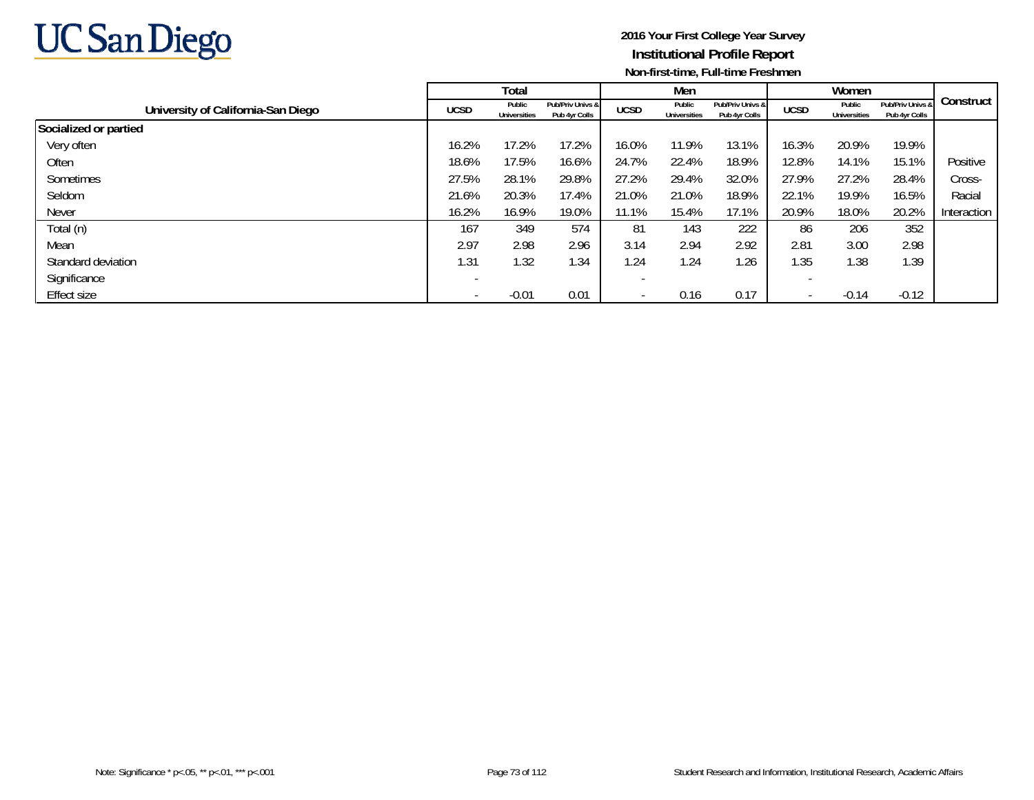2016 Your First College Year Survey

**Institutional Profile Report**

**Non-first-time, Full-time Freshmen**

| University of California-San Diego | Total | | | Men | | | Women | | | Construct |
|---|---|---|---|---|---|---|---|---|---|---|
| | UCSD | Public Universities | Pub/Priv Univs & Pub 4yr Colls | UCSD | Public Universities | Pub/Priv Univs & Pub 4yr Colls | UCSD | Public Universities | Pub/Priv Univs & Pub 4yr Colls | |
| **Socialized or partied** | | | | | | | | | | |
| Very often | 16.2% | 17.2% | 17.2% | 16.0% | 11.9% | 13.1% | 16.3% | 20.9% | 19.9% | |
| Often | 18.6% | 17.5% | 16.6% | 24.7% | 22.4% | 18.9% | 12.8% | 14.1% | 15.1% | Positive |
| Sometimes | 27.5% | 28.1% | 29.8% | 27.2% | 29.4% | 32.0% | 27.9% | 27.2% | 28.4% | Cross- |
| Seldom | 21.6% | 20.3% | 17.4% | 21.0% | 21.0% | 18.9% | 22.1% | 19.9% | 16.5% | Racial |
| Never | 16.2% | 16.9% | 19.0% | 11.1% | 15.4% | 17.1% | 20.9% | 18.0% | 20.2% | Interaction |
| Total (n) | 167 | 349 | 574 | 81 | 143 | 222 | 86 | 206 | 352 | |
| Mean | 2.97 | 2.98 | 2.96 | 3.14 | 2.94 | 2.92 | 2.81 | 3.00 | 2.98 | |
| Standard deviation | 1.31 | 1.32 | 1.34 | 1.24 | 1.24 | 1.26 | 1.35 | 1.38 | 1.39 | |
| Significance | - | | | - | | | - | | | |
| Effect size | - | -0.01 | 0.01 | - | 0.16 | 0.17 | - | -0.14 | -0.12 | |

Note: Significance * p<.05, ** p<.01, *** p<.001

Student Research and Information, Institutional Research, Academic Affairs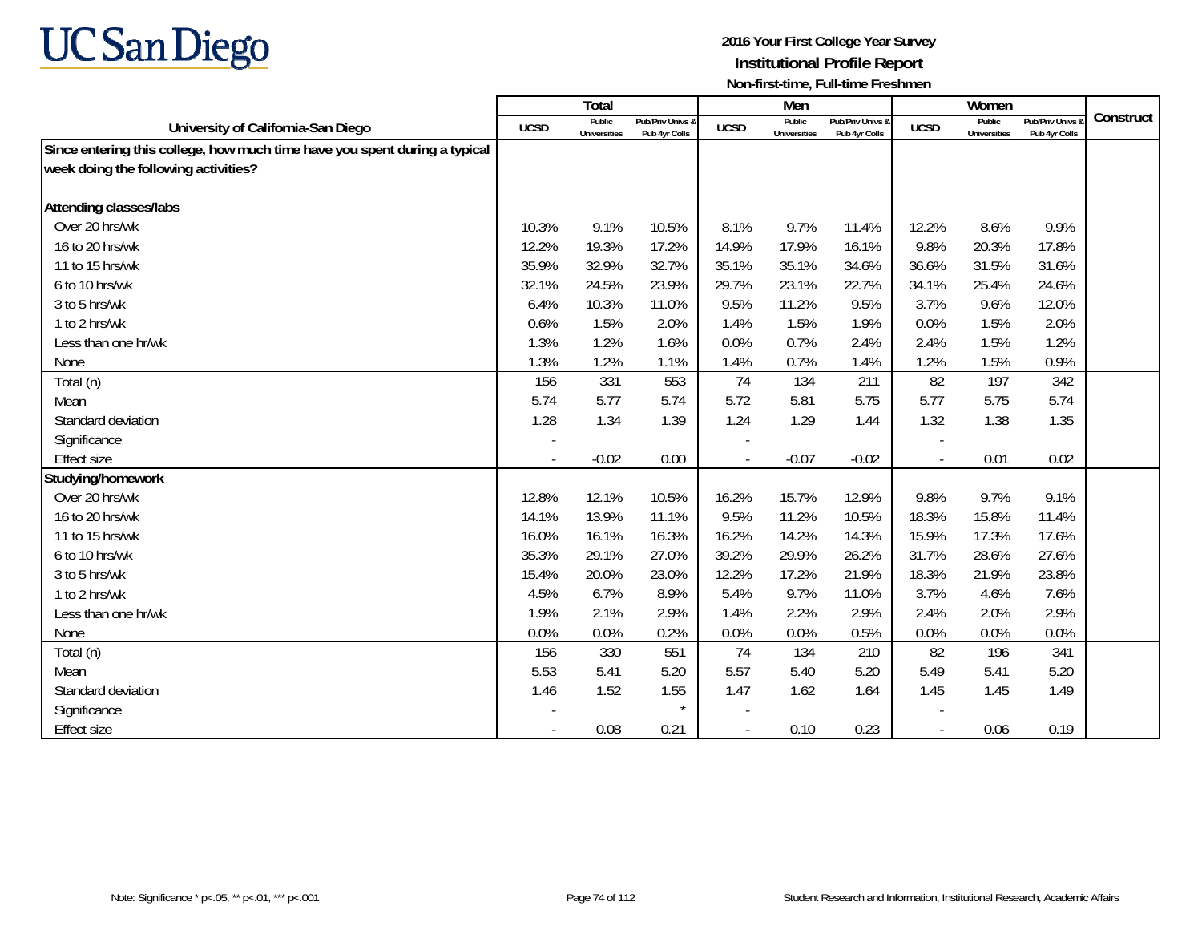# UC San Diego

**2016 Your First College Year Survey**
**Institutional Profile Report**
**Non-first-time, Full-time Freshmen**

| University of California-San Diego | Total | | | Men | | | Women | | | Construct |
|---|---|---|---|---|---|---|---|---|---|---|
| | UCSD | Public Universities | Pub/Priv Univs & Pub 4yr Colls | UCSD | Public Universities | Pub/Priv Univs & Pub 4yr Colls | UCSD | Public Universities | Pub/Priv Univs & Pub 4yr Colls | |
| **Since entering this college, how much time have you spent during a typical week doing the following activities?** | | | | | | | | | | |
| **Attending classes/labs** | | | | | | | | | | |
| Over 20 hrs/wk | 10.3% | 9.1% | 10.5% | 8.1% | 9.7% | 11.4% | 12.2% | 8.6% | 9.9% | |
| 16 to 20 hrs/wk | 12.2% | 19.3% | 17.2% | 14.9% | 17.9% | 16.1% | 9.8% | 20.3% | 17.8% | |
| 11 to 15 hrs/wk | 35.9% | 32.9% | 32.7% | 35.1% | 35.1% | 34.6% | 36.6% | 31.5% | 31.6% | |
| 6 to 10 hrs/wk | 32.1% | 24.5% | 23.9% | 29.7% | 23.1% | 22.7% | 34.1% | 25.4% | 24.6% | |
| 3 to 5 hrs/wk | 6.4% | 10.3% | 11.0% | 9.5% | 11.2% | 9.5% | 3.7% | 9.6% | 12.0% | |
| 1 to 2 hrs/wk | 0.6% | 1.5% | 2.0% | 1.4% | 1.5% | 1.9% | 0.0% | 1.5% | 2.0% | |
| Less than one hr/wk | 1.3% | 1.2% | 1.6% | 0.0% | 0.7% | 2.4% | 2.4% | 1.5% | 1.2% | |
| None | 1.3% | 1.2% | 1.1% | 1.4% | 0.7% | 1.4% | 1.2% | 1.5% | 0.9% | |
| Total (n) | 156 | 331 | 553 | 74 | 134 | 211 | 82 | 197 | 342 | |
| Mean | 5.74 | 5.77 | 5.74 | 5.72 | 5.81 | 5.75 | 5.77 | 5.75 | 5.74 | |
| Standard deviation | 1.28 | 1.34 | 1.39 | 1.24 | 1.29 | 1.44 | 1.32 | 1.38 | 1.35 | |
| Significance | - | | | - | | | - | | | |
| Effect size | - | -0.02 | 0.00 | - | -0.07 | -0.02 | - | 0.01 | 0.02 | |
| **Studying/homework** | | | | | | | | | | |
| Over 20 hrs/wk | 12.8% | 12.1% | 10.5% | 16.2% | 15.7% | 12.9% | 9.8% | 9.7% | 9.1% | |
| 16 to 20 hrs/wk | 14.1% | 13.9% | 11.1% | 9.5% | 11.2% | 10.5% | 18.3% | 15.8% | 11.4% | |
| 11 to 15 hrs/wk | 16.0% | 16.1% | 16.3% | 16.2% | 14.2% | 14.3% | 15.9% | 17.3% | 17.6% | |
| 6 to 10 hrs/wk | 35.3% | 29.1% | 27.0% | 39.2% | 29.9% | 26.2% | 31.7% | 28.6% | 27.6% | |
| 3 to 5 hrs/wk | 15.4% | 20.0% | 23.0% | 12.2% | 17.2% | 21.9% | 18.3% | 21.9% | 23.8% | |
| 1 to 2 hrs/wk | 4.5% | 6.7% | 8.9% | 5.4% | 9.7% | 11.0% | 3.7% | 4.6% | 7.6% | |
| Less than one hr/wk | 1.9% | 2.1% | 2.9% | 1.4% | 2.2% | 2.9% | 2.4% | 2.0% | 2.9% | |
| None | 0.0% | 0.0% | 0.2% | 0.0% | 0.0% | 0.5% | 0.0% | 0.0% | 0.0% | |
| Total (n) | 156 | 330 | 551 | 74 | 134 | 210 | 82 | 196 | 341 | |
| Mean | 5.53 | 5.41 | 5.20 | 5.57 | 5.40 | 5.20 | 5.49 | 5.41 | 5.20 | |
| Standard deviation | 1.46 | 1.52 | 1.55 | 1.47 | 1.62 | 1.64 | 1.45 | 1.45 | 1.49 | |
| Significance | - | | * | - | | | - | | | |
| Effect size | - | 0.08 | 0.21 | - | 0.10 | 0.23 | - | 0.06 | 0.19 | |

Note: Significance * p<.05, ** p<.01, *** p<.001

Student Research and Information, Institutional Research, Academic Affairs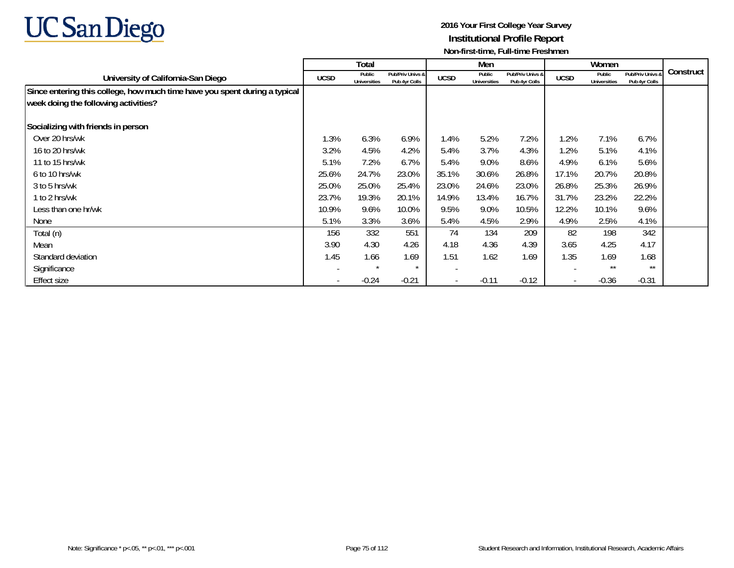**2016 Your First College Year Survey**
**Institutional Profile Report**
**Non-first-time, Full-time Freshmen**

| University of California-San Diego | Total | | | Men | | | Women | | | Construct |
|---|---|---|---|---|---|---|---|---|---|---|
| | UCSD | Public Universities | Pub/Priv Univs & Pub 4yr Colls | UCSD | Public Universities | Pub/Priv Univs & Pub 4yr Colls | UCSD | Public Universities | Pub/Priv Univs & Pub 4yr Colls | |
| **Since entering this college, how much time have you spent during a typical week doing the following activities?** | | | | | | | | | | |
| **Socializing with friends in person** | | | | | | | | | | |
| Over 20 hrs/wk | 1.3% | 6.3% | 6.9% | 1.4% | 5.2% | 7.2% | 1.2% | 7.1% | 6.7% | |
| 16 to 20 hrs/wk | 3.2% | 4.5% | 4.2% | 5.4% | 3.7% | 4.3% | 1.2% | 5.1% | 4.1% | |
| 11 to 15 hrs/wk | 5.1% | 7.2% | 6.7% | 5.4% | 9.0% | 8.6% | 4.9% | 6.1% | 5.6% | |
| 6 to 10 hrs/wk | 25.6% | 24.7% | 23.0% | 35.1% | 30.6% | 26.8% | 17.1% | 20.7% | 20.8% | |
| 3 to 5 hrs/wk | 25.0% | 25.0% | 25.4% | 23.0% | 24.6% | 23.0% | 26.8% | 25.3% | 26.9% | |
| 1 to 2 hrs/wk | 23.7% | 19.3% | 20.1% | 14.9% | 13.4% | 16.7% | 31.7% | 23.2% | 22.2% | |
| Less than one hr/wk | 10.9% | 9.6% | 10.0% | 9.5% | 9.0% | 10.5% | 12.2% | 10.1% | 9.6% | |
| None | 5.1% | 3.3% | 3.6% | 5.4% | 4.5% | 2.9% | 4.9% | 2.5% | 4.1% | |
| Total (n) | 156 | 332 | 551 | 74 | 134 | 209 | 82 | 198 | 342 | |
| Mean | 3.90 | 4.30 | 4.26 | 4.18 | 4.36 | 4.39 | 3.65 | 4.25 | 4.17 | |
| Standard deviation | 1.45 | 1.66 | 1.69 | 1.51 | 1.62 | 1.69 | 1.35 | 1.69 | 1.68 | |
| Significance | - | * | * | - | | | - | ** | ** | |
| Effect size | - | -0.24 | -0.21 | - | -0.11 | -0.12 | - | -0.36 | -0.31 | |

Note: Significance * p<.05, ** p<.01, *** p<.001

Student Research and Information, Institutional Research, Academic Affairs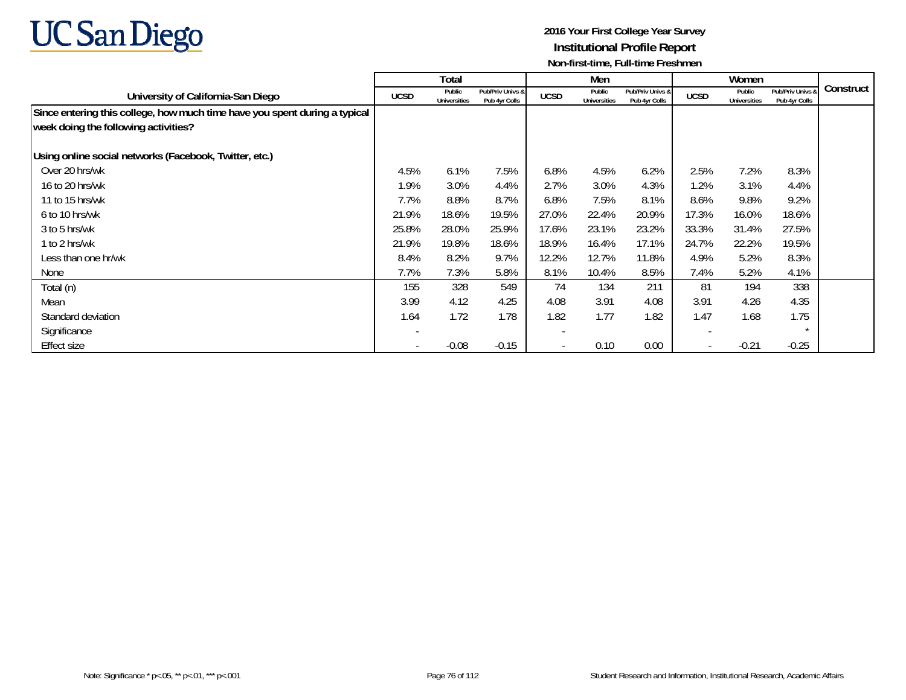# 2016 Your First College Year Survey

## Institutional Profile Report

### Non-first-time, Full-time Freshmen

| University of California-San Diego | Total | | | Men | | | Women | | | Construct |
|---|---|---|---|---|---|---|---|---|---|---|
| | UCSD | Public Universities | Pub/Priv Univs & Pub 4yr Colls | UCSD | Public Universities | Pub/Priv Univs & Pub 4yr Colls | UCSD | Public Universities | Pub/Priv Univs & Pub 4yr Colls | |
| **Since entering this college, how much time have you spent during a typical week doing the following activities?** | | | | | | | | | | |
| **Using online social networks (Facebook, Twitter, etc.)** | | | | | | | | | | |
| Over 20 hrs/wk | 4.5% | 6.1% | 7.5% | 6.8% | 4.5% | 6.2% | 2.5% | 7.2% | 8.3% | |
| 16 to 20 hrs/wk | 1.9% | 3.0% | 4.4% | 2.7% | 3.0% | 4.3% | 1.2% | 3.1% | 4.4% | |
| 11 to 15 hrs/wk | 7.7% | 8.8% | 8.7% | 6.8% | 7.5% | 8.1% | 8.6% | 9.8% | 9.2% | |
| 6 to 10 hrs/wk | 21.9% | 18.6% | 19.5% | 27.0% | 22.4% | 20.9% | 17.3% | 16.0% | 18.6% | |
| 3 to 5 hrs/wk | 25.8% | 28.0% | 25.9% | 17.6% | 23.1% | 23.2% | 33.3% | 31.4% | 27.5% | |
| 1 to 2 hrs/wk | 21.9% | 19.8% | 18.6% | 18.9% | 16.4% | 17.1% | 24.7% | 22.2% | 19.5% | |
| Less than one hr/wk | 8.4% | 8.2% | 9.7% | 12.2% | 12.7% | 11.8% | 4.9% | 5.2% | 8.3% | |
| None | 7.7% | 7.3% | 5.8% | 8.1% | 10.4% | 8.5% | 7.4% | 5.2% | 4.1% | |
| Total (n) | 155 | 328 | 549 | 74 | 134 | 211 | 81 | 194 | 338 | |
| Mean | 3.99 | 4.12 | 4.25 | 4.08 | 3.91 | 4.08 | 3.91 | 4.26 | 4.35 | |
| Standard deviation | 1.64 | 1.72 | 1.78 | 1.82 | 1.77 | 1.82 | 1.47 | 1.68 | 1.75 | |
| Significance | - | | | - | | | - | | * | |
| Effect size | - | -0.08 | -0.15 | - | 0.10 | 0.00 | - | -0.21 | -0.25 | |

Note: Significance * p<.05, ** p<.01, *** p<.001

Student Research and Information, Institutional Research, Academic Affairs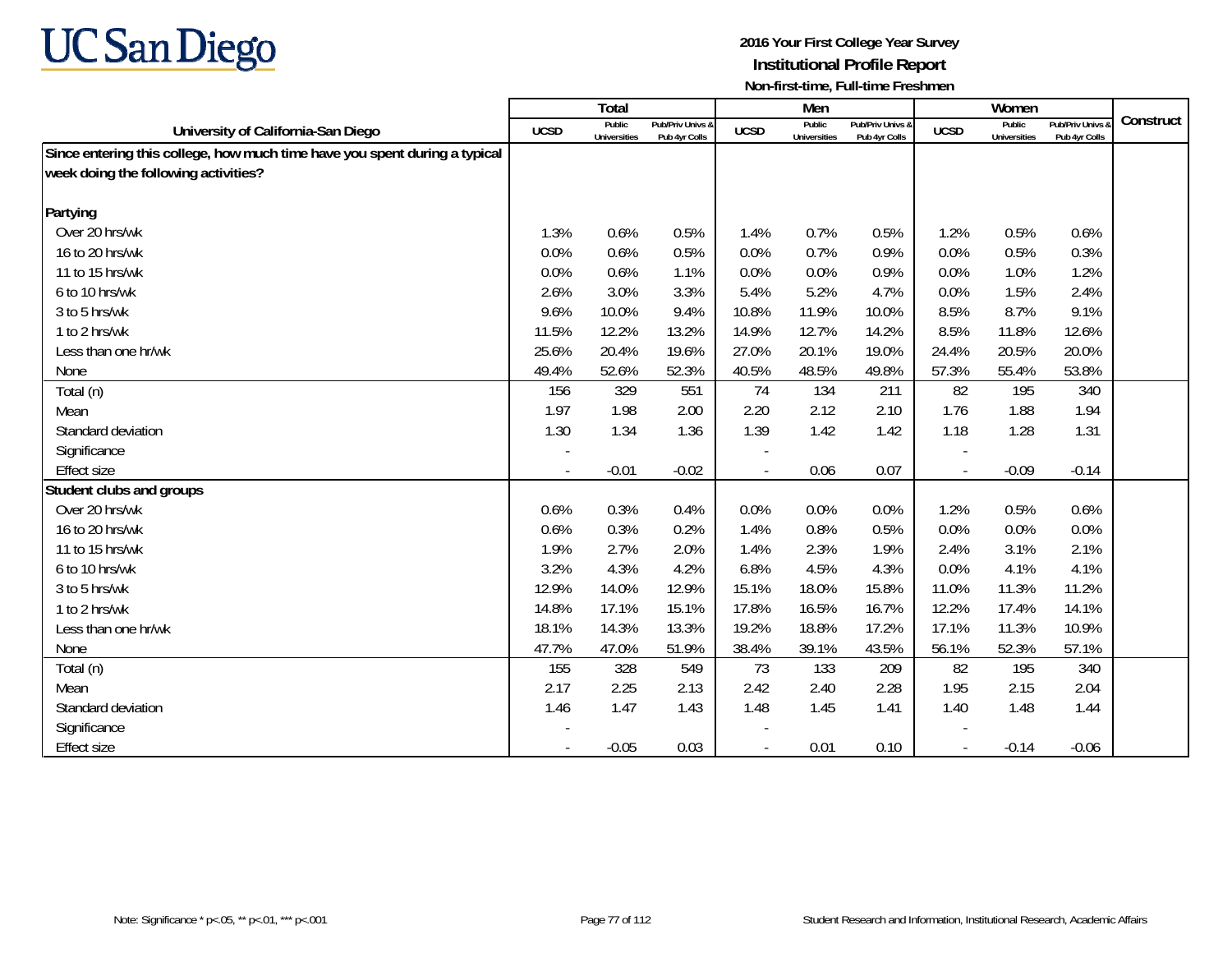UC San Diego

**2016 Your First College Year Survey**
**Institutional Profile Report**
**Non-first-time, Full-time Freshmen**

| University of California-San Diego | Total | | | Men | | | Women | | | Construct |
|---|---|---|---|---|---|---|---|---|---|---|
| | UCSD | Public Universities | Pub/Priv Univs & Pub 4yr Colls | UCSD | Public Universities | Pub/Priv Univs & Pub 4yr Colls | UCSD | Public Universities | Pub/Priv Univs & Pub 4yr Colls | |
| **Since entering this college, how much time have you spent during a typical week doing the following activities?** | | | | | | | | | | |
| **Partying** | | | | | | | | | | |
| Over 20 hrs/wk | 1.3% | 0.6% | 0.5% | 1.4% | 0.7% | 0.5% | 1.2% | 0.5% | 0.6% | |
| 16 to 20 hrs/wk | 0.0% | 0.6% | 0.5% | 0.0% | 0.7% | 0.9% | 0.0% | 0.5% | 0.3% | |
| 11 to 15 hrs/wk | 0.0% | 0.6% | 1.1% | 0.0% | 0.0% | 0.9% | 0.0% | 1.0% | 1.2% | |
| 6 to 10 hrs/wk | 2.6% | 3.0% | 3.3% | 5.4% | 5.2% | 4.7% | 0.0% | 1.5% | 2.4% | |
| 3 to 5 hrs/wk | 9.6% | 10.0% | 9.4% | 10.8% | 11.9% | 10.0% | 8.5% | 8.7% | 9.1% | |
| 1 to 2 hrs/wk | 11.5% | 12.2% | 13.2% | 14.9% | 12.7% | 14.2% | 8.5% | 11.8% | 12.6% | |
| Less than one hr/wk | 25.6% | 20.4% | 19.6% | 27.0% | 20.1% | 19.0% | 24.4% | 20.5% | 20.0% | |
| None | 49.4% | 52.6% | 52.3% | 40.5% | 48.5% | 49.8% | 57.3% | 55.4% | 53.8% | |
| Total (n) | 156 | 329 | 551 | 74 | 134 | 211 | 82 | 195 | 340 | |
| Mean | 1.97 | 1.98 | 2.00 | 2.20 | 2.12 | 2.10 | 1.76 | 1.88 | 1.94 | |
| Standard deviation | 1.30 | 1.34 | 1.36 | 1.39 | 1.42 | 1.42 | 1.18 | 1.28 | 1.31 | |
| Significance | - | | | - | | | - | | | |
| Effect size | - | -0.01 | -0.02 | - | 0.06 | 0.07 | - | -0.09 | -0.14 | |
| **Student clubs and groups** | | | | | | | | | | |
| Over 20 hrs/wk | 0.6% | 0.3% | 0.4% | 0.0% | 0.0% | 0.0% | 1.2% | 0.5% | 0.6% | |
| 16 to 20 hrs/wk | 0.6% | 0.3% | 0.2% | 1.4% | 0.8% | 0.5% | 0.0% | 0.0% | 0.0% | |
| 11 to 15 hrs/wk | 1.9% | 2.7% | 2.0% | 1.4% | 2.3% | 1.9% | 2.4% | 3.1% | 2.1% | |
| 6 to 10 hrs/wk | 3.2% | 4.3% | 4.2% | 6.8% | 4.5% | 4.3% | 0.0% | 4.1% | 4.1% | |
| 3 to 5 hrs/wk | 12.9% | 14.0% | 12.9% | 15.1% | 18.0% | 15.8% | 11.0% | 11.3% | 11.2% | |
| 1 to 2 hrs/wk | 14.8% | 17.1% | 15.1% | 17.8% | 16.5% | 16.7% | 12.2% | 17.4% | 14.1% | |
| Less than one hr/wk | 18.1% | 14.3% | 13.3% | 19.2% | 18.8% | 17.2% | 17.1% | 11.3% | 10.9% | |
| None | 47.7% | 47.0% | 51.9% | 38.4% | 39.1% | 43.5% | 56.1% | 52.3% | 57.1% | |
| Total (n) | 155 | 328 | 549 | 73 | 133 | 209 | 82 | 195 | 340 | |
| Mean | 2.17 | 2.25 | 2.13 | 2.42 | 2.40 | 2.28 | 1.95 | 2.15 | 2.04 | |
| Standard deviation | 1.46 | 1.47 | 1.43 | 1.48 | 1.45 | 1.41 | 1.40 | 1.48 | 1.44 | |
| Significance | - | | | - | | | - | | | |
| Effect size | - | -0.05 | 0.03 | - | 0.01 | 0.10 | - | -0.14 | -0.06 | |

Note: Significance * p<.05, ** p<.01, *** p<.001

Student Research and Information, Institutional Research, Academic Affairs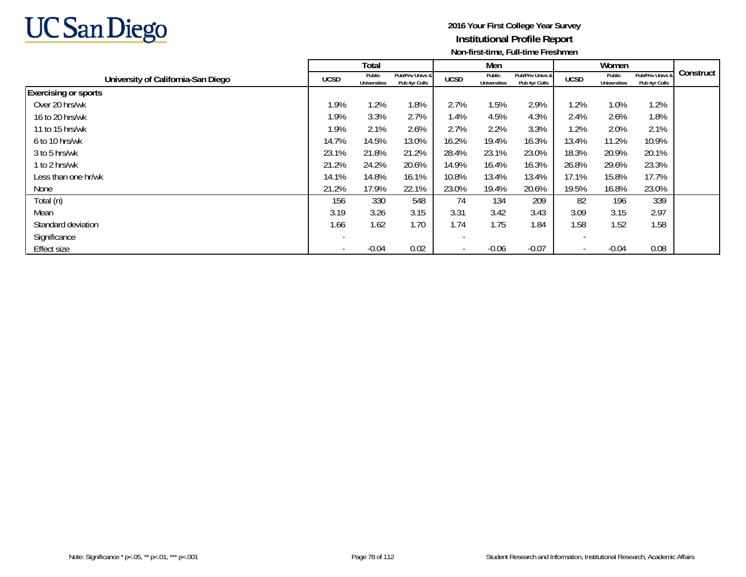UC San Diego

**2016 Your First College Year Survey**
**Institutional Profile Report**
**Non-first-time, Full-time Freshmen**

| University of California-San Diego | Total | | | Men | | | Women | | | Construct |
|---|---|---|---|---|---|---|---|---|---|---|
| | UCSD | Public Universities | Pub/Priv Univs & Pub 4yr Colls | UCSD | Public Universities | Pub/Priv Univs & Pub 4yr Colls | UCSD | Public Universities | Pub/Priv Univs & Pub 4yr Colls | |
| **Exercising or sports** | | | | | | | | | | |
| Over 20 hrs/wk | 1.9% | 1.2% | 1.8% | 2.7% | 1.5% | 2.9% | 1.2% | 1.0% | 1.2% | |
| 16 to 20 hrs/wk | 1.9% | 3.3% | 2.7% | 1.4% | 4.5% | 4.3% | 2.4% | 2.6% | 1.8% | |
| 11 to 15 hrs/wk | 1.9% | 2.1% | 2.6% | 2.7% | 2.2% | 3.3% | 1.2% | 2.0% | 2.1% | |
| 6 to 10 hrs/wk | 14.7% | 14.5% | 13.0% | 16.2% | 19.4% | 16.3% | 13.4% | 11.2% | 10.9% | |
| 3 to 5 hrs/wk | 23.1% | 21.8% | 21.2% | 28.4% | 23.1% | 23.0% | 18.3% | 20.9% | 20.1% | |
| 1 to 2 hrs/wk | 21.2% | 24.2% | 20.6% | 14.9% | 16.4% | 16.3% | 26.8% | 29.6% | 23.3% | |
| Less than one hr/wk | 14.1% | 14.8% | 16.1% | 10.8% | 13.4% | 13.4% | 17.1% | 15.8% | 17.7% | |
| None | 21.2% | 17.9% | 22.1% | 23.0% | 19.4% | 20.6% | 19.5% | 16.8% | 23.0% | |
| Total (n) | 156 | 330 | 548 | 74 | 134 | 209 | 82 | 196 | 339 | |
| Mean | 3.19 | 3.26 | 3.15 | 3.31 | 3.42 | 3.43 | 3.09 | 3.15 | 2.97 | |
| Standard deviation | 1.66 | 1.62 | 1.70 | 1.74 | 1.75 | 1.84 | 1.58 | 1.52 | 1.58 | |
| Significance | - | | | - | | | - | | | |
| Effect size | - | -0.04 | 0.02 | - | -0.06 | -0.07 | - | -0.04 | 0.08 | |

Note: Significance * p<.05, ** p<.01, *** p<.001

Student Research and Information, Institutional Research, Academic Affairs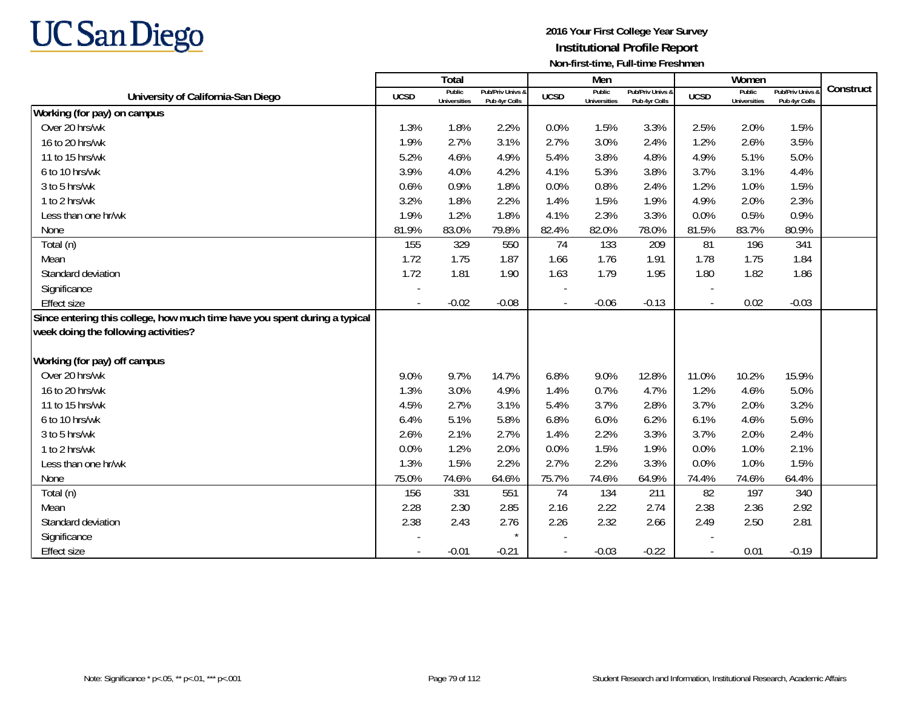# UC San Diego

**2016 Your First College Year Survey**
**Institutional Profile Report**
**Non-first-time, Full-time Freshmen**

| University of California-San Diego | Total | | | Men | | | Women | | | Construct |
|---|---|---|---|---|---|---|---|---|---|---|
| | UCSD | Public Universities | Pub/Priv Univs & Pub 4yr Colls | UCSD | Public Universities | Pub/Priv Univs & Pub 4yr Colls | UCSD | Public Universities | Pub/Priv Univs & Pub 4yr Colls | |
| **Working (for pay) on campus** | | | | | | | | | | |
| Over 20 hrs/wk | 1.3% | 1.8% | 2.2% | 0.0% | 1.5% | 3.3% | 2.5% | 2.0% | 1.5% | |
| 16 to 20 hrs/wk | 1.9% | 2.7% | 3.1% | 2.7% | 3.0% | 2.4% | 1.2% | 2.6% | 3.5% | |
| 11 to 15 hrs/wk | 5.2% | 4.6% | 4.9% | 5.4% | 3.8% | 4.8% | 4.9% | 5.1% | 5.0% | |
| 6 to 10 hrs/wk | 3.9% | 4.0% | 4.2% | 4.1% | 5.3% | 3.8% | 3.7% | 3.1% | 4.4% | |
| 3 to 5 hrs/wk | 0.6% | 0.9% | 1.8% | 0.0% | 0.8% | 2.4% | 1.2% | 1.0% | 1.5% | |
| 1 to 2 hrs/wk | 3.2% | 1.8% | 2.2% | 1.4% | 1.5% | 1.9% | 4.9% | 2.0% | 2.3% | |
| Less than one hr/wk | 1.9% | 1.2% | 1.8% | 4.1% | 2.3% | 3.3% | 0.0% | 0.5% | 0.9% | |
| None | 81.9% | 83.0% | 79.8% | 82.4% | 82.0% | 78.0% | 81.5% | 83.7% | 80.9% | |
| Total (n) | 155 | 329 | 550 | 74 | 133 | 209 | 81 | 196 | 341 | |
| Mean | 1.72 | 1.75 | 1.87 | 1.66 | 1.76 | 1.91 | 1.78 | 1.75 | 1.84 | |
| Standard deviation | 1.72 | 1.81 | 1.90 | 1.63 | 1.79 | 1.95 | 1.80 | 1.82 | 1.86 | |
| Significance | - | | | - | | | - | | | |
| Effect size | - | -0.02 | -0.08 | - | -0.06 | -0.13 | - | 0.02 | -0.03 | |
| **Since entering this college, how much time have you spent during a typical week doing the following activities?** | | | | | | | | | | |
| **Working (for pay) off campus** | | | | | | | | | | |
| Over 20 hrs/wk | 9.0% | 9.7% | 14.7% | 6.8% | 9.0% | 12.8% | 11.0% | 10.2% | 15.9% | |
| 16 to 20 hrs/wk | 1.3% | 3.0% | 4.9% | 1.4% | 0.7% | 4.7% | 1.2% | 4.6% | 5.0% | |
| 11 to 15 hrs/wk | 4.5% | 2.7% | 3.1% | 5.4% | 3.7% | 2.8% | 3.7% | 2.0% | 3.2% | |
| 6 to 10 hrs/wk | 6.4% | 5.1% | 5.8% | 6.8% | 6.0% | 6.2% | 6.1% | 4.6% | 5.6% | |
| 3 to 5 hrs/wk | 2.6% | 2.1% | 2.7% | 1.4% | 2.2% | 3.3% | 3.7% | 2.0% | 2.4% | |
| 1 to 2 hrs/wk | 0.0% | 1.2% | 2.0% | 0.0% | 1.5% | 1.9% | 0.0% | 1.0% | 2.1% | |
| Less than one hr/wk | 1.3% | 1.5% | 2.2% | 2.7% | 2.2% | 3.3% | 0.0% | 1.0% | 1.5% | |
| None | 75.0% | 74.6% | 64.6% | 75.7% | 74.6% | 64.9% | 74.4% | 74.6% | 64.4% | |
| Total (n) | 156 | 331 | 551 | 74 | 134 | 211 | 82 | 197 | 340 | |
| Mean | 2.28 | 2.30 | 2.85 | 2.16 | 2.22 | 2.74 | 2.38 | 2.36 | 2.92 | |
| Standard deviation | 2.38 | 2.43 | 2.76 | 2.26 | 2.32 | 2.66 | 2.49 | 2.50 | 2.81 | |
| Significance | - | | * | - | | | - | | | |
| Effect size | - | -0.01 | -0.21 | - | -0.03 | -0.22 | - | 0.01 | -0.19 | |

Note: Significance * p<.05, ** p<.01, *** p<.001

Student Research and Information, Institutional Research, Academic Affairs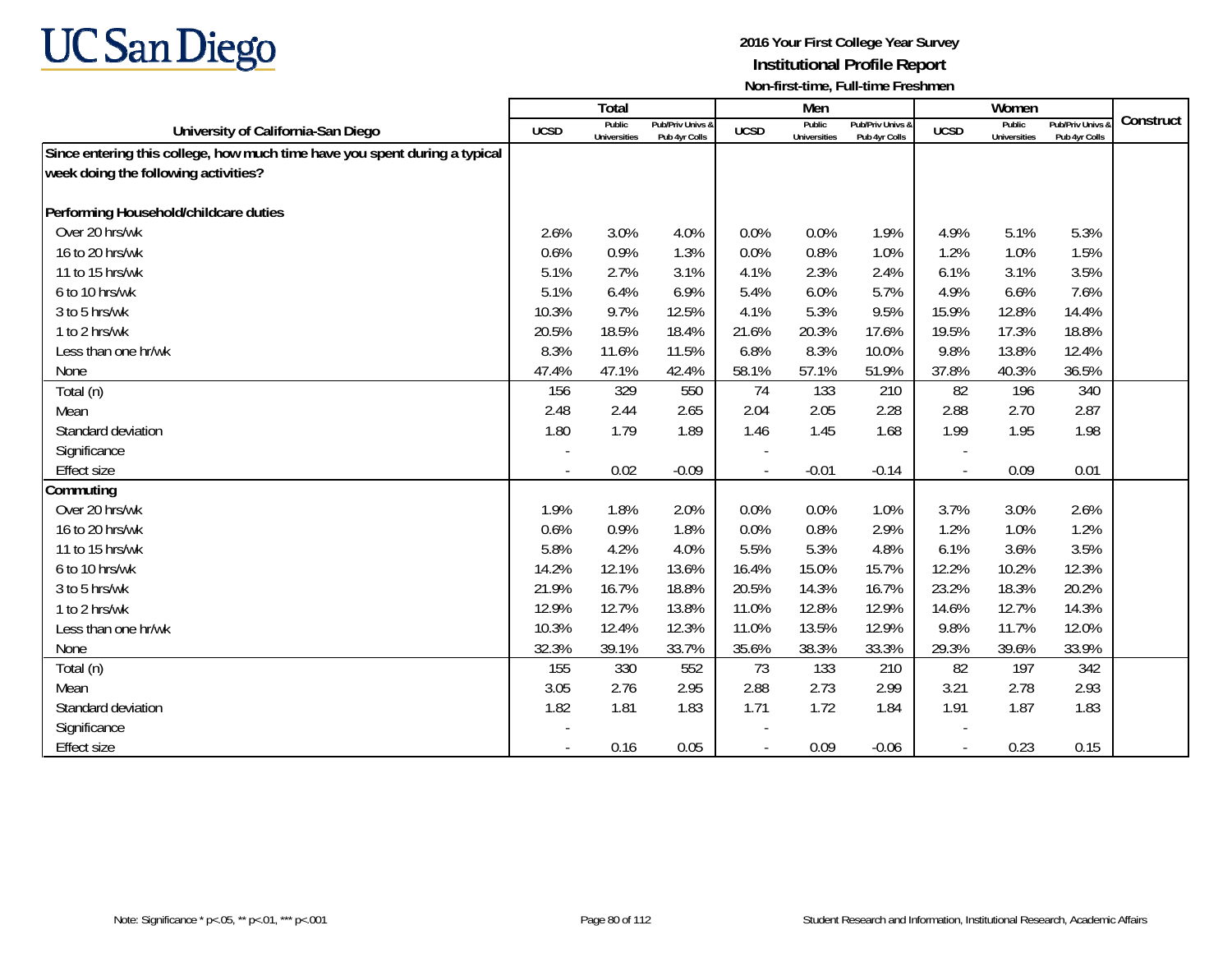# UC San Diego

**2016 Your First College Year Survey**
**Institutional Profile Report**
**Non-first-time, Full-time Freshmen**

| University of California-San Diego | Total | | | Men | | | Women | | | Construct |
|---|---|---|---|---|---|---|---|---|---|---|
| | UCSD | Public Universities | Pub/Priv Univs & Pub 4yr Colls | UCSD | Public Universities | Pub/Priv Univs & Pub 4yr Colls | UCSD | Public Universities | Pub/Priv Univs & Pub 4yr Colls | |
| **Since entering this college, how much time have you spent during a typical week doing the following activities?** | | | | | | | | | | |
| **Performing Household/childcare duties** | | | | | | | | | | |
| Over 20 hrs/wk | 2.6% | 3.0% | 4.0% | 0.0% | 0.0% | 1.9% | 4.9% | 5.1% | 5.3% | |
| 16 to 20 hrs/wk | 0.6% | 0.9% | 1.3% | 0.0% | 0.8% | 1.0% | 1.2% | 1.0% | 1.5% | |
| 11 to 15 hrs/wk | 5.1% | 2.7% | 3.1% | 4.1% | 2.3% | 2.4% | 6.1% | 3.1% | 3.5% | |
| 6 to 10 hrs/wk | 5.1% | 6.4% | 6.9% | 5.4% | 6.0% | 5.7% | 4.9% | 6.6% | 7.6% | |
| 3 to 5 hrs/wk | 10.3% | 9.7% | 12.5% | 4.1% | 5.3% | 9.5% | 15.9% | 12.8% | 14.4% | |
| 1 to 2 hrs/wk | 20.5% | 18.5% | 18.4% | 21.6% | 20.3% | 17.6% | 19.5% | 17.3% | 18.8% | |
| Less than one hr/wk | 8.3% | 11.6% | 11.5% | 6.8% | 8.3% | 10.0% | 9.8% | 13.8% | 12.4% | |
| None | 47.4% | 47.1% | 42.4% | 58.1% | 57.1% | 51.9% | 37.8% | 40.3% | 36.5% | |
| Total (n) | 156 | 329 | 550 | 74 | 133 | 210 | 82 | 196 | 340 | |
| Mean | 2.48 | 2.44 | 2.65 | 2.04 | 2.05 | 2.28 | 2.88 | 2.70 | 2.87 | |
| Standard deviation | 1.80 | 1.79 | 1.89 | 1.46 | 1.45 | 1.68 | 1.99 | 1.95 | 1.98 | |
| Significance | - | | | - | | | - | | | |
| Effect size | - | 0.02 | -0.09 | - | -0.01 | -0.14 | - | 0.09 | 0.01 | |
| **Commuting** | | | | | | | | | | |
| Over 20 hrs/wk | 1.9% | 1.8% | 2.0% | 0.0% | 0.0% | 1.0% | 3.7% | 3.0% | 2.6% | |
| 16 to 20 hrs/wk | 0.6% | 0.9% | 1.8% | 0.0% | 0.8% | 2.9% | 1.2% | 1.0% | 1.2% | |
| 11 to 15 hrs/wk | 5.8% | 4.2% | 4.0% | 5.5% | 5.3% | 4.8% | 6.1% | 3.6% | 3.5% | |
| 6 to 10 hrs/wk | 14.2% | 12.1% | 13.6% | 16.4% | 15.0% | 15.7% | 12.2% | 10.2% | 12.3% | |
| 3 to 5 hrs/wk | 21.9% | 16.7% | 18.8% | 20.5% | 14.3% | 16.7% | 23.2% | 18.3% | 20.2% | |
| 1 to 2 hrs/wk | 12.9% | 12.7% | 13.8% | 11.0% | 12.8% | 12.9% | 14.6% | 12.7% | 14.3% | |
| Less than one hr/wk | 10.3% | 12.4% | 12.3% | 11.0% | 13.5% | 12.9% | 9.8% | 11.7% | 12.0% | |
| None | 32.3% | 39.1% | 33.7% | 35.6% | 38.3% | 33.3% | 29.3% | 39.6% | 33.9% | |
| Total (n) | 155 | 330 | 552 | 73 | 133 | 210 | 82 | 197 | 342 | |
| Mean | 3.05 | 2.76 | 2.95 | 2.88 | 2.73 | 2.99 | 3.21 | 2.78 | 2.93 | |
| Standard deviation | 1.82 | 1.81 | 1.83 | 1.71 | 1.72 | 1.84 | 1.91 | 1.87 | 1.83 | |
| Significance | - | | | - | | | - | | | |
| Effect size | - | 0.16 | 0.05 | - | 0.09 | -0.06 | - | 0.23 | 0.15 | |

Note: Significance * p<.05, ** p<.01, *** p<.001

Student Research and Information, Institutional Research, Academic Affairs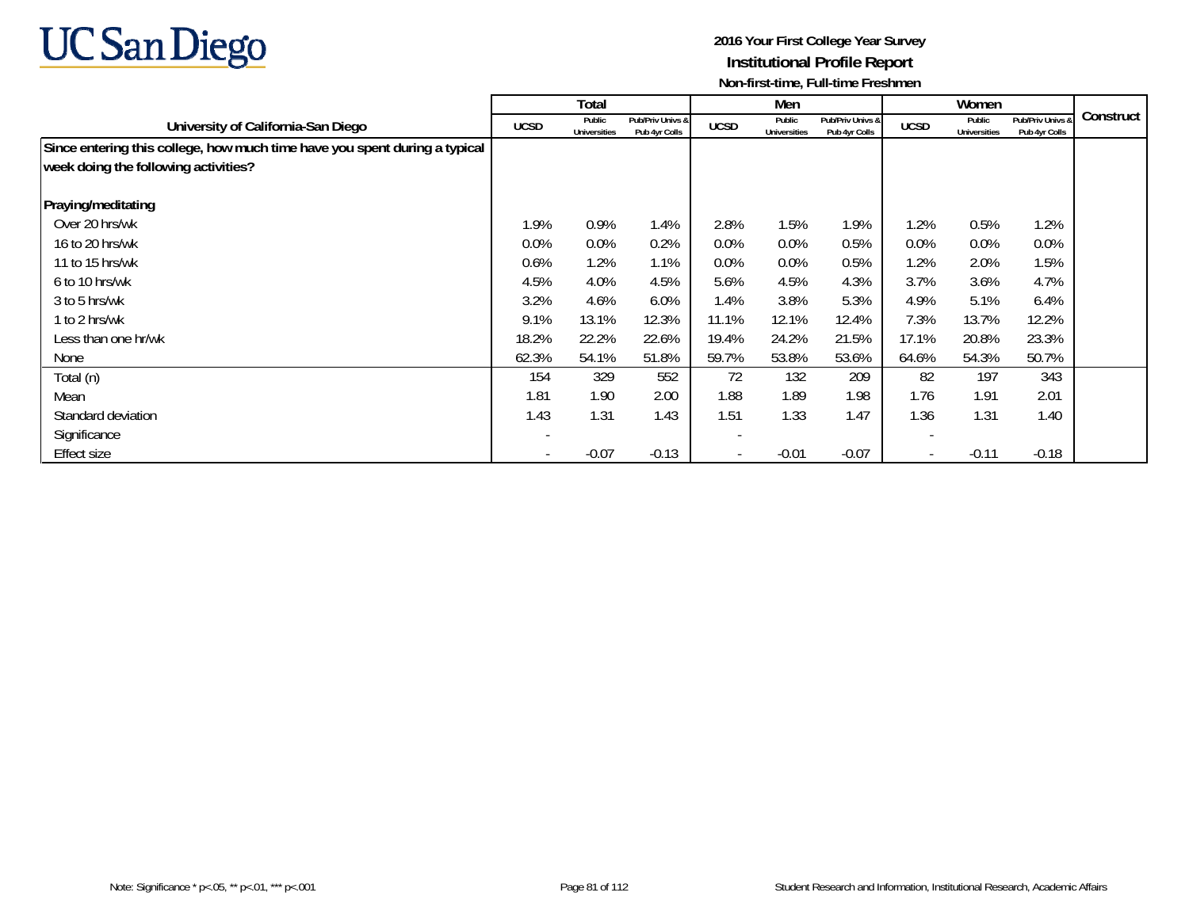UC San Diego

**2016 Your First College Year Survey**
**Institutional Profile Report**
**Non-first-time, Full-time Freshmen**

| University of California-San Diego | Total | | | Men | | | Women | | | Construct |
|---|---|---|---|---|---|---|---|---|---|---|
| | UCSD | Public Universities | Pub/Priv Univs & Pub 4yr Colls | UCSD | Public Universities | Pub/Priv Univs & Pub 4yr Colls | UCSD | Public Universities | Pub/Priv Univs & Pub 4yr Colls | |
| **Since entering this college, how much time have you spent during a typical week doing the following activities?** | | | | | | | | | | |
| **Praying/meditating** | | | | | | | | | | |
| Over 20 hrs/wk | 1.9% | 0.9% | 1.4% | 2.8% | 1.5% | 1.9% | 1.2% | 0.5% | 1.2% | |
| 16 to 20 hrs/wk | 0.0% | 0.0% | 0.2% | 0.0% | 0.0% | 0.5% | 0.0% | 0.0% | 0.0% | |
| 11 to 15 hrs/wk | 0.6% | 1.2% | 1.1% | 0.0% | 0.0% | 0.5% | 1.2% | 2.0% | 1.5% | |
| 6 to 10 hrs/wk | 4.5% | 4.0% | 4.5% | 5.6% | 4.5% | 4.3% | 3.7% | 3.6% | 4.7% | |
| 3 to 5 hrs/wk | 3.2% | 4.6% | 6.0% | 1.4% | 3.8% | 5.3% | 4.9% | 5.1% | 6.4% | |
| 1 to 2 hrs/wk | 9.1% | 13.1% | 12.3% | 11.1% | 12.1% | 12.4% | 7.3% | 13.7% | 12.2% | |
| Less than one hr/wk | 18.2% | 22.2% | 22.6% | 19.4% | 24.2% | 21.5% | 17.1% | 20.8% | 23.3% | |
| None | 62.3% | 54.1% | 51.8% | 59.7% | 53.8% | 53.6% | 64.6% | 54.3% | 50.7% | |
| Total (n) | 154 | 329 | 552 | 72 | 132 | 209 | 82 | 197 | 343 | |
| Mean | 1.81 | 1.90 | 2.00 | 1.88 | 1.89 | 1.98 | 1.76 | 1.91 | 2.01 | |
| Standard deviation | 1.43 | 1.31 | 1.43 | 1.51 | 1.33 | 1.47 | 1.36 | 1.31 | 1.40 | |
| Significance | - | | | - | | | - | | | |
| Effect size | - | -0.07 | -0.13 | - | -0.01 | -0.07 | - | -0.11 | -0.18 | |

Note: Significance * p<.05, ** p<.01, *** p<.001

Student Research and Information, Institutional Research, Academic Affairs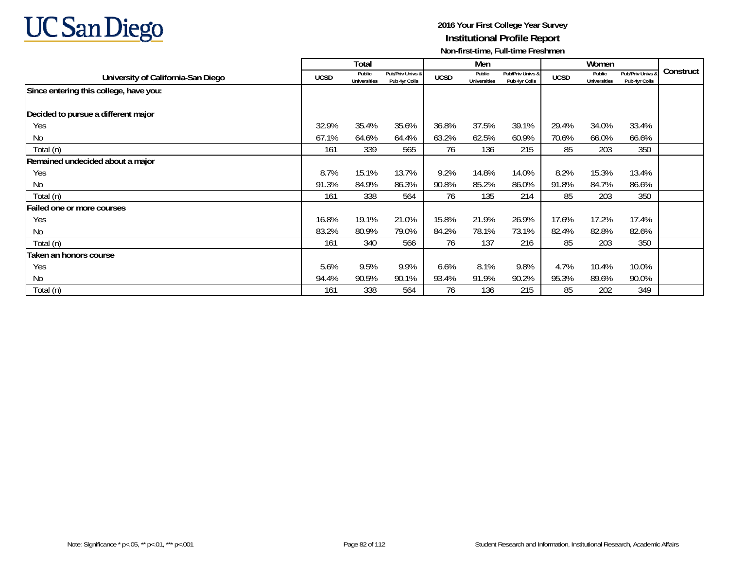**UC San Diego**

**2016 Your First College Year Survey**
**Institutional Profile Report**
**Non-first-time, Full-time Freshmen**

| University of California-San Diego | Total | | | Men | | | Women | | | Construct |
|---|---|---|---|---|---|---|---|---|---|---|
| | UCSD | Public Universities | Pub/Priv Univs & Pub 4yr Colls | UCSD | Public Universities | Pub/Priv Univs & Pub 4yr Colls | UCSD | Public Universities | Pub/Priv Univs & Pub 4yr Colls | |
| **Since entering this college, have you:** | | | | | | | | | | |
| **Decided to pursue a different major** | | | | | | | | | | |
| Yes | 32.9% | 35.4% | 35.6% | 36.8% | 37.5% | 39.1% | 29.4% | 34.0% | 33.4% | |
| No | 67.1% | 64.6% | 64.4% | 63.2% | 62.5% | 60.9% | 70.6% | 66.0% | 66.6% | |
| Total (n) | 161 | 339 | 565 | 76 | 136 | 215 | 85 | 203 | 350 | |
| **Remained undecided about a major** | | | | | | | | | | |
| Yes | 8.7% | 15.1% | 13.7% | 9.2% | 14.8% | 14.0% | 8.2% | 15.3% | 13.4% | |
| No | 91.3% | 84.9% | 86.3% | 90.8% | 85.2% | 86.0% | 91.8% | 84.7% | 86.6% | |
| Total (n) | 161 | 338 | 564 | 76 | 135 | 214 | 85 | 203 | 350 | |
| **Failed one or more courses** | | | | | | | | | | |
| Yes | 16.8% | 19.1% | 21.0% | 15.8% | 21.9% | 26.9% | 17.6% | 17.2% | 17.4% | |
| No | 83.2% | 80.9% | 79.0% | 84.2% | 78.1% | 73.1% | 82.4% | 82.8% | 82.6% | |
| Total (n) | 161 | 340 | 566 | 76 | 137 | 216 | 85 | 203 | 350 | |
| **Taken an honors course** | | | | | | | | | | |
| Yes | 5.6% | 9.5% | 9.9% | 6.6% | 8.1% | 9.8% | 4.7% | 10.4% | 10.0% | |
| No | 94.4% | 90.5% | 90.1% | 93.4% | 91.9% | 90.2% | 95.3% | 89.6% | 90.0% | |
| Total (n) | 161 | 338 | 564 | 76 | 136 | 215 | 85 | 202 | 349 | |

Note: Significance * p<.05, ** p<.01, *** p<.001

Student Research and Information, Institutional Research, Academic Affairs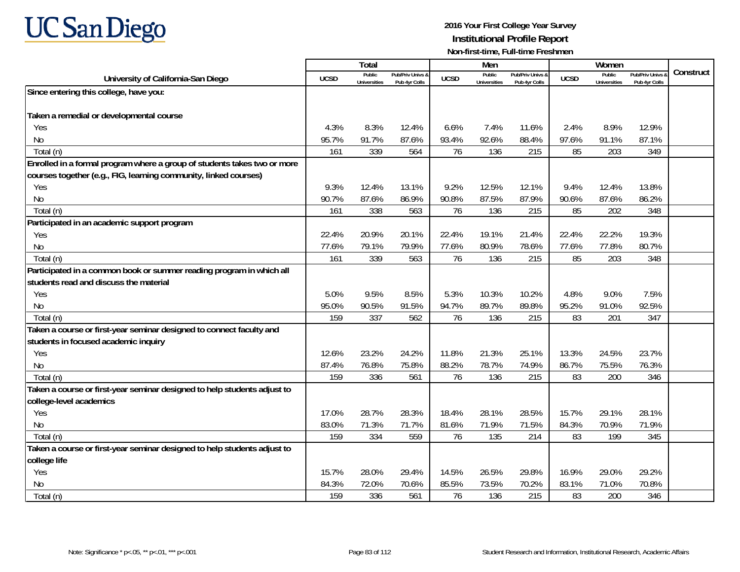# UC San Diego

**2016 Your First College Year Survey**
**Institutional Profile Report**
**Non-first-time, Full-time Freshmen**

| University of California-San Diego | Total | | | Men | | | Women | | | Construct |
|---|---|---|---|---|---|---|---|---|---|---|
| | UCSD | Public Universities | Pub/Priv Univs & Pub 4yr Colls | UCSD | Public Universities | Pub/Priv Univs & Pub 4yr Colls | UCSD | Public Universities | Pub/Priv Univs & Pub 4yr Colls | |
| **Since entering this college, have you:** | | | | | | | | | | |
| **Taken a remedial or developmental course** | | | | | | | | | | |
| Yes | 4.3% | 8.3% | 12.4% | 6.6% | 7.4% | 11.6% | 2.4% | 8.9% | 12.9% | |
| No | 95.7% | 91.7% | 87.6% | 93.4% | 92.6% | 88.4% | 97.6% | 91.1% | 87.1% | |
| Total (n) | 161 | 339 | 564 | 76 | 136 | 215 | 85 | 203 | 349 | |
| **Enrolled in a formal program where a group of students takes two or more courses together (e.g., FIG, learning community, linked courses)** | | | | | | | | | | |
| Yes | 9.3% | 12.4% | 13.1% | 9.2% | 12.5% | 12.1% | 9.4% | 12.4% | 13.8% | |
| No | 90.7% | 87.6% | 86.9% | 90.8% | 87.5% | 87.9% | 90.6% | 87.6% | 86.2% | |
| Total (n) | 161 | 338 | 563 | 76 | 136 | 215 | 85 | 202 | 348 | |
| **Participated in an academic support program** | | | | | | | | | | |
| Yes | 22.4% | 20.9% | 20.1% | 22.4% | 19.1% | 21.4% | 22.4% | 22.2% | 19.3% | |
| No | 77.6% | 79.1% | 79.9% | 77.6% | 80.9% | 78.6% | 77.6% | 77.8% | 80.7% | |
| Total (n) | 161 | 339 | 563 | 76 | 136 | 215 | 85 | 203 | 348 | |
| **Participated in a common book or summer reading program in which all students read and discuss the material** | | | | | | | | | | |
| Yes | 5.0% | 9.5% | 8.5% | 5.3% | 10.3% | 10.2% | 4.8% | 9.0% | 7.5% | |
| No | 95.0% | 90.5% | 91.5% | 94.7% | 89.7% | 89.8% | 95.2% | 91.0% | 92.5% | |
| Total (n) | 159 | 337 | 562 | 76 | 136 | 215 | 83 | 201 | 347 | |
| **Taken a course or first-year seminar designed to connect faculty and students in focused academic inquiry** | | | | | | | | | | |
| Yes | 12.6% | 23.2% | 24.2% | 11.8% | 21.3% | 25.1% | 13.3% | 24.5% | 23.7% | |
| No | 87.4% | 76.8% | 75.8% | 88.2% | 78.7% | 74.9% | 86.7% | 75.5% | 76.3% | |
| Total (n) | 159 | 336 | 561 | 76 | 136 | 215 | 83 | 200 | 346 | |
| **Taken a course or first-year seminar designed to help students adjust to college-level academics** | | | | | | | | | | |
| Yes | 17.0% | 28.7% | 28.3% | 18.4% | 28.1% | 28.5% | 15.7% | 29.1% | 28.1% | |
| No | 83.0% | 71.3% | 71.7% | 81.6% | 71.9% | 71.5% | 84.3% | 70.9% | 71.9% | |
| Total (n) | 159 | 334 | 559 | 76 | 135 | 214 | 83 | 199 | 345 | |
| **Taken a course or first-year seminar designed to help students adjust to college life** | | | | | | | | | | |
| Yes | 15.7% | 28.0% | 29.4% | 14.5% | 26.5% | 29.8% | 16.9% | 29.0% | 29.2% | |
| No | 84.3% | 72.0% | 70.6% | 85.5% | 73.5% | 70.2% | 83.1% | 71.0% | 70.8% | |
| Total (n) | 159 | 336 | 561 | 76 | 136 | 215 | 83 | 200 | 346 | |

Note: Significance * p<.05, ** p<.01, *** p<.001

Student Research and Information, Institutional Research, Academic Affairs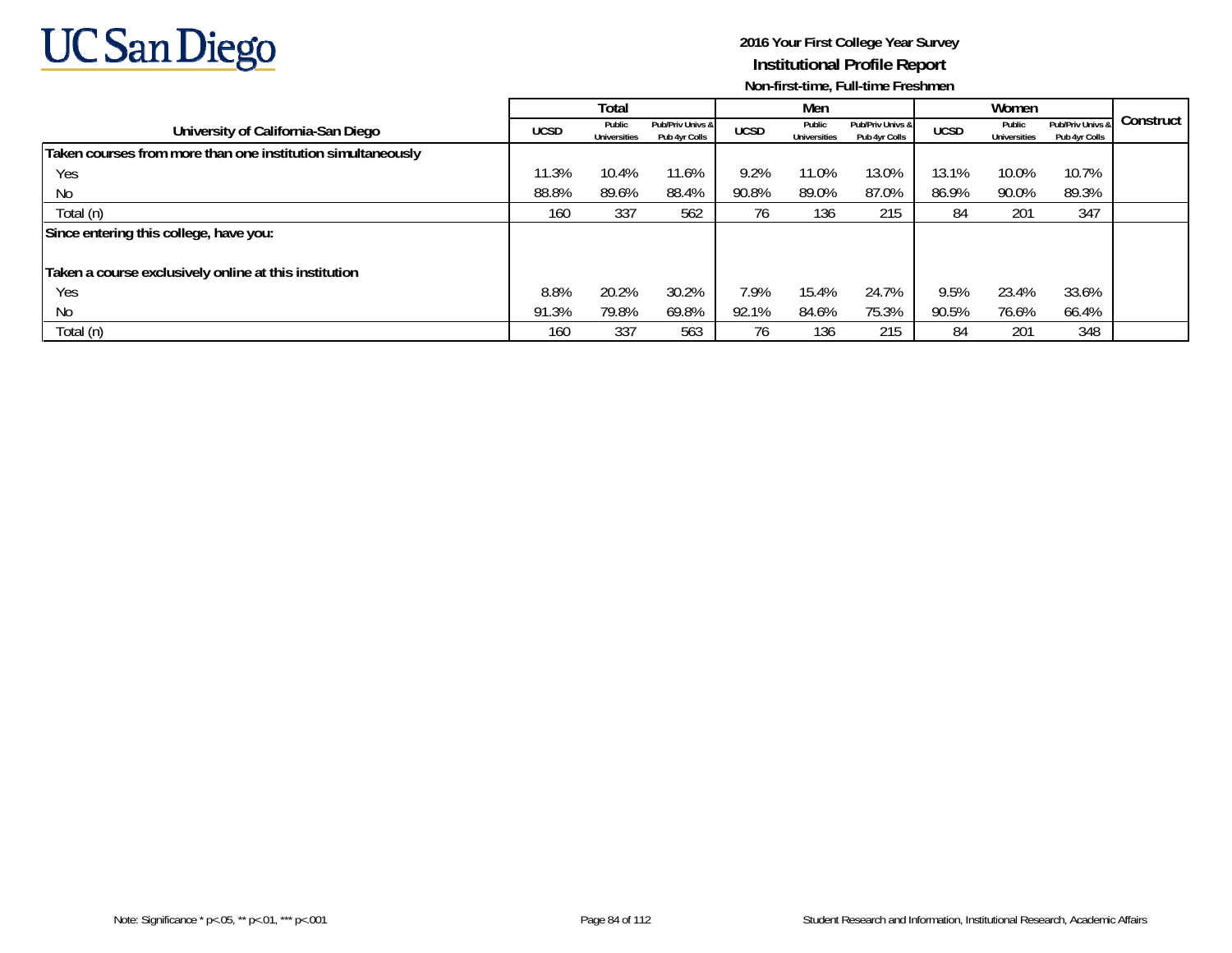**2016 Your First College Year Survey**
**Institutional Profile Report**
**Non-first-time, Full-time Freshmen**

| University of California-San Diego | Total | | | Men | | | Women | | | Construct |
|---|---|---|---|---|---|---|---|---|---|---|
| | UCSD | Public Universities | Pub/Priv Univs & Pub 4yr Colls | UCSD | Public Universities | Pub/Priv Univs & Pub 4yr Colls | UCSD | Public Universities | Pub/Priv Univs & Pub 4yr Colls | |
| **Taken courses from more than one institution simultaneously** | | | | | | | | | | |
| Yes | 11.3% | 10.4% | 11.6% | 9.2% | 11.0% | 13.0% | 13.1% | 10.0% | 10.7% | |
| No | 88.8% | 89.6% | 88.4% | 90.8% | 89.0% | 87.0% | 86.9% | 90.0% | 89.3% | |
| Total (n) | 160 | 337 | 562 | 76 | 136 | 215 | 84 | 201 | 347 | |
| **Since entering this college, have you:** | | | | | | | | | | |
| **Taken a course exclusively online at this institution** | | | | | | | | | | |
| Yes | 8.8% | 20.2% | 30.2% | 7.9% | 15.4% | 24.7% | 9.5% | 23.4% | 33.6% | |
| No | 91.3% | 79.8% | 69.8% | 92.1% | 84.6% | 75.3% | 90.5% | 76.6% | 66.4% | |
| Total (n) | 160 | 337 | 563 | 76 | 136 | 215 | 84 | 201 | 348 | |

Note: Significance * p<.05, ** p<.01, *** p<.001

Student Research and Information, Institutional Research, Academic Affairs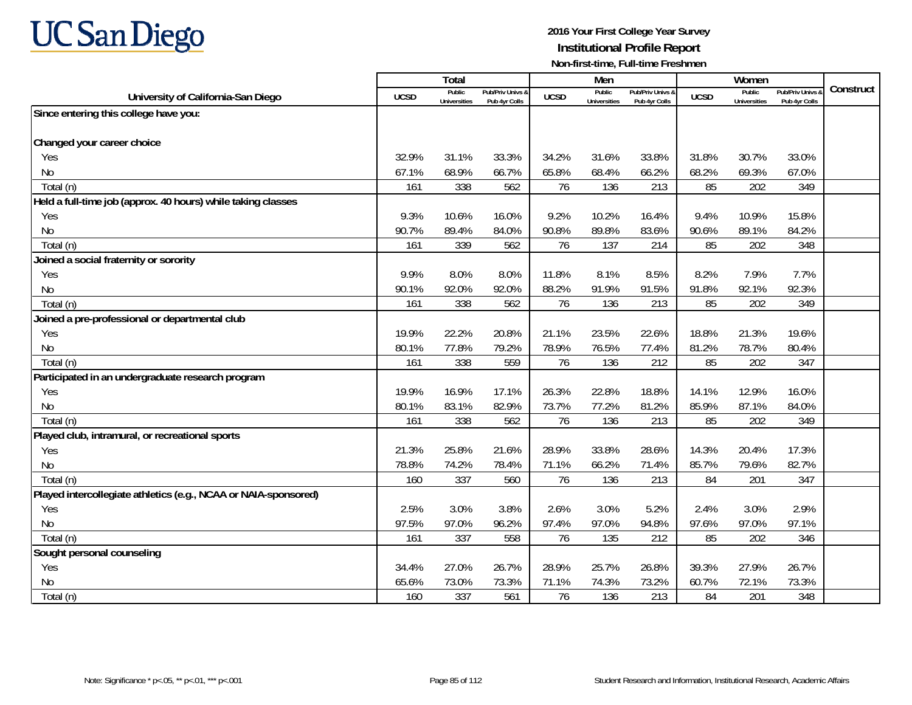**2016 Your First College Year Survey**
**Institutional Profile Report**
**Non-first-time, Full-time Freshmen**

| University of California-San Diego | Total | | | Men | | | Women | | | Construct |
|---|---|---|---|---|---|---|---|---|---|---|
| | UCSD | Public Universities | Pub/Priv Univs & Pub 4yr Colls | UCSD | Public Universities | Pub/Priv Univs & Pub 4yr Colls | UCSD | Public Universities | Pub/Priv Univs & Pub 4yr Colls | |
| **Since entering this college have you:** | | | | | | | | | | |
| **Changed your career choice** | | | | | | | | | | |
| Yes | 32.9% | 31.1% | 33.3% | 34.2% | 31.6% | 33.8% | 31.8% | 30.7% | 33.0% | |
| No | 67.1% | 68.9% | 66.7% | 65.8% | 68.4% | 66.2% | 68.2% | 69.3% | 67.0% | |
| Total (n) | 161 | 338 | 562 | 76 | 136 | 213 | 85 | 202 | 349 | |
| **Held a full-time job (approx. 40 hours) while taking classes** | | | | | | | | | | |
| Yes | 9.3% | 10.6% | 16.0% | 9.2% | 10.2% | 16.4% | 9.4% | 10.9% | 15.8% | |
| No | 90.7% | 89.4% | 84.0% | 90.8% | 89.8% | 83.6% | 90.6% | 89.1% | 84.2% | |
| Total (n) | 161 | 339 | 562 | 76 | 137 | 214 | 85 | 202 | 348 | |
| **Joined a social fraternity or sorority** | | | | | | | | | | |
| Yes | 9.9% | 8.0% | 8.0% | 11.8% | 8.1% | 8.5% | 8.2% | 7.9% | 7.7% | |
| No | 90.1% | 92.0% | 92.0% | 88.2% | 91.9% | 91.5% | 91.8% | 92.1% | 92.3% | |
| Total (n) | 161 | 338 | 562 | 76 | 136 | 213 | 85 | 202 | 349 | |
| **Joined a pre-professional or departmental club** | | | | | | | | | | |
| Yes | 19.9% | 22.2% | 20.8% | 21.1% | 23.5% | 22.6% | 18.8% | 21.3% | 19.6% | |
| No | 80.1% | 77.8% | 79.2% | 78.9% | 76.5% | 77.4% | 81.2% | 78.7% | 80.4% | |
| Total (n) | 161 | 338 | 559 | 76 | 136 | 212 | 85 | 202 | 347 | |
| **Participated in an undergraduate research program** | | | | | | | | | | |
| Yes | 19.9% | 16.9% | 17.1% | 26.3% | 22.8% | 18.8% | 14.1% | 12.9% | 16.0% | |
| No | 80.1% | 83.1% | 82.9% | 73.7% | 77.2% | 81.2% | 85.9% | 87.1% | 84.0% | |
| Total (n) | 161 | 338 | 562 | 76 | 136 | 213 | 85 | 202 | 349 | |
| **Played club, intramural, or recreational sports** | | | | | | | | | | |
| Yes | 21.3% | 25.8% | 21.6% | 28.9% | 33.8% | 28.6% | 14.3% | 20.4% | 17.3% | |
| No | 78.8% | 74.2% | 78.4% | 71.1% | 66.2% | 71.4% | 85.7% | 79.6% | 82.7% | |
| Total (n) | 160 | 337 | 560 | 76 | 136 | 213 | 84 | 201 | 347 | |
| **Played intercollegiate athletics (e.g., NCAA or NAIA-sponsored)** | | | | | | | | | | |
| Yes | 2.5% | 3.0% | 3.8% | 2.6% | 3.0% | 5.2% | 2.4% | 3.0% | 2.9% | |
| No | 97.5% | 97.0% | 96.2% | 97.4% | 97.0% | 94.8% | 97.6% | 97.0% | 97.1% | |
| Total (n) | 161 | 337 | 558 | 76 | 135 | 212 | 85 | 202 | 346 | |
| **Sought personal counseling** | | | | | | | | | | |
| Yes | 34.4% | 27.0% | 26.7% | 28.9% | 25.7% | 26.8% | 39.3% | 27.9% | 26.7% | |
| No | 65.6% | 73.0% | 73.3% | 71.1% | 74.3% | 73.2% | 60.7% | 72.1% | 73.3% | |
| Total (n) | 160 | 337 | 561 | 76 | 136 | 213 | 84 | 201 | 348 | |

Note: Significance * p<.05, ** p<.01, *** p<.001

Student Research and Information, Institutional Research, Academic Affairs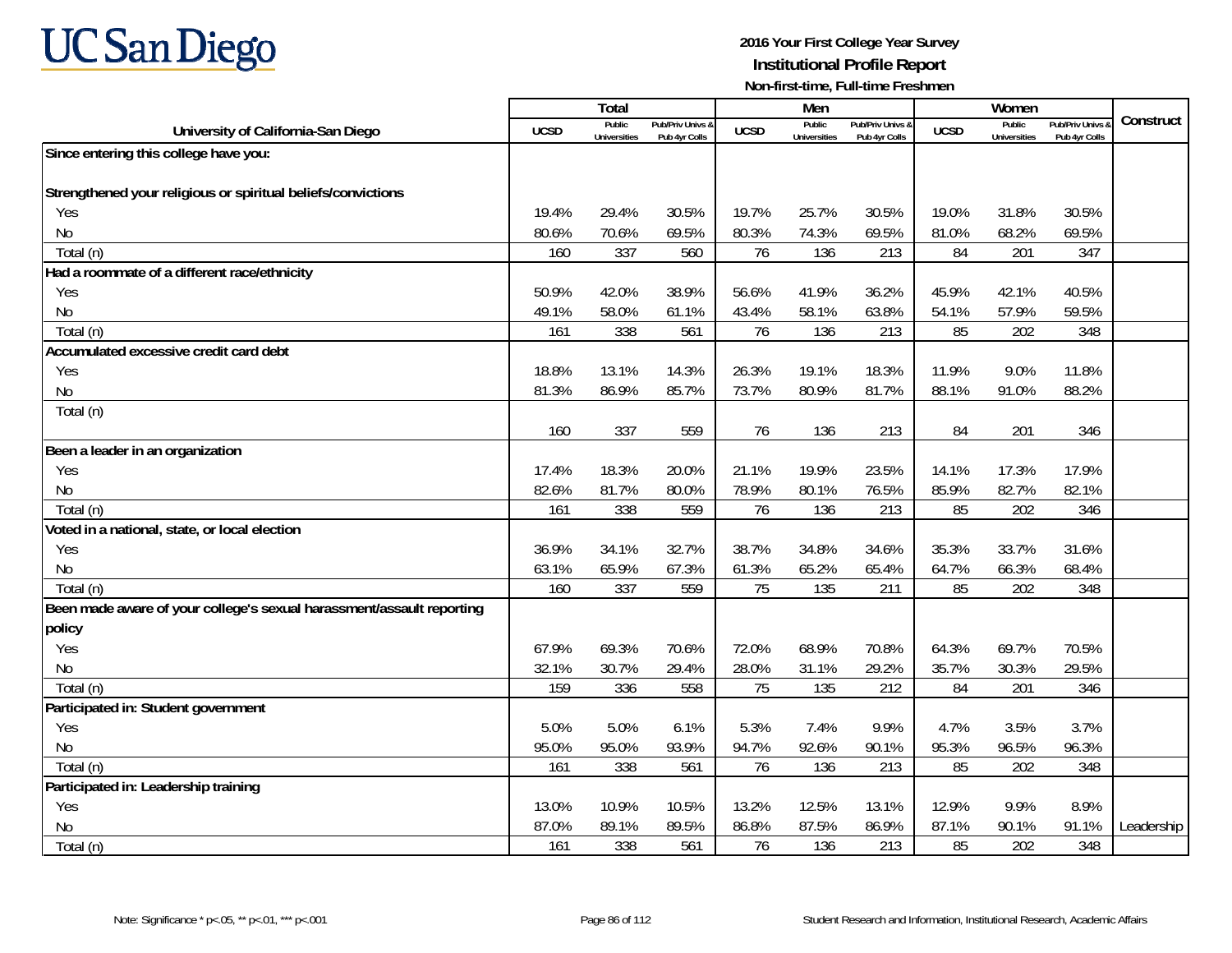**UC San Diego**

**2016 Your First College Year Survey**
**Institutional Profile Report**
**Non-first-time, Full-time Freshmen**

| University of California-San Diego | Total | | | Men | | | Women | | | Construct |
|---|---|---|---|---|---|---|---|---|---|---|
| | UCSD | Public Universities | Pub/Priv Univs & Pub 4yr Colls | UCSD | Public Universities | Pub/Priv Univs & Pub 4yr Colls | UCSD | Public Universities | Pub/Priv Univs & Pub 4yr Colls | |
| **Since entering this college have you:** | | | | | | | | | | |
| **Strengthened your religious or spiritual beliefs/convictions** | | | | | | | | | | |
| Yes | 19.4% | 29.4% | 30.5% | 19.7% | 25.7% | 30.5% | 19.0% | 31.8% | 30.5% | |
| No | 80.6% | 70.6% | 69.5% | 80.3% | 74.3% | 69.5% | 81.0% | 68.2% | 69.5% | |
| Total (n) | 160 | 337 | 560 | 76 | 136 | 213 | 84 | 201 | 347 | |
| **Had a roommate of a different race/ethnicity** | | | | | | | | | | |
| Yes | 50.9% | 42.0% | 38.9% | 56.6% | 41.9% | 36.2% | 45.9% | 42.1% | 40.5% | |
| No | 49.1% | 58.0% | 61.1% | 43.4% | 58.1% | 63.8% | 54.1% | 57.9% | 59.5% | |
| Total (n) | 161 | 338 | 561 | 76 | 136 | 213 | 85 | 202 | 348 | |
| **Accumulated excessive credit card debt** | | | | | | | | | | |
| Yes | 18.8% | 13.1% | 14.3% | 26.3% | 19.1% | 18.3% | 11.9% | 9.0% | 11.8% | |
| No | 81.3% | 86.9% | 85.7% | 73.7% | 80.9% | 81.7% | 88.1% | 91.0% | 88.2% | |
| Total (n) | 160 | 337 | 559 | 76 | 136 | 213 | 84 | 201 | 346 | |
| **Been a leader in an organization** | | | | | | | | | | |
| Yes | 17.4% | 18.3% | 20.0% | 21.1% | 19.9% | 23.5% | 14.1% | 17.3% | 17.9% | |
| No | 82.6% | 81.7% | 80.0% | 78.9% | 80.1% | 76.5% | 85.9% | 82.7% | 82.1% | |
| Total (n) | 161 | 338 | 559 | 76 | 136 | 213 | 85 | 202 | 346 | |
| **Voted in a national, state, or local election** | | | | | | | | | | |
| Yes | 36.9% | 34.1% | 32.7% | 38.7% | 34.8% | 34.6% | 35.3% | 33.7% | 31.6% | |
| No | 63.1% | 65.9% | 67.3% | 61.3% | 65.2% | 65.4% | 64.7% | 66.3% | 68.4% | |
| Total (n) | 160 | 337 | 559 | 75 | 135 | 211 | 85 | 202 | 348 | |
| **Been made aware of your college's sexual harassment/assault reporting policy** | | | | | | | | | | |
| Yes | 67.9% | 69.3% | 70.6% | 72.0% | 68.9% | 70.8% | 64.3% | 69.7% | 70.5% | |
| No | 32.1% | 30.7% | 29.4% | 28.0% | 31.1% | 29.2% | 35.7% | 30.3% | 29.5% | |
| Total (n) | 159 | 336 | 558 | 75 | 135 | 212 | 84 | 201 | 346 | |
| **Participated in: Student government** | | | | | | | | | | |
| Yes | 5.0% | 5.0% | 6.1% | 5.3% | 7.4% | 9.9% | 4.7% | 3.5% | 3.7% | |
| No | 95.0% | 95.0% | 93.9% | 94.7% | 92.6% | 90.1% | 95.3% | 96.5% | 96.3% | |
| Total (n) | 161 | 338 | 561 | 76 | 136 | 213 | 85 | 202 | 348 | |
| **Participated in: Leadership training** | | | | | | | | | | |
| Yes | 13.0% | 10.9% | 10.5% | 13.2% | 12.5% | 13.1% | 12.9% | 9.9% | 8.9% | |
| No | 87.0% | 89.1% | 89.5% | 86.8% | 87.5% | 86.9% | 87.1% | 90.1% | 91.1% | Leadership |
| Total (n) | 161 | 338 | 561 | 76 | 136 | 213 | 85 | 202 | 348 | |

Note: Significance * p<.05, ** p<.01, *** p<.001

Student Research and Information, Institutional Research, Academic Affairs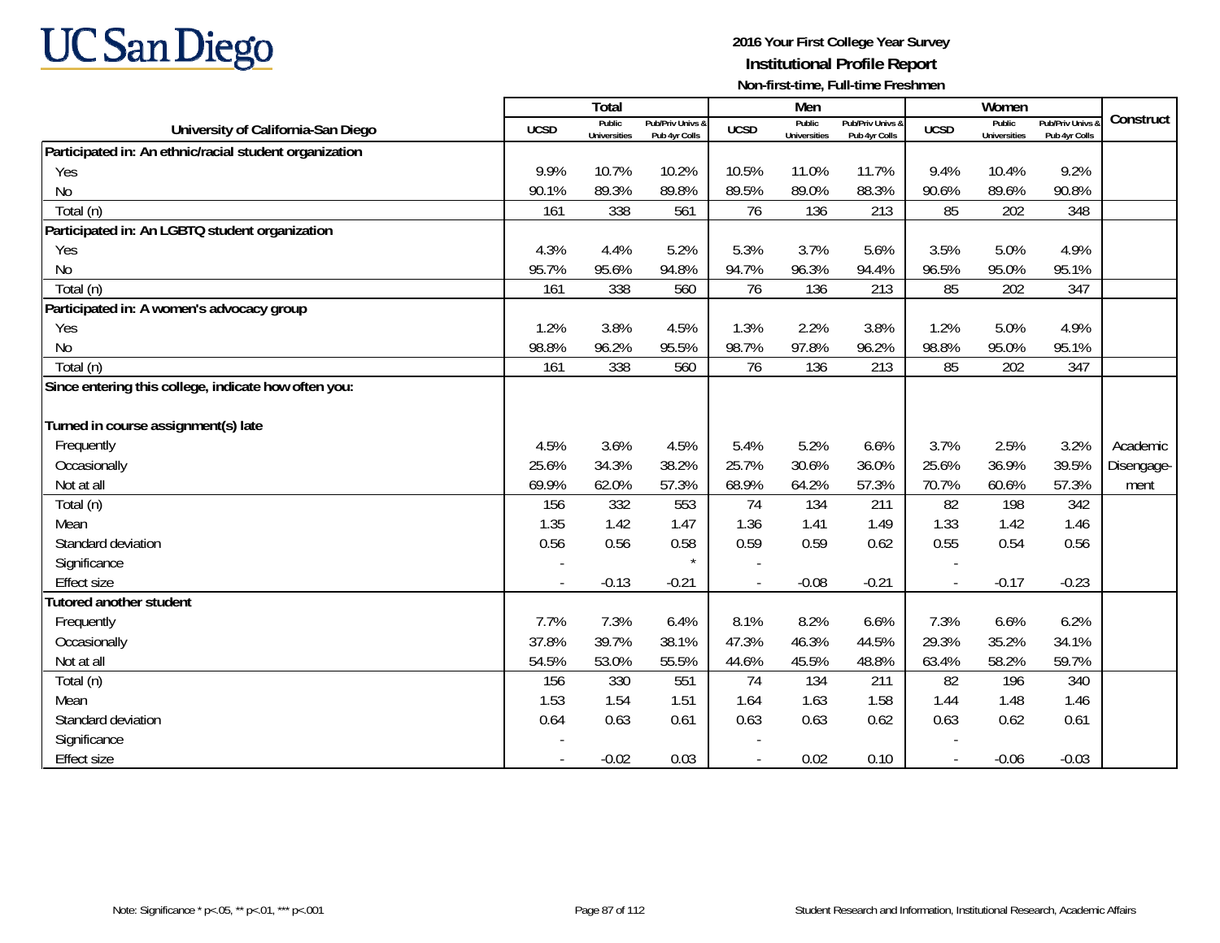# UC San Diego

**2016 Your First College Year Survey**
**Institutional Profile Report**
**Non-first-time, Full-time Freshmen**

| University of California-San Diego | Total | | | Men | | | Women | | | Construct |
|---|---|---|---|---|---|---|---|---|---|---|
| | UCSD | Public Universities | Pub/Priv Univs & Pub 4yr Colls | UCSD | Public Universities | Pub/Priv Univs & Pub 4yr Colls | UCSD | Public Universities | Pub/Priv Univs & Pub 4yr Colls | |
| **Participated in: An ethnic/racial student organization** | | | | | | | | | | |
| Yes | 9.9% | 10.7% | 10.2% | 10.5% | 11.0% | 11.7% | 9.4% | 10.4% | 9.2% | |
| No | 90.1% | 89.3% | 89.8% | 89.5% | 89.0% | 88.3% | 90.6% | 89.6% | 90.8% | |
| Total (n) | 161 | 338 | 561 | 76 | 136 | 213 | 85 | 202 | 348 | |
| **Participated in: An LGBTQ student organization** | | | | | | | | | | |
| Yes | 4.3% | 4.4% | 5.2% | 5.3% | 3.7% | 5.6% | 3.5% | 5.0% | 4.9% | |
| No | 95.7% | 95.6% | 94.8% | 94.7% | 96.3% | 94.4% | 96.5% | 95.0% | 95.1% | |
| Total (n) | 161 | 338 | 560 | 76 | 136 | 213 | 85 | 202 | 347 | |
| **Participated in: A women's advocacy group** | | | | | | | | | | |
| Yes | 1.2% | 3.8% | 4.5% | 1.3% | 2.2% | 3.8% | 1.2% | 5.0% | 4.9% | |
| No | 98.8% | 96.2% | 95.5% | 98.7% | 97.8% | 96.2% | 98.8% | 95.0% | 95.1% | |
| Total (n) | 161 | 338 | 560 | 76 | 136 | 213 | 85 | 202 | 347 | |
| **Since entering this college, indicate how often you:** | | | | | | | | | | |
| **Turned in course assignment(s) late** | | | | | | | | | | |
| Frequently | 4.5% | 3.6% | 4.5% | 5.4% | 5.2% | 6.6% | 3.7% | 2.5% | 3.2% | Academic Disengagement |
| Occasionally | 25.6% | 34.3% | 38.2% | 25.7% | 30.6% | 36.0% | 25.6% | 36.9% | 39.5% | |
| Not at all | 69.9% | 62.0% | 57.3% | 68.9% | 64.2% | 57.3% | 70.7% | 60.6% | 57.3% | |
| Total (n) | 156 | 332 | 553 | 74 | 134 | 211 | 82 | 198 | 342 | |
| Mean | 1.35 | 1.42 | 1.47 | 1.36 | 1.41 | 1.49 | 1.33 | 1.42 | 1.46 | |
| Standard deviation | 0.56 | 0.56 | 0.58 | 0.59 | 0.59 | 0.62 | 0.55 | 0.54 | 0.56 | |
| Significance | - | | * | - | | | - | | | |
| Effect size | - | -0.13 | -0.21 | - | -0.08 | -0.21 | - | -0.17 | -0.23 | |
| **Tutored another student** | | | | | | | | | | |
| Frequently | 7.7% | 7.3% | 6.4% | 8.1% | 8.2% | 6.6% | 7.3% | 6.6% | 6.2% | |
| Occasionally | 37.8% | 39.7% | 38.1% | 47.3% | 46.3% | 44.5% | 29.3% | 35.2% | 34.1% | |
| Not at all | 54.5% | 53.0% | 55.5% | 44.6% | 45.5% | 48.8% | 63.4% | 58.2% | 59.7% | |
| Total (n) | 156 | 330 | 551 | 74 | 134 | 211 | 82 | 196 | 340 | |
| Mean | 1.53 | 1.54 | 1.51 | 1.64 | 1.63 | 1.58 | 1.44 | 1.48 | 1.46 | |
| Standard deviation | 0.64 | 0.63 | 0.61 | 0.63 | 0.63 | 0.62 | 0.63 | 0.62 | 0.61 | |
| Significance | - | | | - | | | - | | | |
| Effect size | - | -0.02 | 0.03 | - | 0.02 | 0.10 | - | -0.06 | -0.03 | |

Note: Significance * p<.05, ** p<.01, *** p<.001

Student Research and Information, Institutional Research, Academic Affairs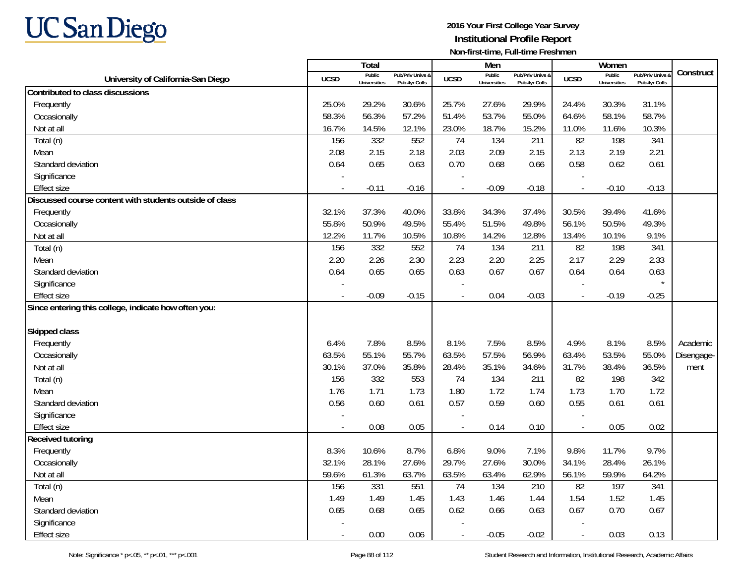**UC San Diego**

**2016 Your First College Year Survey**
**Institutional Profile Report**
**Non-first-time, Full-time Freshmen**

| University of California-San Diego | Total | | | Men | | | Women | | | Construct |
|---|---|---|---|---|---|---|---|---|---|---|
| | UCSD | Public Universities | Pub/Priv Univs & Pub 4yr Colls | UCSD | Public Universities | Pub/Priv Univs & Pub 4yr Colls | UCSD | Public Universities | Pub/Priv Univs & Pub 4yr Colls | |
| **Contributed to class discussions** | | | | | | | | | | |
| Frequently | 25.0% | 29.2% | 30.6% | 25.7% | 27.6% | 29.9% | 24.4% | 30.3% | 31.1% | |
| Occasionally | 58.3% | 56.3% | 57.2% | 51.4% | 53.7% | 55.0% | 64.6% | 58.1% | 58.7% | |
| Not at all | 16.7% | 14.5% | 12.1% | 23.0% | 18.7% | 15.2% | 11.0% | 11.6% | 10.3% | |
| Total (n) | 156 | 332 | 552 | 74 | 134 | 211 | 82 | 198 | 341 | |
| Mean | 2.08 | 2.15 | 2.18 | 2.03 | 2.09 | 2.15 | 2.13 | 2.19 | 2.21 | |
| Standard deviation | 0.64 | 0.65 | 0.63 | 0.70 | 0.68 | 0.66 | 0.58 | 0.62 | 0.61 | |
| Significance | - | | | - | | | - | | | |
| Effect size | - | -0.11 | -0.16 | - | -0.09 | -0.18 | - | -0.10 | -0.13 | |
| **Discussed course content with students outside of class** | | | | | | | | | | |
| Frequently | 32.1% | 37.3% | 40.0% | 33.8% | 34.3% | 37.4% | 30.5% | 39.4% | 41.6% | |
| Occasionally | 55.8% | 50.9% | 49.5% | 55.4% | 51.5% | 49.8% | 56.1% | 50.5% | 49.3% | |
| Not at all | 12.2% | 11.7% | 10.5% | 10.8% | 14.2% | 12.8% | 13.4% | 10.1% | 9.1% | |
| Total (n) | 156 | 332 | 552 | 74 | 134 | 211 | 82 | 198 | 341 | |
| Mean | 2.20 | 2.26 | 2.30 | 2.23 | 2.20 | 2.25 | 2.17 | 2.29 | 2.33 | |
| Standard deviation | 0.64 | 0.65 | 0.65 | 0.63 | 0.67 | 0.67 | 0.64 | 0.64 | 0.63 | |
| Significance | - | | | - | | | - | | * | |
| Effect size | - | -0.09 | -0.15 | - | 0.04 | -0.03 | - | -0.19 | -0.25 | |
| **Since entering this college, indicate how often you:** | | | | | | | | | | |
| **Skipped class** | | | | | | | | | | |
| Frequently | 6.4% | 7.8% | 8.5% | 8.1% | 7.5% | 8.5% | 4.9% | 8.1% | 8.5% | Academic Disengagement |
| Occasionally | 63.5% | 55.1% | 55.7% | 63.5% | 57.5% | 56.9% | 63.4% | 53.5% | 55.0% | |
| Not at all | 30.1% | 37.0% | 35.8% | 28.4% | 35.1% | 34.6% | 31.7% | 38.4% | 36.5% | |
| Total (n) | 156 | 332 | 553 | 74 | 134 | 211 | 82 | 198 | 342 | |
| Mean | 1.76 | 1.71 | 1.73 | 1.80 | 1.72 | 1.74 | 1.73 | 1.70 | 1.72 | |
| Standard deviation | 0.56 | 0.60 | 0.61 | 0.57 | 0.59 | 0.60 | 0.55 | 0.61 | 0.61 | |
| Significance | - | | | - | | | - | | | |
| Effect size | - | 0.08 | 0.05 | - | 0.14 | 0.10 | - | 0.05 | 0.02 | |
| **Received tutoring** | | | | | | | | | | |
| Frequently | 8.3% | 10.6% | 8.7% | 6.8% | 9.0% | 7.1% | 9.8% | 11.7% | 9.7% | |
| Occasionally | 32.1% | 28.1% | 27.6% | 29.7% | 27.6% | 30.0% | 34.1% | 28.4% | 26.1% | |
| Not at all | 59.6% | 61.3% | 63.7% | 63.5% | 63.4% | 62.9% | 56.1% | 59.9% | 64.2% | |
| Total (n) | 156 | 331 | 551 | 74 | 134 | 210 | 82 | 197 | 341 | |
| Mean | 1.49 | 1.49 | 1.45 | 1.43 | 1.46 | 1.44 | 1.54 | 1.52 | 1.45 | |
| Standard deviation | 0.65 | 0.68 | 0.65 | 0.62 | 0.66 | 0.63 | 0.67 | 0.70 | 0.67 | |
| Significance | - | | | - | | | - | | | |
| Effect size | - | 0.00 | 0.06 | - | -0.05 | -0.02 | - | 0.03 | 0.13 | |

Note: Significance * p<.05, ** p<.01, *** p<.001

Student Research and Information, Institutional Research, Academic Affairs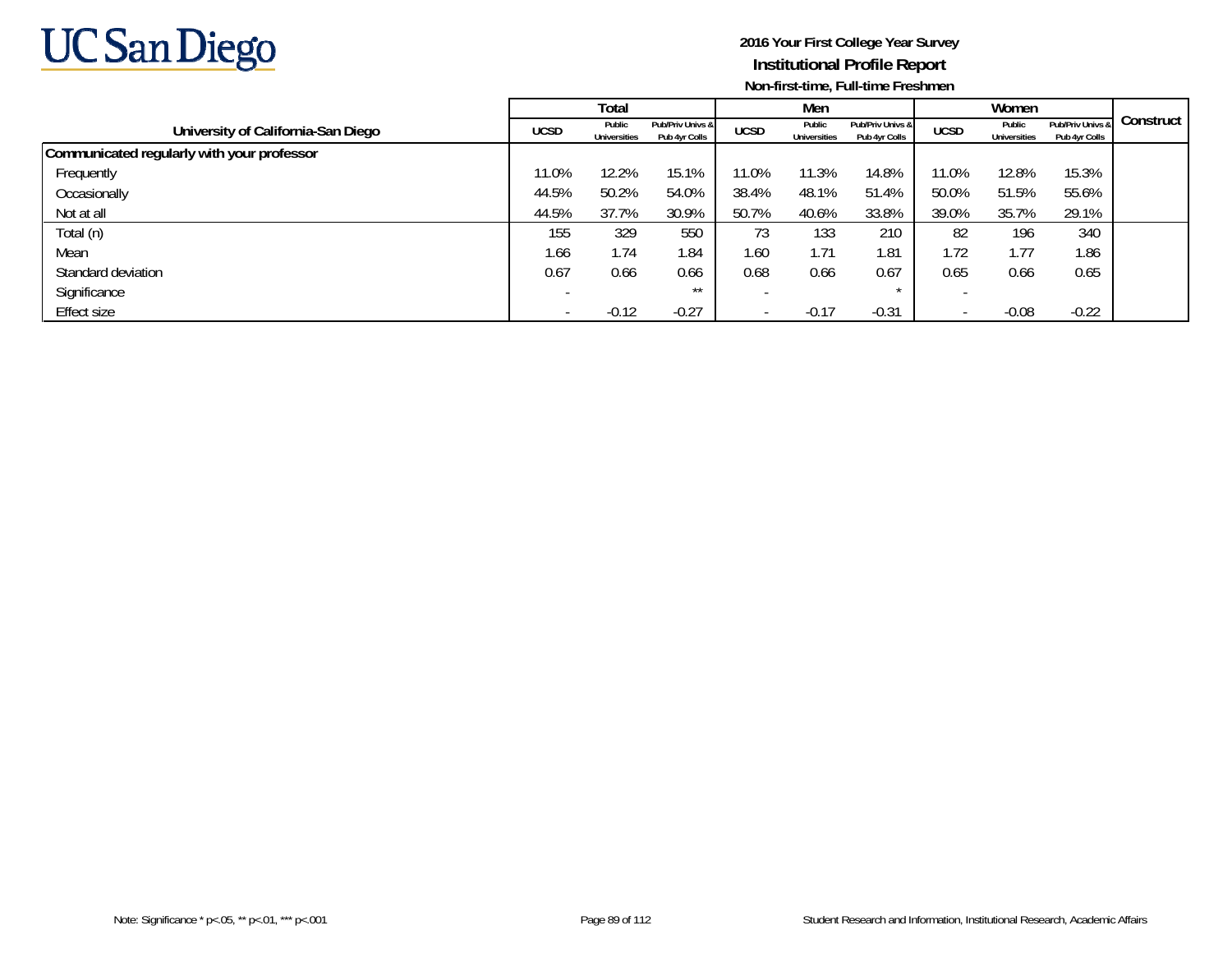**2016 Your First College Year Survey**
**Institutional Profile Report**
**Non-first-time, Full-time Freshmen**

| University of California-San Diego | Total | | | Men | | | Women | | | Construct |
|---|---|---|---|---|---|---|---|---|---|---|
| | UCSD | Public Universities | Pub/Priv Univs & Pub 4yr Colls | UCSD | Public Universities | Pub/Priv Univs & Pub 4yr Colls | UCSD | Public Universities | Pub/Priv Univs & Pub 4yr Colls | |
| **Communicated regularly with your professor** | | | | | | | | | | |
| Frequently | 11.0% | 12.2% | 15.1% | 11.0% | 11.3% | 14.8% | 11.0% | 12.8% | 15.3% | |
| Occasionally | 44.5% | 50.2% | 54.0% | 38.4% | 48.1% | 51.4% | 50.0% | 51.5% | 55.6% | |
| Not at all | 44.5% | 37.7% | 30.9% | 50.7% | 40.6% | 33.8% | 39.0% | 35.7% | 29.1% | |
| Total (n) | 155 | 329 | 550 | 73 | 133 | 210 | 82 | 196 | 340 | |
| Mean | 1.66 | 1.74 | 1.84 | 1.60 | 1.71 | 1.81 | 1.72 | 1.77 | 1.86 | |
| Standard deviation | 0.67 | 0.66 | 0.66 | 0.68 | 0.66 | 0.67 | 0.65 | 0.66 | 0.65 | |
| Significance | - | | ** | - | | * | - | | | |
| Effect size | - | -0.12 | -0.27 | - | -0.17 | -0.31 | - | -0.08 | -0.22 | |

Note: Significance * p<.05, ** p<.01, *** p<.001

Student Research and Information, Institutional Research, Academic Affairs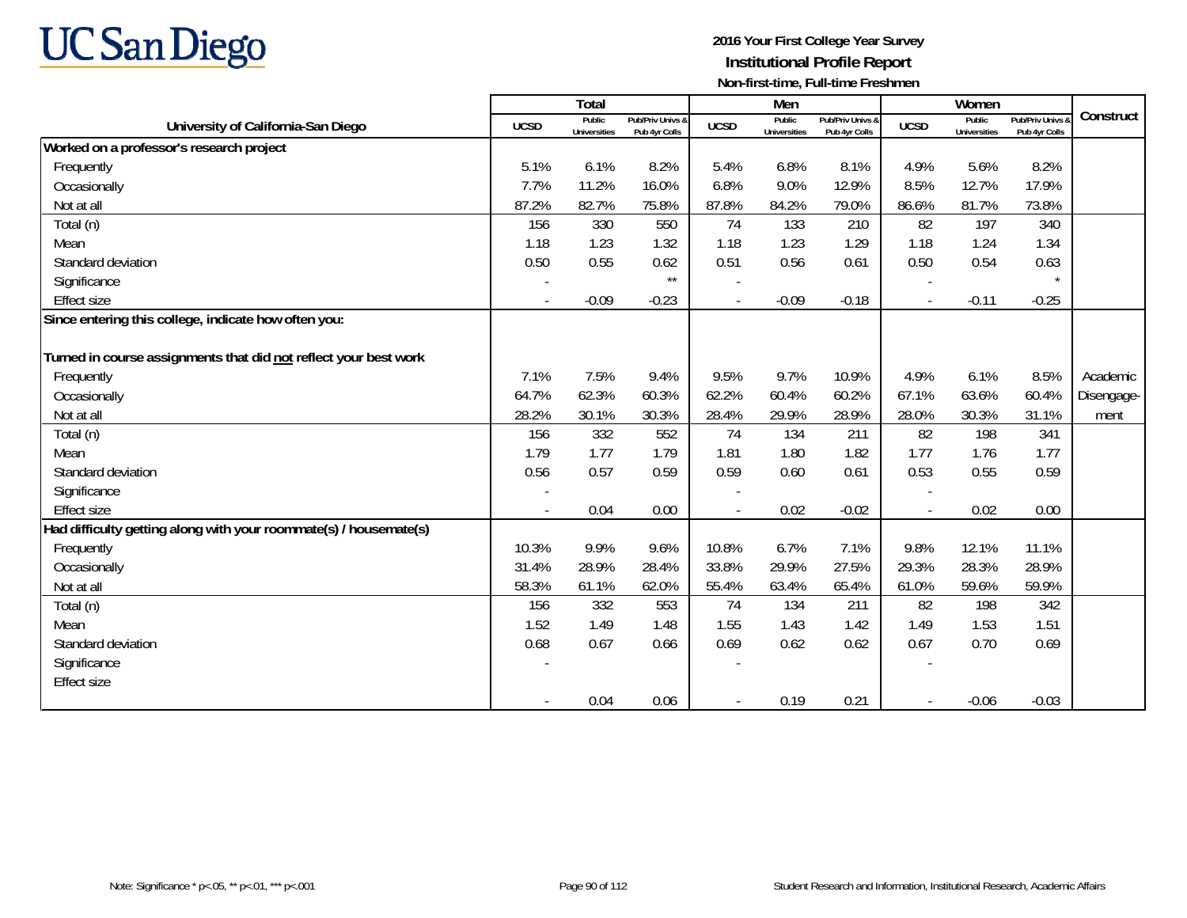**2016 Your First College Year Survey**
**Institutional Profile Report**
**Non-first-time, Full-time Freshmen**

| University of California-San Diego | Total | | | Men | | | Women | | | Construct |
|---|---|---|---|---|---|---|---|---|---|---|
| | UCSD | Public Universities | Pub/Priv Univs & Pub 4yr Colls | UCSD | Public Universities | Pub/Priv Univs & Pub 4yr Colls | UCSD | Public Universities | Pub/Priv Univs & Pub 4yr Colls | |
| **Worked on a professor's research project** | | | | | | | | | | |
| Frequently | 5.1% | 6.1% | 8.2% | 5.4% | 6.8% | 8.1% | 4.9% | 5.6% | 8.2% | |
| Occasionally | 7.7% | 11.2% | 16.0% | 6.8% | 9.0% | 12.9% | 8.5% | 12.7% | 17.9% | |
| Not at all | 87.2% | 82.7% | 75.8% | 87.8% | 84.2% | 79.0% | 86.6% | 81.7% | 73.8% | |
| Total (n) | 156 | 330 | 550 | 74 | 133 | 210 | 82 | 197 | 340 | |
| Mean | 1.18 | 1.23 | 1.32 | 1.18 | 1.23 | 1.29 | 1.18 | 1.24 | 1.34 | |
| Standard deviation | 0.50 | 0.55 | 0.62 | 0.51 | 0.56 | 0.61 | 0.50 | 0.54 | 0.63 | |
| Significance | - | | ** | - | | | - | | * | |
| Effect size | - | -0.09 | -0.23 | - | -0.09 | -0.18 | - | -0.11 | -0.25 | |
| **Since entering this college, indicate how often you:** | | | | | | | | | | |
| **Turned in course assignments that did not reflect your best work** | | | | | | | | | | |
| Frequently | 7.1% | 7.5% | 9.4% | 9.5% | 9.7% | 10.9% | 4.9% | 6.1% | 8.5% | Academic Disengagement |
| Occasionally | 64.7% | 62.3% | 60.3% | 62.2% | 60.4% | 60.2% | 67.1% | 63.6% | 60.4% | |
| Not at all | 28.2% | 30.1% | 30.3% | 28.4% | 29.9% | 28.9% | 28.0% | 30.3% | 31.1% | |
| Total (n) | 156 | 332 | 552 | 74 | 134 | 211 | 82 | 198 | 341 | |
| Mean | 1.79 | 1.77 | 1.79 | 1.81 | 1.80 | 1.82 | 1.77 | 1.76 | 1.77 | |
| Standard deviation | 0.56 | 0.57 | 0.59 | 0.59 | 0.60 | 0.61 | 0.53 | 0.55 | 0.59 | |
| Significance | - | | | - | | | - | | | |
| Effect size | - | 0.04 | 0.00 | - | 0.02 | -0.02 | - | 0.02 | 0.00 | |
| **Had difficulty getting along with your roommate(s) / housemate(s)** | | | | | | | | | | |
| Frequently | 10.3% | 9.9% | 9.6% | 10.8% | 6.7% | 7.1% | 9.8% | 12.1% | 11.1% | |
| Occasionally | 31.4% | 28.9% | 28.4% | 33.8% | 29.9% | 27.5% | 29.3% | 28.3% | 28.9% | |
| Not at all | 58.3% | 61.1% | 62.0% | 55.4% | 63.4% | 65.4% | 61.0% | 59.6% | 59.9% | |
| Total (n) | 156 | 332 | 553 | 74 | 134 | 211 | 82 | 198 | 342 | |
| Mean | 1.52 | 1.49 | 1.48 | 1.55 | 1.43 | 1.42 | 1.49 | 1.53 | 1.51 | |
| Standard deviation | 0.68 | 0.67 | 0.66 | 0.69 | 0.62 | 0.62 | 0.67 | 0.70 | 0.69 | |
| Significance | - | | | - | | | - | | | |
| Effect size | - | 0.04 | 0.06 | - | 0.19 | 0.21 | - | -0.06 | -0.03 | |

Note: Significance * p<.05, ** p<.01, *** p<.001

Student Research and Information, Institutional Research, Academic Affairs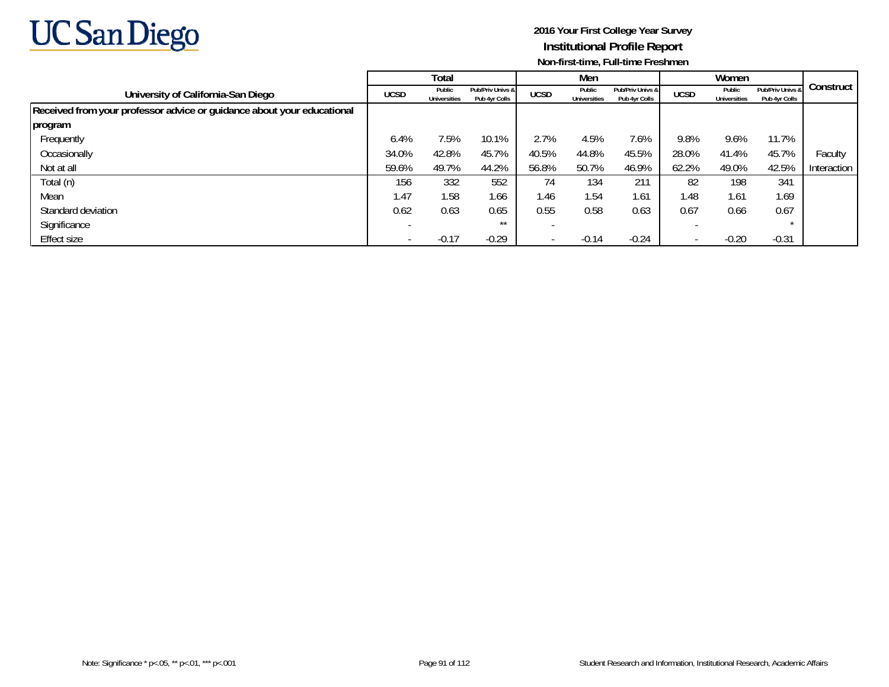UC San Diego

**2016 Your First College Year Survey**
**Institutional Profile Report**
**Non-first-time, Full-time Freshmen**

| University of California-San Diego | Total | | | Men | | | Women | | | Construct |
|---|---|---|---|---|---|---|---|---|---|---|
| | UCSD | Public Universities | Pub/Priv Univs & Pub 4yr Colls | UCSD | Public Universities | Pub/Priv Univs & Pub 4yr Colls | UCSD | Public Universities | Pub/Priv Univs & Pub 4yr Colls | |
| **Received from your professor advice or guidance about your educational program** | | | | | | | | | | |
| Frequently | 6.4% | 7.5% | 10.1% | 2.7% | 4.5% | 7.6% | 9.8% | 9.6% | 11.7% | |
| Occasionally | 34.0% | 42.8% | 45.7% | 40.5% | 44.8% | 45.5% | 28.0% | 41.4% | 45.7% | Faculty |
| Not at all | 59.6% | 49.7% | 44.2% | 56.8% | 50.7% | 46.9% | 62.2% | 49.0% | 42.5% | Interaction |
| Total (n) | 156 | 332 | 552 | 74 | 134 | 211 | 82 | 198 | 341 | |
| Mean | 1.47 | 1.58 | 1.66 | 1.46 | 1.54 | 1.61 | 1.48 | 1.61 | 1.69 | |
| Standard deviation | 0.62 | 0.63 | 0.65 | 0.55 | 0.58 | 0.63 | 0.67 | 0.66 | 0.67 | |
| Significance | - | | ** | - | | | - | | * | |
| Effect size | - | -0.17 | -0.29 | - | -0.14 | -0.24 | - | -0.20 | -0.31 | |

Note: Significance * p<.05, ** p<.01, *** p<.001

Student Research and Information, Institutional Research, Academic Affairs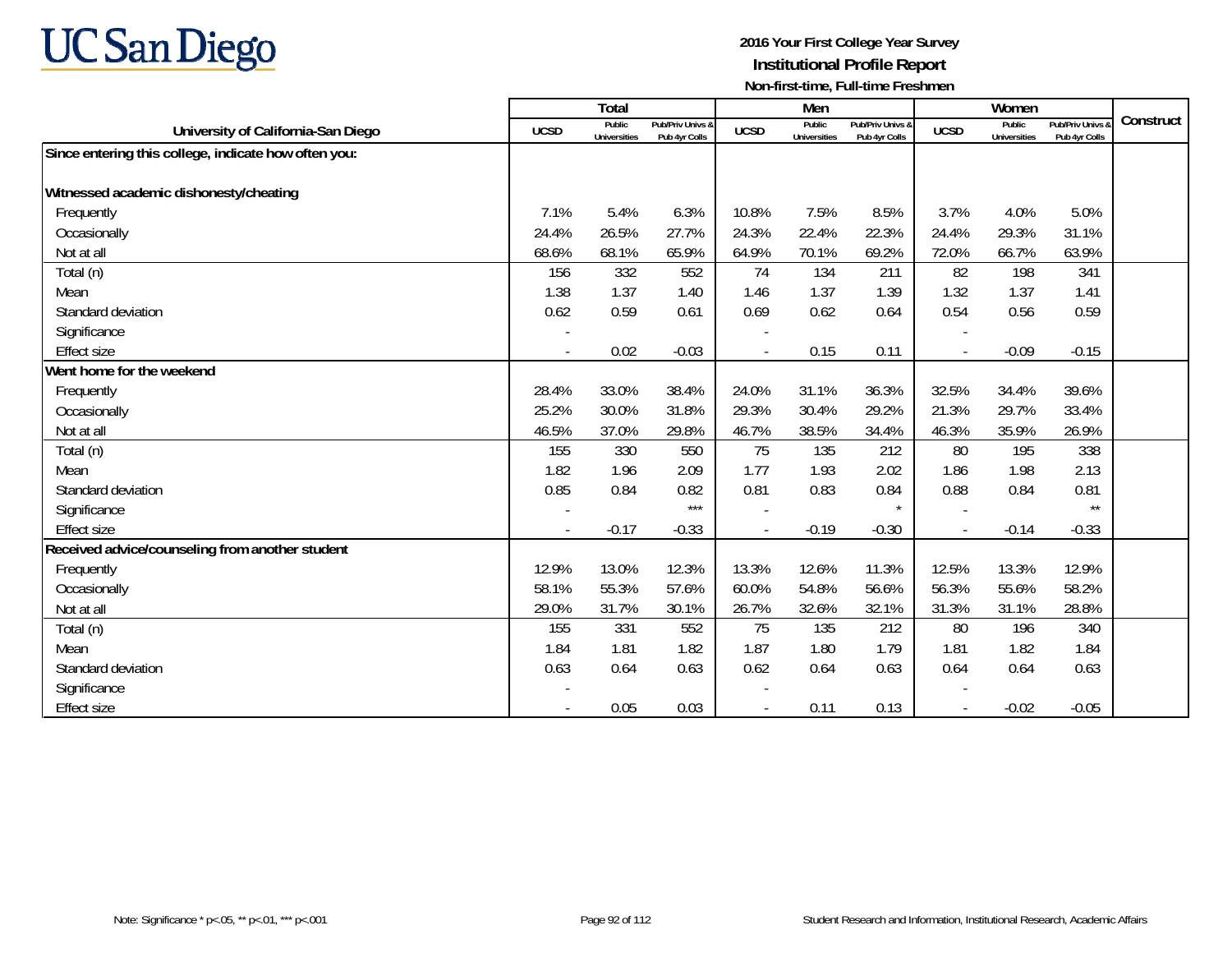**UC San Diego**

**2016 Your First College Year Survey**
**Institutional Profile Report**
**Non-first-time, Full-time Freshmen**

| University of California-San Diego | Total | | | Men | | | Women | | | Construct |
|---|---|---|---|---|---|---|---|---|---|---|
| | UCSD | Public Universities | Pub/Priv Univs & Pub 4yr Colls | UCSD | Public Universities | Pub/Priv Univs & Pub 4yr Colls | UCSD | Public Universities | Pub/Priv Univs & Pub 4yr Colls | |
| **Since entering this college, indicate how often you:** | | | | | | | | | | |
| **Witnessed academic dishonesty/cheating** | | | | | | | | | | |
| Frequently | 7.1% | 5.4% | 6.3% | 10.8% | 7.5% | 8.5% | 3.7% | 4.0% | 5.0% | |
| Occasionally | 24.4% | 26.5% | 27.7% | 24.3% | 22.4% | 22.3% | 24.4% | 29.3% | 31.1% | |
| Not at all | 68.6% | 68.1% | 65.9% | 64.9% | 70.1% | 69.2% | 72.0% | 66.7% | 63.9% | |
| Total (n) | 156 | 332 | 552 | 74 | 134 | 211 | 82 | 198 | 341 | |
| Mean | 1.38 | 1.37 | 1.40 | 1.46 | 1.37 | 1.39 | 1.32 | 1.37 | 1.41 | |
| Standard deviation | 0.62 | 0.59 | 0.61 | 0.69 | 0.62 | 0.64 | 0.54 | 0.56 | 0.59 | |
| Significance | - | | | - | | | - | | | |
| Effect size | - | 0.02 | -0.03 | - | 0.15 | 0.11 | - | -0.09 | -0.15 | |
| **Went home for the weekend** | | | | | | | | | | |
| Frequently | 28.4% | 33.0% | 38.4% | 24.0% | 31.1% | 36.3% | 32.5% | 34.4% | 39.6% | |
| Occasionally | 25.2% | 30.0% | 31.8% | 29.3% | 30.4% | 29.2% | 21.3% | 29.7% | 33.4% | |
| Not at all | 46.5% | 37.0% | 29.8% | 46.7% | 38.5% | 34.4% | 46.3% | 35.9% | 26.9% | |
| Total (n) | 155 | 330 | 550 | 75 | 135 | 212 | 80 | 195 | 338 | |
| Mean | 1.82 | 1.96 | 2.09 | 1.77 | 1.93 | 2.02 | 1.86 | 1.98 | 2.13 | |
| Standard deviation | 0.85 | 0.84 | 0.82 | 0.81 | 0.83 | 0.84 | 0.88 | 0.84 | 0.81 | |
| Significance | - | | *** | - | | * | - | | ** | |
| Effect size | - | -0.17 | -0.33 | - | -0.19 | -0.30 | - | -0.14 | -0.33 | |
| **Received advice/counseling from another student** | | | | | | | | | | |
| Frequently | 12.9% | 13.0% | 12.3% | 13.3% | 12.6% | 11.3% | 12.5% | 13.3% | 12.9% | |
| Occasionally | 58.1% | 55.3% | 57.6% | 60.0% | 54.8% | 56.6% | 56.3% | 55.6% | 58.2% | |
| Not at all | 29.0% | 31.7% | 30.1% | 26.7% | 32.6% | 32.1% | 31.3% | 31.1% | 28.8% | |
| Total (n) | 155 | 331 | 552 | 75 | 135 | 212 | 80 | 196 | 340 | |
| Mean | 1.84 | 1.81 | 1.82 | 1.87 | 1.80 | 1.79 | 1.81 | 1.82 | 1.84 | |
| Standard deviation | 0.63 | 0.64 | 0.63 | 0.62 | 0.64 | 0.63 | 0.64 | 0.64 | 0.63 | |
| Significance | - | | | - | | | - | | | |
| Effect size | - | 0.05 | 0.03 | - | 0.11 | 0.13 | - | -0.02 | -0.05 | |

Note: Significance * p<.05, ** p<.01, *** p<.001

Student Research and Information, Institutional Research, Academic Affairs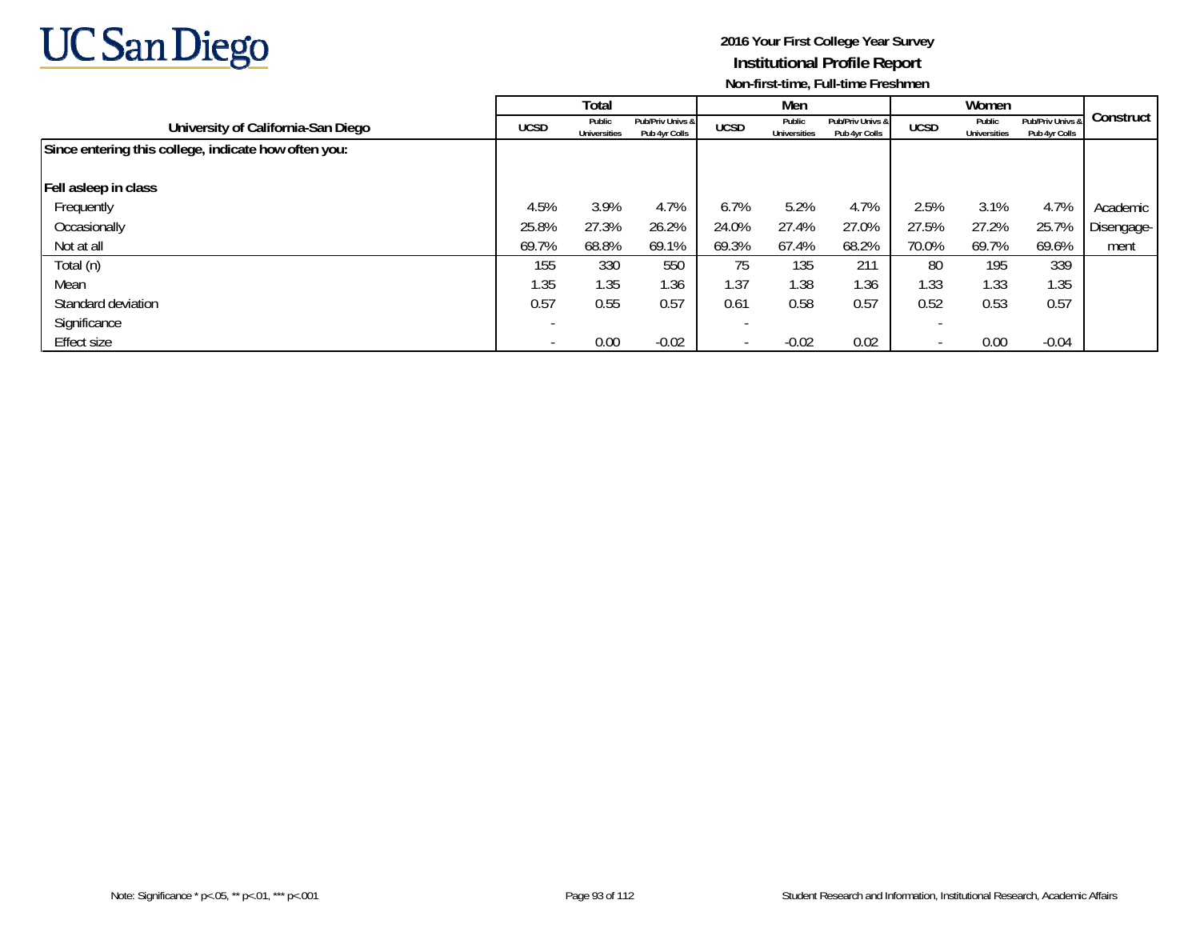UC San Diego

**2016 Your First College Year Survey**
**Institutional Profile Report**
**Non-first-time, Full-time Freshmen**

| University of California-San Diego | Total | | | Men | | | Women | | | Construct |
|---|---|---|---|---|---|---|---|---|---|---|
| | UCSD | Public Universities | Pub/Priv Univs & Pub 4yr Colls | UCSD | Public Universities | Pub/Priv Univs & Pub 4yr Colls | UCSD | Public Universities | Pub/Priv Univs & Pub 4yr Colls | |
| **Since entering this college, indicate how often you:** | | | | | | | | | | |
| **Fell asleep in class** | | | | | | | | | | |
| Frequently | 4.5% | 3.9% | 4.7% | 6.7% | 5.2% | 4.7% | 2.5% | 3.1% | 4.7% | Academic Disengage-ment |
| Occasionally | 25.8% | 27.3% | 26.2% | 24.0% | 27.4% | 27.0% | 27.5% | 27.2% | 25.7% | |
| Not at all | 69.7% | 68.8% | 69.1% | 69.3% | 67.4% | 68.2% | 70.0% | 69.7% | 69.6% | |
| Total (n) | 155 | 330 | 550 | 75 | 135 | 211 | 80 | 195 | 339 | |
| Mean | 1.35 | 1.35 | 1.36 | 1.37 | 1.38 | 1.36 | 1.33 | 1.33 | 1.35 | |
| Standard deviation | 0.57 | 0.55 | 0.57 | 0.61 | 0.58 | 0.57 | 0.52 | 0.53 | 0.57 | |
| Significance | - | | | - | | | - | | | |
| Effect size | - | 0.00 | -0.02 | - | -0.02 | 0.02 | - | 0.00 | -0.04 | |

Note: Significance * p<.05, ** p<.01, *** p<.001

Student Research and Information, Institutional Research, Academic Affairs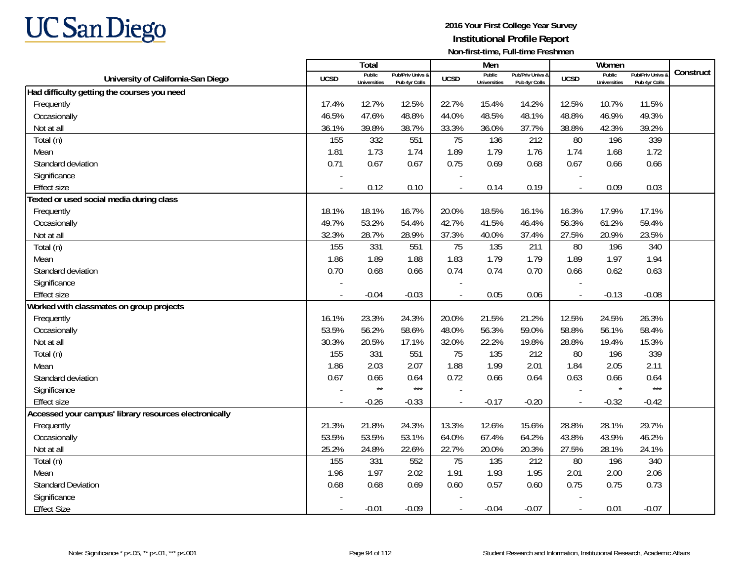UC San Diego

**2016 Your First College Year Survey**
**Institutional Profile Report**
**Non-first-time, Full-time Freshmen**

| University of California-San Diego | Total | | | Men | | | Women | | | Construct |
|---|---|---|---|---|---|---|---|---|---|---|
| | UCSD | Public Universities | Pub/Priv Univs & Pub 4yr Colls | UCSD | Public Universities | Pub/Priv Univs & Pub 4yr Colls | UCSD | Public Universities | Pub/Priv Univs & Pub 4yr Colls | |
| **Had difficulty getting the courses you need** | | | | | | | | | | |
| Frequently | 17.4% | 12.7% | 12.5% | 22.7% | 15.4% | 14.2% | 12.5% | 10.7% | 11.5% | |
| Occasionally | 46.5% | 47.6% | 48.8% | 44.0% | 48.5% | 48.1% | 48.8% | 46.9% | 49.3% | |
| Not at all | 36.1% | 39.8% | 38.7% | 33.3% | 36.0% | 37.7% | 38.8% | 42.3% | 39.2% | |
| Total (n) | 155 | 332 | 551 | 75 | 136 | 212 | 80 | 196 | 339 | |
| Mean | 1.81 | 1.73 | 1.74 | 1.89 | 1.79 | 1.76 | 1.74 | 1.68 | 1.72 | |
| Standard deviation | 0.71 | 0.67 | 0.67 | 0.75 | 0.69 | 0.68 | 0.67 | 0.66 | 0.66 | |
| Significance | - | | | - | | | - | | | |
| Effect size | - | 0.12 | 0.10 | - | 0.14 | 0.19 | - | 0.09 | 0.03 | |
| **Texted or used social media during class** | | | | | | | | | | |
| Frequently | 18.1% | 18.1% | 16.7% | 20.0% | 18.5% | 16.1% | 16.3% | 17.9% | 17.1% | |
| Occasionally | 49.7% | 53.2% | 54.4% | 42.7% | 41.5% | 46.4% | 56.3% | 61.2% | 59.4% | |
| Not at all | 32.3% | 28.7% | 28.9% | 37.3% | 40.0% | 37.4% | 27.5% | 20.9% | 23.5% | |
| Total (n) | 155 | 331 | 551 | 75 | 135 | 211 | 80 | 196 | 340 | |
| Mean | 1.86 | 1.89 | 1.88 | 1.83 | 1.79 | 1.79 | 1.89 | 1.97 | 1.94 | |
| Standard deviation | 0.70 | 0.68 | 0.66 | 0.74 | 0.74 | 0.70 | 0.66 | 0.62 | 0.63 | |
| Significance | - | | | - | | | - | | | |
| Effect size | - | -0.04 | -0.03 | - | 0.05 | 0.06 | - | -0.13 | -0.08 | |
| **Worked with classmates on group projects** | | | | | | | | | | |
| Frequently | 16.1% | 23.3% | 24.3% | 20.0% | 21.5% | 21.2% | 12.5% | 24.5% | 26.3% | |
| Occasionally | 53.5% | 56.2% | 58.6% | 48.0% | 56.3% | 59.0% | 58.8% | 56.1% | 58.4% | |
| Not at all | 30.3% | 20.5% | 17.1% | 32.0% | 22.2% | 19.8% | 28.8% | 19.4% | 15.3% | |
| Total (n) | 155 | 331 | 551 | 75 | 135 | 212 | 80 | 196 | 339 | |
| Mean | 1.86 | 2.03 | 2.07 | 1.88 | 1.99 | 2.01 | 1.84 | 2.05 | 2.11 | |
| Standard deviation | 0.67 | 0.66 | 0.64 | 0.72 | 0.66 | 0.64 | 0.63 | 0.66 | 0.64 | |
| Significance | - | ** | *** | - | | | - | * | *** | |
| Effect size | - | -0.26 | -0.33 | - | -0.17 | -0.20 | - | -0.32 | -0.42 | |
| **Accessed your campus' library resources electronically** | | | | | | | | | | |
| Frequently | 21.3% | 21.8% | 24.3% | 13.3% | 12.6% | 15.6% | 28.8% | 28.1% | 29.7% | |
| Occasionally | 53.5% | 53.5% | 53.1% | 64.0% | 67.4% | 64.2% | 43.8% | 43.9% | 46.2% | |
| Not at all | 25.2% | 24.8% | 22.6% | 22.7% | 20.0% | 20.3% | 27.5% | 28.1% | 24.1% | |
| Total (n) | 155 | 331 | 552 | 75 | 135 | 212 | 80 | 196 | 340 | |
| Mean | 1.96 | 1.97 | 2.02 | 1.91 | 1.93 | 1.95 | 2.01 | 2.00 | 2.06 | |
| Standard Deviation | 0.68 | 0.68 | 0.69 | 0.60 | 0.57 | 0.60 | 0.75 | 0.75 | 0.73 | |
| Significance | - | | | - | | | - | | | |
| Effect Size | - | -0.01 | -0.09 | - | -0.04 | -0.07 | - | 0.01 | -0.07 | |

Note: Significance * p<.05, ** p<.01, *** p<.001

Student Research and Information, Institutional Research, Academic Affairs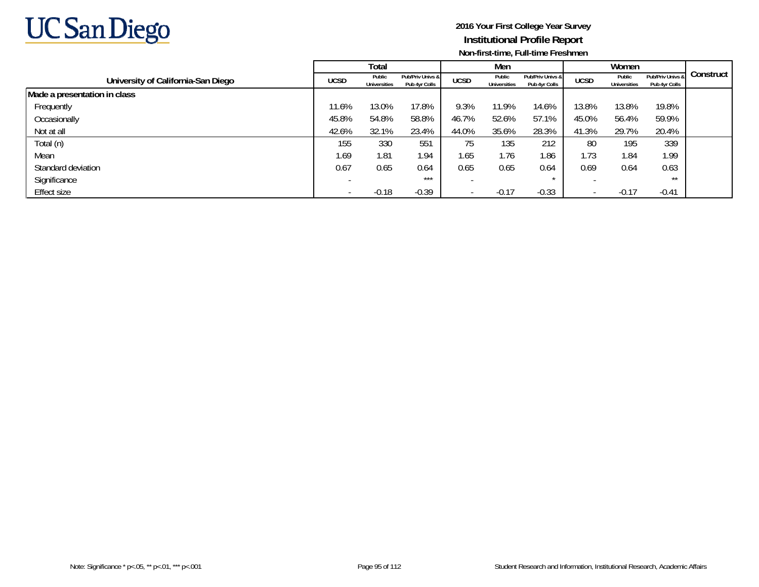UC San Diego

**2016 Your First College Year Survey**
**Institutional Profile Report**
**Non-first-time, Full-time Freshmen**

| University of California-San Diego | Total | | | Men | | | Women | | | Construct |
|---|---|---|---|---|---|---|---|---|---|---|
| | UCSD | Public Universities | Pub/Priv Univs & Pub 4yr Colls | UCSD | Public Universities | Pub/Priv Univs & Pub 4yr Colls | UCSD | Public Universities | Pub/Priv Univs & Pub 4yr Colls | |
| **Made a presentation in class** | | | | | | | | | | |
| Frequently | 11.6% | 13.0% | 17.8% | 9.3% | 11.9% | 14.6% | 13.8% | 13.8% | 19.8% | |
| Occasionally | 45.8% | 54.8% | 58.8% | 46.7% | 52.6% | 57.1% | 45.0% | 56.4% | 59.9% | |
| Not at all | 42.6% | 32.1% | 23.4% | 44.0% | 35.6% | 28.3% | 41.3% | 29.7% | 20.4% | |
| Total (n) | 155 | 330 | 551 | 75 | 135 | 212 | 80 | 195 | 339 | |
| Mean | 1.69 | 1.81 | 1.94 | 1.65 | 1.76 | 1.86 | 1.73 | 1.84 | 1.99 | |
| Standard deviation | 0.67 | 0.65 | 0.64 | 0.65 | 0.65 | 0.64 | 0.69 | 0.64 | 0.63 | |
| Significance | - | | *** | - | | * | - | | ** | |
| Effect size | - | -0.18 | -0.39 | - | -0.17 | -0.33 | - | -0.17 | -0.41 | |

Note: Significance * p<.05, ** p<.01, *** p<.001

Student Research and Information, Institutional Research, Academic Affairs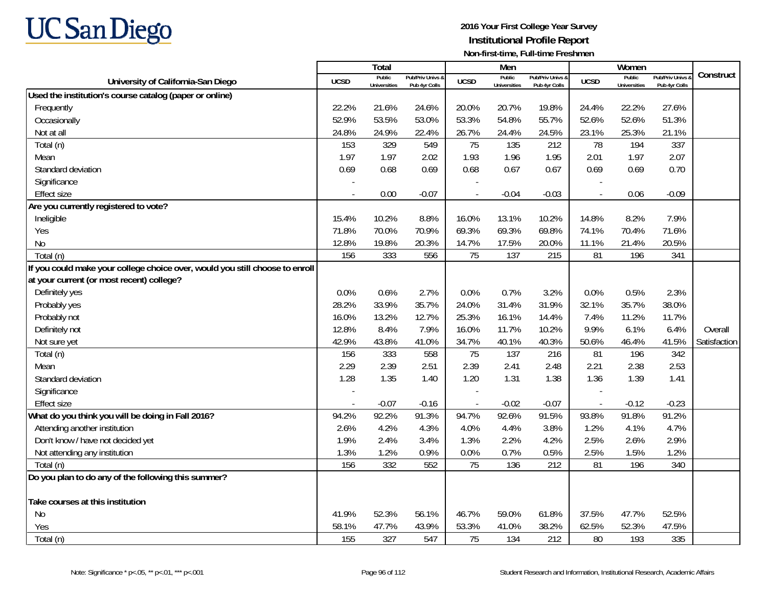# UC San Diego

**2016 Your First College Year Survey**
**Institutional Profile Report**
**Non-first-time, Full-time Freshmen**

| University of California-San Diego | Total | | | Men | | | Women | | | Construct |
|---|---|---|---|---|---|---|---|---|---|---|
| | UCSD | Public Universities | Pub/Priv Univs & Pub 4yr Colls | UCSD | Public Universities | Pub/Priv Univs & Pub 4yr Colls | UCSD | Public Universities | Pub/Priv Univs & Pub 4yr Colls | |
| **Used the institution's course catalog (paper or online)** | | | | | | | | | | |
| Frequently | 22.2% | 21.6% | 24.6% | 20.0% | 20.7% | 19.8% | 24.4% | 22.2% | 27.6% | |
| Occasionally | 52.9% | 53.5% | 53.0% | 53.3% | 54.8% | 55.7% | 52.6% | 52.6% | 51.3% | |
| Not at all | 24.8% | 24.9% | 22.4% | 26.7% | 24.4% | 24.5% | 23.1% | 25.3% | 21.1% | |
| Total (n) | 153 | 329 | 549 | 75 | 135 | 212 | 78 | 194 | 337 | |
| Mean | 1.97 | 1.97 | 2.02 | 1.93 | 1.96 | 1.95 | 2.01 | 1.97 | 2.07 | |
| Standard deviation | 0.69 | 0.68 | 0.69 | 0.68 | 0.67 | 0.67 | 0.69 | 0.69 | 0.70 | |
| Significance | - | | | - | | | - | | | |
| Effect size | - | 0.00 | -0.07 | - | -0.04 | -0.03 | - | 0.06 | -0.09 | |
| **Are you currently registered to vote?** | | | | | | | | | | |
| Ineligible | 15.4% | 10.2% | 8.8% | 16.0% | 13.1% | 10.2% | 14.8% | 8.2% | 7.9% | |
| Yes | 71.8% | 70.0% | 70.9% | 69.3% | 69.3% | 69.8% | 74.1% | 70.4% | 71.6% | |
| No | 12.8% | 19.8% | 20.3% | 14.7% | 17.5% | 20.0% | 11.1% | 21.4% | 20.5% | |
| Total (n) | 156 | 333 | 556 | 75 | 137 | 215 | 81 | 196 | 341 | |
| **If you could make your college choice over, would you still choose to enroll at your current (or most recent) college?** | | | | | | | | | | |
| Definitely yes | 0.0% | 0.6% | 2.7% | 0.0% | 0.7% | 3.2% | 0.0% | 0.5% | 2.3% | |
| Probably yes | 28.2% | 33.9% | 35.7% | 24.0% | 31.4% | 31.9% | 32.1% | 35.7% | 38.0% | |
| Probably not | 16.0% | 13.2% | 12.7% | 25.3% | 16.1% | 14.4% | 7.4% | 11.2% | 11.7% | |
| Definitely not | 12.8% | 8.4% | 7.9% | 16.0% | 11.7% | 10.2% | 9.9% | 6.1% | 6.4% | Overall |
| Not sure yet | 42.9% | 43.8% | 41.0% | 34.7% | 40.1% | 40.3% | 50.6% | 46.4% | 41.5% | Satisfaction |
| Total (n) | 156 | 333 | 558 | 75 | 137 | 216 | 81 | 196 | 342 | |
| Mean | 2.29 | 2.39 | 2.51 | 2.39 | 2.41 | 2.48 | 2.21 | 2.38 | 2.53 | |
| Standard deviation | 1.28 | 1.35 | 1.40 | 1.20 | 1.31 | 1.38 | 1.36 | 1.39 | 1.41 | |
| Significance | - | | | - | | | - | | | |
| Effect size | - | -0.07 | -0.16 | - | -0.02 | -0.07 | - | -0.12 | -0.23 | |
| **What do you think you will be doing in Fall 2016?** | 94.2% | 92.2% | 91.3% | 94.7% | 92.6% | 91.5% | 93.8% | 91.8% | 91.2% | |
| Attending another institution | 2.6% | 4.2% | 4.3% | 4.0% | 4.4% | 3.8% | 1.2% | 4.1% | 4.7% | |
| Don't know / have not decided yet | 1.9% | 2.4% | 3.4% | 1.3% | 2.2% | 4.2% | 2.5% | 2.6% | 2.9% | |
| Not attending any institution | 1.3% | 1.2% | 0.9% | 0.0% | 0.7% | 0.5% | 2.5% | 1.5% | 1.2% | |
| Total (n) | 156 | 332 | 552 | 75 | 136 | 212 | 81 | 196 | 340 | |
| **Do you plan to do any of the following this summer?** | | | | | | | | | | |
| **Take courses at this institution** | | | | | | | | | | |
| No | 41.9% | 52.3% | 56.1% | 46.7% | 59.0% | 61.8% | 37.5% | 47.7% | 52.5% | |
| Yes | 58.1% | 47.7% | 43.9% | 53.3% | 41.0% | 38.2% | 62.5% | 52.3% | 47.5% | |
| Total (n) | 155 | 327 | 547 | 75 | 134 | 212 | 80 | 193 | 335 | |

Note: Significance * p<.05, ** p<.01, *** p<.001

Student Research and Information, Institutional Research, Academic Affairs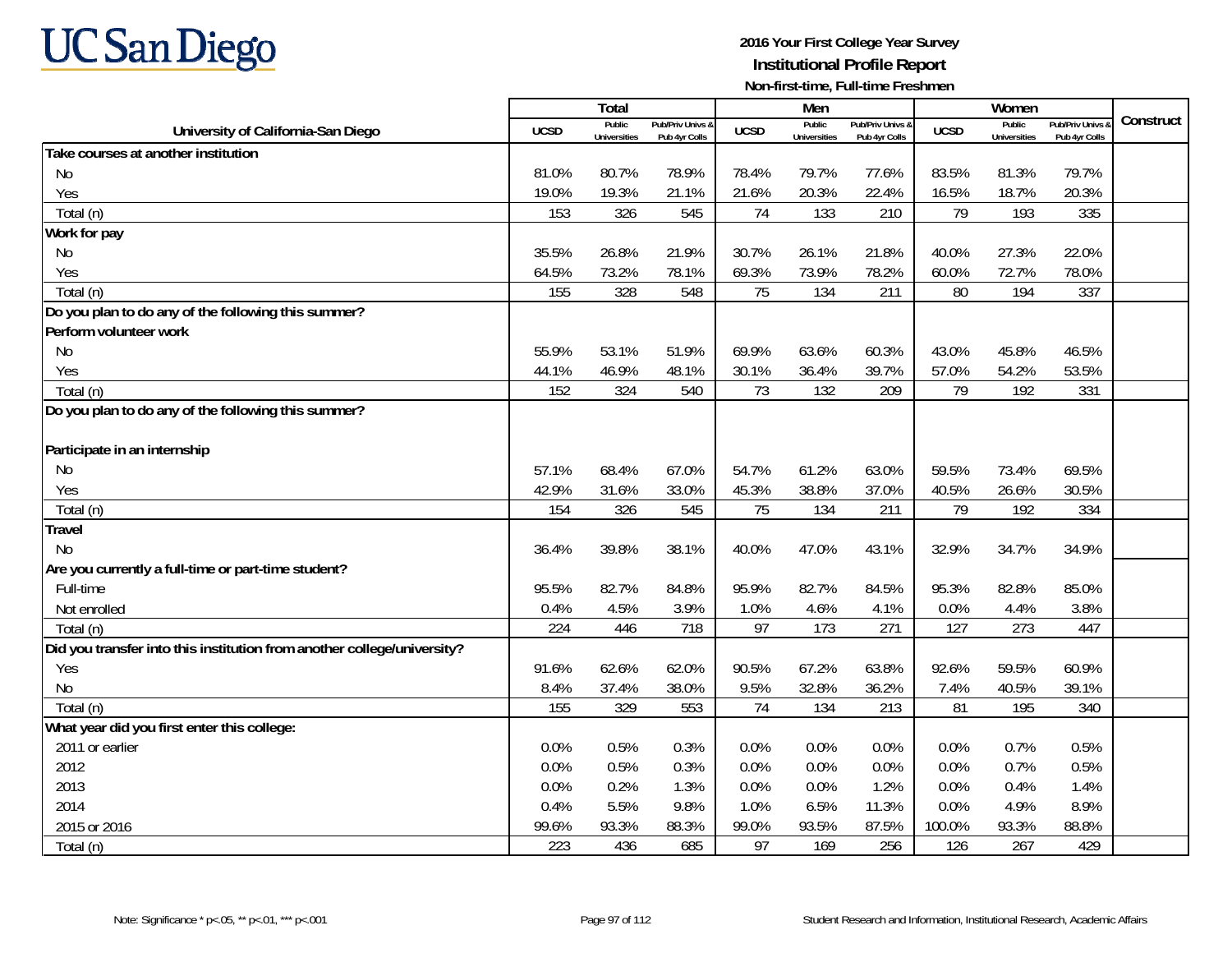**UC San Diego**

**2016 Your First College Year Survey**
**Institutional Profile Report**
**Non-first-time, Full-time Freshmen**

| University of California-San Diego | Total | | | Men | | | Women | | | Construct |
|---|---|---|---|---|---|---|---|---|---|---|
| | UCSD | Public Universities | Pub/Priv Univs & Pub 4yr Colls | UCSD | Public Universities | Pub/Priv Univs & Pub 4yr Colls | UCSD | Public Universities | Pub/Priv Univs & Pub 4yr Colls | |
| **Take courses at another institution** | | | | | | | | | | |
| No | 81.0% | 80.7% | 78.9% | 78.4% | 79.7% | 77.6% | 83.5% | 81.3% | 79.7% | |
| Yes | 19.0% | 19.3% | 21.1% | 21.6% | 20.3% | 22.4% | 16.5% | 18.7% | 20.3% | |
| Total (n) | 153 | 326 | 545 | 74 | 133 | 210 | 79 | 193 | 335 | |
| **Work for pay** | | | | | | | | | | |
| No | 35.5% | 26.8% | 21.9% | 30.7% | 26.1% | 21.8% | 40.0% | 27.3% | 22.0% | |
| Yes | 64.5% | 73.2% | 78.1% | 69.3% | 73.9% | 78.2% | 60.0% | 72.7% | 78.0% | |
| Total (n) | 155 | 328 | 548 | 75 | 134 | 211 | 80 | 194 | 337 | |
| **Do you plan to do any of the following this summer?** | | | | | | | | | | |
| **Perform volunteer work** | | | | | | | | | | |
| No | 55.9% | 53.1% | 51.9% | 69.9% | 63.6% | 60.3% | 43.0% | 45.8% | 46.5% | |
| Yes | 44.1% | 46.9% | 48.1% | 30.1% | 36.4% | 39.7% | 57.0% | 54.2% | 53.5% | |
| Total (n) | 152 | 324 | 540 | 73 | 132 | 209 | 79 | 192 | 331 | |
| **Do you plan to do any of the following this summer?** | | | | | | | | | | |
| **Participate in an internship** | | | | | | | | | | |
| No | 57.1% | 68.4% | 67.0% | 54.7% | 61.2% | 63.0% | 59.5% | 73.4% | 69.5% | |
| Yes | 42.9% | 31.6% | 33.0% | 45.3% | 38.8% | 37.0% | 40.5% | 26.6% | 30.5% | |
| Total (n) | 154 | 326 | 545 | 75 | 134 | 211 | 79 | 192 | 334 | |
| **Travel** | | | | | | | | | | |
| No | 36.4% | 39.8% | 38.1% | 40.0% | 47.0% | 43.1% | 32.9% | 34.7% | 34.9% | |
| **Are you currently a full-time or part-time student?** | | | | | | | | | | |
| Full-time | 95.5% | 82.7% | 84.8% | 95.9% | 82.7% | 84.5% | 95.3% | 82.8% | 85.0% | |
| Not enrolled | 0.4% | 4.5% | 3.9% | 1.0% | 4.6% | 4.1% | 0.0% | 4.4% | 3.8% | |
| Total (n) | 224 | 446 | 718 | 97 | 173 | 271 | 127 | 273 | 447 | |
| **Did you transfer into this institution from another college/university?** | | | | | | | | | | |
| Yes | 91.6% | 62.6% | 62.0% | 90.5% | 67.2% | 63.8% | 92.6% | 59.5% | 60.9% | |
| No | 8.4% | 37.4% | 38.0% | 9.5% | 32.8% | 36.2% | 7.4% | 40.5% | 39.1% | |
| Total (n) | 155 | 329 | 553 | 74 | 134 | 213 | 81 | 195 | 340 | |
| **What year did you first enter this college:** | | | | | | | | | | |
| 2011 or earlier | 0.0% | 0.5% | 0.3% | 0.0% | 0.0% | 0.0% | 0.0% | 0.7% | 0.5% | |
| 2012 | 0.0% | 0.5% | 0.3% | 0.0% | 0.0% | 0.0% | 0.0% | 0.7% | 0.5% | |
| 2013 | 0.0% | 0.2% | 1.3% | 0.0% | 0.0% | 1.2% | 0.0% | 0.4% | 1.4% | |
| 2014 | 0.4% | 5.5% | 9.8% | 1.0% | 6.5% | 11.3% | 0.0% | 4.9% | 8.9% | |
| 2015 or 2016 | 99.6% | 93.3% | 88.3% | 99.0% | 93.5% | 87.5% | 100.0% | 93.3% | 88.8% | |
| Total (n) | 223 | 436 | 685 | 97 | 169 | 256 | 126 | 267 | 429 | |

Note: Significance * p<.05, ** p<.01, *** p<.001

Student Research and Information, Institutional Research, Academic Affairs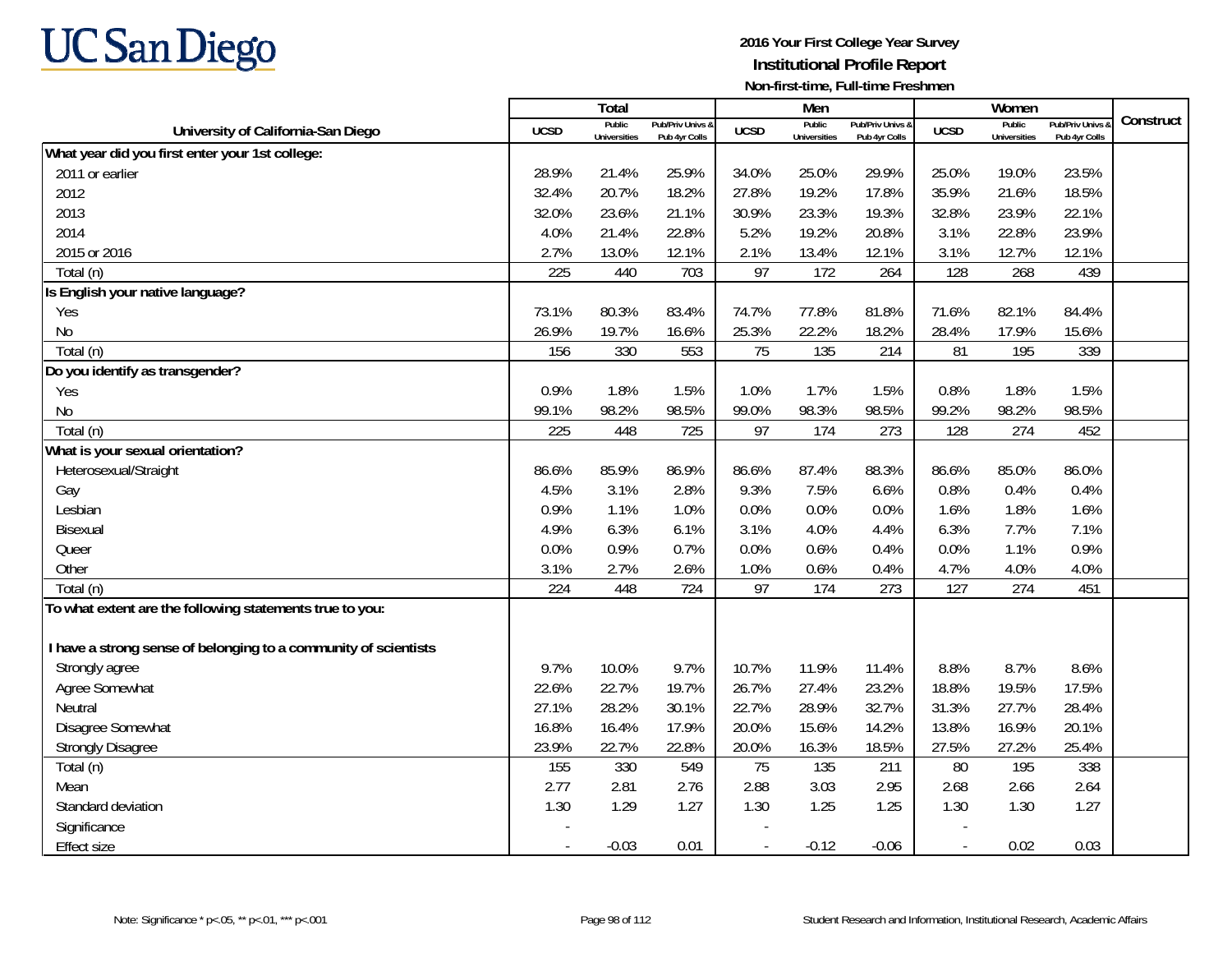# UC San Diego

**2016 Your First College Year Survey**
**Institutional Profile Report**
**Non-first-time, Full-time Freshmen**

| University of California-San Diego | Total | | | Men | | | Women | | | Construct |
|---|---|---|---|---|---|---|---|---|---|---|
| | UCSD | Public Universities | Pub/Priv Univs & Pub 4yr Colls | UCSD | Public Universities | Pub/Priv Univs & Pub 4yr Colls | UCSD | Public Universities | Pub/Priv Univs & Pub 4yr Colls | |
| **What year did you first enter your 1st college:** | | | | | | | | | | |
| 2011 or earlier | 28.9% | 21.4% | 25.9% | 34.0% | 25.0% | 29.9% | 25.0% | 19.0% | 23.5% | |
| 2012 | 32.4% | 20.7% | 18.2% | 27.8% | 19.2% | 17.8% | 35.9% | 21.6% | 18.5% | |
| 2013 | 32.0% | 23.6% | 21.1% | 30.9% | 23.3% | 19.3% | 32.8% | 23.9% | 22.1% | |
| 2014 | 4.0% | 21.4% | 22.8% | 5.2% | 19.2% | 20.8% | 3.1% | 22.8% | 23.9% | |
| 2015 or 2016 | 2.7% | 13.0% | 12.1% | 2.1% | 13.4% | 12.1% | 3.1% | 12.7% | 12.1% | |
| Total (n) | 225 | 440 | 703 | 97 | 172 | 264 | 128 | 268 | 439 | |
| **Is English your native language?** | | | | | | | | | | |
| Yes | 73.1% | 80.3% | 83.4% | 74.7% | 77.8% | 81.8% | 71.6% | 82.1% | 84.4% | |
| No | 26.9% | 19.7% | 16.6% | 25.3% | 22.2% | 18.2% | 28.4% | 17.9% | 15.6% | |
| Total (n) | 156 | 330 | 553 | 75 | 135 | 214 | 81 | 195 | 339 | |
| **Do you identify as transgender?** | | | | | | | | | | |
| Yes | 0.9% | 1.8% | 1.5% | 1.0% | 1.7% | 1.5% | 0.8% | 1.8% | 1.5% | |
| No | 99.1% | 98.2% | 98.5% | 99.0% | 98.3% | 98.5% | 99.2% | 98.2% | 98.5% | |
| Total (n) | 225 | 448 | 725 | 97 | 174 | 273 | 128 | 274 | 452 | |
| **What is your sexual orientation?** | | | | | | | | | | |
| Heterosexual/Straight | 86.6% | 85.9% | 86.9% | 86.6% | 87.4% | 88.3% | 86.6% | 85.0% | 86.0% | |
| Gay | 4.5% | 3.1% | 2.8% | 9.3% | 7.5% | 6.6% | 0.8% | 0.4% | 0.4% | |
| Lesbian | 0.9% | 1.1% | 1.0% | 0.0% | 0.0% | 0.0% | 1.6% | 1.8% | 1.6% | |
| Bisexual | 4.9% | 6.3% | 6.1% | 3.1% | 4.0% | 4.4% | 6.3% | 7.7% | 7.1% | |
| Queer | 0.0% | 0.9% | 0.7% | 0.0% | 0.6% | 0.4% | 0.0% | 1.1% | 0.9% | |
| Other | 3.1% | 2.7% | 2.6% | 1.0% | 0.6% | 0.4% | 4.7% | 4.0% | 4.0% | |
| Total (n) | 224 | 448 | 724 | 97 | 174 | 273 | 127 | 274 | 451 | |
| **To what extent are the following statements true to you:** | | | | | | | | | | |
| I have a strong sense of belonging to a community of scientists | | | | | | | | | | |
| Strongly agree | 9.7% | 10.0% | 9.7% | 10.7% | 11.9% | 11.4% | 8.8% | 8.7% | 8.6% | |
| Agree Somewhat | 22.6% | 22.7% | 19.7% | 26.7% | 27.4% | 23.2% | 18.8% | 19.5% | 17.5% | |
| Neutral | 27.1% | 28.2% | 30.1% | 22.7% | 28.9% | 32.7% | 31.3% | 27.7% | 28.4% | |
| Disagree Somewhat | 16.8% | 16.4% | 17.9% | 20.0% | 15.6% | 14.2% | 13.8% | 16.9% | 20.1% | |
| Strongly Disagree | 23.9% | 22.7% | 22.8% | 20.0% | 16.3% | 18.5% | 27.5% | 27.2% | 25.4% | |
| Total (n) | 155 | 330 | 549 | 75 | 135 | 211 | 80 | 195 | 338 | |
| Mean | 2.77 | 2.81 | 2.76 | 2.88 | 3.03 | 2.95 | 2.68 | 2.66 | 2.64 | |
| Standard deviation | 1.30 | 1.29 | 1.27 | 1.30 | 1.25 | 1.25 | 1.30 | 1.30 | 1.27 | |
| Significance | - | | | - | | | - | | | |
| Effect size | - | -0.03 | 0.01 | - | -0.12 | -0.06 | - | 0.02 | 0.03 | |

Note: Significance * p<.05, ** p<.01, *** p<.001

Student Research and Information, Institutional Research, Academic Affairs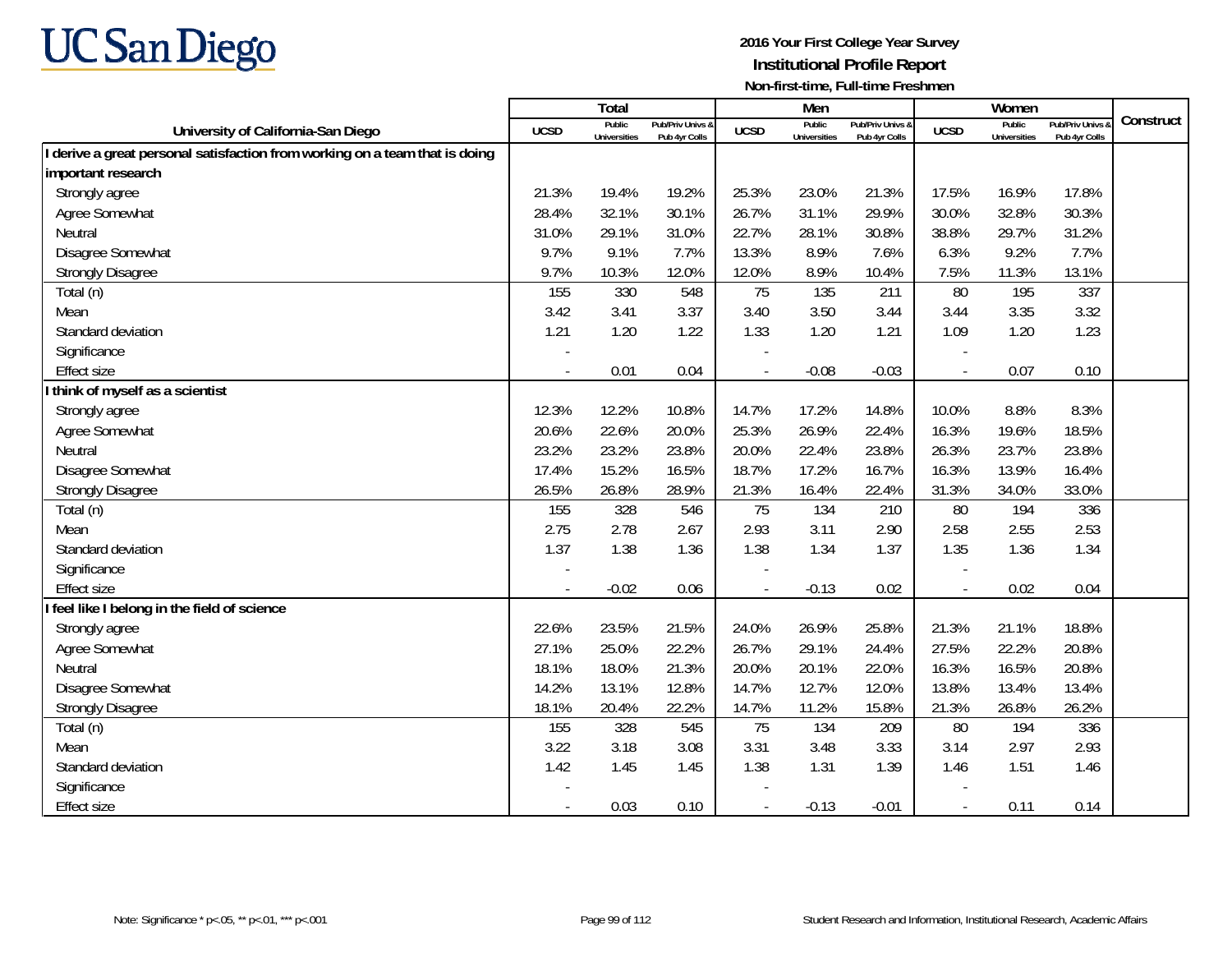UC San Diego

**2016 Your First College Year Survey**
**Institutional Profile Report**
**Non-first-time, Full-time Freshmen**

| University of California-San Diego | Total | | | Men | | | Women | | | Construct |
|---|---|---|---|---|---|---|---|---|---|---|
| | UCSD | Public Universities | Pub/Priv Univs & Pub 4yr Colls | UCSD | Public Universities | Pub/Priv Univs & Pub 4yr Colls | UCSD | Public Universities | Pub/Priv Univs & Pub 4yr Colls | |
| **I derive a great personal satisfaction from working on a team that is doing important research** | | | | | | | | | | |
| Strongly agree | 21.3% | 19.4% | 19.2% | 25.3% | 23.0% | 21.3% | 17.5% | 16.9% | 17.8% | |
| Agree Somewhat | 28.4% | 32.1% | 30.1% | 26.7% | 31.1% | 29.9% | 30.0% | 32.8% | 30.3% | |
| Neutral | 31.0% | 29.1% | 31.0% | 22.7% | 28.1% | 30.8% | 38.8% | 29.7% | 31.2% | |
| Disagree Somewhat | 9.7% | 9.1% | 7.7% | 13.3% | 8.9% | 7.6% | 6.3% | 9.2% | 7.7% | |
| Strongly Disagree | 9.7% | 10.3% | 12.0% | 12.0% | 8.9% | 10.4% | 7.5% | 11.3% | 13.1% | |
| Total (n) | 155 | 330 | 548 | 75 | 135 | 211 | 80 | 195 | 337 | |
| Mean | 3.42 | 3.41 | 3.37 | 3.40 | 3.50 | 3.44 | 3.44 | 3.35 | 3.32 | |
| Standard deviation | 1.21 | 1.20 | 1.22 | 1.33 | 1.20 | 1.21 | 1.09 | 1.20 | 1.23 | |
| Significance | - | | | - | | | - | | | |
| Effect size | - | 0.01 | 0.04 | - | -0.08 | -0.03 | - | 0.07 | 0.10 | |
| **I think of myself as a scientist** | | | | | | | | | | |
| Strongly agree | 12.3% | 12.2% | 10.8% | 14.7% | 17.2% | 14.8% | 10.0% | 8.8% | 8.3% | |
| Agree Somewhat | 20.6% | 22.6% | 20.0% | 25.3% | 26.9% | 22.4% | 16.3% | 19.6% | 18.5% | |
| Neutral | 23.2% | 23.2% | 23.8% | 20.0% | 22.4% | 23.8% | 26.3% | 23.7% | 23.8% | |
| Disagree Somewhat | 17.4% | 15.2% | 16.5% | 18.7% | 17.2% | 16.7% | 16.3% | 13.9% | 16.4% | |
| Strongly Disagree | 26.5% | 26.8% | 28.9% | 21.3% | 16.4% | 22.4% | 31.3% | 34.0% | 33.0% | |
| Total (n) | 155 | 328 | 546 | 75 | 134 | 210 | 80 | 194 | 336 | |
| Mean | 2.75 | 2.78 | 2.67 | 2.93 | 3.11 | 2.90 | 2.58 | 2.55 | 2.53 | |
| Standard deviation | 1.37 | 1.38 | 1.36 | 1.38 | 1.34 | 1.37 | 1.35 | 1.36 | 1.34 | |
| Significance | - | | | - | | | - | | | |
| Effect size | - | -0.02 | 0.06 | - | -0.13 | 0.02 | - | 0.02 | 0.04 | |
| **I feel like I belong in the field of science** | | | | | | | | | | |
| Strongly agree | 22.6% | 23.5% | 21.5% | 24.0% | 26.9% | 25.8% | 21.3% | 21.1% | 18.8% | |
| Agree Somewhat | 27.1% | 25.0% | 22.2% | 26.7% | 29.1% | 24.4% | 27.5% | 22.2% | 20.8% | |
| Neutral | 18.1% | 18.0% | 21.3% | 20.0% | 20.1% | 22.0% | 16.3% | 16.5% | 20.8% | |
| Disagree Somewhat | 14.2% | 13.1% | 12.8% | 14.7% | 12.7% | 12.0% | 13.8% | 13.4% | 13.4% | |
| Strongly Disagree | 18.1% | 20.4% | 22.2% | 14.7% | 11.2% | 15.8% | 21.3% | 26.8% | 26.2% | |
| Total (n) | 155 | 328 | 545 | 75 | 134 | 209 | 80 | 194 | 336 | |
| Mean | 3.22 | 3.18 | 3.08 | 3.31 | 3.48 | 3.33 | 3.14 | 2.97 | 2.93 | |
| Standard deviation | 1.42 | 1.45 | 1.45 | 1.38 | 1.31 | 1.39 | 1.46 | 1.51 | 1.46 | |
| Significance | - | | | - | | | - | | | |
| Effect size | - | 0.03 | 0.10 | - | -0.13 | -0.01 | - | 0.11 | 0.14 | |

Note: Significance * p<.05, ** p<.01, *** p<.001

Student Research and Information, Institutional Research, Academic Affairs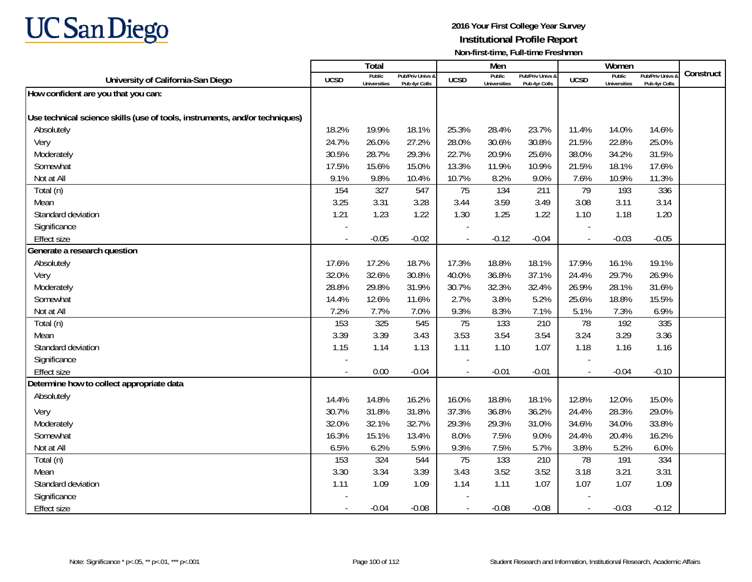# 2016 Your First College Year Survey

## Institutional Profile Report

### Non-first-time, Full-time Freshmen

| University of California-San Diego | Total | | | Men | | | Women | | | Construct |
|---|---|---|---|---|---|---|---|---|---|---|
| | UCSD | Public Universities | Pub/Priv Univs & Pub 4yr Colls | UCSD | Public Universities | Pub/Priv Univs & Pub 4yr Colls | UCSD | Public Universities | Pub/Priv Univs & Pub 4yr Colls | |
| **How confident are you that you can:** | | | | | | | | | | |
| **Use technical science skills (use of tools, instruments, and/or techniques)** | | | | | | | | | | |
| Absolutely | 18.2% | 19.9% | 18.1% | 25.3% | 28.4% | 23.7% | 11.4% | 14.0% | 14.6% | |
| Very | 24.7% | 26.0% | 27.2% | 28.0% | 30.6% | 30.8% | 21.5% | 22.8% | 25.0% | |
| Moderately | 30.5% | 28.7% | 29.3% | 22.7% | 20.9% | 25.6% | 38.0% | 34.2% | 31.5% | |
| Somewhat | 17.5% | 15.6% | 15.0% | 13.3% | 11.9% | 10.9% | 21.5% | 18.1% | 17.6% | |
| Not at All | 9.1% | 9.8% | 10.4% | 10.7% | 8.2% | 9.0% | 7.6% | 10.9% | 11.3% | |
| Total (n) | 154 | 327 | 547 | 75 | 134 | 211 | 79 | 193 | 336 | |
| Mean | 3.25 | 3.31 | 3.28 | 3.44 | 3.59 | 3.49 | 3.08 | 3.11 | 3.14 | |
| Standard deviation | 1.21 | 1.23 | 1.22 | 1.30 | 1.25 | 1.22 | 1.10 | 1.18 | 1.20 | |
| Significance | - | | | - | | | - | | | |
| Effect size | - | -0.05 | -0.02 | - | -0.12 | -0.04 | - | -0.03 | -0.05 | |
| **Generate a research question** | | | | | | | | | | |
| Absolutely | 17.6% | 17.2% | 18.7% | 17.3% | 18.8% | 18.1% | 17.9% | 16.1% | 19.1% | |
| Very | 32.0% | 32.6% | 30.8% | 40.0% | 36.8% | 37.1% | 24.4% | 29.7% | 26.9% | |
| Moderately | 28.8% | 29.8% | 31.9% | 30.7% | 32.3% | 32.4% | 26.9% | 28.1% | 31.6% | |
| Somewhat | 14.4% | 12.6% | 11.6% | 2.7% | 3.8% | 5.2% | 25.6% | 18.8% | 15.5% | |
| Not at All | 7.2% | 7.7% | 7.0% | 9.3% | 8.3% | 7.1% | 5.1% | 7.3% | 6.9% | |
| Total (n) | 153 | 325 | 545 | 75 | 133 | 210 | 78 | 192 | 335 | |
| Mean | 3.39 | 3.39 | 3.43 | 3.53 | 3.54 | 3.54 | 3.24 | 3.29 | 3.36 | |
| Standard deviation | 1.15 | 1.14 | 1.13 | 1.11 | 1.10 | 1.07 | 1.18 | 1.16 | 1.16 | |
| Significance | - | | | - | | | - | | | |
| Effect size | - | 0.00 | -0.04 | - | -0.01 | -0.01 | - | -0.04 | -0.10 | |
| **Determine how to collect appropriate data** | | | | | | | | | | |
| Absolutely | 14.4% | 14.8% | 16.2% | 16.0% | 18.8% | 18.1% | 12.8% | 12.0% | 15.0% | |
| Very | 30.7% | 31.8% | 31.8% | 37.3% | 36.8% | 36.2% | 24.4% | 28.3% | 29.0% | |
| Moderately | 32.0% | 32.1% | 32.7% | 29.3% | 29.3% | 31.0% | 34.6% | 34.0% | 33.8% | |
| Somewhat | 16.3% | 15.1% | 13.4% | 8.0% | 7.5% | 9.0% | 24.4% | 20.4% | 16.2% | |
| Not at All | 6.5% | 6.2% | 5.9% | 9.3% | 7.5% | 5.7% | 3.8% | 5.2% | 6.0% | |
| Total (n) | 153 | 324 | 544 | 75 | 133 | 210 | 78 | 191 | 334 | |
| Mean | 3.30 | 3.34 | 3.39 | 3.43 | 3.52 | 3.52 | 3.18 | 3.21 | 3.31 | |
| Standard deviation | 1.11 | 1.09 | 1.09 | 1.14 | 1.11 | 1.07 | 1.07 | 1.07 | 1.09 | |
| Significance | - | | | - | | | - | | | |
| Effect size | - | -0.04 | -0.08 | - | -0.08 | -0.08 | - | -0.03 | -0.12 | |

Note: Significance * p<.05, ** p<.01, *** p<.001

Student Research and Information, Institutional Research, Academic Affairs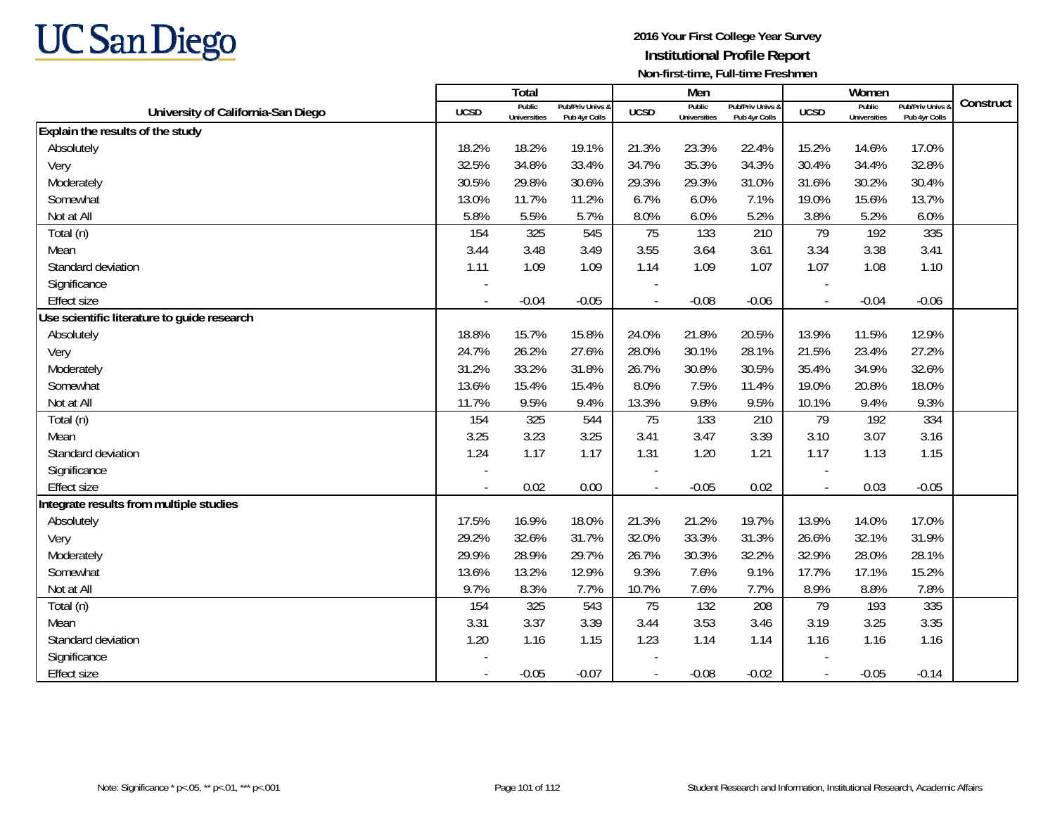# UC San Diego

**2016 Your First College Year Survey**
**Institutional Profile Report**
**Non-first-time, Full-time Freshmen**

| University of California-San Diego | Total | | | Men | | | Women | | | Construct |
|---|---|---|---|---|---|---|---|---|---|---|
| | UCSD | Public Universities | Pub/Priv Univs & Pub 4yr Colls | UCSD | Public Universities | Pub/Priv Univs & Pub 4yr Colls | UCSD | Public Universities | Pub/Priv Univs & Pub 4yr Colls | |
| **Explain the results of the study** | | | | | | | | | | |
| Absolutely | 18.2% | 18.2% | 19.1% | 21.3% | 23.3% | 22.4% | 15.2% | 14.6% | 17.0% | |
| Very | 32.5% | 34.8% | 33.4% | 34.7% | 35.3% | 34.3% | 30.4% | 34.4% | 32.8% | |
| Moderately | 30.5% | 29.8% | 30.6% | 29.3% | 29.3% | 31.0% | 31.6% | 30.2% | 30.4% | |
| Somewhat | 13.0% | 11.7% | 11.2% | 6.7% | 6.0% | 7.1% | 19.0% | 15.6% | 13.7% | |
| Not at All | 5.8% | 5.5% | 5.7% | 8.0% | 6.0% | 5.2% | 3.8% | 5.2% | 6.0% | |
| Total (n) | 154 | 325 | 545 | 75 | 133 | 210 | 79 | 192 | 335 | |
| Mean | 3.44 | 3.48 | 3.49 | 3.55 | 3.64 | 3.61 | 3.34 | 3.38 | 3.41 | |
| Standard deviation | 1.11 | 1.09 | 1.09 | 1.14 | 1.09 | 1.07 | 1.07 | 1.08 | 1.10 | |
| Significance | - | | | - | | | - | | | |
| Effect size | - | -0.04 | -0.05 | - | -0.08 | -0.06 | - | -0.04 | -0.06 | |
| **Use scientific literature to guide research** | | | | | | | | | | |
| Absolutely | 18.8% | 15.7% | 15.8% | 24.0% | 21.8% | 20.5% | 13.9% | 11.5% | 12.9% | |
| Very | 24.7% | 26.2% | 27.6% | 28.0% | 30.1% | 28.1% | 21.5% | 23.4% | 27.2% | |
| Moderately | 31.2% | 33.2% | 31.8% | 26.7% | 30.8% | 30.5% | 35.4% | 34.9% | 32.6% | |
| Somewhat | 13.6% | 15.4% | 15.4% | 8.0% | 7.5% | 11.4% | 19.0% | 20.8% | 18.0% | |
| Not at All | 11.7% | 9.5% | 9.4% | 13.3% | 9.8% | 9.5% | 10.1% | 9.4% | 9.3% | |
| Total (n) | 154 | 325 | 544 | 75 | 133 | 210 | 79 | 192 | 334 | |
| Mean | 3.25 | 3.23 | 3.25 | 3.41 | 3.47 | 3.39 | 3.10 | 3.07 | 3.16 | |
| Standard deviation | 1.24 | 1.17 | 1.17 | 1.31 | 1.20 | 1.21 | 1.17 | 1.13 | 1.15 | |
| Significance | - | | | - | | | - | | | |
| Effect size | - | 0.02 | 0.00 | - | -0.05 | 0.02 | - | 0.03 | -0.05 | |
| **Integrate results from multiple studies** | | | | | | | | | | |
| Absolutely | 17.5% | 16.9% | 18.0% | 21.3% | 21.2% | 19.7% | 13.9% | 14.0% | 17.0% | |
| Very | 29.2% | 32.6% | 31.7% | 32.0% | 33.3% | 31.3% | 26.6% | 32.1% | 31.9% | |
| Moderately | 29.9% | 28.9% | 29.7% | 26.7% | 30.3% | 32.2% | 32.9% | 28.0% | 28.1% | |
| Somewhat | 13.6% | 13.2% | 12.9% | 9.3% | 7.6% | 9.1% | 17.7% | 17.1% | 15.2% | |
| Not at All | 9.7% | 8.3% | 7.7% | 10.7% | 7.6% | 7.7% | 8.9% | 8.8% | 7.8% | |
| Total (n) | 154 | 325 | 543 | 75 | 132 | 208 | 79 | 193 | 335 | |
| Mean | 3.31 | 3.37 | 3.39 | 3.44 | 3.53 | 3.46 | 3.19 | 3.25 | 3.35 | |
| Standard deviation | 1.20 | 1.16 | 1.15 | 1.23 | 1.14 | 1.14 | 1.16 | 1.16 | 1.16 | |
| Significance | - | | | - | | | - | | | |
| Effect size | - | -0.05 | -0.07 | - | -0.08 | -0.02 | - | -0.05 | -0.14 | |

Note: Significance * p<.05, ** p<.01, *** p<.001

Student Research and Information, Institutional Research, Academic Affairs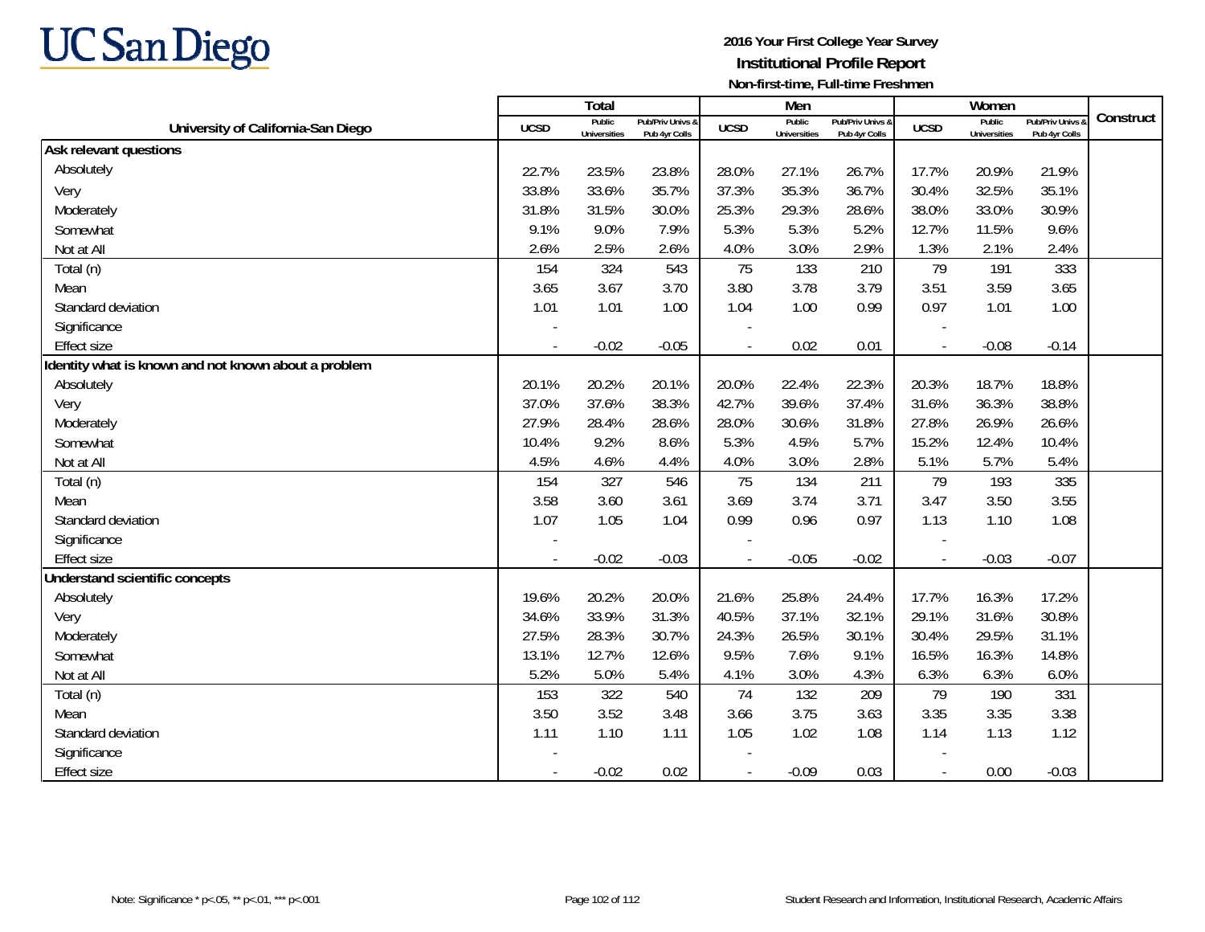**UC San Diego**

**2016 Your First College Year Survey**
**Institutional Profile Report**
**Non-first-time, Full-time Freshmen**

| University of California-San Diego | Total | | | Men | | | Women | | | Construct |
|---|---|---|---|---|---|---|---|---|---|---|
| | UCSD | Public Universities | Pub/Priv Univs & Pub 4yr Colls | UCSD | Public Universities | Pub/Priv Univs & Pub 4yr Colls | UCSD | Public Universities | Pub/Priv Univs & Pub 4yr Colls | |
| **Ask relevant questions** | | | | | | | | | | |
| Absolutely | 22.7% | 23.5% | 23.8% | 28.0% | 27.1% | 26.7% | 17.7% | 20.9% | 21.9% | |
| Very | 33.8% | 33.6% | 35.7% | 37.3% | 35.3% | 36.7% | 30.4% | 32.5% | 35.1% | |
| Moderately | 31.8% | 31.5% | 30.0% | 25.3% | 29.3% | 28.6% | 38.0% | 33.0% | 30.9% | |
| Somewhat | 9.1% | 9.0% | 7.9% | 5.3% | 5.3% | 5.2% | 12.7% | 11.5% | 9.6% | |
| Not at All | 2.6% | 2.5% | 2.6% | 4.0% | 3.0% | 2.9% | 1.3% | 2.1% | 2.4% | |
| Total (n) | 154 | 324 | 543 | 75 | 133 | 210 | 79 | 191 | 333 | |
| Mean | 3.65 | 3.67 | 3.70 | 3.80 | 3.78 | 3.79 | 3.51 | 3.59 | 3.65 | |
| Standard deviation | 1.01 | 1.01 | 1.00 | 1.04 | 1.00 | 0.99 | 0.97 | 1.01 | 1.00 | |
| Significance | - | | | - | | | - | | | |
| Effect size | - | -0.02 | -0.05 | - | 0.02 | 0.01 | - | -0.08 | -0.14 | |
| **Identity what is known and not known about a problem** | | | | | | | | | | |
| Absolutely | 20.1% | 20.2% | 20.1% | 20.0% | 22.4% | 22.3% | 20.3% | 18.7% | 18.8% | |
| Very | 37.0% | 37.6% | 38.3% | 42.7% | 39.6% | 37.4% | 31.6% | 36.3% | 38.8% | |
| Moderately | 27.9% | 28.4% | 28.6% | 28.0% | 30.6% | 31.8% | 27.8% | 26.9% | 26.6% | |
| Somewhat | 10.4% | 9.2% | 8.6% | 5.3% | 4.5% | 5.7% | 15.2% | 12.4% | 10.4% | |
| Not at All | 4.5% | 4.6% | 4.4% | 4.0% | 3.0% | 2.8% | 5.1% | 5.7% | 5.4% | |
| Total (n) | 154 | 327 | 546 | 75 | 134 | 211 | 79 | 193 | 335 | |
| Mean | 3.58 | 3.60 | 3.61 | 3.69 | 3.74 | 3.71 | 3.47 | 3.50 | 3.55 | |
| Standard deviation | 1.07 | 1.05 | 1.04 | 0.99 | 0.96 | 0.97 | 1.13 | 1.10 | 1.08 | |
| Significance | - | | | - | | | - | | | |
| Effect size | - | -0.02 | -0.03 | - | -0.05 | -0.02 | - | -0.03 | -0.07 | |
| **Understand scientific concepts** | | | | | | | | | | |
| Absolutely | 19.6% | 20.2% | 20.0% | 21.6% | 25.8% | 24.4% | 17.7% | 16.3% | 17.2% | |
| Very | 34.6% | 33.9% | 31.3% | 40.5% | 37.1% | 32.1% | 29.1% | 31.6% | 30.8% | |
| Moderately | 27.5% | 28.3% | 30.7% | 24.3% | 26.5% | 30.1% | 30.4% | 29.5% | 31.1% | |
| Somewhat | 13.1% | 12.7% | 12.6% | 9.5% | 7.6% | 9.1% | 16.5% | 16.3% | 14.8% | |
| Not at All | 5.2% | 5.0% | 5.4% | 4.1% | 3.0% | 4.3% | 6.3% | 6.3% | 6.0% | |
| Total (n) | 153 | 322 | 540 | 74 | 132 | 209 | 79 | 190 | 331 | |
| Mean | 3.50 | 3.52 | 3.48 | 3.66 | 3.75 | 3.63 | 3.35 | 3.35 | 3.38 | |
| Standard deviation | 1.11 | 1.10 | 1.11 | 1.05 | 1.02 | 1.08 | 1.14 | 1.13 | 1.12 | |
| Significance | - | | | - | | | - | | | |
| Effect size | - | -0.02 | 0.02 | - | -0.09 | 0.03 | - | 0.00 | -0.03 | |

Note: Significance * p<.05, ** p<.01, *** p<.001

Student Research and Information, Institutional Research, Academic Affairs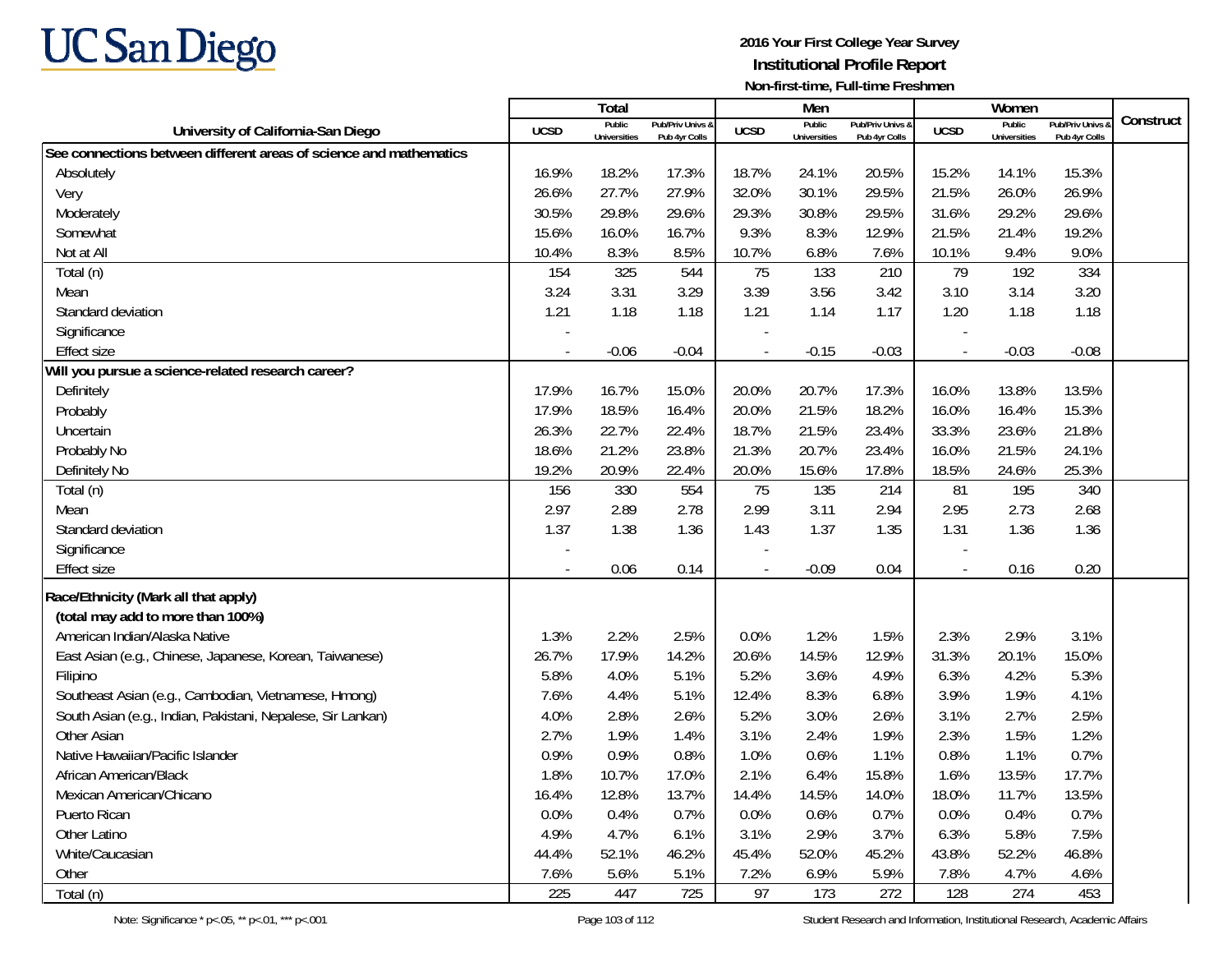# UC San Diego

**2016 Your First College Year Survey**
**Institutional Profile Report**
**Non-first-time, Full-time Freshmen**

| University of California-San Diego | Total | | | Men | | | Women | | | Construct |
|---|---|---|---|---|---|---|---|---|---|---|
| | UCSD | Public Universities | Pub/Priv Univs & Pub 4yr Colls | UCSD | Public Universities | Pub/Priv Univs & Pub 4yr Colls | UCSD | Public Universities | Pub/Priv Univs & Pub 4yr Colls | |
| **See connections between different areas of science and mathematics** | | | | | | | | | | |
| Absolutely | 16.9% | 18.2% | 17.3% | 18.7% | 24.1% | 20.5% | 15.2% | 14.1% | 15.3% | |
| Very | 26.6% | 27.7% | 27.9% | 32.0% | 30.1% | 29.5% | 21.5% | 26.0% | 26.9% | |
| Moderately | 30.5% | 29.8% | 29.6% | 29.3% | 30.8% | 29.5% | 31.6% | 29.2% | 29.6% | |
| Somewhat | 15.6% | 16.0% | 16.7% | 9.3% | 8.3% | 12.9% | 21.5% | 21.4% | 19.2% | |
| Not at All | 10.4% | 8.3% | 8.5% | 10.7% | 6.8% | 7.6% | 10.1% | 9.4% | 9.0% | |
| Total (n) | 154 | 325 | 544 | 75 | 133 | 210 | 79 | 192 | 334 | |
| Mean | 3.24 | 3.31 | 3.29 | 3.39 | 3.56 | 3.42 | 3.10 | 3.14 | 3.20 | |
| Standard deviation | 1.21 | 1.18 | 1.18 | 1.21 | 1.14 | 1.17 | 1.20 | 1.18 | 1.18 | |
| Significance | - | | | - | | | - | | | |
| Effect size | - | -0.06 | -0.04 | - | -0.15 | -0.03 | - | -0.03 | -0.08 | |
| **Will you pursue a science-related research career?** | | | | | | | | | | |
| Definitely | 17.9% | 16.7% | 15.0% | 20.0% | 20.7% | 17.3% | 16.0% | 13.8% | 13.5% | |
| Probably | 17.9% | 18.5% | 16.4% | 20.0% | 21.5% | 18.2% | 16.0% | 16.4% | 15.3% | |
| Uncertain | 26.3% | 22.7% | 22.4% | 18.7% | 21.5% | 23.4% | 33.3% | 23.6% | 21.8% | |
| Probably No | 18.6% | 21.2% | 23.8% | 21.3% | 20.7% | 23.4% | 16.0% | 21.5% | 24.1% | |
| Definitely No | 19.2% | 20.9% | 22.4% | 20.0% | 15.6% | 17.8% | 18.5% | 24.6% | 25.3% | |
| Total (n) | 156 | 330 | 554 | 75 | 135 | 214 | 81 | 195 | 340 | |
| Mean | 2.97 | 2.89 | 2.78 | 2.99 | 3.11 | 2.94 | 2.95 | 2.73 | 2.68 | |
| Standard deviation | 1.37 | 1.38 | 1.36 | 1.43 | 1.37 | 1.35 | 1.31 | 1.36 | 1.36 | |
| Significance | - | | | - | | | - | | | |
| Effect size | - | 0.06 | 0.14 | - | -0.09 | 0.04 | - | 0.16 | 0.20 | |
| **Race/Ethnicity (Mark all that apply)** | | | | | | | | | | |
| **(total may add to more than 100%)** | | | | | | | | | | |
| American Indian/Alaska Native | 1.3% | 2.2% | 2.5% | 0.0% | 1.2% | 1.5% | 2.3% | 2.9% | 3.1% | |
| East Asian (e.g., Chinese, Japanese, Korean, Taiwanese) | 26.7% | 17.9% | 14.2% | 20.6% | 14.5% | 12.9% | 31.3% | 20.1% | 15.0% | |
| Filipino | 5.8% | 4.0% | 5.1% | 5.2% | 3.6% | 4.9% | 6.3% | 4.2% | 5.3% | |
| Southeast Asian (e.g., Cambodian, Vietnamese, Hmong) | 7.6% | 4.4% | 5.1% | 12.4% | 8.3% | 6.8% | 3.9% | 1.9% | 4.1% | |
| South Asian (e.g., Indian, Pakistani, Nepalese, Sir Lankan) | 4.0% | 2.8% | 2.6% | 5.2% | 3.0% | 2.6% | 3.1% | 2.7% | 2.5% | |
| Other Asian | 2.7% | 1.9% | 1.4% | 3.1% | 2.4% | 1.9% | 2.3% | 1.5% | 1.2% | |
| Native Hawaiian/Pacific Islander | 0.9% | 0.9% | 0.8% | 1.0% | 0.6% | 1.1% | 0.8% | 1.1% | 0.7% | |
| African American/Black | 1.8% | 10.7% | 17.0% | 2.1% | 6.4% | 15.8% | 1.6% | 13.5% | 17.7% | |
| Mexican American/Chicano | 16.4% | 12.8% | 13.7% | 14.4% | 14.5% | 14.0% | 18.0% | 11.7% | 13.5% | |
| Puerto Rican | 0.0% | 0.4% | 0.7% | 0.0% | 0.6% | 0.7% | 0.0% | 0.4% | 0.7% | |
| Other Latino | 4.9% | 4.7% | 6.1% | 3.1% | 2.9% | 3.7% | 6.3% | 5.8% | 7.5% | |
| White/Caucasian | 44.4% | 52.1% | 46.2% | 45.4% | 52.0% | 45.2% | 43.8% | 52.2% | 46.8% | |
| Other | 7.6% | 5.6% | 5.1% | 7.2% | 6.9% | 5.9% | 7.8% | 4.7% | 4.6% | |
| Total (n) | 225 | 447 | 725 | 97 | 173 | 272 | 128 | 274 | 453 | |

Note: Significance * p<.05, ** p<.01, *** p<.001

Student Research and Information, Institutional Research, Academic Affairs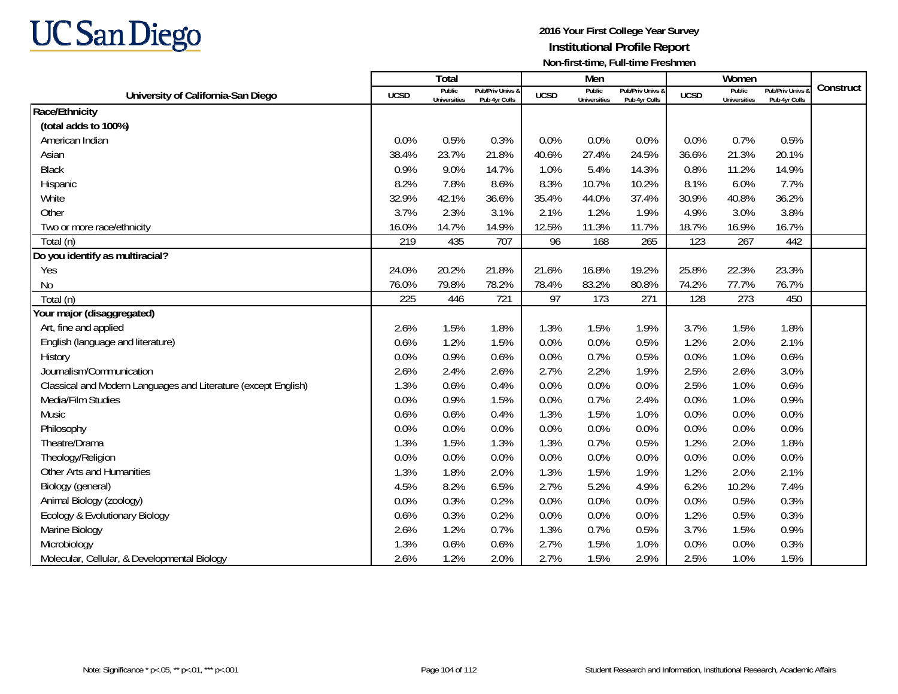# 2016 Your First College Year Survey

## Institutional Profile Report

### Non-first-time, Full-time Freshmen

| University of California-San Diego | Total | | | Men | | | Women | | | Construct |
|---|---|---|---|---|---|---|---|---|---|---|
| | UCSD | Public Universities | Pub/Priv Univs & Pub 4yr Colls | UCSD | Public Universities | Pub/Priv Univs & Pub 4yr Colls | UCSD | Public Universities | Pub/Priv Univs & Pub 4yr Colls | |
| **Race/Ethnicity** | | | | | | | | | | |
| **(total adds to 100%)** | | | | | | | | | | |
| American Indian | 0.0% | 0.5% | 0.3% | 0.0% | 0.0% | 0.0% | 0.0% | 0.7% | 0.5% | |
| Asian | 38.4% | 23.7% | 21.8% | 40.6% | 27.4% | 24.5% | 36.6% | 21.3% | 20.1% | |
| Black | 0.9% | 9.0% | 14.7% | 1.0% | 5.4% | 14.3% | 0.8% | 11.2% | 14.9% | |
| Hispanic | 8.2% | 7.8% | 8.6% | 8.3% | 10.7% | 10.2% | 8.1% | 6.0% | 7.7% | |
| White | 32.9% | 42.1% | 36.6% | 35.4% | 44.0% | 37.4% | 30.9% | 40.8% | 36.2% | |
| Other | 3.7% | 2.3% | 3.1% | 2.1% | 1.2% | 1.9% | 4.9% | 3.0% | 3.8% | |
| Two or more race/ethnicity | 16.0% | 14.7% | 14.9% | 12.5% | 11.3% | 11.7% | 18.7% | 16.9% | 16.7% | |
| Total (n) | 219 | 435 | 707 | 96 | 168 | 265 | 123 | 267 | 442 | |
| **Do you identify as multiracial?** | | | | | | | | | | |
| Yes | 24.0% | 20.2% | 21.8% | 21.6% | 16.8% | 19.2% | 25.8% | 22.3% | 23.3% | |
| No | 76.0% | 79.8% | 78.2% | 78.4% | 83.2% | 80.8% | 74.2% | 77.7% | 76.7% | |
| Total (n) | 225 | 446 | 721 | 97 | 173 | 271 | 128 | 273 | 450 | |
| **Your major (disaggregated)** | | | | | | | | | | |
| Art, fine and applied | 2.6% | 1.5% | 1.8% | 1.3% | 1.5% | 1.9% | 3.7% | 1.5% | 1.8% | |
| English (language and literature) | 0.6% | 1.2% | 1.5% | 0.0% | 0.0% | 0.5% | 1.2% | 2.0% | 2.1% | |
| History | 0.0% | 0.9% | 0.6% | 0.0% | 0.7% | 0.5% | 0.0% | 1.0% | 0.6% | |
| Journalism/Communication | 2.6% | 2.4% | 2.6% | 2.7% | 2.2% | 1.9% | 2.5% | 2.6% | 3.0% | |
| Classical and Modern Languages and Literature (except English) | 1.3% | 0.6% | 0.4% | 0.0% | 0.0% | 0.0% | 2.5% | 1.0% | 0.6% | |
| Media/Film Studies | 0.0% | 0.9% | 1.5% | 0.0% | 0.7% | 2.4% | 0.0% | 1.0% | 0.9% | |
| Music | 0.6% | 0.6% | 0.4% | 1.3% | 1.5% | 1.0% | 0.0% | 0.0% | 0.0% | |
| Philosophy | 0.0% | 0.0% | 0.0% | 0.0% | 0.0% | 0.0% | 0.0% | 0.0% | 0.0% | |
| Theatre/Drama | 1.3% | 1.5% | 1.3% | 1.3% | 0.7% | 0.5% | 1.2% | 2.0% | 1.8% | |
| Theology/Religion | 0.0% | 0.0% | 0.0% | 0.0% | 0.0% | 0.0% | 0.0% | 0.0% | 0.0% | |
| Other Arts and Humanities | 1.3% | 1.8% | 2.0% | 1.3% | 1.5% | 1.9% | 1.2% | 2.0% | 2.1% | |
| Biology (general) | 4.5% | 8.2% | 6.5% | 2.7% | 5.2% | 4.9% | 6.2% | 10.2% | 7.4% | |
| Animal Biology (zoology) | 0.0% | 0.3% | 0.2% | 0.0% | 0.0% | 0.0% | 0.0% | 0.5% | 0.3% | |
| Ecology & Evolutionary Biology | 0.6% | 0.3% | 0.2% | 0.0% | 0.0% | 0.0% | 1.2% | 0.5% | 0.3% | |
| Marine Biology | 2.6% | 1.2% | 0.7% | 1.3% | 0.7% | 0.5% | 3.7% | 1.5% | 0.9% | |
| Microbiology | 1.3% | 0.6% | 0.6% | 2.7% | 1.5% | 1.0% | 0.0% | 0.0% | 0.3% | |
| Molecular, Cellular, & Developmental Biology | 2.6% | 1.2% | 2.0% | 2.7% | 1.5% | 2.9% | 2.5% | 1.0% | 1.5% | |

Note: Significance * p<.05, ** p<.01, *** p<.001

Student Research and Information, Institutional Research, Academic Affairs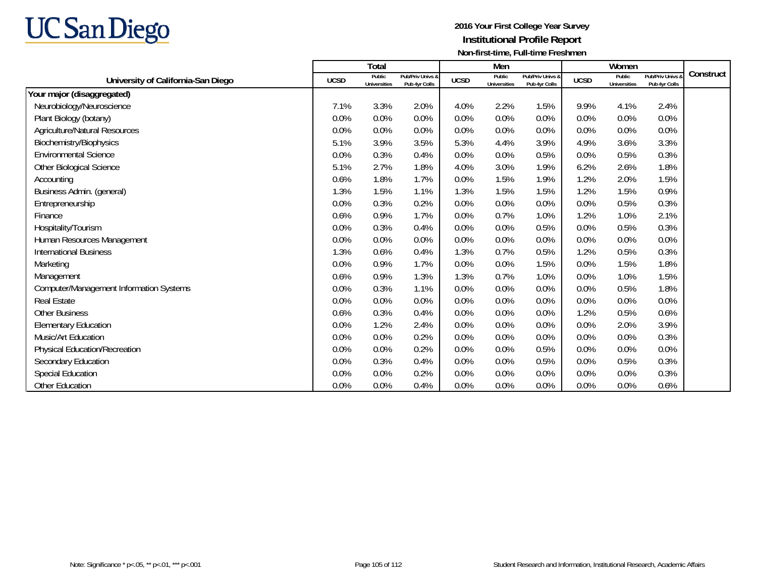# UC San Diego

**2016 Your First College Year Survey**
**Institutional Profile Report**
**Non-first-time, Full-time Freshmen**

| University of California-San Diego | Total | | | Men | | | Women | | | Construct |
|---|---|---|---|---|---|---|---|---|---|---|
| | UCSD | Public Universities | Pub/Priv Univs & Pub 4yr Colls | UCSD | Public Universities | Pub/Priv Univs & Pub 4yr Colls | UCSD | Public Universities | Pub/Priv Univs & Pub 4yr Colls | |
| **Your major (disaggregated)** | | | | | | | | | | |
| Neurobiology/Neuroscience | 7.1% | 3.3% | 2.0% | 4.0% | 2.2% | 1.5% | 9.9% | 4.1% | 2.4% | |
| Plant Biology (botany) | 0.0% | 0.0% | 0.0% | 0.0% | 0.0% | 0.0% | 0.0% | 0.0% | 0.0% | |
| Agriculture/Natural Resources | 0.0% | 0.0% | 0.0% | 0.0% | 0.0% | 0.0% | 0.0% | 0.0% | 0.0% | |
| Biochemistry/Biophysics | 5.1% | 3.9% | 3.5% | 5.3% | 4.4% | 3.9% | 4.9% | 3.6% | 3.3% | |
| Environmental Science | 0.0% | 0.3% | 0.4% | 0.0% | 0.0% | 0.5% | 0.0% | 0.5% | 0.3% | |
| Other Biological Science | 5.1% | 2.7% | 1.8% | 4.0% | 3.0% | 1.9% | 6.2% | 2.6% | 1.8% | |
| Accounting | 0.6% | 1.8% | 1.7% | 0.0% | 1.5% | 1.9% | 1.2% | 2.0% | 1.5% | |
| Business Admin. (general) | 1.3% | 1.5% | 1.1% | 1.3% | 1.5% | 1.5% | 1.2% | 1.5% | 0.9% | |
| Entrepreneurship | 0.0% | 0.3% | 0.2% | 0.0% | 0.0% | 0.0% | 0.0% | 0.5% | 0.3% | |
| Finance | 0.6% | 0.9% | 1.7% | 0.0% | 0.7% | 1.0% | 1.2% | 1.0% | 2.1% | |
| Hospitality/Tourism | 0.0% | 0.3% | 0.4% | 0.0% | 0.0% | 0.5% | 0.0% | 0.5% | 0.3% | |
| Human Resources Management | 0.0% | 0.0% | 0.0% | 0.0% | 0.0% | 0.0% | 0.0% | 0.0% | 0.0% | |
| International Business | 1.3% | 0.6% | 0.4% | 1.3% | 0.7% | 0.5% | 1.2% | 0.5% | 0.3% | |
| Marketing | 0.0% | 0.9% | 1.7% | 0.0% | 0.0% | 1.5% | 0.0% | 1.5% | 1.8% | |
| Management | 0.6% | 0.9% | 1.3% | 1.3% | 0.7% | 1.0% | 0.0% | 1.0% | 1.5% | |
| Computer/Management Information Systems | 0.0% | 0.3% | 1.1% | 0.0% | 0.0% | 0.0% | 0.0% | 0.5% | 1.8% | |
| Real Estate | 0.0% | 0.0% | 0.0% | 0.0% | 0.0% | 0.0% | 0.0% | 0.0% | 0.0% | |
| Other Business | 0.6% | 0.3% | 0.4% | 0.0% | 0.0% | 0.0% | 1.2% | 0.5% | 0.6% | |
| Elementary Education | 0.0% | 1.2% | 2.4% | 0.0% | 0.0% | 0.0% | 0.0% | 2.0% | 3.9% | |
| Music/Art Education | 0.0% | 0.0% | 0.2% | 0.0% | 0.0% | 0.0% | 0.0% | 0.0% | 0.3% | |
| Physical Education/Recreation | 0.0% | 0.0% | 0.2% | 0.0% | 0.0% | 0.5% | 0.0% | 0.0% | 0.0% | |
| Secondary Education | 0.0% | 0.3% | 0.4% | 0.0% | 0.0% | 0.5% | 0.0% | 0.5% | 0.3% | |
| Special Education | 0.0% | 0.0% | 0.2% | 0.0% | 0.0% | 0.0% | 0.0% | 0.0% | 0.3% | |
| Other Education | 0.0% | 0.0% | 0.4% | 0.0% | 0.0% | 0.0% | 0.0% | 0.0% | 0.6% | |

Note: Significance * p<.05, ** p<.01, *** p<.001

Student Research and Information, Institutional Research, Academic Affairs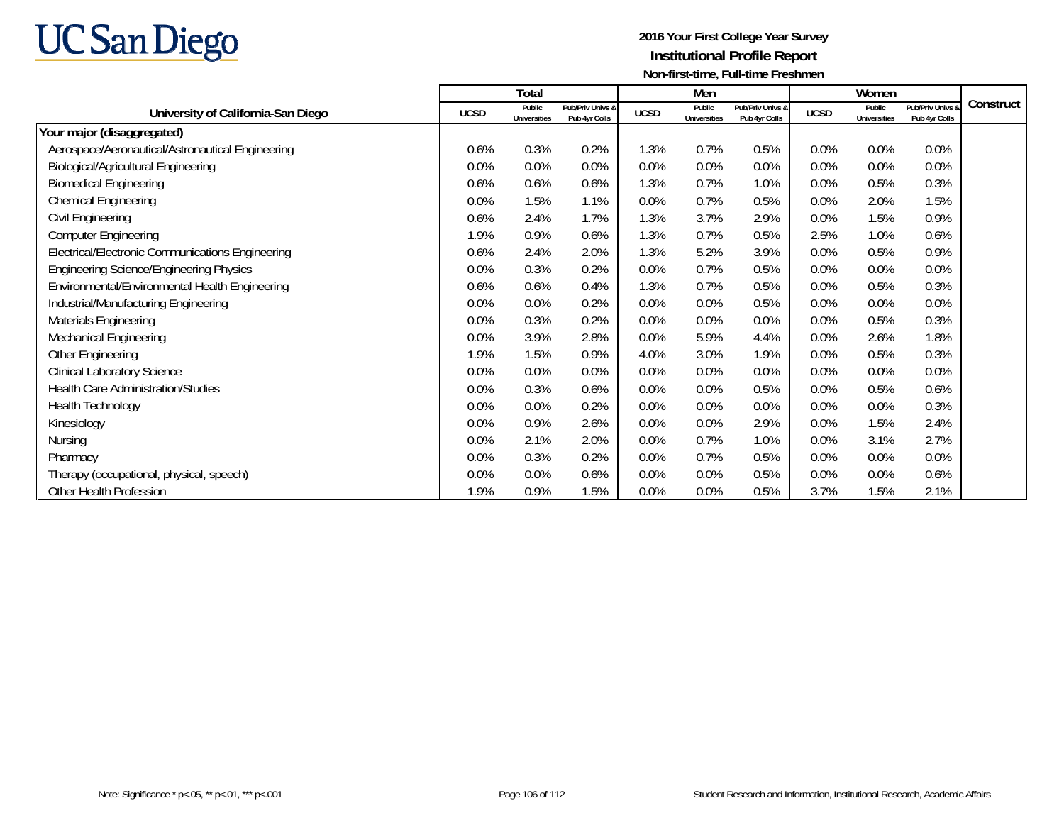UC San Diego

**2016 Your First College Year Survey**
**Institutional Profile Report**
**Non-first-time, Full-time Freshmen**

| University of California-San Diego | Total | | | Men | | | Women | | | Construct |
|---|---|---|---|---|---|---|---|---|---|---|
| | UCSD | Public Universities | Pub/Priv Univs & Pub 4yr Colls | UCSD | Public Universities | Pub/Priv Univs & Pub 4yr Colls | UCSD | Public Universities | Pub/Priv Univs & Pub 4yr Colls | |
| **Your major (disaggregated)** | | | | | | | | | | |
| Aerospace/Aeronautical/Astronautical Engineering | 0.6% | 0.3% | 0.2% | 1.3% | 0.7% | 0.5% | 0.0% | 0.0% | 0.0% | |
| Biological/Agricultural Engineering | 0.0% | 0.0% | 0.0% | 0.0% | 0.0% | 0.0% | 0.0% | 0.0% | 0.0% | |
| Biomedical Engineering | 0.6% | 0.6% | 0.6% | 1.3% | 0.7% | 1.0% | 0.0% | 0.5% | 0.3% | |
| Chemical Engineering | 0.0% | 1.5% | 1.1% | 0.0% | 0.7% | 0.5% | 0.0% | 2.0% | 1.5% | |
| Civil Engineering | 0.6% | 2.4% | 1.7% | 1.3% | 3.7% | 2.9% | 0.0% | 1.5% | 0.9% | |
| Computer Engineering | 1.9% | 0.9% | 0.6% | 1.3% | 0.7% | 0.5% | 2.5% | 1.0% | 0.6% | |
| Electrical/Electronic Communications Engineering | 0.6% | 2.4% | 2.0% | 1.3% | 5.2% | 3.9% | 0.0% | 0.5% | 0.9% | |
| Engineering Science/Engineering Physics | 0.0% | 0.3% | 0.2% | 0.0% | 0.7% | 0.5% | 0.0% | 0.0% | 0.0% | |
| Environmental/Environmental Health Engineering | 0.6% | 0.6% | 0.4% | 1.3% | 0.7% | 0.5% | 0.0% | 0.5% | 0.3% | |
| Industrial/Manufacturing Engineering | 0.0% | 0.0% | 0.2% | 0.0% | 0.0% | 0.5% | 0.0% | 0.0% | 0.0% | |
| Materials Engineering | 0.0% | 0.3% | 0.2% | 0.0% | 0.0% | 0.0% | 0.0% | 0.5% | 0.3% | |
| Mechanical Engineering | 0.0% | 3.9% | 2.8% | 0.0% | 5.9% | 4.4% | 0.0% | 2.6% | 1.8% | |
| Other Engineering | 1.9% | 1.5% | 0.9% | 4.0% | 3.0% | 1.9% | 0.0% | 0.5% | 0.3% | |
| Clinical Laboratory Science | 0.0% | 0.0% | 0.0% | 0.0% | 0.0% | 0.0% | 0.0% | 0.0% | 0.0% | |
| Health Care Administration/Studies | 0.0% | 0.3% | 0.6% | 0.0% | 0.0% | 0.5% | 0.0% | 0.5% | 0.6% | |
| Health Technology | 0.0% | 0.0% | 0.2% | 0.0% | 0.0% | 0.0% | 0.0% | 0.0% | 0.3% | |
| Kinesiology | 0.0% | 0.9% | 2.6% | 0.0% | 0.0% | 2.9% | 0.0% | 1.5% | 2.4% | |
| Nursing | 0.0% | 2.1% | 2.0% | 0.0% | 0.7% | 1.0% | 0.0% | 3.1% | 2.7% | |
| Pharmacy | 0.0% | 0.3% | 0.2% | 0.0% | 0.7% | 0.5% | 0.0% | 0.0% | 0.0% | |
| Therapy (occupational, physical, speech) | 0.0% | 0.0% | 0.6% | 0.0% | 0.0% | 0.5% | 0.0% | 0.0% | 0.6% | |
| Other Health Profession | 1.9% | 0.9% | 1.5% | 0.0% | 0.0% | 0.5% | 3.7% | 1.5% | 2.1% | |

Note: Significance * p<.05, ** p<.01, *** p<.001

Student Research and Information, Institutional Research, Academic Affairs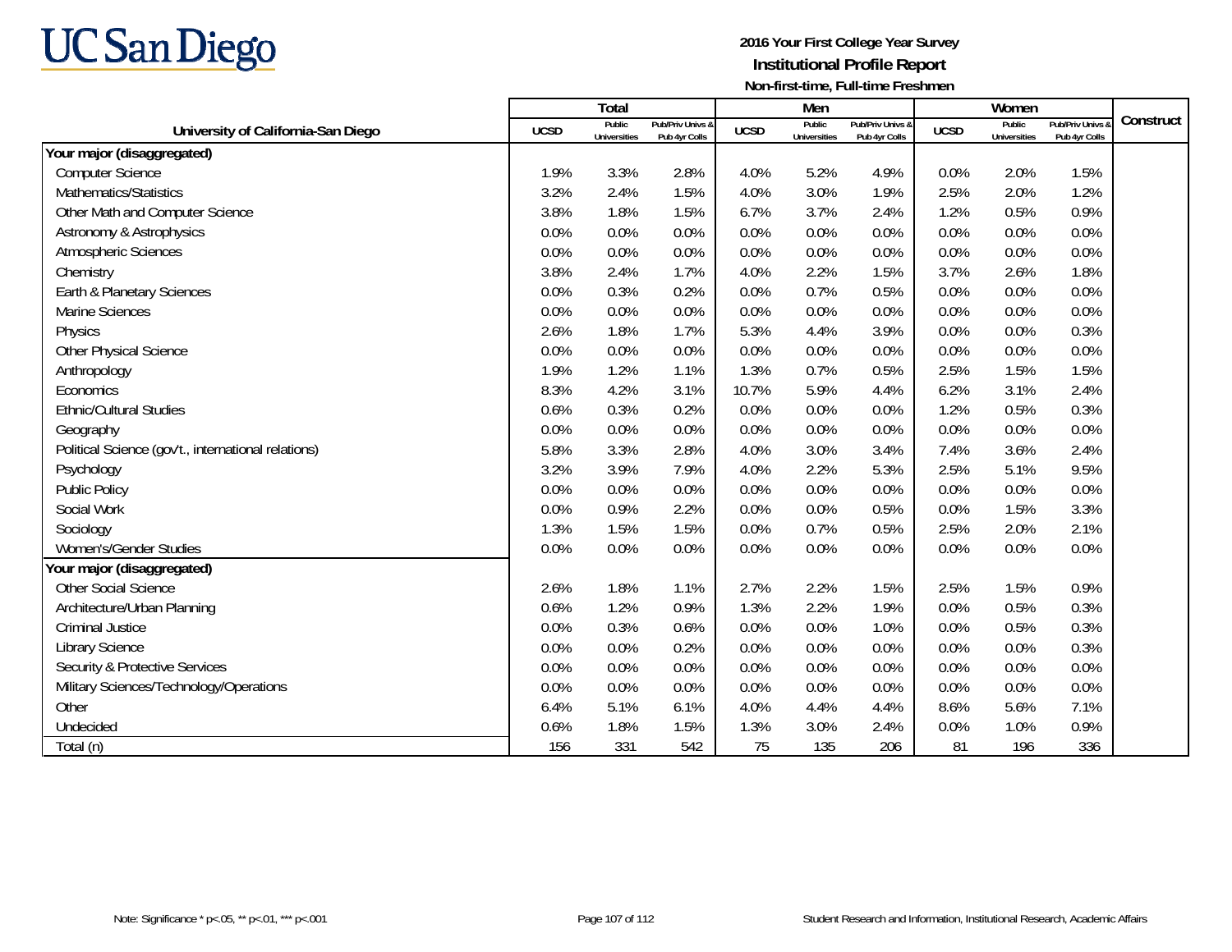2016 Your First College Year Survey

**Institutional Profile Report**

**Non-first-time, Full-time Freshmen**

| University of California-San Diego | Total | | | Men | | | Women | | | Construct |
|---|---|---|---|---|---|---|---|---|---|---|
| | UCSD | Public Universities | Pub/Priv Univs & Pub 4yr Colls | UCSD | Public Universities | Pub/Priv Univs & Pub 4yr Colls | UCSD | Public Universities | Pub/Priv Univs & Pub 4yr Colls | |
| **Your major (disaggregated)** | | | | | | | | | | |
| Computer Science | 1.9% | 3.3% | 2.8% | 4.0% | 5.2% | 4.9% | 0.0% | 2.0% | 1.5% | |
| Mathematics/Statistics | 3.2% | 2.4% | 1.5% | 4.0% | 3.0% | 1.9% | 2.5% | 2.0% | 1.2% | |
| Other Math and Computer Science | 3.8% | 1.8% | 1.5% | 6.7% | 3.7% | 2.4% | 1.2% | 0.5% | 0.9% | |
| Astronomy & Astrophysics | 0.0% | 0.0% | 0.0% | 0.0% | 0.0% | 0.0% | 0.0% | 0.0% | 0.0% | |
| Atmospheric Sciences | 0.0% | 0.0% | 0.0% | 0.0% | 0.0% | 0.0% | 0.0% | 0.0% | 0.0% | |
| Chemistry | 3.8% | 2.4% | 1.7% | 4.0% | 2.2% | 1.5% | 3.7% | 2.6% | 1.8% | |
| Earth & Planetary Sciences | 0.0% | 0.3% | 0.2% | 0.0% | 0.7% | 0.5% | 0.0% | 0.0% | 0.0% | |
| Marine Sciences | 0.0% | 0.0% | 0.0% | 0.0% | 0.0% | 0.0% | 0.0% | 0.0% | 0.0% | |
| Physics | 2.6% | 1.8% | 1.7% | 5.3% | 4.4% | 3.9% | 0.0% | 0.0% | 0.3% | |
| Other Physical Science | 0.0% | 0.0% | 0.0% | 0.0% | 0.0% | 0.0% | 0.0% | 0.0% | 0.0% | |
| Anthropology | 1.9% | 1.2% | 1.1% | 1.3% | 0.7% | 0.5% | 2.5% | 1.5% | 1.5% | |
| Economics | 8.3% | 4.2% | 3.1% | 10.7% | 5.9% | 4.4% | 6.2% | 3.1% | 2.4% | |
| Ethnic/Cultural Studies | 0.6% | 0.3% | 0.2% | 0.0% | 0.0% | 0.0% | 1.2% | 0.5% | 0.3% | |
| Geography | 0.0% | 0.0% | 0.0% | 0.0% | 0.0% | 0.0% | 0.0% | 0.0% | 0.0% | |
| Political Science (gov't., international relations) | 5.8% | 3.3% | 2.8% | 4.0% | 3.0% | 3.4% | 7.4% | 3.6% | 2.4% | |
| Psychology | 3.2% | 3.9% | 7.9% | 4.0% | 2.2% | 5.3% | 2.5% | 5.1% | 9.5% | |
| Public Policy | 0.0% | 0.0% | 0.0% | 0.0% | 0.0% | 0.0% | 0.0% | 0.0% | 0.0% | |
| Social Work | 0.0% | 0.9% | 2.2% | 0.0% | 0.0% | 0.5% | 0.0% | 1.5% | 3.3% | |
| Sociology | 1.3% | 1.5% | 1.5% | 0.0% | 0.7% | 0.5% | 2.5% | 2.0% | 2.1% | |
| Women's/Gender Studies | 0.0% | 0.0% | 0.0% | 0.0% | 0.0% | 0.0% | 0.0% | 0.0% | 0.0% | |
| **Your major (disaggregated)** | | | | | | | | | | |
| Other Social Science | 2.6% | 1.8% | 1.1% | 2.7% | 2.2% | 1.5% | 2.5% | 1.5% | 0.9% | |
| Architecture/Urban Planning | 0.6% | 1.2% | 0.9% | 1.3% | 2.2% | 1.9% | 0.0% | 0.5% | 0.3% | |
| Criminal Justice | 0.0% | 0.3% | 0.6% | 0.0% | 0.0% | 1.0% | 0.0% | 0.5% | 0.3% | |
| Library Science | 0.0% | 0.0% | 0.2% | 0.0% | 0.0% | 0.0% | 0.0% | 0.0% | 0.3% | |
| Security & Protective Services | 0.0% | 0.0% | 0.0% | 0.0% | 0.0% | 0.0% | 0.0% | 0.0% | 0.0% | |
| Military Sciences/Technology/Operations | 0.0% | 0.0% | 0.0% | 0.0% | 0.0% | 0.0% | 0.0% | 0.0% | 0.0% | |
| Other | 6.4% | 5.1% | 6.1% | 4.0% | 4.4% | 4.4% | 8.6% | 5.6% | 7.1% | |
| Undecided | 0.6% | 1.8% | 1.5% | 1.3% | 3.0% | 2.4% | 0.0% | 1.0% | 0.9% | |
| Total (n) | 156 | 331 | 542 | 75 | 135 | 206 | 81 | 196 | 336 | |

Note: Significance * p<.05, ** p<.01, *** p<.001

Student Research and Information, Institutional Research, Academic Affairs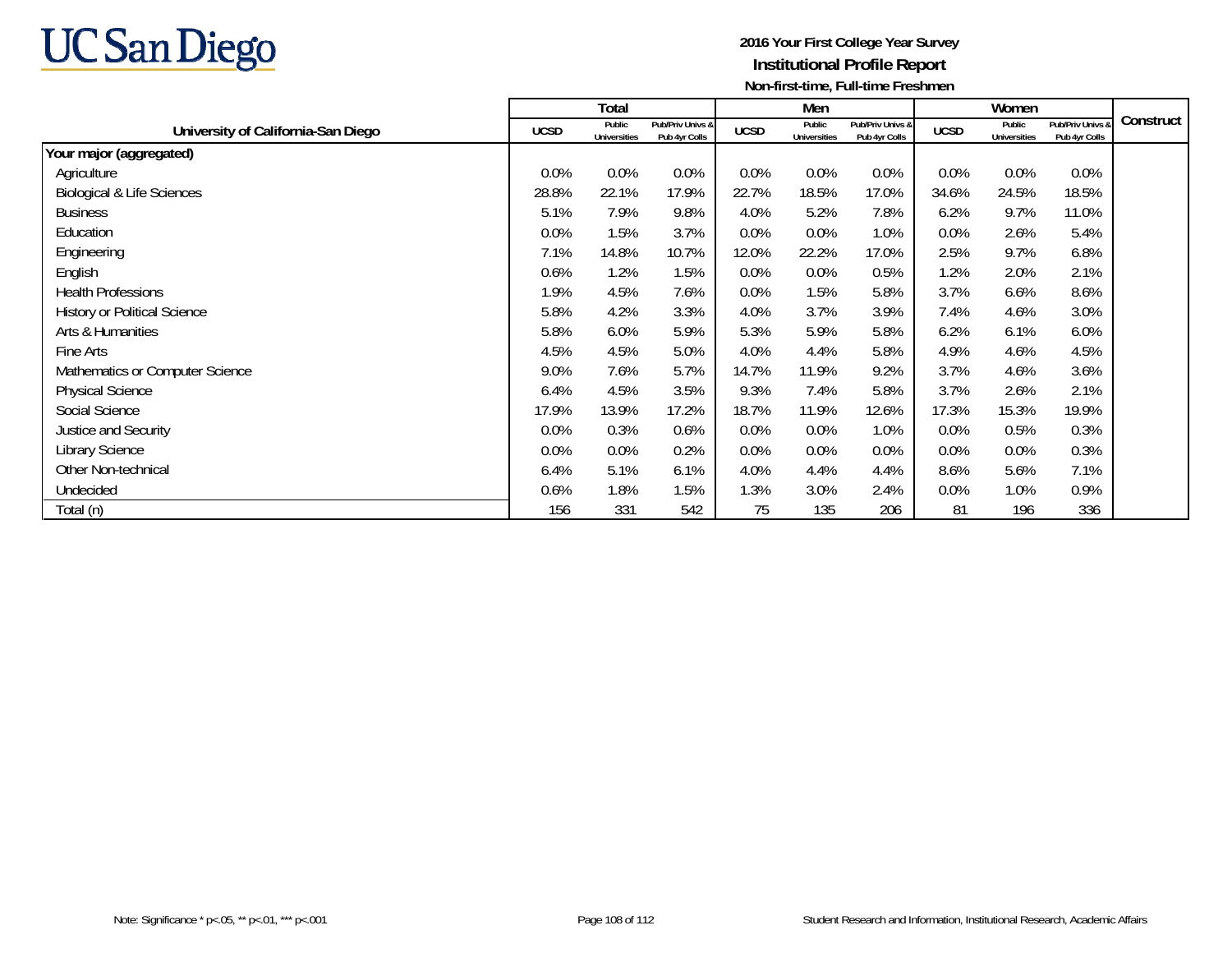**2016 Your First College Year Survey**
**Institutional Profile Report**
**Non-first-time, Full-time Freshmen**

| University of California-San Diego | Total | | | Men | | | Women | | | Construct |
|---|---|---|---|---|---|---|---|---|---|---|
| | UCSD | Public Universities | Pub/Priv Univs & Pub 4yr Colls | UCSD | Public Universities | Pub/Priv Univs & Pub 4yr Colls | UCSD | Public Universities | Pub/Priv Univs & Pub 4yr Colls | |
| **Your major (aggregated)** | | | | | | | | | | |
| Agriculture | 0.0% | 0.0% | 0.0% | 0.0% | 0.0% | 0.0% | 0.0% | 0.0% | 0.0% | |
| Biological & Life Sciences | 28.8% | 22.1% | 17.9% | 22.7% | 18.5% | 17.0% | 34.6% | 24.5% | 18.5% | |
| Business | 5.1% | 7.9% | 9.8% | 4.0% | 5.2% | 7.8% | 6.2% | 9.7% | 11.0% | |
| Education | 0.0% | 1.5% | 3.7% | 0.0% | 0.0% | 1.0% | 0.0% | 2.6% | 5.4% | |
| Engineering | 7.1% | 14.8% | 10.7% | 12.0% | 22.2% | 17.0% | 2.5% | 9.7% | 6.8% | |
| English | 0.6% | 1.2% | 1.5% | 0.0% | 0.0% | 0.5% | 1.2% | 2.0% | 2.1% | |
| Health Professions | 1.9% | 4.5% | 7.6% | 0.0% | 1.5% | 5.8% | 3.7% | 6.6% | 8.6% | |
| History or Political Science | 5.8% | 4.2% | 3.3% | 4.0% | 3.7% | 3.9% | 7.4% | 4.6% | 3.0% | |
| Arts & Humanities | 5.8% | 6.0% | 5.9% | 5.3% | 5.9% | 5.8% | 6.2% | 6.1% | 6.0% | |
| Fine Arts | 4.5% | 4.5% | 5.0% | 4.0% | 4.4% | 5.8% | 4.9% | 4.6% | 4.5% | |
| Mathematics or Computer Science | 9.0% | 7.6% | 5.7% | 14.7% | 11.9% | 9.2% | 3.7% | 4.6% | 3.6% | |
| Physical Science | 6.4% | 4.5% | 3.5% | 9.3% | 7.4% | 5.8% | 3.7% | 2.6% | 2.1% | |
| Social Science | 17.9% | 13.9% | 17.2% | 18.7% | 11.9% | 12.6% | 17.3% | 15.3% | 19.9% | |
| Justice and Security | 0.0% | 0.3% | 0.6% | 0.0% | 0.0% | 1.0% | 0.0% | 0.5% | 0.3% | |
| Library Science | 0.0% | 0.0% | 0.2% | 0.0% | 0.0% | 0.0% | 0.0% | 0.0% | 0.3% | |
| Other Non-technical | 6.4% | 5.1% | 6.1% | 4.0% | 4.4% | 4.4% | 8.6% | 5.6% | 7.1% | |
| Undecided | 0.6% | 1.8% | 1.5% | 1.3% | 3.0% | 2.4% | 0.0% | 1.0% | 0.9% | |
| Total (n) | 156 | 331 | 542 | 75 | 135 | 206 | 81 | 196 | 336 | |

Note: Significance * p<.05, ** p<.01, *** p<.001

Student Research and Information, Institutional Research, Academic Affairs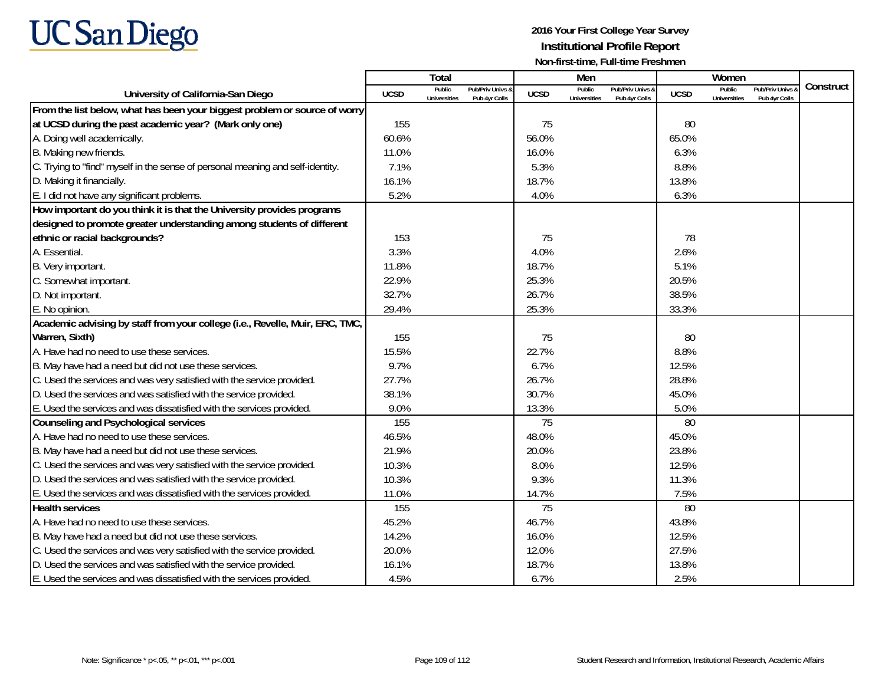**UC San Diego**

**2016 Your First College Year Survey**
**Institutional Profile Report**
**Non-first-time, Full-time Freshmen**

| University of California-San Diego | Total | | | Men | | | Women | | | Construct |
|---|---|---|---|---|---|---|---|---|---|---|
| | UCSD | Public Universities | Pub/Priv Univs & Pub 4yr Colls | UCSD | Public Universities | Pub/Priv Univs & Pub 4yr Colls | UCSD | Public Universities | Pub/Priv Univs & Pub 4yr Colls | |
| **From the list below, what has been your biggest problem or source of worry at UCSD during the past academic year? (Mark only one)** | 155 | | | 75 | | | 80 | | | |
| A. Doing well academically. | 60.6% | | | 56.0% | | | 65.0% | | | |
| B. Making new friends. | 11.0% | | | 16.0% | | | 6.3% | | | |
| C. Trying to "find" myself in the sense of personal meaning and self-identity. | 7.1% | | | 5.3% | | | 8.8% | | | |
| D. Making it financially. | 16.1% | | | 18.7% | | | 13.8% | | | |
| E. I did not have any significant problems. | 5.2% | | | 4.0% | | | 6.3% | | | |
| **How important do you think it is that the University provides programs designed to promote greater understanding among students of different ethnic or racial backgrounds?** | 153 | | | 75 | | | 78 | | | |
| A. Essential. | 3.3% | | | 4.0% | | | 2.6% | | | |
| B. Very important. | 11.8% | | | 18.7% | | | 5.1% | | | |
| C. Somewhat important. | 22.9% | | | 25.3% | | | 20.5% | | | |
| D. Not important. | 32.7% | | | 26.7% | | | 38.5% | | | |
| E. No opinion. | 29.4% | | | 25.3% | | | 33.3% | | | |
| **Academic advising by staff from your college (i.e., Revelle, Muir, ERC, TMC, Warren, Sixth)** | 155 | | | 75 | | | 80 | | | |
| A. Have had no need to use these services. | 15.5% | | | 22.7% | | | 8.8% | | | |
| B. May have had a need but did not use these services. | 9.7% | | | 6.7% | | | 12.5% | | | |
| C. Used the services and was very satisfied with the service provided. | 27.7% | | | 26.7% | | | 28.8% | | | |
| D. Used the services and was satisfied with the service provided. | 38.1% | | | 30.7% | | | 45.0% | | | |
| E. Used the services and was dissatisfied with the services provided. | 9.0% | | | 13.3% | | | 5.0% | | | |
| **Counseling and Psychological services** | 155 | | | 75 | | | 80 | | | |
| A. Have had no need to use these services. | 46.5% | | | 48.0% | | | 45.0% | | | |
| B. May have had a need but did not use these services. | 21.9% | | | 20.0% | | | 23.8% | | | |
| C. Used the services and was very satisfied with the service provided. | 10.3% | | | 8.0% | | | 12.5% | | | |
| D. Used the services and was satisfied with the service provided. | 10.3% | | | 9.3% | | | 11.3% | | | |
| E. Used the services and was dissatisfied with the services provided. | 11.0% | | | 14.7% | | | 7.5% | | | |
| **Health services** | 155 | | | 75 | | | 80 | | | |
| A. Have had no need to use these services. | 45.2% | | | 46.7% | | | 43.8% | | | |
| B. May have had a need but did not use these services. | 14.2% | | | 16.0% | | | 12.5% | | | |
| C. Used the services and was very satisfied with the service provided. | 20.0% | | | 12.0% | | | 27.5% | | | |
| D. Used the services and was satisfied with the service provided. | 16.1% | | | 18.7% | | | 13.8% | | | |
| E. Used the services and was dissatisfied with the services provided. | 4.5% | | | 6.7% | | | 2.5% | | | |

Note: Significance * p<.05, ** p<.01, *** p<.001

Student Research and Information, Institutional Research, Academic Affairs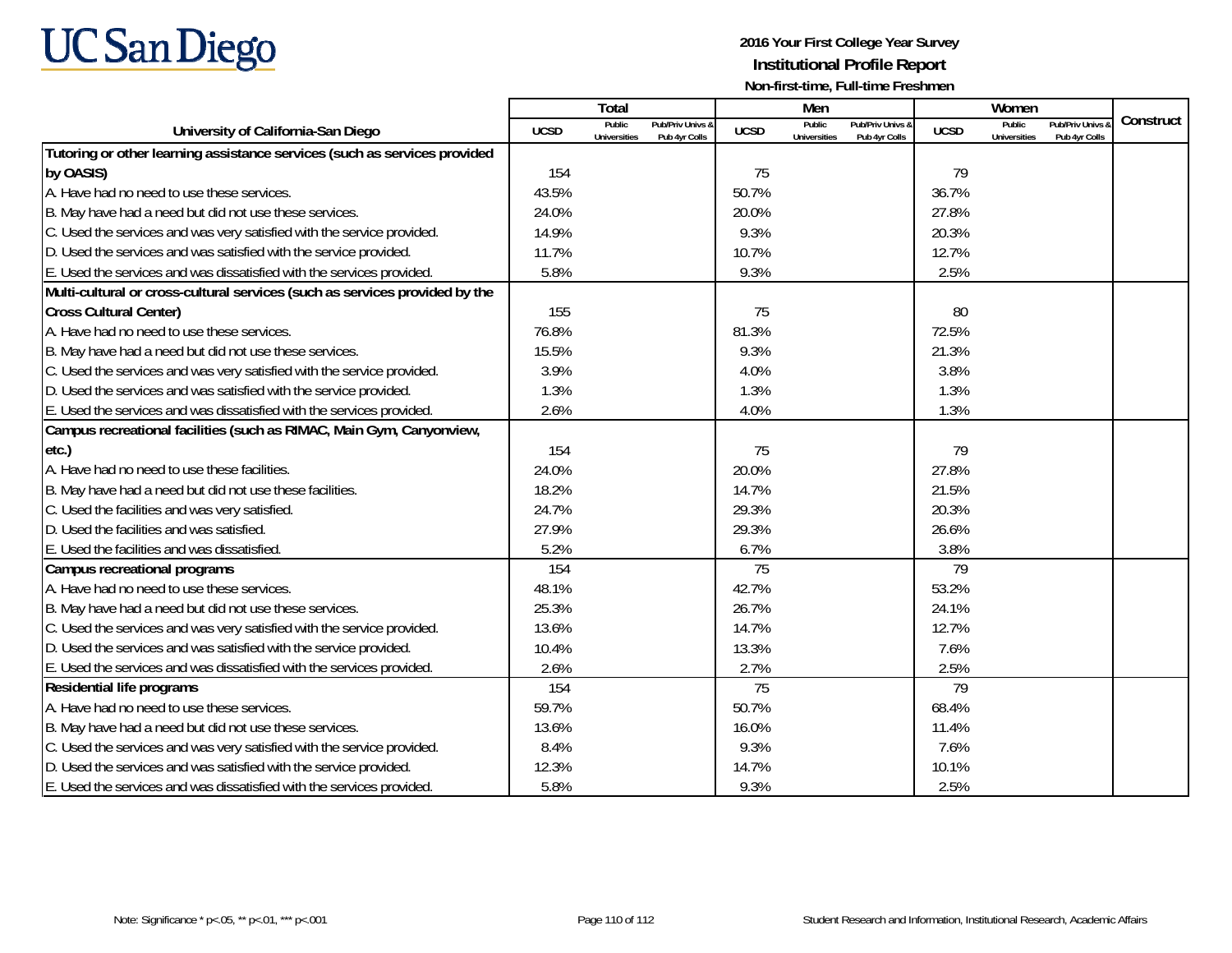# 2016 Your First College Year Survey

## Institutional Profile Report

### Non-first-time, Full-time Freshmen

| University of California-San Diego | Total | | | Men | | | Women | | | Construct |
|---|---|---|---|---|---|---|---|---|---|---|
| | UCSD | Public Universities | Pub/Priv Univs & Pub 4yr Colls | UCSD | Public Universities | Pub/Priv Univs & Pub 4yr Colls | UCSD | Public Universities | Pub/Priv Univs & Pub 4yr Colls | |
| **Tutoring or other learning assistance services (such as services provided by OASIS)** | 154 | | | 75 | | | 79 | | | |
| A. Have had no need to use these services. | 43.5% | | | 50.7% | | | 36.7% | | | |
| B. May have had a need but did not use these services. | 24.0% | | | 20.0% | | | 27.8% | | | |
| C. Used the services and was very satisfied with the service provided. | 14.9% | | | 9.3% | | | 20.3% | | | |
| D. Used the services and was satisfied with the service provided. | 11.7% | | | 10.7% | | | 12.7% | | | |
| E. Used the services and was dissatisfied with the services provided. | 5.8% | | | 9.3% | | | 2.5% | | | |
| **Multi-cultural or cross-cultural services (such as services provided by the Cross Cultural Center)** | 155 | | | 75 | | | 80 | | | |
| A. Have had no need to use these services. | 76.8% | | | 81.3% | | | 72.5% | | | |
| B. May have had a need but did not use these services. | 15.5% | | | 9.3% | | | 21.3% | | | |
| C. Used the services and was very satisfied with the service provided. | 3.9% | | | 4.0% | | | 3.8% | | | |
| D. Used the services and was satisfied with the service provided. | 1.3% | | | 1.3% | | | 1.3% | | | |
| E. Used the services and was dissatisfied with the services provided. | 2.6% | | | 4.0% | | | 1.3% | | | |
| **Campus recreational facilities (such as RIMAC, Main Gym, Canyonview, etc.)** | 154 | | | 75 | | | 79 | | | |
| A. Have had no need to use these facilities. | 24.0% | | | 20.0% | | | 27.8% | | | |
| B. May have had a need but did not use these facilities. | 18.2% | | | 14.7% | | | 21.5% | | | |
| C. Used the facilities and was very satisfied. | 24.7% | | | 29.3% | | | 20.3% | | | |
| D. Used the facilities and was satisfied. | 27.9% | | | 29.3% | | | 26.6% | | | |
| E. Used the facilities and was dissatisfied. | 5.2% | | | 6.7% | | | 3.8% | | | |
| **Campus recreational programs** | 154 | | | 75 | | | 79 | | | |
| A. Have had no need to use these services. | 48.1% | | | 42.7% | | | 53.2% | | | |
| B. May have had a need but did not use these services. | 25.3% | | | 26.7% | | | 24.1% | | | |
| C. Used the services and was very satisfied with the service provided. | 13.6% | | | 14.7% | | | 12.7% | | | |
| D. Used the services and was satisfied with the service provided. | 10.4% | | | 13.3% | | | 7.6% | | | |
| E. Used the services and was dissatisfied with the services provided. | 2.6% | | | 2.7% | | | 2.5% | | | |
| **Residential life programs** | 154 | | | 75 | | | 79 | | | |
| A. Have had no need to use these services. | 59.7% | | | 50.7% | | | 68.4% | | | |
| B. May have had a need but did not use these services. | 13.6% | | | 16.0% | | | 11.4% | | | |
| C. Used the services and was very satisfied with the service provided. | 8.4% | | | 9.3% | | | 7.6% | | | |
| D. Used the services and was satisfied with the service provided. | 12.3% | | | 14.7% | | | 10.1% | | | |
| E. Used the services and was dissatisfied with the services provided. | 5.8% | | | 9.3% | | | 2.5% | | | |

Note: Significance * p<.05, ** p<.01, *** p<.001

Student Research and Information, Institutional Research, Academic Affairs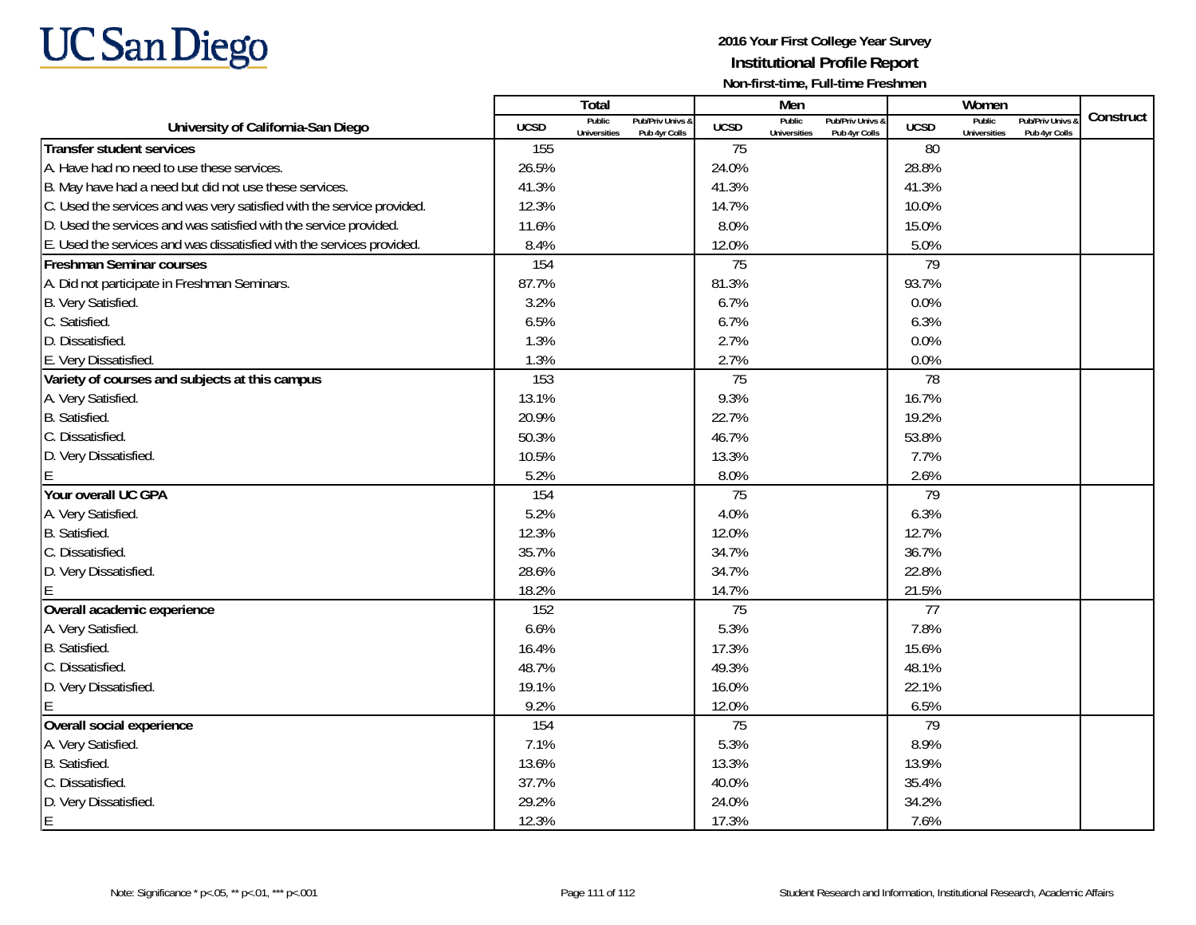UC San Diego

**2016 Your First College Year Survey**

**Institutional Profile Report**

**Non-first-time, Full-time Freshmen**

| University of California-San Diego | Total | | | Men | | | Women | | | Construct |
|---|---|---|---|---|---|---|---|---|---|---|
| | UCSD | Public Universities | Pub/Priv Univs & Pub 4yr Colls | UCSD | Public Universities | Pub/Priv Univs & Pub 4yr Colls | UCSD | Public Universities | Pub/Priv Univs & Pub 4yr Colls | |
| **Transfer student services** | 155 | | | 75 | | | 80 | | | |
| A. Have had no need to use these services. | 26.5% | | | 24.0% | | | 28.8% | | | |
| B. May have had a need but did not use these services. | 41.3% | | | 41.3% | | | 41.3% | | | |
| C. Used the services and was very satisfied with the service provided. | 12.3% | | | 14.7% | | | 10.0% | | | |
| D. Used the services and was satisfied with the service provided. | 11.6% | | | 8.0% | | | 15.0% | | | |
| E. Used the services and was dissatisfied with the services provided. | 8.4% | | | 12.0% | | | 5.0% | | | |
| **Freshman Seminar courses** | 154 | | | 75 | | | 79 | | | |
| A. Did not participate in Freshman Seminars. | 87.7% | | | 81.3% | | | 93.7% | | | |
| B. Very Satisfied. | 3.2% | | | 6.7% | | | 0.0% | | | |
| C. Satisfied. | 6.5% | | | 6.7% | | | 6.3% | | | |
| D. Dissatisfied. | 1.3% | | | 2.7% | | | 0.0% | | | |
| E. Very Dissatisfied. | 1.3% | | | 2.7% | | | 0.0% | | | |
| **Variety of courses and subjects at this campus** | 153 | | | 75 | | | 78 | | | |
| A. Very Satisfied. | 13.1% | | | 9.3% | | | 16.7% | | | |
| B. Satisfied. | 20.9% | | | 22.7% | | | 19.2% | | | |
| C. Dissatisfied. | 50.3% | | | 46.7% | | | 53.8% | | | |
| D. Very Dissatisfied. | 10.5% | | | 13.3% | | | 7.7% | | | |
| E | 5.2% | | | 8.0% | | | 2.6% | | | |
| **Your overall UC GPA** | 154 | | | 75 | | | 79 | | | |
| A. Very Satisfied. | 5.2% | | | 4.0% | | | 6.3% | | | |
| B. Satisfied. | 12.3% | | | 12.0% | | | 12.7% | | | |
| C. Dissatisfied. | 35.7% | | | 34.7% | | | 36.7% | | | |
| D. Very Dissatisfied. | 28.6% | | | 34.7% | | | 22.8% | | | |
| E | 18.2% | | | 14.7% | | | 21.5% | | | |
| **Overall academic experience** | 152 | | | 75 | | | 77 | | | |
| A. Very Satisfied. | 6.6% | | | 5.3% | | | 7.8% | | | |
| B. Satisfied. | 16.4% | | | 17.3% | | | 15.6% | | | |
| C. Dissatisfied. | 48.7% | | | 49.3% | | | 48.1% | | | |
| D. Very Dissatisfied. | 19.1% | | | 16.0% | | | 22.1% | | | |
| E | 9.2% | | | 12.0% | | | 6.5% | | | |
| **Overall social experience** | 154 | | | 75 | | | 79 | | | |
| A. Very Satisfied. | 7.1% | | | 5.3% | | | 8.9% | | | |
| B. Satisfied. | 13.6% | | | 13.3% | | | 13.9% | | | |
| C. Dissatisfied. | 37.7% | | | 40.0% | | | 35.4% | | | |
| D. Very Dissatisfied. | 29.2% | | | 24.0% | | | 34.2% | | | |
| E | 12.3% | | | 17.3% | | | 7.6% | | | |

Note: Significance * p<.05, ** p<.01, *** p<.001

Student Research and Information, Institutional Research, Academic Affairs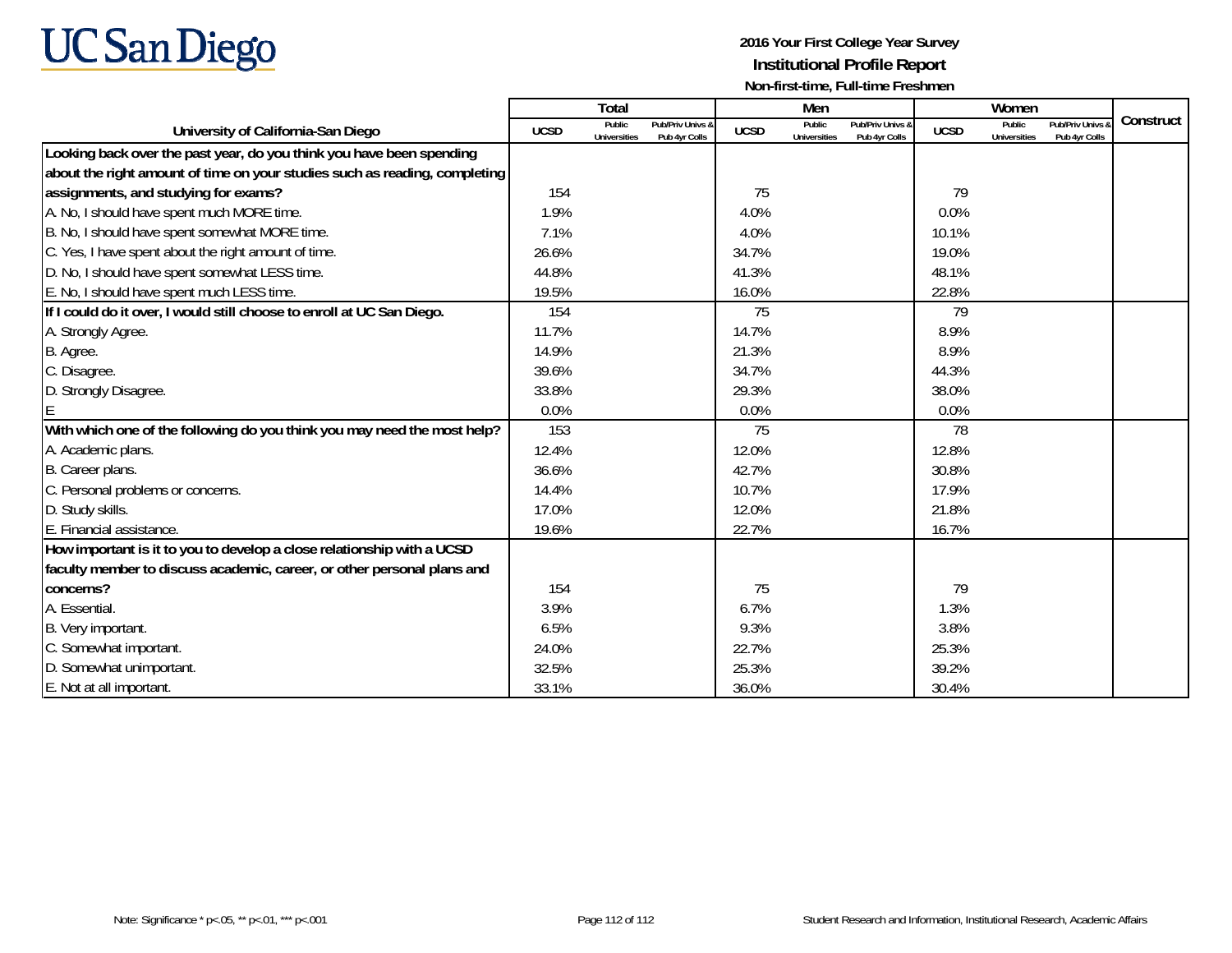2016 Your First College Year Survey

**Institutional Profile Report**

**Non-first-time, Full-time Freshmen**

| University of California-San Diego | Total | | | Men | | | Women | | | Construct |
|---|---|---|---|---|---|---|---|---|---|---|
| | UCSD | Public Universities | Pub/Priv Univs & Pub 4yr Colls | UCSD | Public Universities | Pub/Priv Univs & Pub 4yr Colls | UCSD | Public Universities | Pub/Priv Univs & Pub 4yr Colls | |
| **Looking back over the past year, do you think you have been spending about the right amount of time on your studies such as reading, completing assignments, and studying for exams?** | 154 | | | 75 | | | 79 | | | |
| A. No, I should have spent much MORE time. | 1.9% | | | 4.0% | | | 0.0% | | | |
| B. No, I should have spent somewhat MORE time. | 7.1% | | | 4.0% | | | 10.1% | | | |
| C. Yes, I have spent about the right amount of time. | 26.6% | | | 34.7% | | | 19.0% | | | |
| D. No, I should have spent somewhat LESS time. | 44.8% | | | 41.3% | | | 48.1% | | | |
| E. No, I should have spent much LESS time. | 19.5% | | | 16.0% | | | 22.8% | | | |
| **If I could do it over, I would still choose to enroll at UC San Diego.** | 154 | | | 75 | | | 79 | | | |
| A. Strongly Agree. | 11.7% | | | 14.7% | | | 8.9% | | | |
| B. Agree. | 14.9% | | | 21.3% | | | 8.9% | | | |
| C. Disagree. | 39.6% | | | 34.7% | | | 44.3% | | | |
| D. Strongly Disagree. | 33.8% | | | 29.3% | | | 38.0% | | | |
| E. | 0.0% | | | 0.0% | | | 0.0% | | | |
| **With which one of the following do you think you may need the most help?** | 153 | | | 75 | | | 78 | | | |
| A. Academic plans. | 12.4% | | | 12.0% | | | 12.8% | | | |
| B. Career plans. | 36.6% | | | 42.7% | | | 30.8% | | | |
| C. Personal problems or concerns. | 14.4% | | | 10.7% | | | 17.9% | | | |
| D. Study skills. | 17.0% | | | 12.0% | | | 21.8% | | | |
| E. Financial assistance. | 19.6% | | | 22.7% | | | 16.7% | | | |
| **How important is it to you to develop a close relationship with a UCSD faculty member to discuss academic, career, or other personal plans and concerns?** | 154 | | | 75 | | | 79 | | | |
| A. Essential. | 3.9% | | | 6.7% | | | 1.3% | | | |
| B. Very important. | 6.5% | | | 9.3% | | | 3.8% | | | |
| C. Somewhat important. | 24.0% | | | 22.7% | | | 25.3% | | | |
| D. Somewhat unimportant. | 32.5% | | | 25.3% | | | 39.2% | | | |
| E. Not at all important. | 33.1% | | | 36.0% | | | 30.4% | | | |

Note: Significance * p<.05, ** p<.01, *** p<.001

Student Research and Information, Institutional Research, Academic Affairs